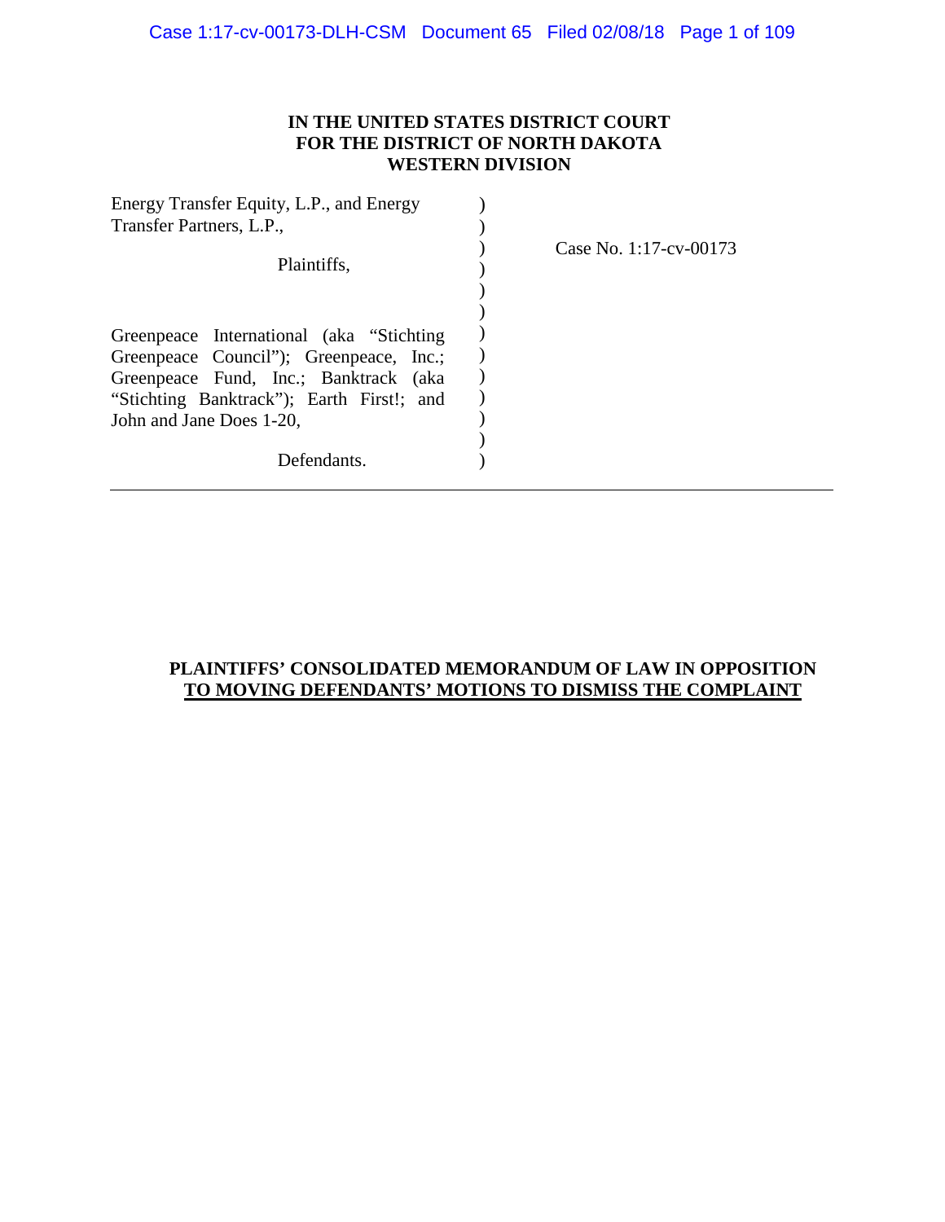**IN THE UNITED STATES DISTRICT COURT**
**FOR THE DISTRICT OF NORTH DAKOTA**
**WESTERN DIVISION**

Energy Transfer Equity, L.P., and Energy Transfer Partners, L.P.,

Plaintiffs,

Greenpeace International (aka "Stichting Greenpeace Council"); Greenpeace, Inc.; Greenpeace Fund, Inc.; Banktrack (aka "Stichting Banktrack"); Earth First!; and John and Jane Does 1-20,

Defendants.

Case No. 1:17-cv-00173

---

**PLAINTIFFS' CONSOLIDATED MEMORANDUM OF LAW IN OPPOSITION TO MOVING DEFENDANTS' MOTIONS TO DISMISS THE COMPLAINT**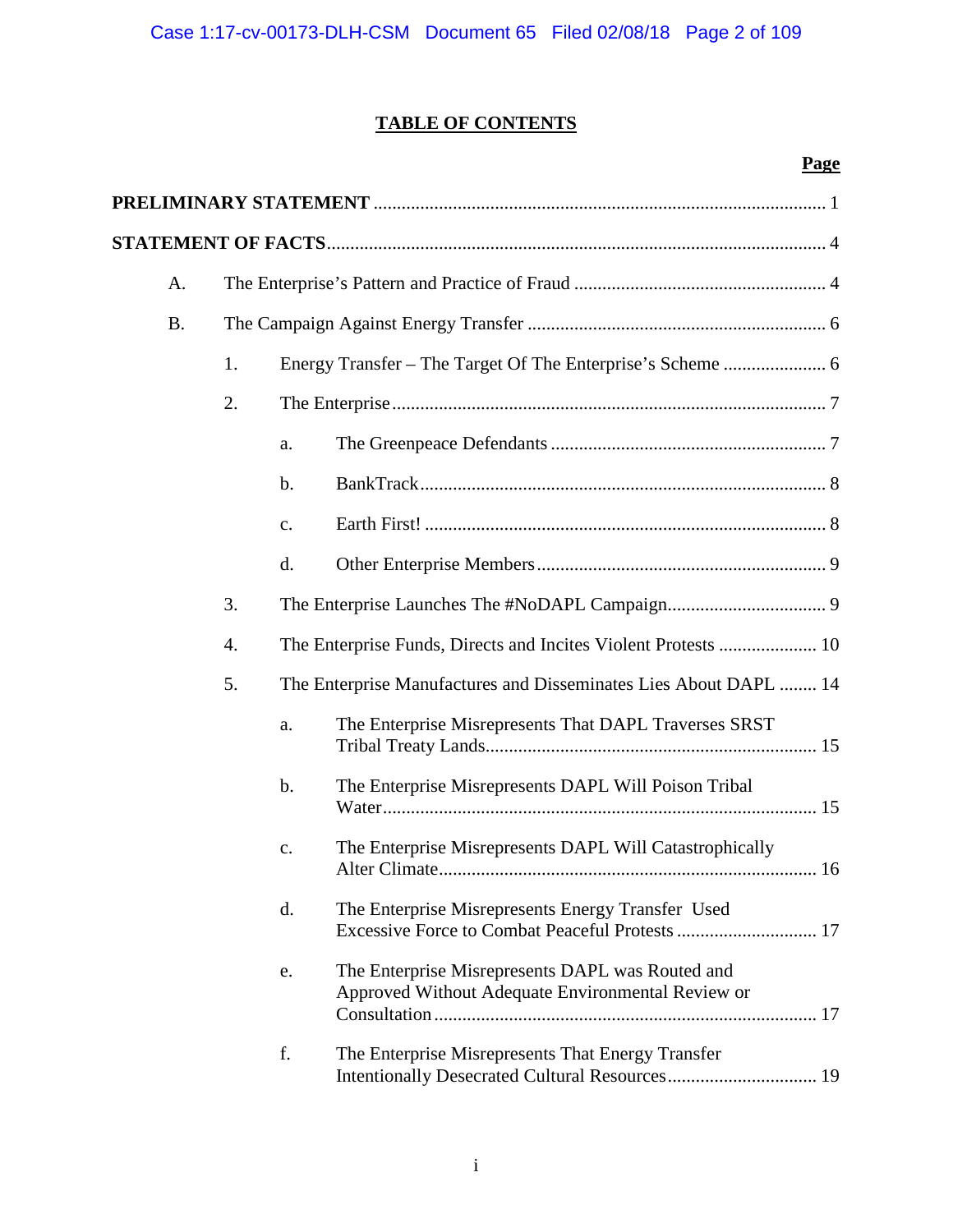# TABLE OF CONTENTS

| | Page |
|---|---|
| **PRELIMINARY STATEMENT** | 1 |
| **STATEMENT OF FACTS** | 4 |
| A. The Enterprise's Pattern and Practice of Fraud | 4 |
| B. The Campaign Against Energy Transfer | 6 |
| 1. Energy Transfer – The Target Of The Enterprise's Scheme | 6 |
| 2. The Enterprise | 7 |
| a. The Greenpeace Defendants | 7 |
| b. BankTrack | 8 |
| c. Earth First! | 8 |
| d. Other Enterprise Members | 9 |
| 3. The Enterprise Launches The #NoDAPL Campaign | 9 |
| 4. The Enterprise Funds, Directs and Incites Violent Protests | 10 |
| 5. The Enterprise Manufactures and Disseminates Lies About DAPL | 14 |
| a. The Enterprise Misrepresents That DAPL Traverses SRST Tribal Treaty Lands | 15 |
| b. The Enterprise Misrepresents DAPL Will Poison Tribal Water | 15 |
| c. The Enterprise Misrepresents DAPL Will Catastrophically Alter Climate | 16 |
| d. The Enterprise Misrepresents Energy Transfer Used Excessive Force to Combat Peaceful Protests | 17 |
| e. The Enterprise Misrepresents DAPL was Routed and Approved Without Adequate Environmental Review or Consultation | 17 |
| f. The Enterprise Misrepresents That Energy Transfer Intentionally Desecrated Cultural Resources | 19 |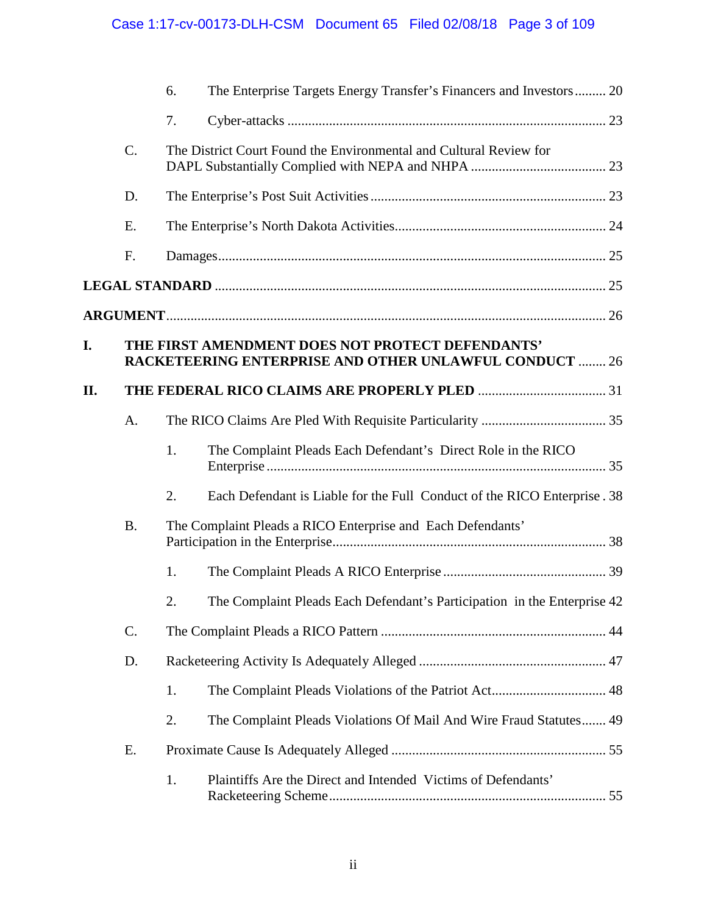6. The Enterprise Targets Energy Transfer's Financers and Investors ......... 20

7. Cyber-attacks ........................................................................................... 23

C. The District Court Found the Environmental and Cultural Review for DAPL Substantially Complied with NEPA and NHPA ....................................... 23

D. The Enterprise's Post Suit Activities ................................................................... 23

E. The Enterprise's North Dakota Activities............................................................ 24

F. Damages.............................................................................................................. 25

**LEGAL STANDARD** ................................................................................................................ 25

**ARGUMENT**............................................................................................................................. 26

**I. THE FIRST AMENDMENT DOES NOT PROTECT DEFENDANTS' RACKETEERING ENTERPRISE AND OTHER UNLAWFUL CONDUCT** ........ 26

**II. THE FEDERAL RICO CLAIMS ARE PROPERLY PLED** ..................................... 31

A. The RICO Claims Are Pled With Requisite Particularity .................................... 35

1. The Complaint Pleads Each Defendant's Direct Role in the RICO Enterprise ................................................................................................ 35

2. Each Defendant is Liable for the Full Conduct of the RICO Enterprise . 38

B. The Complaint Pleads a RICO Enterprise and Each Defendants' Participation in the Enterprise............................................................................. 38

1. The Complaint Pleads A RICO Enterprise ............................................... 39

2. The Complaint Pleads Each Defendant's Participation in the Enterprise 42

C. The Complaint Pleads a RICO Pattern ................................................................ 44

D. Racketeering Activity Is Adequately Alleged ..................................................... 47

1. The Complaint Pleads Violations of the Patriot Act................................. 48

2. The Complaint Pleads Violations Of Mail And Wire Fraud Statutes....... 49

E. Proximate Cause Is Adequately Alleged ............................................................. 55

1. Plaintiffs Are the Direct and Intended Victims of Defendants' Racketeering Scheme............................................................................... 55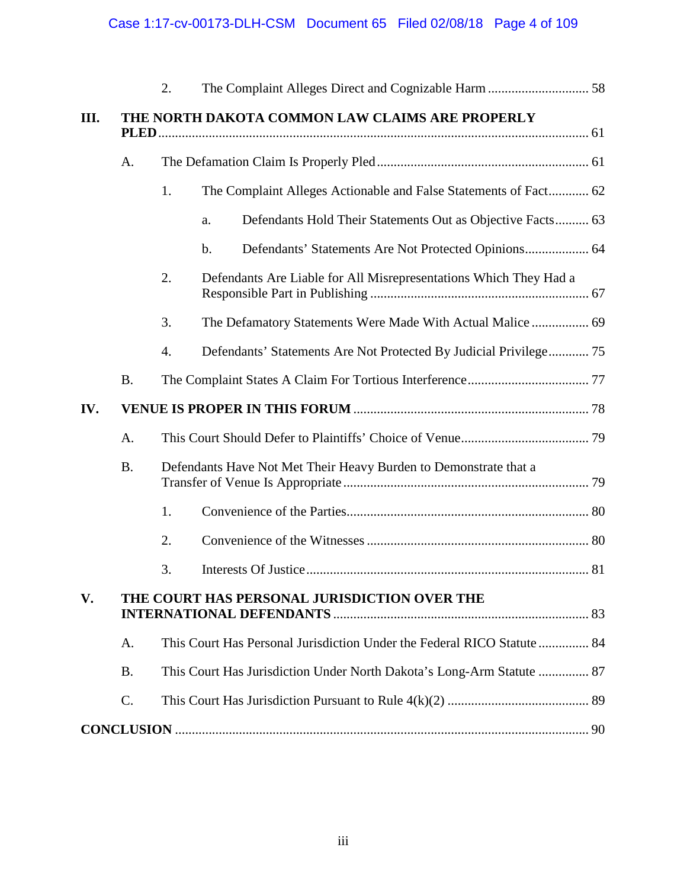2. The Complaint Alleges Direct and Cognizable Harm .............................. 58

**III. THE NORTH DAKOTA COMMON LAW CLAIMS ARE PROPERLY PLED** .............................................................................................................. 61

A. The Defamation Claim Is Properly Pled ............................................................ 61

1. The Complaint Alleges Actionable and False Statements of Fact............ 62

a. Defendants Hold Their Statements Out as Objective Facts.......... 63

b. Defendants' Statements Are Not Protected Opinions................... 64

2. Defendants Are Liable for All Misrepresentations Which They Had a Responsible Part in Publishing ................................................................. 67

3. The Defamatory Statements Were Made With Actual Malice ................. 69

4. Defendants' Statements Are Not Protected By Judicial Privilege............ 75

B. The Complaint States A Claim For Tortious Interference.................................... 77

**IV. VENUE IS PROPER IN THIS FORUM** ..................................................................... 78

A. This Court Should Defer to Plaintiffs' Choice of Venue...................................... 79

B. Defendants Have Not Met Their Heavy Burden to Demonstrate that a Transfer of Venue Is Appropriate ......................................................................... 79

1. Convenience of the Parties....................................................................... 80

2. Convenience of the Witnesses ................................................................. 80

3. Interests Of Justice.................................................................................... 81

**V. THE COURT HAS PERSONAL JURISDICTION OVER THE INTERNATIONAL DEFENDANTS** ........................................................................... 83

A. This Court Has Personal Jurisdiction Under the Federal RICO Statute ............... 84

B. This Court Has Jurisdiction Under North Dakota's Long-Arm Statute ............... 87

C. This Court Has Jurisdiction Pursuant to Rule 4(k)(2) .......................................... 89

**CONCLUSION** .......................................................................................................................... 90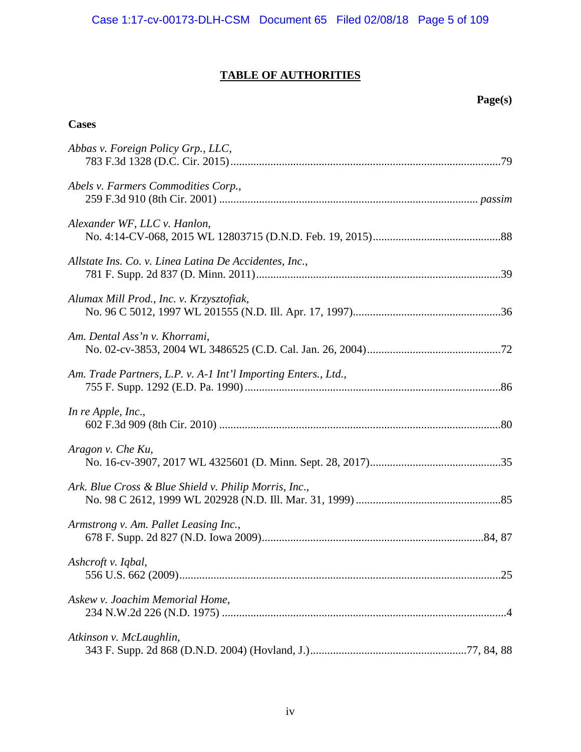# TABLE OF AUTHORITIES

**Page(s)**

**Cases**

*Abbas v. Foreign Policy Grp., LLC*, 783 F.3d 1328 (D.C. Cir. 2015) .......... 79

*Abels v. Farmers Commodities Corp.*, 259 F.3d 910 (8th Cir. 2001) .......... *passim*

*Alexander WF, LLC v. Hanlon*, No. 4:14-CV-068, 2015 WL 12803715 (D.N.D. Feb. 19, 2015) .......... 88

*Allstate Ins. Co. v. Linea Latina De Accidentes, Inc.*, 781 F. Supp. 2d 837 (D. Minn. 2011) .......... 39

*Alumax Mill Prod., Inc. v. Krzysztofiak*, No. 96 C 5012, 1997 WL 201555 (N.D. Ill. Apr. 17, 1997) .......... 36

*Am. Dental Ass'n v. Khorrami*, No. 02-cv-3853, 2004 WL 3486525 (C.D. Cal. Jan. 26, 2004) .......... 72

*Am. Trade Partners, L.P. v. A-1 Int'l Importing Enters., Ltd.*, 755 F. Supp. 1292 (E.D. Pa. 1990) .......... 86

*In re Apple, Inc.*, 602 F.3d 909 (8th Cir. 2010) .......... 80

*Aragon v. Che Ku*, No. 16-cv-3907, 2017 WL 4325601 (D. Minn. Sept. 28, 2017) .......... 35

*Ark. Blue Cross & Blue Shield v. Philip Morris, Inc.*, No. 98 C 2612, 1999 WL 202928 (N.D. Ill. Mar. 31, 1999) .......... 85

*Armstrong v. Am. Pallet Leasing Inc.*, 678 F. Supp. 2d 827 (N.D. Iowa 2009) .......... 84, 87

*Ashcroft v. Iqbal*, 556 U.S. 662 (2009) .......... 25

*Askew v. Joachim Memorial Home*, 234 N.W.2d 226 (N.D. 1975) .......... 4

*Atkinson v. McLaughlin*, 343 F. Supp. 2d 868 (D.N.D. 2004) (Hovland, J.) .......... 77, 84, 88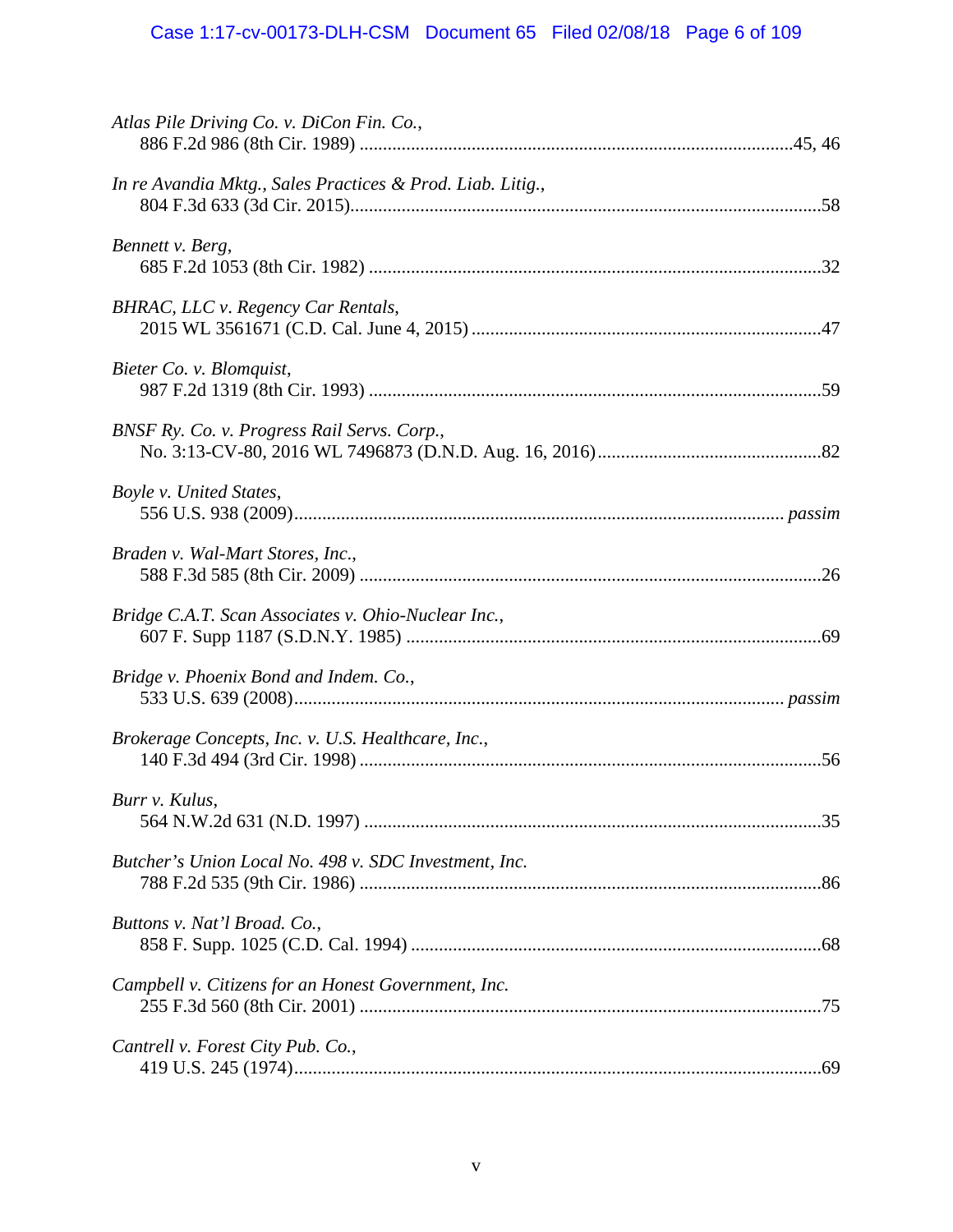*Atlas Pile Driving Co. v. DiCon Fin. Co.*,
886 F.2d 986 (8th Cir. 1989) ....................................................................................45, 46

*In re Avandia Mktg., Sales Practices & Prod. Liab. Litig.*,
804 F.3d 633 (3d Cir. 2015)....................................................................................................58

*Bennett v. Berg*,
685 F.2d 1053 (8th Cir. 1982) ................................................................................................32

*BHRAC, LLC v. Regency Car Rentals*,
2015 WL 3561671 (C.D. Cal. June 4, 2015) ..........................................................................47

*Bieter Co. v. Blomquist*,
987 F.2d 1319 (8th Cir. 1993) ................................................................................................59

*BNSF Ry. Co. v. Progress Rail Servs. Corp.*,
No. 3:13-CV-80, 2016 WL 7496873 (D.N.D. Aug. 16, 2016)...............................................82

*Boyle v. United States*,
556 U.S. 938 (2009)........................................................................................................ *passim*

*Braden v. Wal-Mart Stores, Inc.*,
588 F.3d 585 (8th Cir. 2009) ..................................................................................................26

*Bridge C.A.T. Scan Associates v. Ohio-Nuclear Inc.*,
607 F. Supp 1187 (S.D.N.Y. 1985) ........................................................................................69

*Bridge v. Phoenix Bond and Indem. Co.*,
533 U.S. 639 (2008)........................................................................................................ *passim*

*Brokerage Concepts, Inc. v. U.S. Healthcare, Inc.*,
140 F.3d 494 (3rd Cir. 1998) ..................................................................................................56

*Burr v. Kulus*,
564 N.W.2d 631 (N.D. 1997) .................................................................................................35

*Butcher's Union Local No. 498 v. SDC Investment, Inc.*
788 F.2d 535 (9th Cir. 1986) ..................................................................................................86

*Buttons v. Nat'l Broad. Co.*,
858 F. Supp. 1025 (C.D. Cal. 1994) .......................................................................................68

*Campbell v. Citizens for an Honest Government, Inc.*
255 F.3d 560 (8th Cir. 2001) ..................................................................................................75

*Cantrell v. Forest City Pub. Co.*,
419 U.S. 245 (1974)................................................................................................................69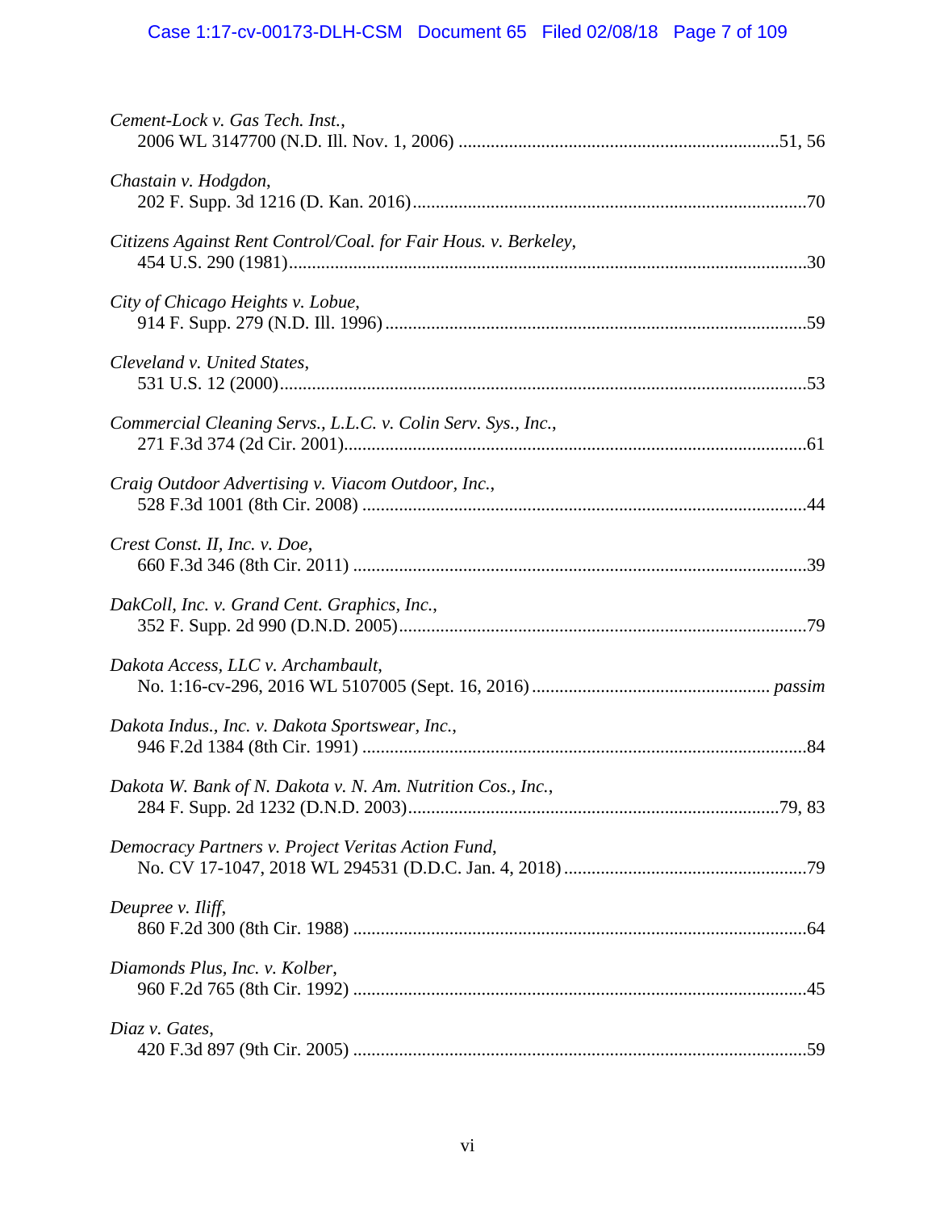*Cement-Lock v. Gas Tech. Inst.*,
2006 WL 3147700 (N.D. Ill. Nov. 1, 2006) ....................................................................51, 56

*Chastain v. Hodgdon*,
202 F. Supp. 3d 1216 (D. Kan. 2016)....................................................................................70

*Citizens Against Rent Control/Coal. for Fair Hous. v. Berkeley*,
454 U.S. 290 (1981)................................................................................................................30

*City of Chicago Heights v. Lobue*,
914 F. Supp. 279 (N.D. Ill. 1996)...........................................................................................59

*Cleveland v. United States*,
531 U.S. 12 (2000)..................................................................................................................53

*Commercial Cleaning Servs., L.L.C. v. Colin Serv. Sys., Inc.*,
271 F.3d 374 (2d Cir. 2001)....................................................................................................61

*Craig Outdoor Advertising v. Viacom Outdoor, Inc.*,
528 F.3d 1001 (8th Cir. 2008) ................................................................................................44

*Crest Const. II, Inc. v. Doe*,
660 F.3d 346 (8th Cir. 2011) ..................................................................................................39

*DakColl, Inc. v. Grand Cent. Graphics, Inc.*,
352 F. Supp. 2d 990 (D.N.D. 2005)........................................................................................79

*Dakota Access, LLC v. Archambault*,
No. 1:16-cv-296, 2016 WL 5107005 (Sept. 16, 2016).................................................. *passim*

*Dakota Indus., Inc. v. Dakota Sportswear, Inc.*,
946 F.2d 1384 (8th Cir. 1991) ................................................................................................84

*Dakota W. Bank of N. Dakota v. N. Am. Nutrition Cos., Inc.*,
284 F. Supp. 2d 1232 (D.N.D. 2003)................................................................................79, 83

*Democracy Partners v. Project Veritas Action Fund*,
No. CV 17-1047, 2018 WL 294531 (D.D.C. Jan. 4, 2018)....................................................79

*Deupree v. Iliff*,
860 F.2d 300 (8th Cir. 1988) ..................................................................................................64

*Diamonds Plus, Inc. v. Kolber*,
960 F.2d 765 (8th Cir. 1992) ..................................................................................................45

*Diaz v. Gates*,
420 F.3d 897 (9th Cir. 2005) ..................................................................................................59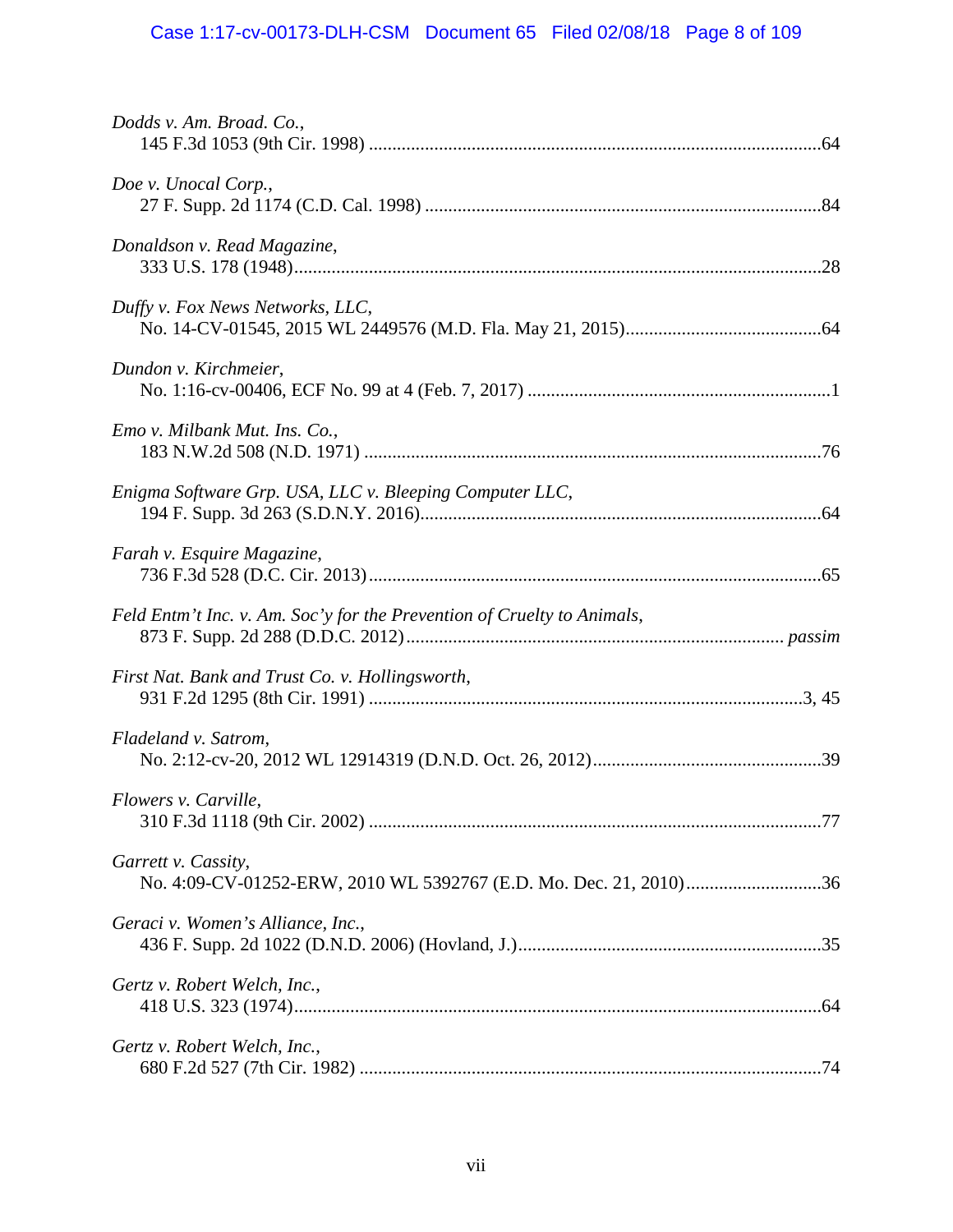*Dodds v. Am. Broad. Co.*,
145 F.3d 1053 (9th Cir. 1998) .....................................................................................................64

*Doe v. Unocal Corp.*,
27 F. Supp. 2d 1174 (C.D. Cal. 1998) ..........................................................................................84

*Donaldson v. Read Magazine*,
333 U.S. 178 (1948).......................................................................................................................28

*Duffy v. Fox News Networks, LLC*,
No. 14-CV-01545, 2015 WL 2449576 (M.D. Fla. May 21, 2015)..........................................64

*Dundon v. Kirchmeier*,
No. 1:16-cv-00406, ECF No. 99 at 4 (Feb. 7, 2017) .................................................................1

*Emo v. Milbank Mut. Ins. Co.*,
183 N.W.2d 508 (N.D. 1971) .......................................................................................................76

*Enigma Software Grp. USA, LLC v. Bleeping Computer LLC*,
194 F. Supp. 3d 263 (S.D.N.Y. 2016)...........................................................................................64

*Farah v. Esquire Magazine*,
736 F.3d 528 (D.C. Cir. 2013).......................................................................................................65

*Feld Entm't Inc. v. Am. Soc'y for the Prevention of Cruelty to Animals*,
873 F. Supp. 2d 288 (D.D.C. 2012)...................................................................................... *passim*

*First Nat. Bank and Trust Co. v. Hollingsworth*,
931 F.2d 1295 (8th Cir. 1991) ..................................................................................................3, 45

*Fladeland v. Satrom*,
No. 2:12-cv-20, 2012 WL 12914319 (D.N.D. Oct. 26, 2012)................................................39

*Flowers v. Carville*,
310 F.3d 1118 (9th Cir. 2002) .......................................................................................................77

*Garrett v. Cassity*,
No. 4:09-CV-01252-ERW, 2010 WL 5392767 (E.D. Mo. Dec. 21, 2010).............................36

*Geraci v. Women's Alliance, Inc.*,
436 F. Supp. 2d 1022 (D.N.D. 2006) (Hovland, J.)................................................................35

*Gertz v. Robert Welch, Inc.*,
418 U.S. 323 (1974).......................................................................................................................64

*Gertz v. Robert Welch, Inc.*,
680 F.2d 527 (7th Cir. 1982) .........................................................................................................74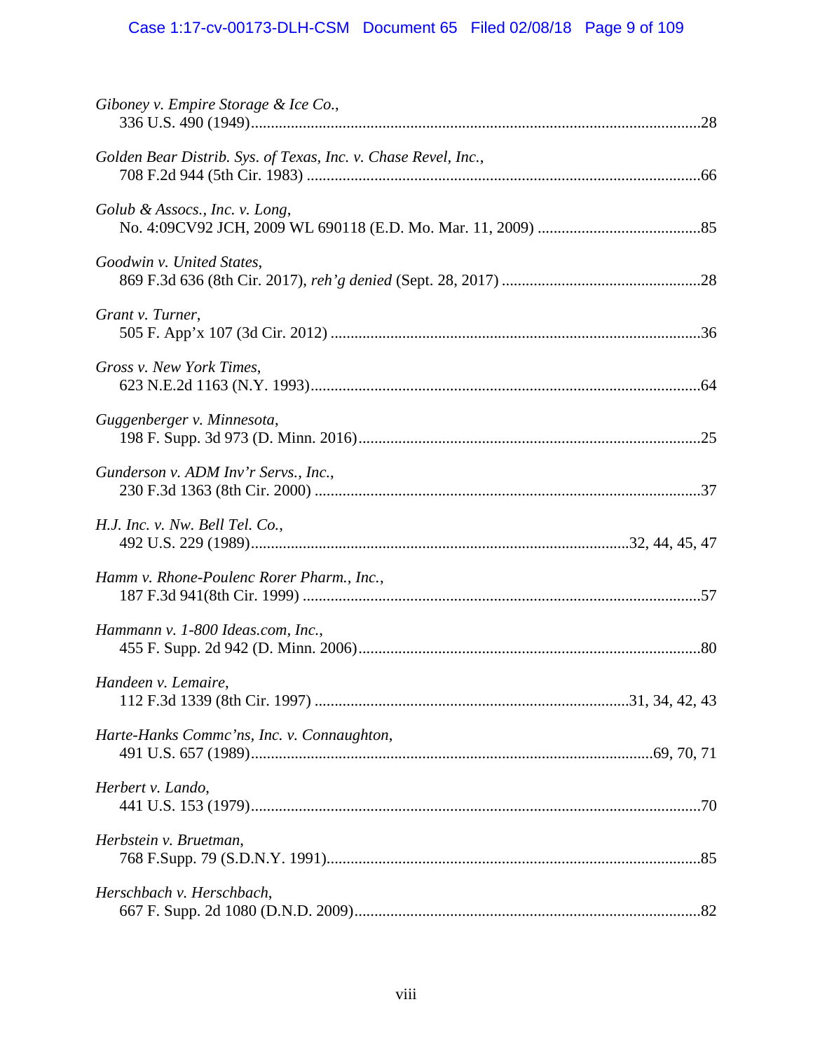*Giboney v. Empire Storage & Ice Co.*,
336 U.S. 490 (1949)....................................................................................................28

*Golden Bear Distrib. Sys. of Texas, Inc. v. Chase Revel, Inc.*,
708 F.2d 944 (5th Cir. 1983) .........................................................................................66

*Golub & Assocs., Inc. v. Long*,
No. 4:09CV92 JCH, 2009 WL 690118 (E.D. Mo. Mar. 11, 2009) ..................................85

*Goodwin v. United States*,
869 F.3d 636 (8th Cir. 2017), *reh'g denied* (Sept. 28, 2017) .........................................28

*Grant v. Turner*,
505 F. App'x 107 (3d Cir. 2012) ....................................................................................36

*Gross v. New York Times*,
623 N.E.2d 1163 (N.Y. 1993)........................................................................................64

*Guggenberger v. Minnesota*,
198 F. Supp. 3d 973 (D. Minn. 2016)............................................................................25

*Gunderson v. ADM Inv'r Servs., Inc.*,
230 F.3d 1363 (8th Cir. 2000) .......................................................................................37

*H.J. Inc. v. Nw. Bell Tel. Co.*,
492 U.S. 229 (1989)...............................................................................32, 44, 45, 47

*Hamm v. Rhone-Poulenc Rorer Pharm., Inc.*,
187 F.3d 941(8th Cir. 1999) ..........................................................................................57

*Hammann v. 1-800 Ideas.com, Inc.*,
455 F. Supp. 2d 942 (D. Minn. 2006)............................................................................80

*Handeen v. Lemaire*,
112 F.3d 1339 (8th Cir. 1997) ..................................................................31, 34, 42, 43

*Harte-Hanks Commc'ns, Inc. v. Connaughton*,
491 U.S. 657 (1989)...................................................................................69, 70, 71

*Herbert v. Lando*,
441 U.S. 153 (1979)......................................................................................................70

*Herbstein v. Bruetman*,
768 F.Supp. 79 (S.D.N.Y. 1991)...................................................................................85

*Herschbach v. Herschbach*,
667 F. Supp. 2d 1080 (D.N.D. 2009).............................................................................82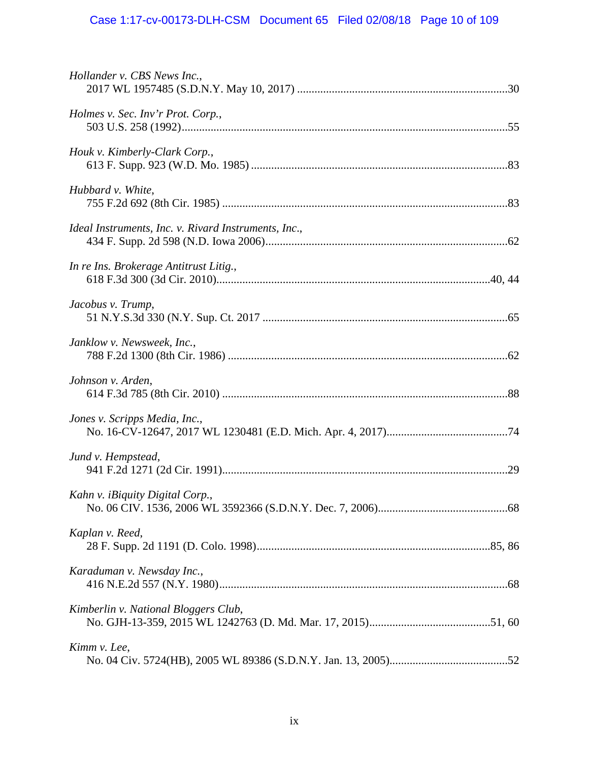*Hollander v. CBS News Inc.*,
2017 WL 1957485 (S.D.N.Y. May 10, 2017) .......................................................................30

*Holmes v. Sec. Inv'r Prot. Corp.*,
503 U.S. 258 (1992)...............................................................................................................55

*Houk v. Kimberly-Clark Corp.*,
613 F. Supp. 923 (W.D. Mo. 1985) .......................................................................................83

*Hubbard v. White*,
755 F.2d 692 (8th Cir. 1985) ..................................................................................................83

*Ideal Instruments, Inc. v. Rivard Instruments, Inc*.,
434 F. Supp. 2d 598 (N.D. Iowa 2006)...................................................................................62

*In re Ins. Brokerage Antitrust Litig.*,
618 F.3d 300 (3d Cir. 2010)..............................................................................................40, 44

*Jacobus v. Trump*,
51 N.Y.S.3d 330 (N.Y. Sup. Ct. 2017 ....................................................................................65

*Janklow v. Newsweek, Inc.*,
788 F.2d 1300 (8th Cir. 1986) ................................................................................................62

*Johnson v. Arden*,
614 F.3d 785 (8th Cir. 2010) ..................................................................................................88

*Jones v. Scripps Media, Inc.*,
No. 16-CV-12647, 2017 WL 1230481 (E.D. Mich. Apr. 4, 2017)..........................................74

*Jund v. Hempstead*,
941 F.2d 1271 (2d Cir. 1991)..................................................................................................29

*Kahn v. iBiquity Digital Corp.*,
No. 06 CIV. 1536, 2006 WL 3592366 (S.D.N.Y. Dec. 7, 2006)............................................68

*Kaplan v. Reed*,
28 F. Supp. 2d 1191 (D. Colo. 1998)................................................................................85, 86

*Karaduman v. Newsday Inc.*,
416 N.E.2d 557 (N.Y. 1980)...................................................................................................68

*Kimberlin v. National Bloggers Club*,
No. GJH-13-359, 2015 WL 1242763 (D. Md. Mar. 17, 2015)..........................................51, 60

*Kimm v. Lee*,
No. 04 Civ. 5724(HB), 2005 WL 89386 (S.D.N.Y. Jan. 13, 2005).........................................52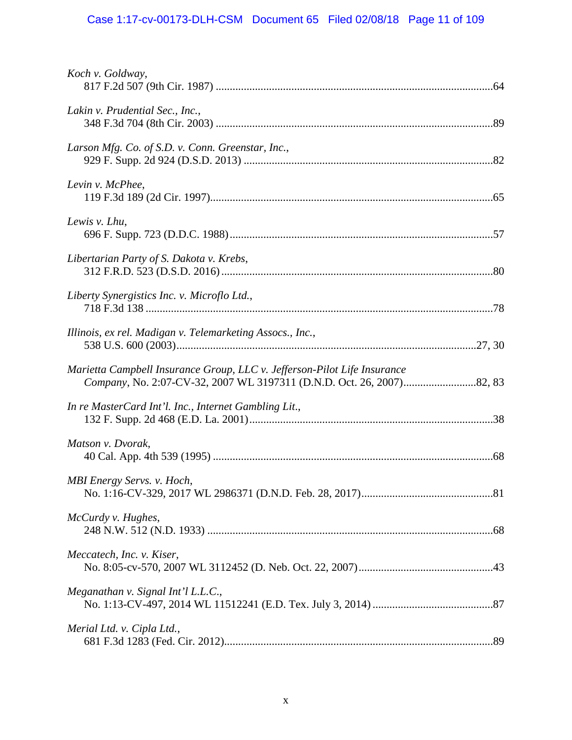*Koch v. Goldway*,
817 F.2d 507 (9th Cir. 1987) ....................................................................................................64

*Lakin v. Prudential Sec., Inc.*,
348 F.3d 704 (8th Cir. 2003) ....................................................................................................89

*Larson Mfg. Co. of S.D. v. Conn. Greenstar, Inc.*,
929 F. Supp. 2d 924 (D.S.D. 2013) ..........................................................................................82

*Levin v. McPhee*,
119 F.3d 189 (2d Cir. 1997)......................................................................................................65

*Lewis v. Lhu*,
696 F. Supp. 723 (D.D.C. 1988)...............................................................................................57

*Libertarian Party of S. Dakota v. Krebs*,
312 F.R.D. 523 (D.S.D. 2016)..................................................................................................80

*Liberty Synergistics Inc. v. Microflo Ltd.*,
718 F.3d 138 .............................................................................................................................78

*Illinois, ex rel. Madigan v. Telemarketing Assocs., Inc.*,
538 U.S. 600 (2003)............................................................................................................27, 30

*Marietta Campbell Insurance Group, LLC v. Jefferson-Pilot Life Insurance Company*, No. 2:07-CV-32, 2007 WL 3197311 (D.N.D. Oct. 26, 2007)..........................82, 83

*In re MasterCard Int'l. Inc., Internet Gambling Lit.*,
132 F. Supp. 2d 468 (E.D. La. 2001).......................................................................................38

*Matson v. Dvorak*,
40 Cal. App. 4th 539 (1995) .....................................................................................................68

*MBI Energy Servs. v. Hoch*,
No. 1:16-CV-329, 2017 WL 2986371 (D.N.D. Feb. 28, 2017)...............................................81

*McCurdy v. Hughes*,
248 N.W. 512 (N.D. 1933) .......................................................................................................68

*Meccatech, Inc. v. Kiser*,
No. 8:05-cv-570, 2007 WL 3112452 (D. Neb. Oct. 22, 2007)................................................43

*Meganathan v. Signal Int'l L.L.C.*,
No. 1:13-CV-497, 2014 WL 11512241 (E.D. Tex. July 3, 2014) ...........................................87

*Merial Ltd. v. Cipla Ltd.*,
681 F.3d 1283 (Fed. Cir. 2012).................................................................................................89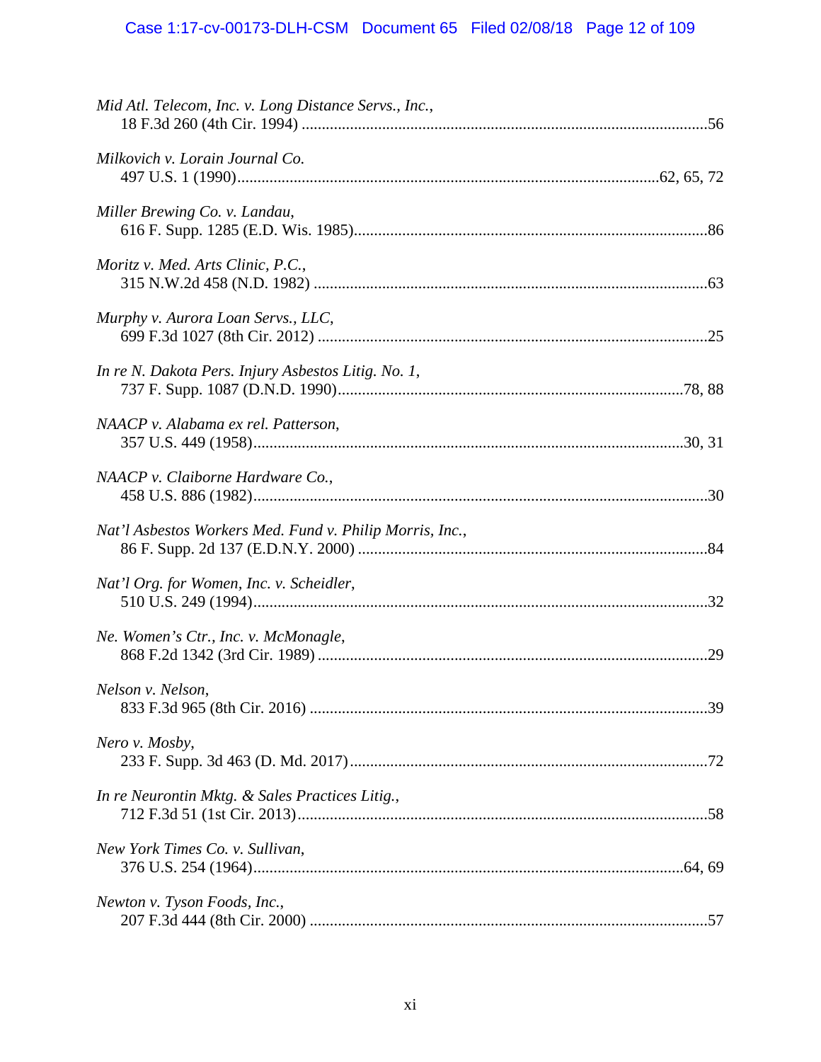*Mid Atl. Telecom, Inc. v. Long Distance Servs., Inc.*,
18 F.3d 260 (4th Cir. 1994) ....................................................................................................56

*Milkovich v. Lorain Journal Co.*
497 U.S. 1 (1990)........................................................................................................62, 65, 72

*Miller Brewing Co. v. Landau*,
616 F. Supp. 1285 (E.D. Wis. 1985).......................................................................................86

*Moritz v. Med. Arts Clinic, P.C.*,
315 N.W.2d 458 (N.D. 1982) .................................................................................................63

*Murphy v. Aurora Loan Servs., LLC*,
699 F.3d 1027 (8th Cir. 2012) ................................................................................................25

*In re N. Dakota Pers. Injury Asbestos Litig. No. 1*,
737 F. Supp. 1087 (D.N.D. 1990).....................................................................................78, 88

*NAACP v. Alabama ex rel. Patterson*,
357 U.S. 449 (1958)..........................................................................................................30, 31

*NAACP v. Claiborne Hardware Co.*,
458 U.S. 886 (1982)................................................................................................................30

*Nat'l Asbestos Workers Med. Fund v. Philip Morris, Inc.*,
86 F. Supp. 2d 137 (E.D.N.Y. 2000) ......................................................................................84

*Nat'l Org. for Women, Inc. v. Scheidler*,
510 U.S. 249 (1994)................................................................................................................32

*Ne. Women's Ctr., Inc. v. McMonagle*,
868 F.2d 1342 (3rd Cir. 1989) ................................................................................................29

*Nelson v. Nelson*,
833 F.3d 965 (8th Cir. 2016) ..................................................................................................39

*Nero v. Mosby*,
233 F. Supp. 3d 463 (D. Md. 2017)........................................................................................72

*In re Neurontin Mktg. & Sales Practices Litig.*,
712 F.3d 51 (1st Cir. 2013).....................................................................................................58

*New York Times Co. v. Sullivan*,
376 U.S. 254 (1964)..........................................................................................................64, 69

*Newton v. Tyson Foods, Inc.*,
207 F.3d 444 (8th Cir. 2000) ..................................................................................................57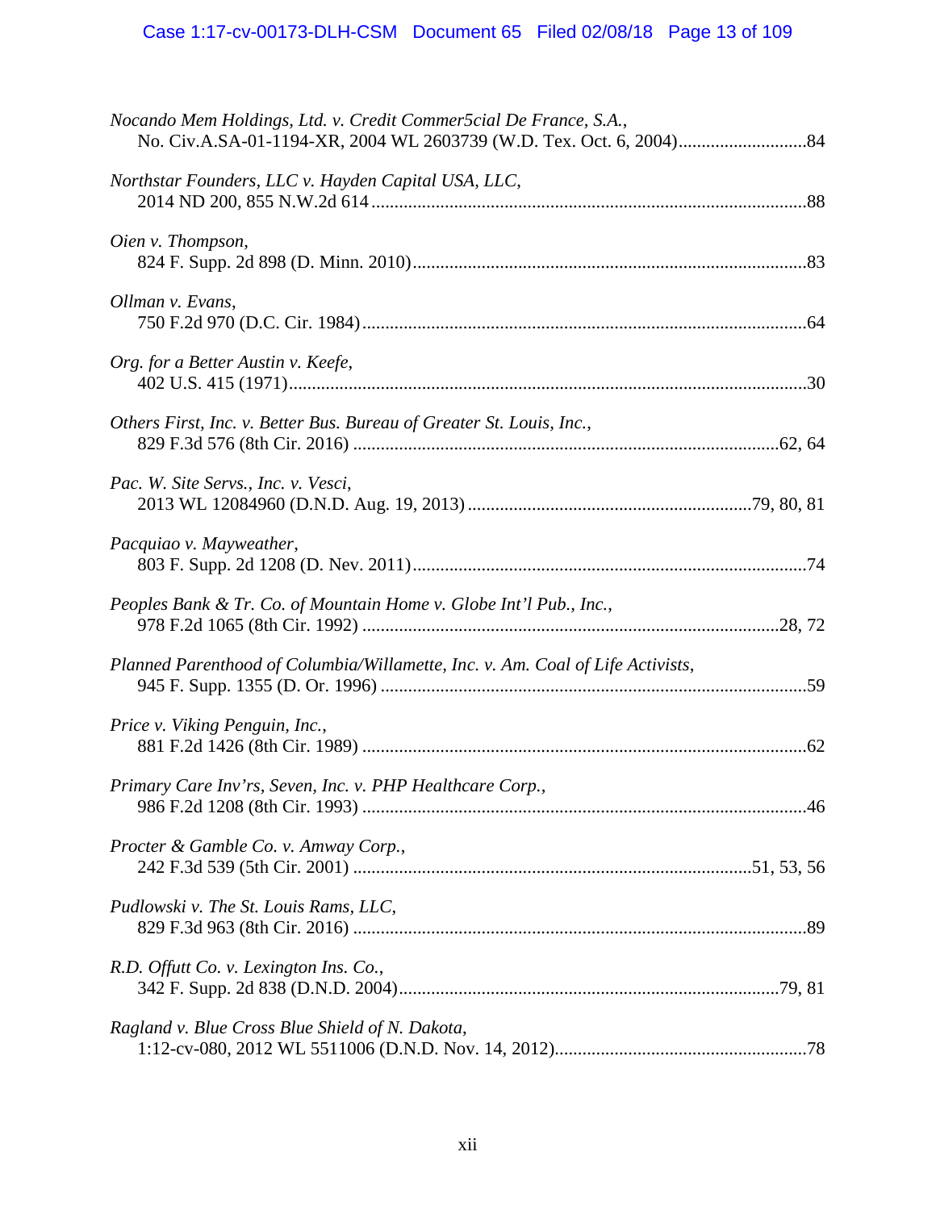*Nocando Mem Holdings, Ltd. v. Credit Commer5cial De France, S.A.*,
No. Civ.A.SA-01-1194-XR, 2004 WL 2603739 (W.D. Tex. Oct. 6, 2004)............................84

*Northstar Founders, LLC v. Hayden Capital USA, LLC*,
2014 ND 200, 855 N.W.2d 614..................................................................................................88

*Oien v. Thompson*,
824 F. Supp. 2d 898 (D. Minn. 2010).........................................................................................83

*Ollman v. Evans*,
750 F.2d 970 (D.C. Cir. 1984)....................................................................................................64

*Org. for a Better Austin v. Keefe*,
402 U.S. 415 (1971)....................................................................................................................30

*Others First, Inc. v. Better Bus. Bureau of Greater St. Louis, Inc.*,
829 F.3d 576 (8th Cir. 2016) ..............................................................................................62, 64

*Pac. W. Site Servs., Inc. v. Vesci*,
2013 WL 12084960 (D.N.D. Aug. 19, 2013)...............................................................79, 80, 81

*Pacquiao v. Mayweather*,
803 F. Supp. 2d 1208 (D. Nev. 2011).........................................................................................74

*Peoples Bank & Tr. Co. of Mountain Home v. Globe Int'l Pub., Inc.*,
978 F.2d 1065 (8th Cir. 1992) ............................................................................................28, 72

*Planned Parenthood of Columbia/Willamette, Inc. v. Am. Coal of Life Activists*,
945 F. Supp. 1355 (D. Or. 1996) ...............................................................................................59

*Price v. Viking Penguin, Inc.*,
881 F.2d 1426 (8th Cir. 1989) ....................................................................................................62

*Primary Care Inv'rs, Seven, Inc. v. PHP Healthcare Corp.*,
986 F.2d 1208 (8th Cir. 1993) ....................................................................................................46

*Procter & Gamble Co. v. Amway Corp.*,
242 F.3d 539 (5th Cir. 2001) ........................................................................................51, 53, 56

*Pudlowski v. The St. Louis Rams, LLC*,
829 F.3d 963 (8th Cir. 2016) ......................................................................................................89

*R.D. Offutt Co. v. Lexington Ins. Co.*,
342 F. Supp. 2d 838 (D.N.D. 2004).....................................................................................79, 81

*Ragland v. Blue Cross Blue Shield of N. Dakota*,
1:12-cv-080, 2012 WL 5511006 (D.N.D. Nov. 14, 2012)........................................................78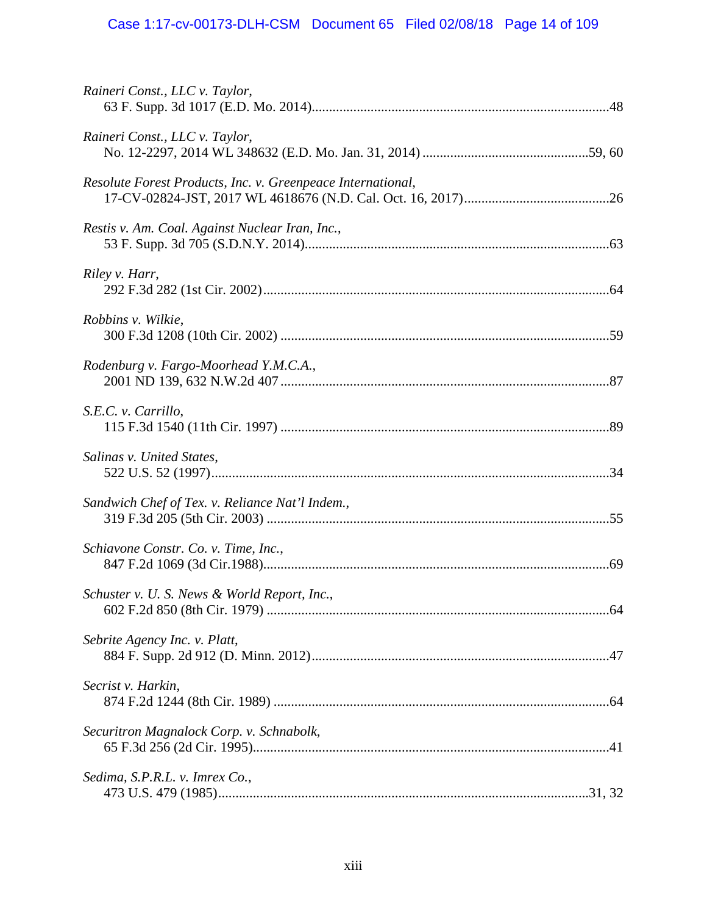*Raineri Const., LLC v. Taylor*,
63 F. Supp. 3d 1017 (E.D. Mo. 2014)....................................................................................48

*Raineri Const., LLC v. Taylor*,
No. 12-2297, 2014 WL 348632 (E.D. Mo. Jan. 31, 2014) ................................................59, 60

*Resolute Forest Products, Inc. v. Greenpeace International*,
17-CV-02824-JST, 2017 WL 4618676 (N.D. Cal. Oct. 16, 2017)..........................................26

*Restis v. Am. Coal. Against Nuclear Iran, Inc.*,
53 F. Supp. 3d 705 (S.D.N.Y. 2014).......................................................................................63

*Riley v. Harr*,
292 F.3d 282 (1st Cir. 2002)...................................................................................................64

*Robbins v. Wilkie*,
300 F.3d 1208 (10th Cir. 2002) ..............................................................................................59

*Rodenburg v. Fargo-Moorhead Y.M.C.A.*,
2001 ND 139, 632 N.W.2d 407 ..............................................................................................87

*S.E.C. v. Carrillo*,
115 F.3d 1540 (11th Cir. 1997) ..............................................................................................89

*Salinas v. United States*,
522 U.S. 52 (1997)..................................................................................................................34

*Sandwich Chef of Tex. v. Reliance Nat'l Indem.*,
319 F.3d 205 (5th Cir. 2003) ..................................................................................................55

*Schiavone Constr. Co. v. Time, Inc.*,
847 F.2d 1069 (3d Cir.1988)...................................................................................................69

*Schuster v. U. S. News & World Report, Inc.*,
602 F.2d 850 (8th Cir. 1979) ..................................................................................................64

*Sebrite Agency Inc. v. Platt*,
884 F. Supp. 2d 912 (D. Minn. 2012).....................................................................................47

*Secrist v. Harkin*,
874 F.2d 1244 (8th Cir. 1989) ................................................................................................64

*Securitron Magnalock Corp. v. Schnabolk*,
65 F.3d 256 (2d Cir. 1995)......................................................................................................41

*Sedima, S.P.R.L. v. Imrex Co.*,
473 U.S. 479 (1985)..........................................................................................................31, 32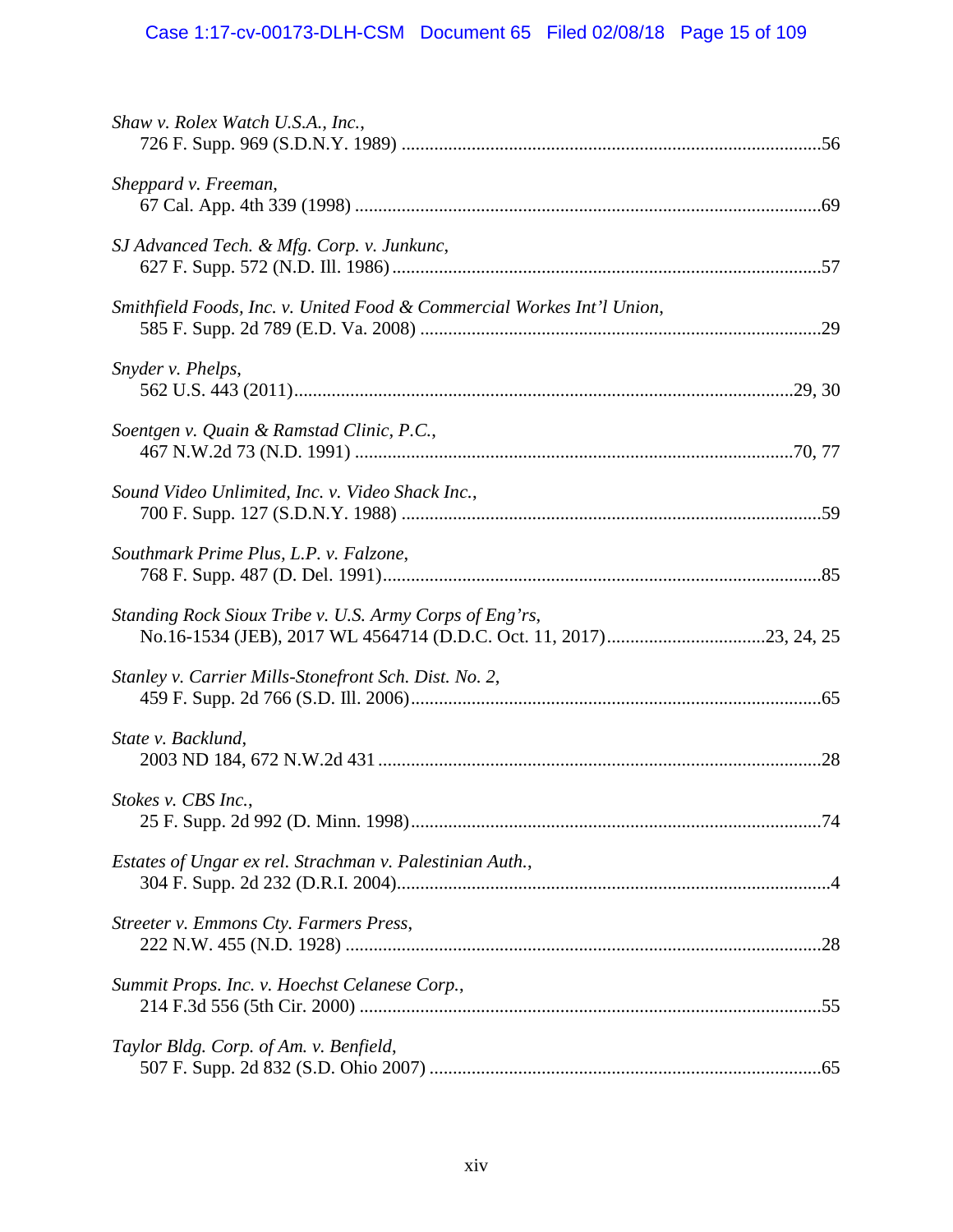*Shaw v. Rolex Watch U.S.A., Inc.*,
726 F. Supp. 969 (S.D.N.Y. 1989) ....................................................................................56

*Sheppard v. Freeman*,
67 Cal. App. 4th 339 (1998) ..............................................................................................69

*SJ Advanced Tech. & Mfg. Corp. v. Junkunc*,
627 F. Supp. 572 (N.D. Ill. 1986) ......................................................................................57

*Smithfield Foods, Inc. v. United Food & Commercial Workes Int'l Union*,
585 F. Supp. 2d 789 (E.D. Va. 2008) ................................................................................29

*Snyder v. Phelps*,
562 U.S. 443 (2011)......................................................................................................29, 30

*Soentgen v. Quain & Ramstad Clinic, P.C.*,
467 N.W.2d 73 (N.D. 1991) ........................................................................................70, 77

*Sound Video Unlimited, Inc. v. Video Shack Inc.*,
700 F. Supp. 127 (S.D.N.Y. 1988) ....................................................................................59

*Southmark Prime Plus, L.P. v. Falzone*,
768 F. Supp. 487 (D. Del. 1991)........................................................................................85

*Standing Rock Sioux Tribe v. U.S. Army Corps of Eng'rs*,
No.16-1534 (JEB), 2017 WL 4564714 (D.D.C. Oct. 11, 2017).................................23, 24, 25

*Stanley v. Carrier Mills-Stonefront Sch. Dist. No. 2*,
459 F. Supp. 2d 766 (S.D. Ill. 2006)..................................................................................65

*State v. Backlund*,
2003 ND 184, 672 N.W.2d 431 .........................................................................................28

*Stokes v. CBS Inc.*,
25 F. Supp. 2d 992 (D. Minn. 1998)..................................................................................74

*Estates of Ungar ex rel. Strachman v. Palestinian Auth.*,
304 F. Supp. 2d 232 (D.R.I. 2004)......................................................................................4

*Streeter v. Emmons Cty. Farmers Press*,
222 N.W. 455 (N.D. 1928) ................................................................................................28

*Summit Props. Inc. v. Hoechst Celanese Corp.*,
214 F.3d 556 (5th Cir. 2000) .............................................................................................55

*Taylor Bldg. Corp. of Am. v. Benfield*,
507 F. Supp. 2d 832 (S.D. Ohio 2007) ..............................................................................65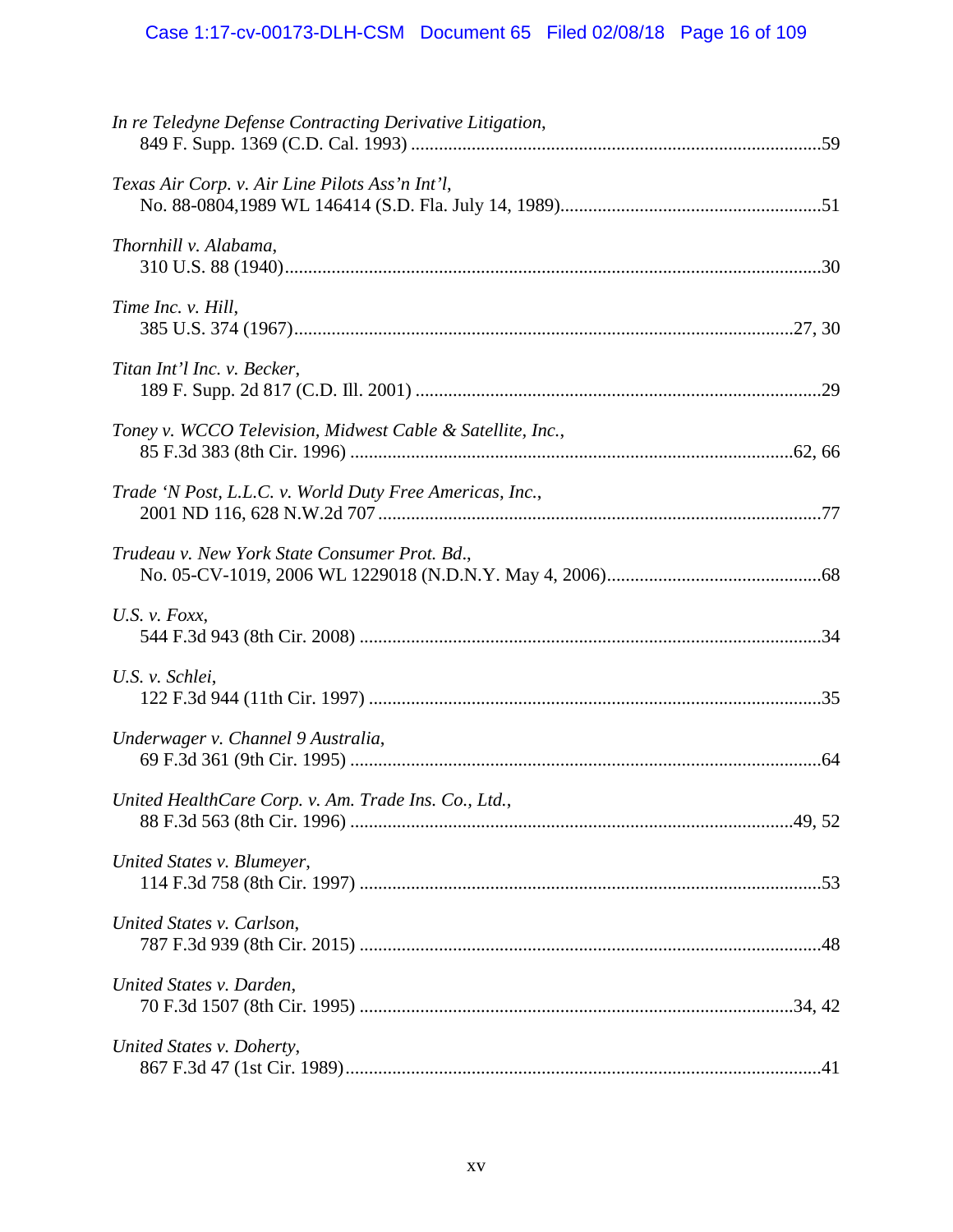*In re Teledyne Defense Contracting Derivative Litigation*,
849 F. Supp. 1369 (C.D. Cal. 1993) ........................................................................................59

*Texas Air Corp. v. Air Line Pilots Ass'n Int'l*,
No. 88-0804,1989 WL 146414 (S.D. Fla. July 14, 1989)........................................................51

*Thornhill v. Alabama*,
310 U.S. 88 (1940)...................................................................................................................30

*Time Inc. v. Hill*,
385 U.S. 374 (1967)...........................................................................................................27, 30

*Titan Int'l Inc. v. Becker*,
189 F. Supp. 2d 817 (C.D. Ill. 2001) .......................................................................................29

*Toney v. WCCO Television, Midwest Cable & Satellite, Inc.*,
85 F.3d 383 (8th Cir. 1996) ...............................................................................................62, 66

*Trade 'N Post, L.L.C. v. World Duty Free Americas, Inc.*,
2001 ND 116, 628 N.W.2d 707 ...............................................................................................77

*Trudeau v. New York State Consumer Prot. Bd.*,
No. 05-CV-1019, 2006 WL 1229018 (N.D.N.Y. May 4, 2006)..............................................68

*U.S. v. Foxx*,
544 F.3d 943 (8th Cir. 2008) ...................................................................................................34

*U.S. v. Schlei*,
122 F.3d 944 (11th Cir. 1997) .................................................................................................35

*Underwager v. Channel 9 Australia*,
69 F.3d 361 (9th Cir. 1995) .....................................................................................................64

*United HealthCare Corp. v. Am. Trade Ins. Co., Ltd.*,
88 F.3d 563 (8th Cir. 1996) ...............................................................................................49, 52

*United States v. Blumeyer*,
114 F.3d 758 (8th Cir. 1997) ...................................................................................................53

*United States v. Carlson*,
787 F.3d 939 (8th Cir. 2015) ...................................................................................................48

*United States v. Darden*,
70 F.3d 1507 (8th Cir. 1995) .............................................................................................34, 42

*United States v. Doherty*,
867 F.3d 47 (1st Cir. 1989).....................................................................................................41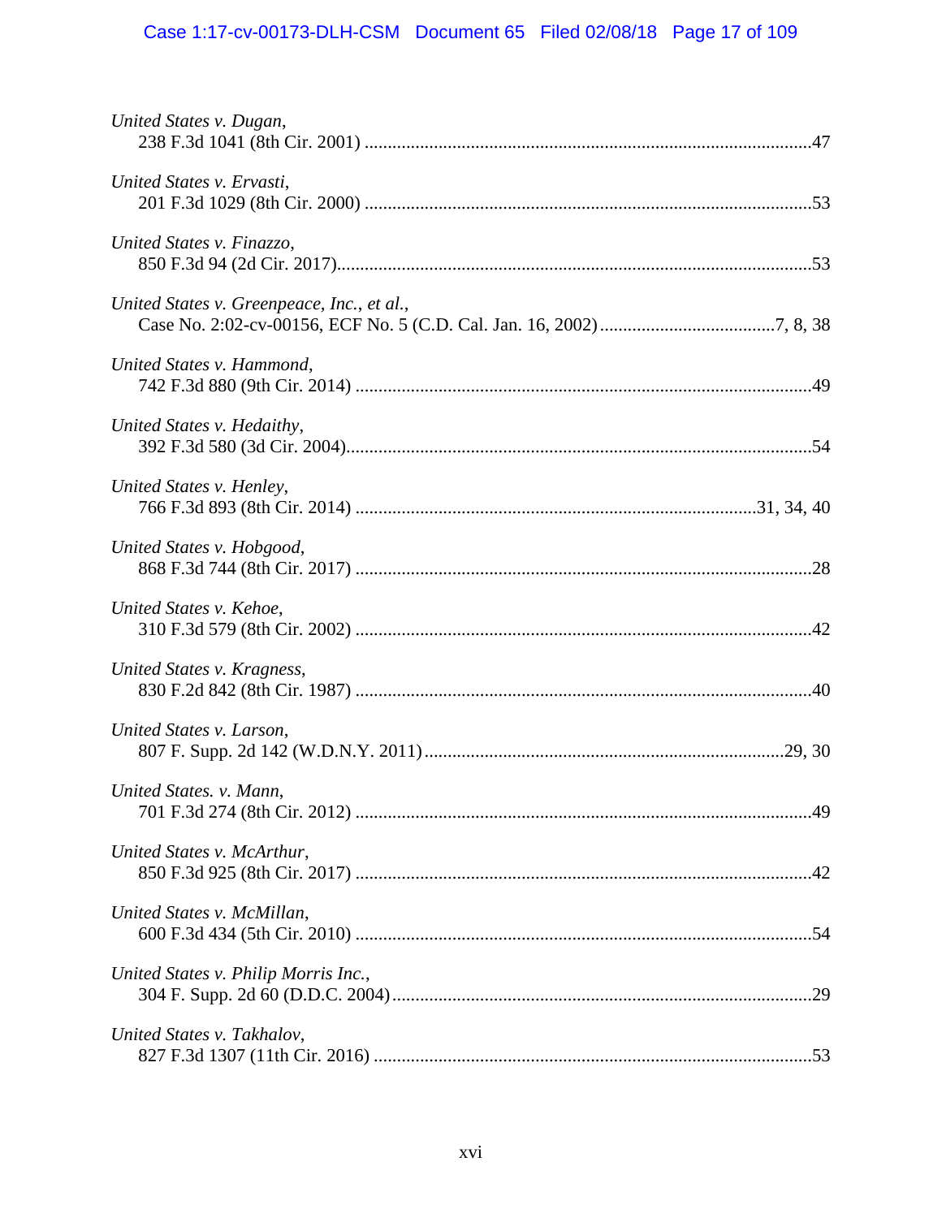*United States v. Dugan*,
238 F.3d 1041 (8th Cir. 2001) ....................................................................................................47

*United States v. Ervasti*,
201 F.3d 1029 (8th Cir. 2000) ....................................................................................................53

*United States v. Finazzo*,
850 F.3d 94 (2d Cir. 2017)..........................................................................................................53

*United States v. Greenpeace, Inc., et al.*,
Case No. 2:02-cv-00156, ECF No. 5 (C.D. Cal. Jan. 16, 2002).......................................7, 8, 38

*United States v. Hammond*,
742 F.3d 880 (9th Cir. 2014) ......................................................................................................49

*United States v. Hedaithy*,
392 F.3d 580 (3d Cir. 2004)........................................................................................................54

*United States v. Henley*,
766 F.3d 893 (8th Cir. 2014) ..........................................................................................31, 34, 40

*United States v. Hobgood*,
868 F.3d 744 (8th Cir. 2017) ......................................................................................................28

*United States v. Kehoe*,
310 F.3d 579 (8th Cir. 2002) ......................................................................................................42

*United States v. Kragness*,
830 F.2d 842 (8th Cir. 1987) ......................................................................................................40

*United States v. Larson*,
807 F. Supp. 2d 142 (W.D.N.Y. 2011)..................................................................................29, 30

*United States. v. Mann*,
701 F.3d 274 (8th Cir. 2012) ......................................................................................................49

*United States v. McArthur*,
850 F.3d 925 (8th Cir. 2017) ......................................................................................................42

*United States v. McMillan*,
600 F.3d 434 (5th Cir. 2010) ......................................................................................................54

*United States v. Philip Morris Inc.*,
304 F. Supp. 2d 60 (D.D.C. 2004)..............................................................................................29

*United States v. Takhalov*,
827 F.3d 1307 (11th Cir. 2016) ..................................................................................................53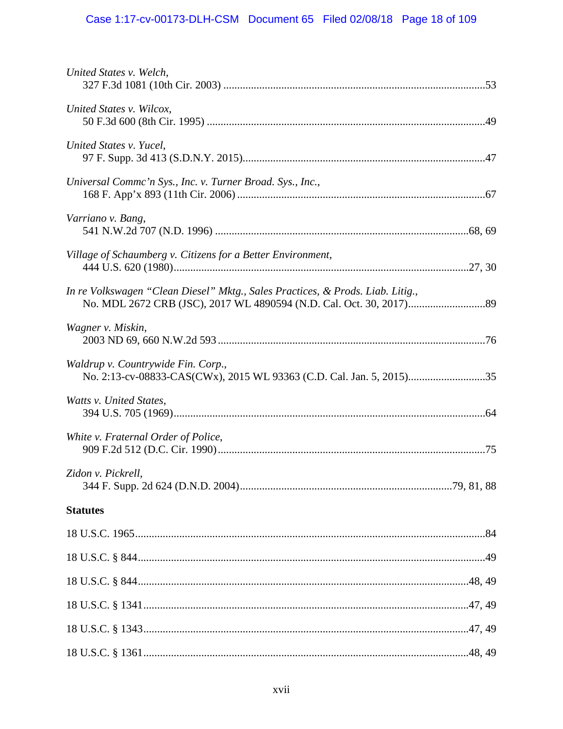*United States v. Welch*,
327 F.3d 1081 (10th Cir. 2003) ........................................................................................53

*United States v. Wilcox*,
50 F.3d 600 (8th Cir. 1995) ..............................................................................................49

*United States v. Yucel*,
97 F. Supp. 3d 413 (S.D.N.Y. 2015)..................................................................................47

*Universal Commc'n Sys., Inc. v. Turner Broad. Sys., Inc.*,
168 F. App'x 893 (11th Cir. 2006) ....................................................................................67

*Varriano v. Bang*,
541 N.W.2d 707 (N.D. 1996) ......................................................................................68, 69

*Village of Schaumberg v. Citizens for a Better Environment*,
444 U.S. 620 (1980)....................................................................................................27, 30

*In re Volkswagen "Clean Diesel" Mktg., Sales Practices, & Prods. Liab. Litig.*,
No. MDL 2672 CRB (JSC), 2017 WL 4890594 (N.D. Cal. Oct. 30, 2017)...........................89

*Wagner v. Miskin*,
2003 ND 69, 660 N.W.2d 593 ..........................................................................................76

*Waldrup v. Countrywide Fin. Corp*.,
No. 2:13-cv-08833-CAS(CWx), 2015 WL 93363 (C.D. Cal. Jan. 5, 2015)...........................35

*Watts v. United States*,
394 U.S. 705 (1969)..........................................................................................................64

*White v. Fraternal Order of Police*,
909 F.2d 512 (D.C. Cir. 1990)..........................................................................................75

*Zidon v. Pickrell*,
344 F. Supp. 2d 624 (D.N.D. 2004)......................................................................79, 81, 88

**Statutes**

18 U.S.C. 1965...................................................................................................................84

18 U.S.C. § 844.................................................................................................................49

18 U.S.C. § 844............................................................................................................48, 49

18 U.S.C. § 1341..........................................................................................................47, 49

18 U.S.C. § 1343..........................................................................................................47, 49

18 U.S.C. § 1361..........................................................................................................48, 49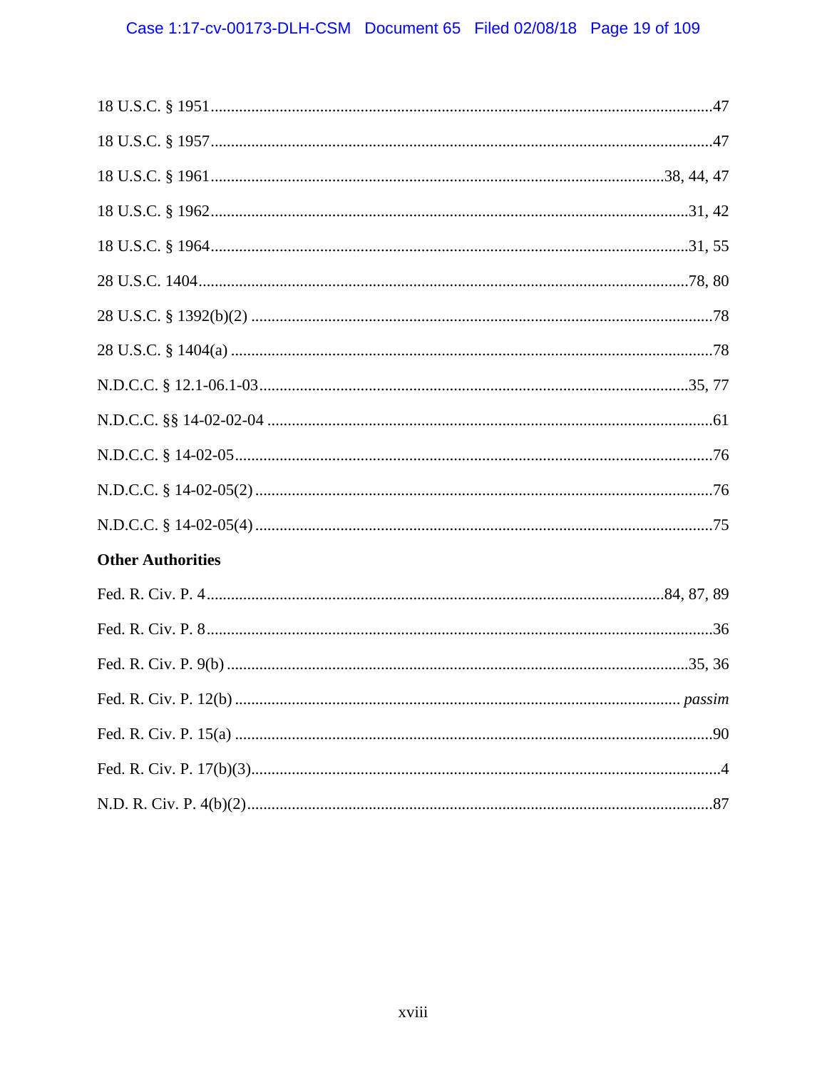18 U.S.C. § 1951 ........................................................................................................................47

18 U.S.C. § 1957 ........................................................................................................................47

18 U.S.C. § 1961 ........................................................................................................38, 44, 47

18 U.S.C. § 1962 ..................................................................................................................31, 42

18 U.S.C. § 1964 ..................................................................................................................31, 55

28 U.S.C. 1404 .......................................................................................................................78, 80

28 U.S.C. § 1392(b)(2) ................................................................................................................78

28 U.S.C. § 1404(a) ....................................................................................................................78

N.D.C.C. § 12.1-06.1-03 ......................................................................................................35, 77

N.D.C.C. §§ 14-02-02-04 .............................................................................................................61

N.D.C.C. § 14-02-05 ....................................................................................................................76

N.D.C.C. § 14-02-05(2) ...............................................................................................................76

N.D.C.C. § 14-02-05(4) ...............................................................................................................75

**Other Authorities**

Fed. R. Civ. P. 4 ....................................................................................................................84, 87, 89

Fed. R. Civ. P. 8 ..........................................................................................................................36

Fed. R. Civ. P. 9(b) ................................................................................................................35, 36

Fed. R. Civ. P. 12(b) ............................................................................................................ *passim*

Fed. R. Civ. P. 15(a) .....................................................................................................................90

Fed. R. Civ. P. 17(b)(3) ..................................................................................................................4

N.D. R. Civ. P. 4(b)(2) ..................................................................................................................87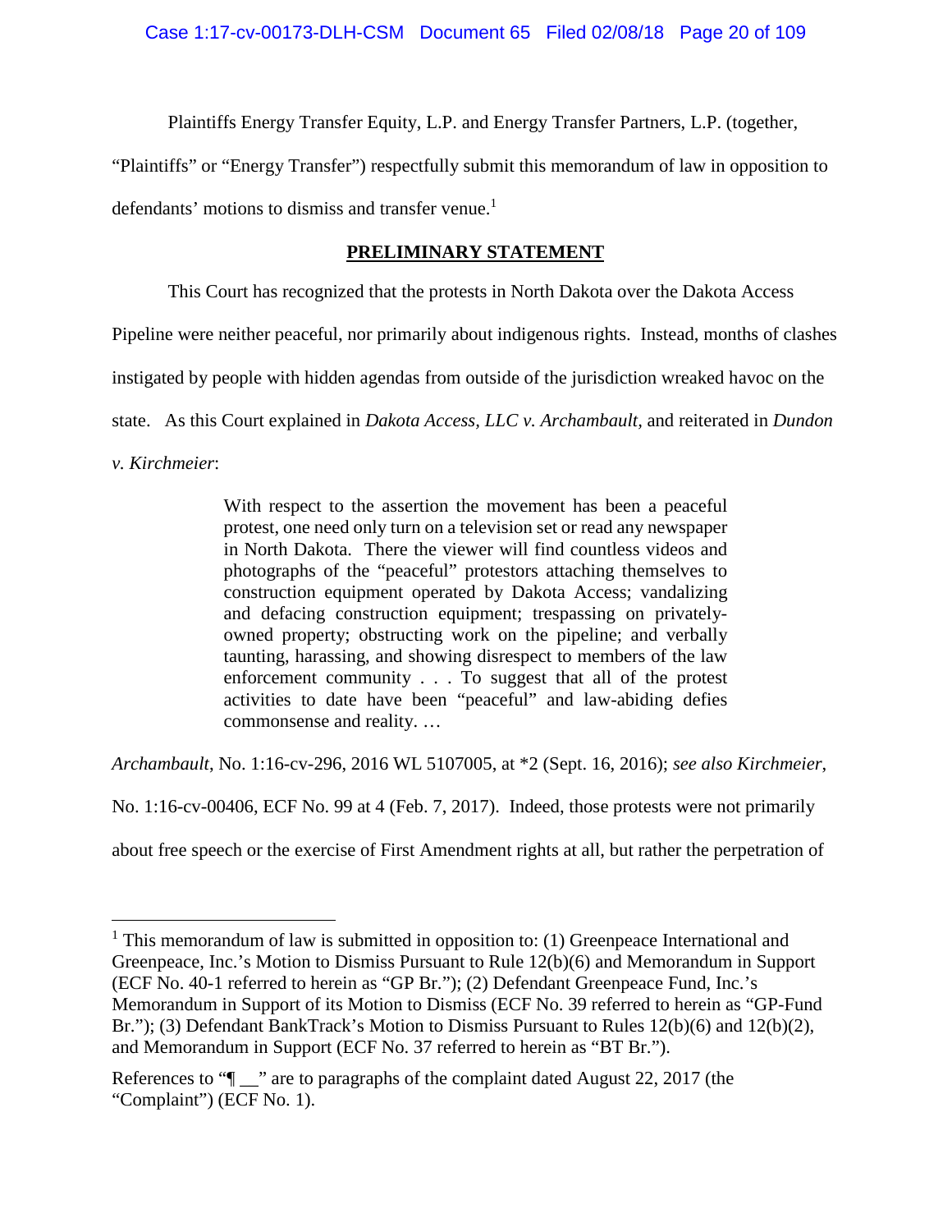Plaintiffs Energy Transfer Equity, L.P. and Energy Transfer Partners, L.P. (together, "Plaintiffs" or "Energy Transfer") respectfully submit this memorandum of law in opposition to defendants' motions to dismiss and transfer venue.[1]

## PRELIMINARY STATEMENT

This Court has recognized that the protests in North Dakota over the Dakota Access Pipeline were neither peaceful, nor primarily about indigenous rights. Instead, months of clashes instigated by people with hidden agendas from outside of the jurisdiction wreaked havoc on the state. As this Court explained in *Dakota Access, LLC v. Archambault,* and reiterated in *Dundon v. Kirchmeier*:

> With respect to the assertion the movement has been a peaceful protest, one need only turn on a television set or read any newspaper in North Dakota. There the viewer will find countless videos and photographs of the "peaceful" protestors attaching themselves to construction equipment operated by Dakota Access; vandalizing and defacing construction equipment; trespassing on privately-owned property; obstructing work on the pipeline; and verbally taunting, harassing, and showing disrespect to members of the law enforcement community . . . To suggest that all of the protest activities to date have been "peaceful" and law-abiding defies commonsense and reality. …

*Archambault*, No. 1:16-cv-296, 2016 WL 5107005, at *2 (Sept. 16, 2016); *see also Kirchmeier*, No. 1:16-cv-00406, ECF No. 99 at 4 (Feb. 7, 2017). Indeed, those protests were not primarily about free speech or the exercise of First Amendment rights at all, but rather the perpetration of

---

[1] This memorandum of law is submitted in opposition to: (1) Greenpeace International and Greenpeace, Inc.'s Motion to Dismiss Pursuant to Rule 12(b)(6) and Memorandum in Support (ECF No. 40-1 referred to herein as "GP Br."); (2) Defendant Greenpeace Fund, Inc.'s Memorandum in Support of its Motion to Dismiss (ECF No. 39 referred to herein as "GP-Fund Br."); (3) Defendant BankTrack's Motion to Dismiss Pursuant to Rules 12(b)(6) and 12(b)(2), and Memorandum in Support (ECF No. 37 referred to herein as "BT Br.").

References to "¶ __" are to paragraphs of the complaint dated August 22, 2017 (the "Complaint") (ECF No. 1).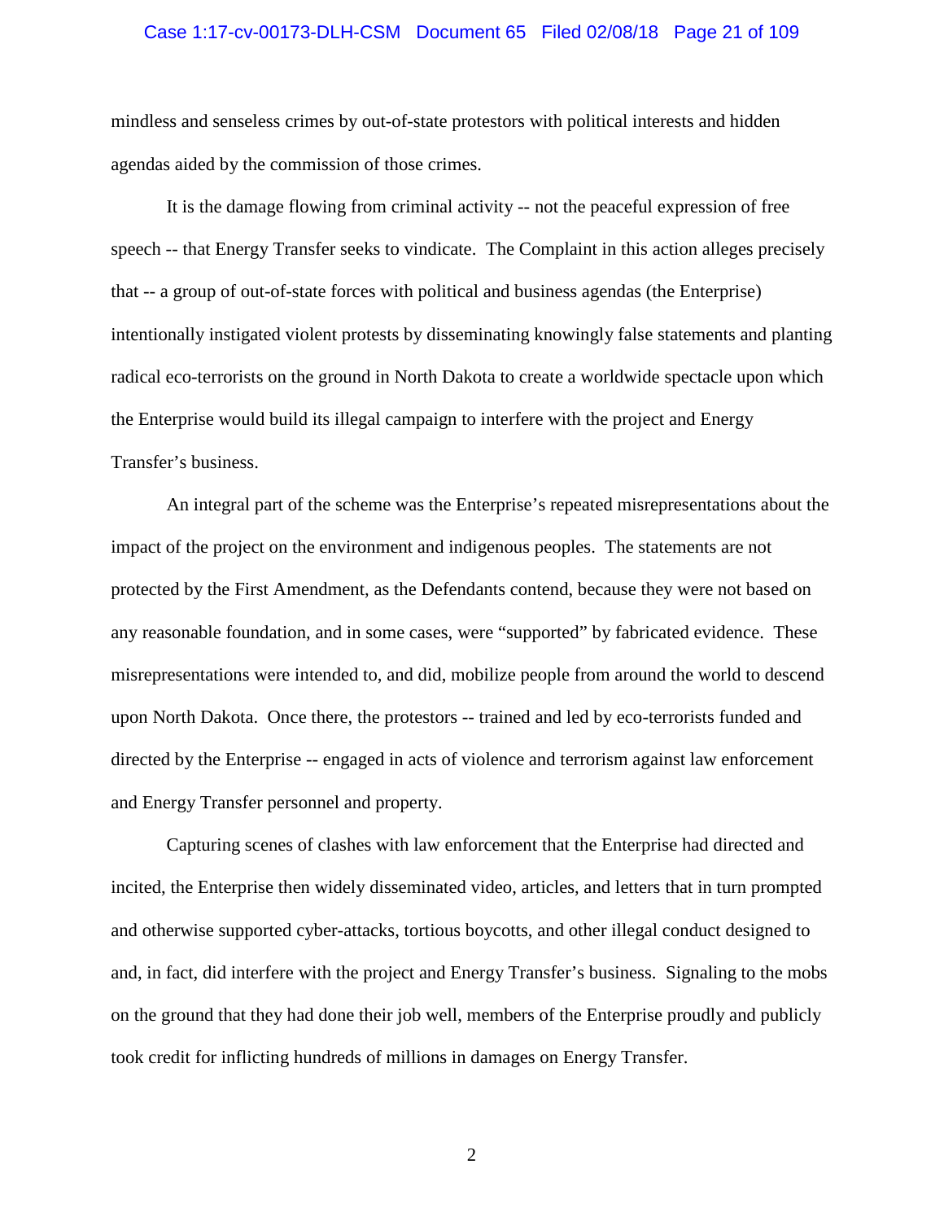mindless and senseless crimes by out-of-state protestors with political interests and hidden agendas aided by the commission of those crimes.

It is the damage flowing from criminal activity -- not the peaceful expression of free speech -- that Energy Transfer seeks to vindicate. The Complaint in this action alleges precisely that -- a group of out-of-state forces with political and business agendas (the Enterprise) intentionally instigated violent protests by disseminating knowingly false statements and planting radical eco-terrorists on the ground in North Dakota to create a worldwide spectacle upon which the Enterprise would build its illegal campaign to interfere with the project and Energy Transfer's business.

An integral part of the scheme was the Enterprise's repeated misrepresentations about the impact of the project on the environment and indigenous peoples. The statements are not protected by the First Amendment, as the Defendants contend, because they were not based on any reasonable foundation, and in some cases, were "supported" by fabricated evidence. These misrepresentations were intended to, and did, mobilize people from around the world to descend upon North Dakota. Once there, the protestors -- trained and led by eco-terrorists funded and directed by the Enterprise -- engaged in acts of violence and terrorism against law enforcement and Energy Transfer personnel and property.

Capturing scenes of clashes with law enforcement that the Enterprise had directed and incited, the Enterprise then widely disseminated video, articles, and letters that in turn prompted and otherwise supported cyber-attacks, tortious boycotts, and other illegal conduct designed to and, in fact, did interfere with the project and Energy Transfer's business. Signaling to the mobs on the ground that they had done their job well, members of the Enterprise proudly and publicly took credit for inflicting hundreds of millions in damages on Energy Transfer.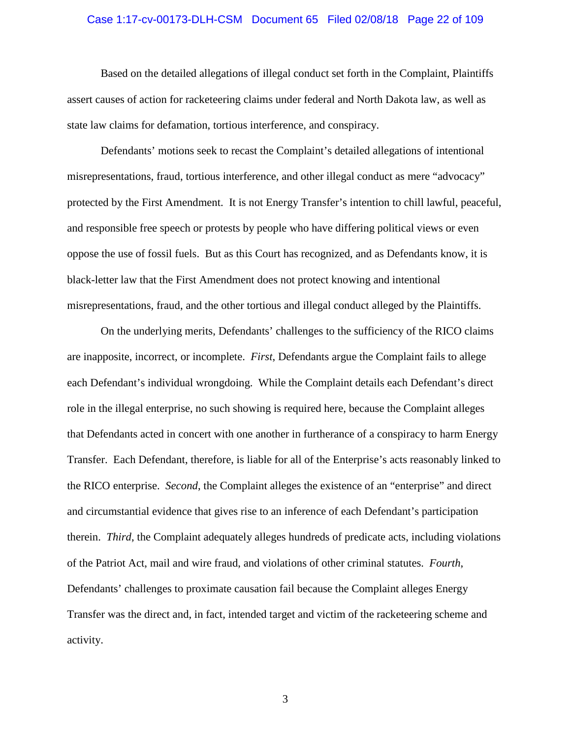Based on the detailed allegations of illegal conduct set forth in the Complaint, Plaintiffs assert causes of action for racketeering claims under federal and North Dakota law, as well as state law claims for defamation, tortious interference, and conspiracy.

Defendants' motions seek to recast the Complaint's detailed allegations of intentional misrepresentations, fraud, tortious interference, and other illegal conduct as mere "advocacy" protected by the First Amendment. It is not Energy Transfer's intention to chill lawful, peaceful, and responsible free speech or protests by people who have differing political views or even oppose the use of fossil fuels. But as this Court has recognized, and as Defendants know, it is black-letter law that the First Amendment does not protect knowing and intentional misrepresentations, fraud, and the other tortious and illegal conduct alleged by the Plaintiffs.

On the underlying merits, Defendants' challenges to the sufficiency of the RICO claims are inapposite, incorrect, or incomplete. *First*, Defendants argue the Complaint fails to allege each Defendant's individual wrongdoing. While the Complaint details each Defendant's direct role in the illegal enterprise, no such showing is required here, because the Complaint alleges that Defendants acted in concert with one another in furtherance of a conspiracy to harm Energy Transfer. Each Defendant, therefore, is liable for all of the Enterprise's acts reasonably linked to the RICO enterprise. *Second*, the Complaint alleges the existence of an "enterprise" and direct and circumstantial evidence that gives rise to an inference of each Defendant's participation therein. *Third*, the Complaint adequately alleges hundreds of predicate acts, including violations of the Patriot Act, mail and wire fraud, and violations of other criminal statutes. *Fourth*, Defendants' challenges to proximate causation fail because the Complaint alleges Energy Transfer was the direct and, in fact, intended target and victim of the racketeering scheme and activity.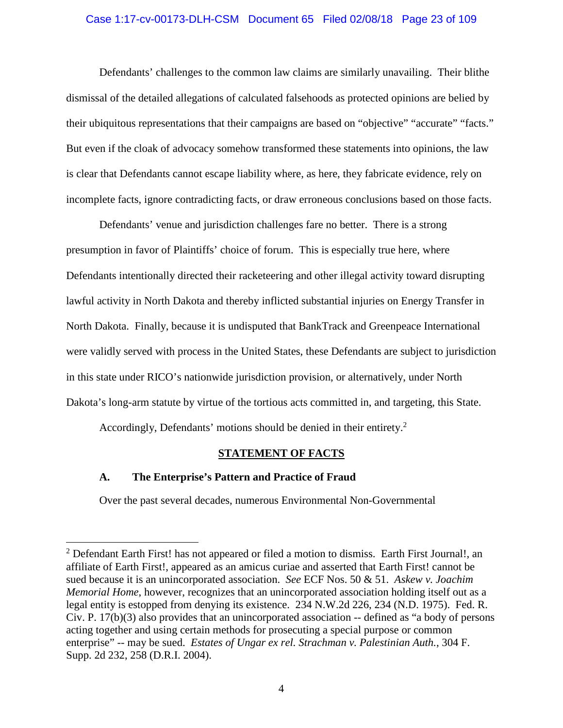Defendants' challenges to the common law claims are similarly unavailing. Their blithe dismissal of the detailed allegations of calculated falsehoods as protected opinions are belied by their ubiquitous representations that their campaigns are based on "objective" "accurate" "facts." But even if the cloak of advocacy somehow transformed these statements into opinions, the law is clear that Defendants cannot escape liability where, as here, they fabricate evidence, rely on incomplete facts, ignore contradicting facts, or draw erroneous conclusions based on those facts.

Defendants' venue and jurisdiction challenges fare no better. There is a strong presumption in favor of Plaintiffs' choice of forum. This is especially true here, where Defendants intentionally directed their racketeering and other illegal activity toward disrupting lawful activity in North Dakota and thereby inflicted substantial injuries on Energy Transfer in North Dakota. Finally, because it is undisputed that BankTrack and Greenpeace International were validly served with process in the United States, these Defendants are subject to jurisdiction in this state under RICO's nationwide jurisdiction provision, or alternatively, under North Dakota's long-arm statute by virtue of the tortious acts committed in, and targeting, this State.

Accordingly, Defendants' motions should be denied in their entirety.[2]

## STATEMENT OF FACTS

### A. The Enterprise's Pattern and Practice of Fraud

Over the past several decades, numerous Environmental Non-Governmental

---

[2] Defendant Earth First! has not appeared or filed a motion to dismiss. Earth First Journal!, an affiliate of Earth First!, appeared as an amicus curiae and asserted that Earth First! cannot be sued because it is an unincorporated association. *See* ECF Nos. 50 & 51. *Askew v. Joachim Memorial Home*, however, recognizes that an unincorporated association holding itself out as a legal entity is estopped from denying its existence. 234 N.W.2d 226, 234 (N.D. 1975). Fed. R. Civ. P. 17(b)(3) also provides that an unincorporated association -- defined as "a body of persons acting together and using certain methods for prosecuting a special purpose or common enterprise" -- may be sued. *Estates of Ungar ex rel. Strachman v. Palestinian Auth.*, 304 F. Supp. 2d 232, 258 (D.R.I. 2004).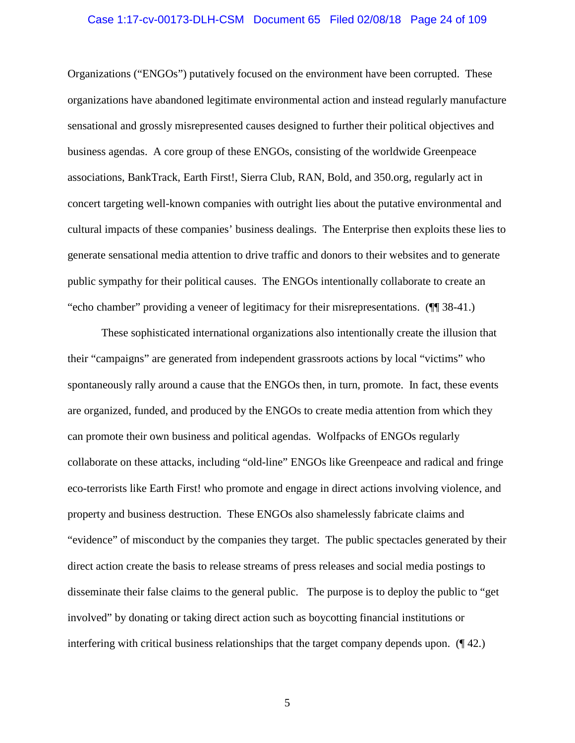Organizations ("ENGOs") putatively focused on the environment have been corrupted. These organizations have abandoned legitimate environmental action and instead regularly manufacture sensational and grossly misrepresented causes designed to further their political objectives and business agendas. A core group of these ENGOs, consisting of the worldwide Greenpeace associations, BankTrack, Earth First!, Sierra Club, RAN, Bold, and 350.org, regularly act in concert targeting well-known companies with outright lies about the putative environmental and cultural impacts of these companies' business dealings. The Enterprise then exploits these lies to generate sensational media attention to drive traffic and donors to their websites and to generate public sympathy for their political causes. The ENGOs intentionally collaborate to create an "echo chamber" providing a veneer of legitimacy for their misrepresentations. (¶¶ 38-41.)

These sophisticated international organizations also intentionally create the illusion that their "campaigns" are generated from independent grassroots actions by local "victims" who spontaneously rally around a cause that the ENGOs then, in turn, promote. In fact, these events are organized, funded, and produced by the ENGOs to create media attention from which they can promote their own business and political agendas. Wolfpacks of ENGOs regularly collaborate on these attacks, including "old-line" ENGOs like Greenpeace and radical and fringe eco-terrorists like Earth First! who promote and engage in direct actions involving violence, and property and business destruction. These ENGOs also shamelessly fabricate claims and "evidence" of misconduct by the companies they target. The public spectacles generated by their direct action create the basis to release streams of press releases and social media postings to disseminate their false claims to the general public. The purpose is to deploy the public to "get involved" by donating or taking direct action such as boycotting financial institutions or interfering with critical business relationships that the target company depends upon. (¶ 42.)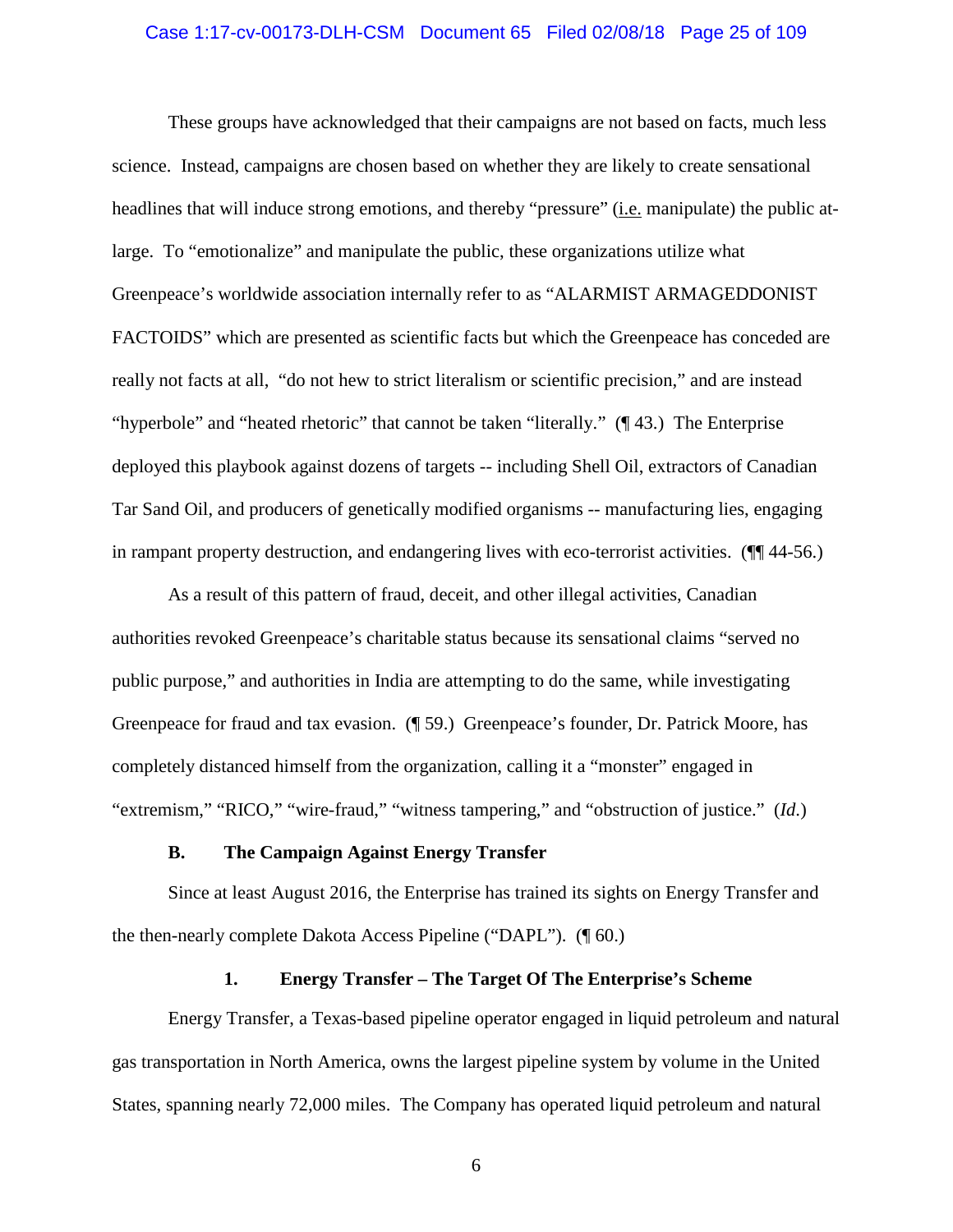These groups have acknowledged that their campaigns are not based on facts, much less science. Instead, campaigns are chosen based on whether they are likely to create sensational headlines that will induce strong emotions, and thereby "pressure" (i.e. manipulate) the public at-large. To "emotionalize" and manipulate the public, these organizations utilize what Greenpeace's worldwide association internally refer to as "ALARMIST ARMAGEDDONIST FACTOIDS" which are presented as scientific facts but which the Greenpeace has conceded are really not facts at all, "do not hew to strict literalism or scientific precision," and are instead "hyperbole" and "heated rhetoric" that cannot be taken "literally." (¶ 43.) The Enterprise deployed this playbook against dozens of targets -- including Shell Oil, extractors of Canadian Tar Sand Oil, and producers of genetically modified organisms -- manufacturing lies, engaging in rampant property destruction, and endangering lives with eco-terrorist activities. (¶¶ 44-56.)

As a result of this pattern of fraud, deceit, and other illegal activities, Canadian authorities revoked Greenpeace's charitable status because its sensational claims "served no public purpose," and authorities in India are attempting to do the same, while investigating Greenpeace for fraud and tax evasion. (¶ 59.) Greenpeace's founder, Dr. Patrick Moore, has completely distanced himself from the organization, calling it a "monster" engaged in "extremism," "RICO," "wire-fraud," "witness tampering," and "obstruction of justice." (*Id.*)

### B. The Campaign Against Energy Transfer

Since at least August 2016, the Enterprise has trained its sights on Energy Transfer and the then-nearly complete Dakota Access Pipeline ("DAPL"). (¶ 60.)

#### 1. Energy Transfer – The Target Of The Enterprise's Scheme

Energy Transfer, a Texas-based pipeline operator engaged in liquid petroleum and natural gas transportation in North America, owns the largest pipeline system by volume in the United States, spanning nearly 72,000 miles. The Company has operated liquid petroleum and natural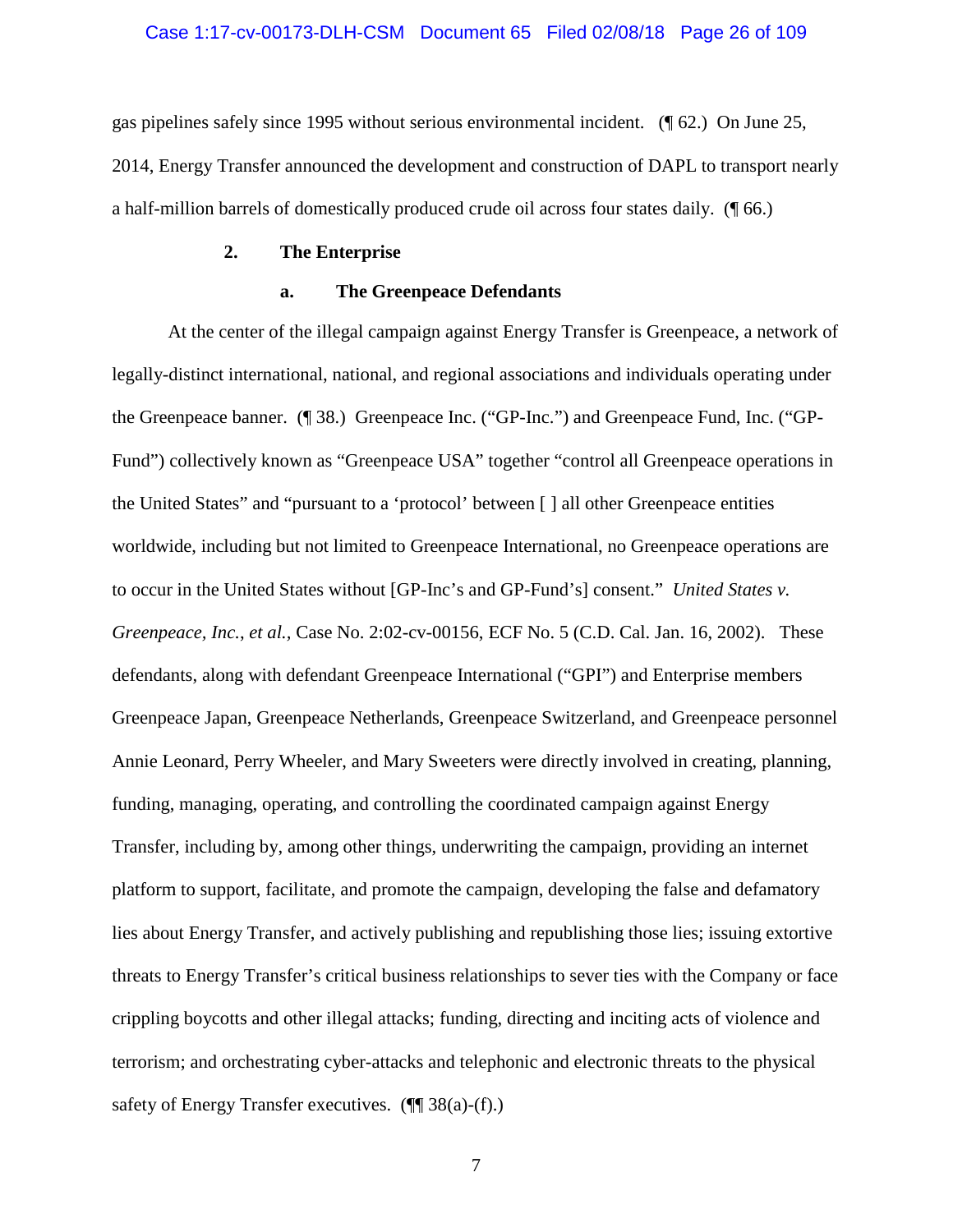gas pipelines safely since 1995 without serious environmental incident. (¶ 62.) On June 25, 2014, Energy Transfer announced the development and construction of DAPL to transport nearly a half-million barrels of domestically produced crude oil across four states daily. (¶ 66.)

### 2. The Enterprise

#### a. The Greenpeace Defendants

At the center of the illegal campaign against Energy Transfer is Greenpeace, a network of legally-distinct international, national, and regional associations and individuals operating under the Greenpeace banner. (¶ 38.) Greenpeace Inc. ("GP-Inc.") and Greenpeace Fund, Inc. ("GP-Fund") collectively known as "Greenpeace USA" together "control all Greenpeace operations in the United States" and "pursuant to a 'protocol' between [ ] all other Greenpeace entities worldwide, including but not limited to Greenpeace International, no Greenpeace operations are to occur in the United States without [GP-Inc's and GP-Fund's] consent." *United States v. Greenpeace, Inc., et al.*, Case No. 2:02-cv-00156, ECF No. 5 (C.D. Cal. Jan. 16, 2002). These defendants, along with defendant Greenpeace International ("GPI") and Enterprise members Greenpeace Japan, Greenpeace Netherlands, Greenpeace Switzerland, and Greenpeace personnel Annie Leonard, Perry Wheeler, and Mary Sweeters were directly involved in creating, planning, funding, managing, operating, and controlling the coordinated campaign against Energy Transfer, including by, among other things, underwriting the campaign, providing an internet platform to support, facilitate, and promote the campaign, developing the false and defamatory lies about Energy Transfer, and actively publishing and republishing those lies; issuing extortive threats to Energy Transfer's critical business relationships to sever ties with the Company or face crippling boycotts and other illegal attacks; funding, directing and inciting acts of violence and terrorism; and orchestrating cyber-attacks and telephonic and electronic threats to the physical safety of Energy Transfer executives. (¶¶ 38(a)-(f).)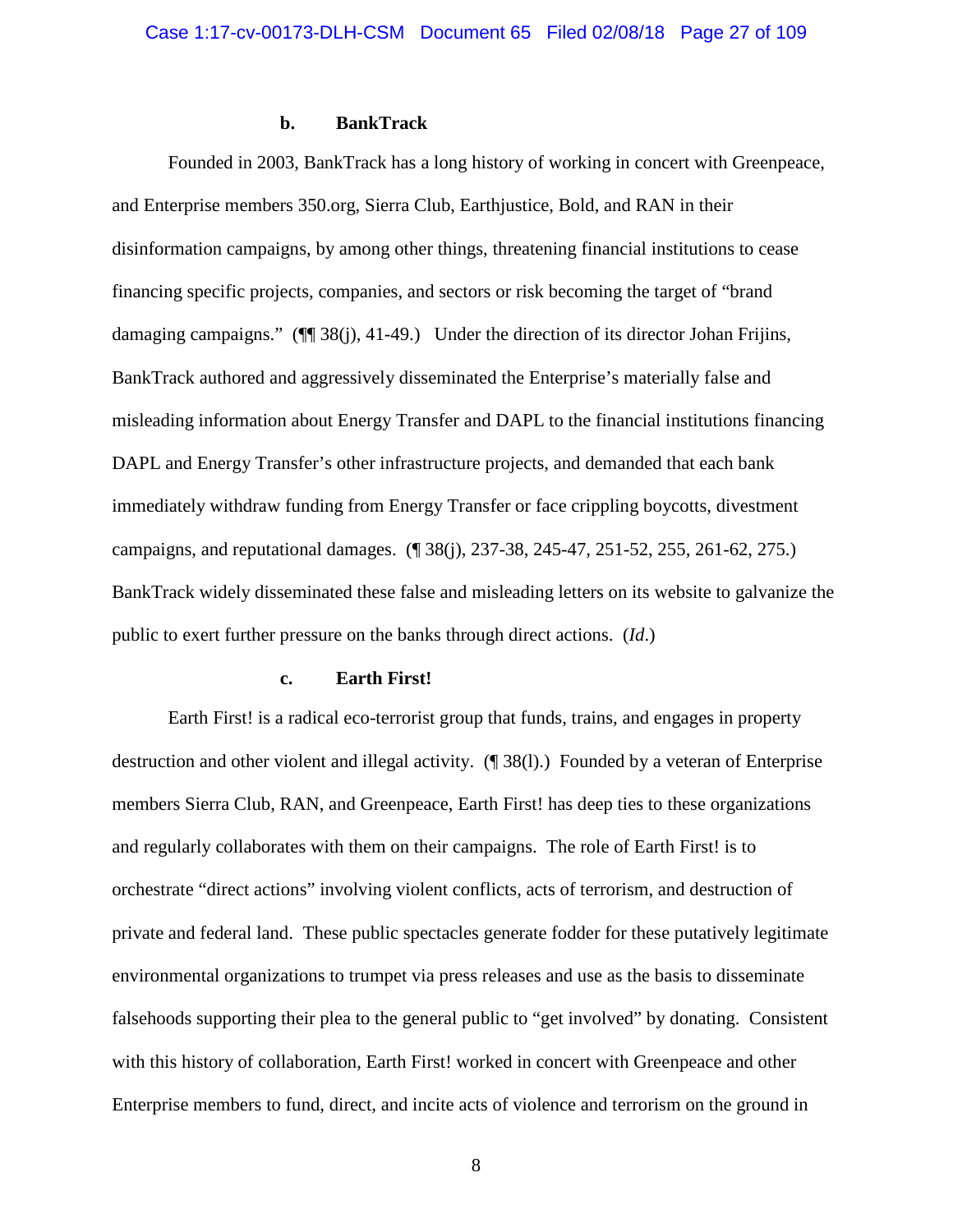### b. BankTrack

Founded in 2003, BankTrack has a long history of working in concert with Greenpeace, and Enterprise members 350.org, Sierra Club, Earthjustice, Bold, and RAN in their disinformation campaigns, by among other things, threatening financial institutions to cease financing specific projects, companies, and sectors or risk becoming the target of "brand damaging campaigns." (¶¶ 38(j), 41-49.) Under the direction of its director Johan Frijins, BankTrack authored and aggressively disseminated the Enterprise's materially false and misleading information about Energy Transfer and DAPL to the financial institutions financing DAPL and Energy Transfer's other infrastructure projects, and demanded that each bank immediately withdraw funding from Energy Transfer or face crippling boycotts, divestment campaigns, and reputational damages. (¶ 38(j), 237-38, 245-47, 251-52, 255, 261-62, 275.) BankTrack widely disseminated these false and misleading letters on its website to galvanize the public to exert further pressure on the banks through direct actions. (*Id*.)

### c. Earth First!

Earth First! is a radical eco-terrorist group that funds, trains, and engages in property destruction and other violent and illegal activity. (¶ 38(l).) Founded by a veteran of Enterprise members Sierra Club, RAN, and Greenpeace, Earth First! has deep ties to these organizations and regularly collaborates with them on their campaigns. The role of Earth First! is to orchestrate "direct actions" involving violent conflicts, acts of terrorism, and destruction of private and federal land. These public spectacles generate fodder for these putatively legitimate environmental organizations to trumpet via press releases and use as the basis to disseminate falsehoods supporting their plea to the general public to "get involved" by donating. Consistent with this history of collaboration, Earth First! worked in concert with Greenpeace and other Enterprise members to fund, direct, and incite acts of violence and terrorism on the ground in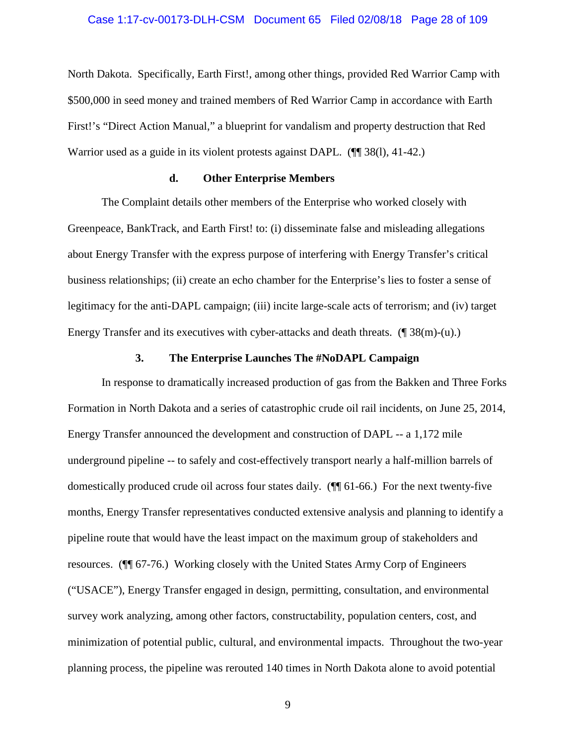North Dakota. Specifically, Earth First!, among other things, provided Red Warrior Camp with $500,000 in seed money and trained members of Red Warrior Camp in accordance with Earth First!'s "Direct Action Manual," a blueprint for vandalism and property destruction that Red Warrior used as a guide in its violent protests against DAPL. (¶¶ 38(l), 41-42.)

#### d. Other Enterprise Members

The Complaint details other members of the Enterprise who worked closely with Greenpeace, BankTrack, and Earth First! to: (i) disseminate false and misleading allegations about Energy Transfer with the express purpose of interfering with Energy Transfer's critical business relationships; (ii) create an echo chamber for the Enterprise's lies to foster a sense of legitimacy for the anti-DAPL campaign; (iii) incite large-scale acts of terrorism; and (iv) target Energy Transfer and its executives with cyber-attacks and death threats. (¶ 38(m)-(u).)

### 3. The Enterprise Launches The #NoDAPL Campaign

In response to dramatically increased production of gas from the Bakken and Three Forks Formation in North Dakota and a series of catastrophic crude oil rail incidents, on June 25, 2014, Energy Transfer announced the development and construction of DAPL -- a 1,172 mile underground pipeline -- to safely and cost-effectively transport nearly a half-million barrels of domestically produced crude oil across four states daily. (¶¶ 61-66.) For the next twenty-five months, Energy Transfer representatives conducted extensive analysis and planning to identify a pipeline route that would have the least impact on the maximum group of stakeholders and resources. (¶¶ 67-76.) Working closely with the United States Army Corp of Engineers ("USACE"), Energy Transfer engaged in design, permitting, consultation, and environmental survey work analyzing, among other factors, constructability, population centers, cost, and minimization of potential public, cultural, and environmental impacts. Throughout the two-year planning process, the pipeline was rerouted 140 times in North Dakota alone to avoid potential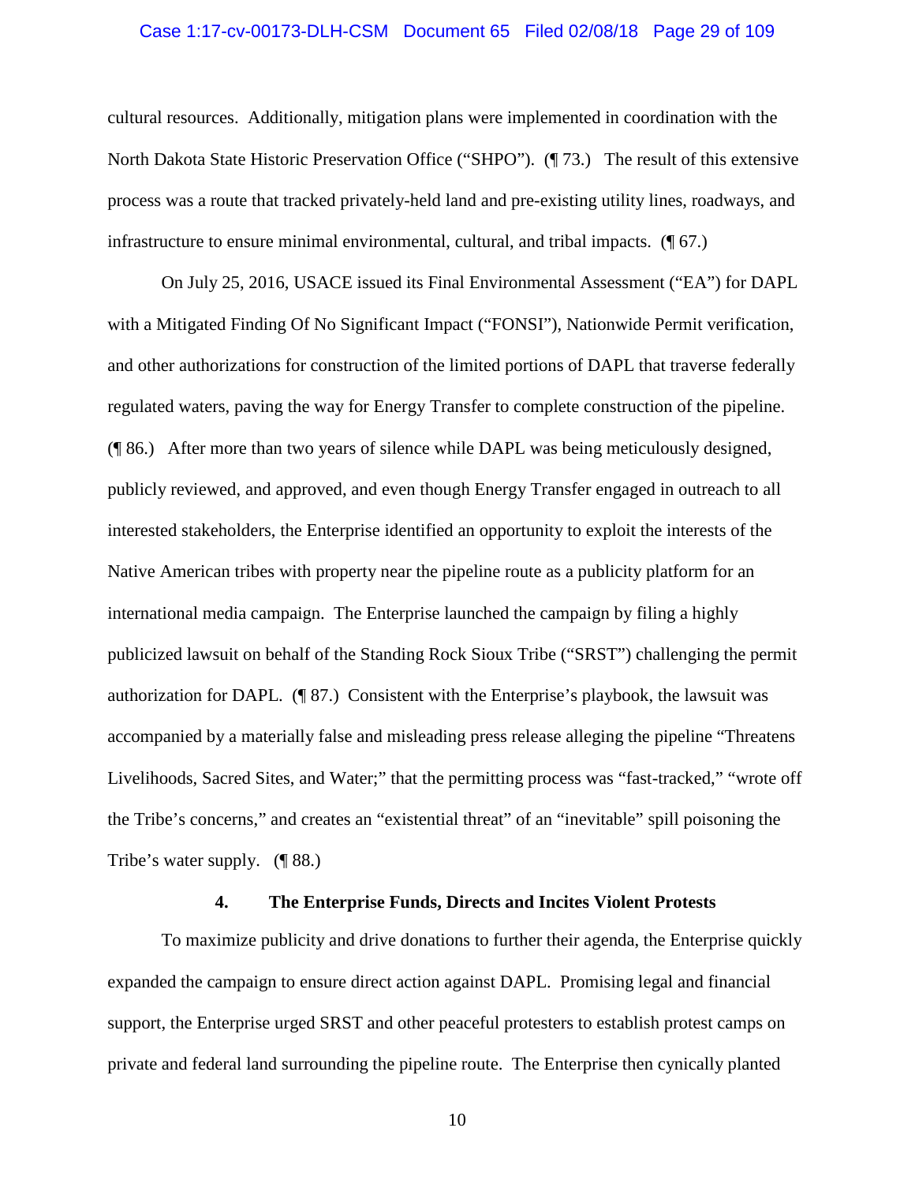cultural resources. Additionally, mitigation plans were implemented in coordination with the North Dakota State Historic Preservation Office ("SHPO"). (¶ 73.) The result of this extensive process was a route that tracked privately-held land and pre-existing utility lines, roadways, and infrastructure to ensure minimal environmental, cultural, and tribal impacts. (¶ 67.)

On July 25, 2016, USACE issued its Final Environmental Assessment ("EA") for DAPL with a Mitigated Finding Of No Significant Impact ("FONSI"), Nationwide Permit verification, and other authorizations for construction of the limited portions of DAPL that traverse federally regulated waters, paving the way for Energy Transfer to complete construction of the pipeline. (¶ 86.) After more than two years of silence while DAPL was being meticulously designed, publicly reviewed, and approved, and even though Energy Transfer engaged in outreach to all interested stakeholders, the Enterprise identified an opportunity to exploit the interests of the Native American tribes with property near the pipeline route as a publicity platform for an international media campaign. The Enterprise launched the campaign by filing a highly publicized lawsuit on behalf of the Standing Rock Sioux Tribe ("SRST") challenging the permit authorization for DAPL. (¶ 87.) Consistent with the Enterprise's playbook, the lawsuit was accompanied by a materially false and misleading press release alleging the pipeline "Threatens Livelihoods, Sacred Sites, and Water;" that the permitting process was "fast-tracked," "wrote off the Tribe's concerns," and creates an "existential threat" of an "inevitable" spill poisoning the Tribe's water supply. (¶ 88.)

#### 4. The Enterprise Funds, Directs and Incites Violent Protests

To maximize publicity and drive donations to further their agenda, the Enterprise quickly expanded the campaign to ensure direct action against DAPL. Promising legal and financial support, the Enterprise urged SRST and other peaceful protesters to establish protest camps on private and federal land surrounding the pipeline route. The Enterprise then cynically planted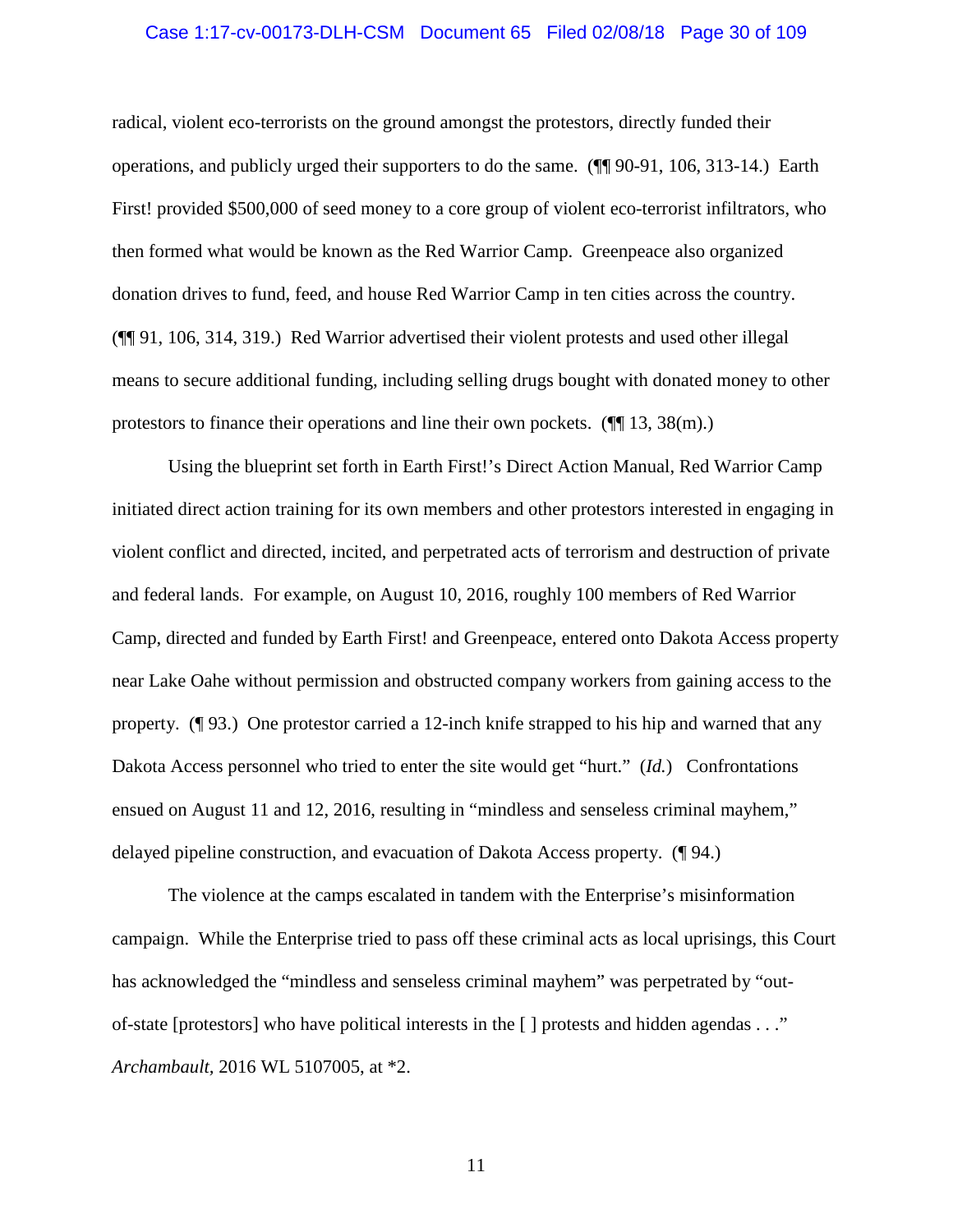radical, violent eco-terrorists on the ground amongst the protestors, directly funded their operations, and publicly urged their supporters to do the same. (¶¶ 90-91, 106, 313-14.) Earth First! provided $500,000 of seed money to a core group of violent eco-terrorist infiltrators, who then formed what would be known as the Red Warrior Camp. Greenpeace also organized donation drives to fund, feed, and house Red Warrior Camp in ten cities across the country. (¶¶ 91, 106, 314, 319.) Red Warrior advertised their violent protests and used other illegal means to secure additional funding, including selling drugs bought with donated money to other protestors to finance their operations and line their own pockets. (¶¶ 13, 38(m).)

Using the blueprint set forth in Earth First!'s Direct Action Manual, Red Warrior Camp initiated direct action training for its own members and other protestors interested in engaging in violent conflict and directed, incited, and perpetrated acts of terrorism and destruction of private and federal lands. For example, on August 10, 2016, roughly 100 members of Red Warrior Camp, directed and funded by Earth First! and Greenpeace, entered onto Dakota Access property near Lake Oahe without permission and obstructed company workers from gaining access to the property. (¶ 93.) One protestor carried a 12-inch knife strapped to his hip and warned that any Dakota Access personnel who tried to enter the site would get "hurt." (*Id.*) Confrontations ensued on August 11 and 12, 2016, resulting in "mindless and senseless criminal mayhem," delayed pipeline construction, and evacuation of Dakota Access property. (¶ 94.)

The violence at the camps escalated in tandem with the Enterprise's misinformation campaign. While the Enterprise tried to pass off these criminal acts as local uprisings, this Court has acknowledged the "mindless and senseless criminal mayhem" was perpetrated by "out-of-state [protestors] who have political interests in the [ ] protests and hidden agendas . . ." *Archambault*, 2016 WL 5107005, at *2.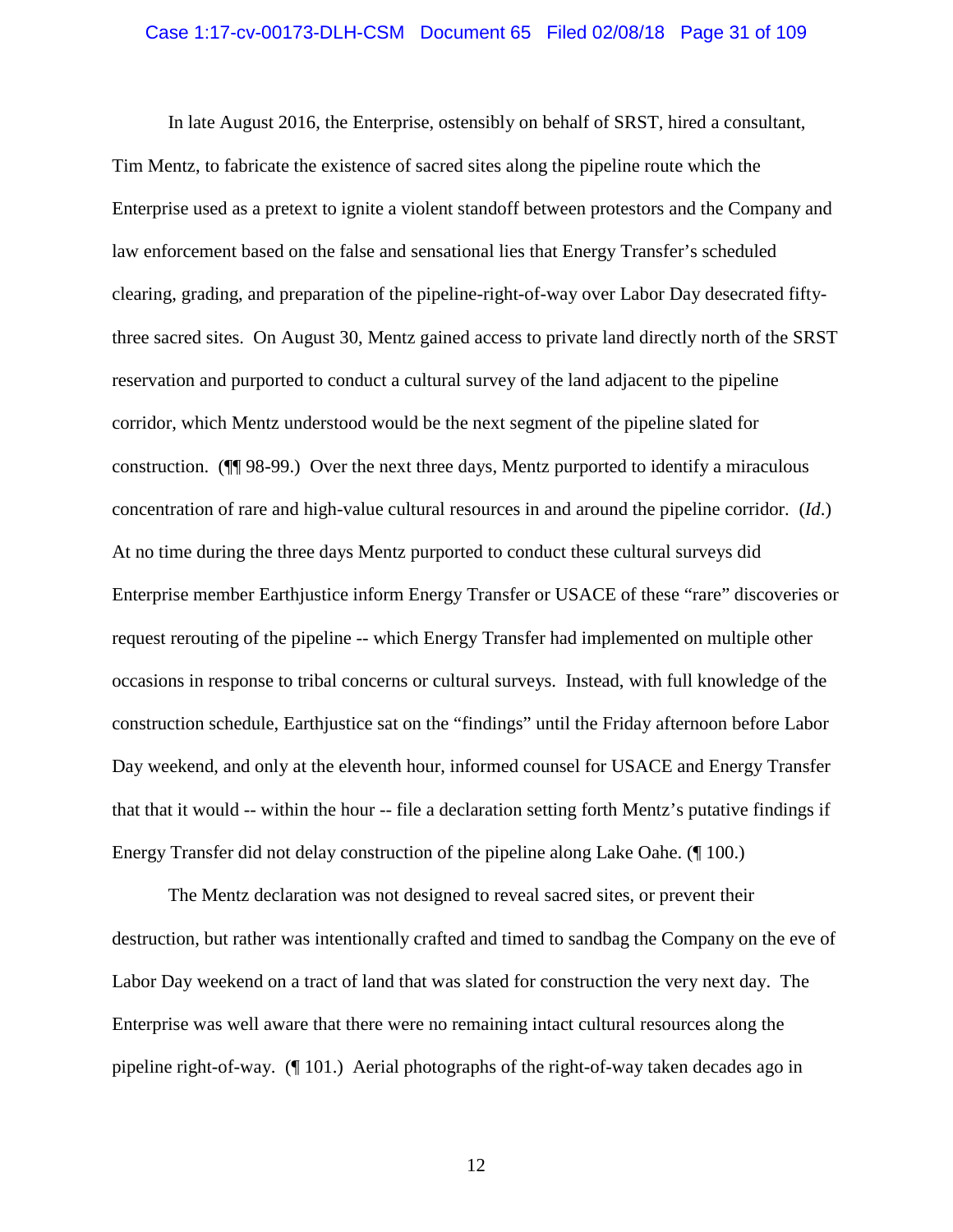In late August 2016, the Enterprise, ostensibly on behalf of SRST, hired a consultant, Tim Mentz, to fabricate the existence of sacred sites along the pipeline route which the Enterprise used as a pretext to ignite a violent standoff between protestors and the Company and law enforcement based on the false and sensational lies that Energy Transfer's scheduled clearing, grading, and preparation of the pipeline-right-of-way over Labor Day desecrated fifty-three sacred sites. On August 30, Mentz gained access to private land directly north of the SRST reservation and purported to conduct a cultural survey of the land adjacent to the pipeline corridor, which Mentz understood would be the next segment of the pipeline slated for construction. (¶¶ 98-99.) Over the next three days, Mentz purported to identify a miraculous concentration of rare and high-value cultural resources in and around the pipeline corridor. (*Id*.) At no time during the three days Mentz purported to conduct these cultural surveys did Enterprise member Earthjustice inform Energy Transfer or USACE of these "rare" discoveries or request rerouting of the pipeline -- which Energy Transfer had implemented on multiple other occasions in response to tribal concerns or cultural surveys. Instead, with full knowledge of the construction schedule, Earthjustice sat on the "findings" until the Friday afternoon before Labor Day weekend, and only at the eleventh hour, informed counsel for USACE and Energy Transfer that that it would -- within the hour -- file a declaration setting forth Mentz's putative findings if Energy Transfer did not delay construction of the pipeline along Lake Oahe. (¶ 100.)

The Mentz declaration was not designed to reveal sacred sites, or prevent their destruction, but rather was intentionally crafted and timed to sandbag the Company on the eve of Labor Day weekend on a tract of land that was slated for construction the very next day. The Enterprise was well aware that there were no remaining intact cultural resources along the pipeline right-of-way. (¶ 101.) Aerial photographs of the right-of-way taken decades ago in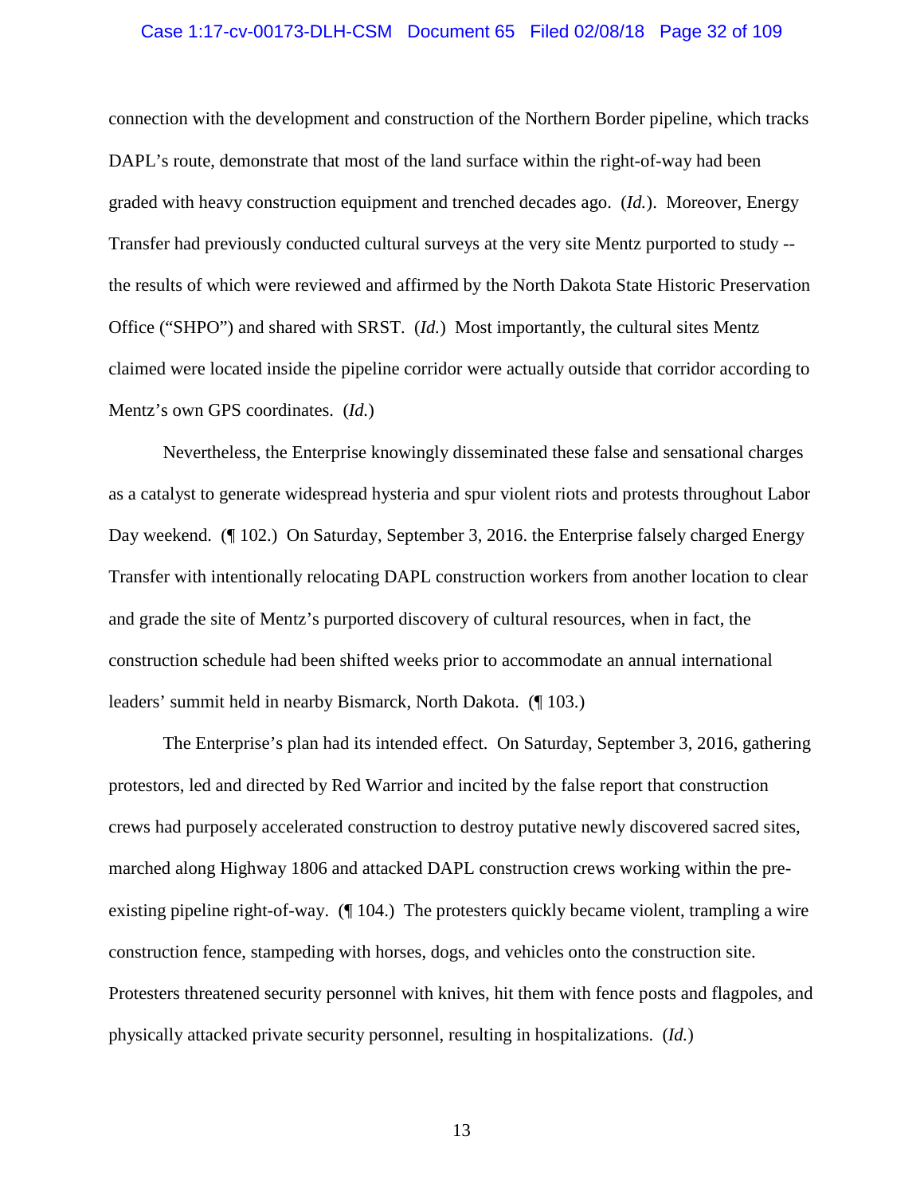connection with the development and construction of the Northern Border pipeline, which tracks DAPL's route, demonstrate that most of the land surface within the right-of-way had been graded with heavy construction equipment and trenched decades ago. (*Id.*). Moreover, Energy Transfer had previously conducted cultural surveys at the very site Mentz purported to study -- the results of which were reviewed and affirmed by the North Dakota State Historic Preservation Office ("SHPO") and shared with SRST. (*Id.*) Most importantly, the cultural sites Mentz claimed were located inside the pipeline corridor were actually outside that corridor according to Mentz's own GPS coordinates. (*Id.*)

Nevertheless, the Enterprise knowingly disseminated these false and sensational charges as a catalyst to generate widespread hysteria and spur violent riots and protests throughout Labor Day weekend. (¶ 102.) On Saturday, September 3, 2016. the Enterprise falsely charged Energy Transfer with intentionally relocating DAPL construction workers from another location to clear and grade the site of Mentz's purported discovery of cultural resources, when in fact, the construction schedule had been shifted weeks prior to accommodate an annual international leaders' summit held in nearby Bismarck, North Dakota. (¶ 103.)

The Enterprise's plan had its intended effect. On Saturday, September 3, 2016, gathering protestors, led and directed by Red Warrior and incited by the false report that construction crews had purposely accelerated construction to destroy putative newly discovered sacred sites, marched along Highway 1806 and attacked DAPL construction crews working within the pre-existing pipeline right-of-way. (¶ 104.) The protesters quickly became violent, trampling a wire construction fence, stampeding with horses, dogs, and vehicles onto the construction site. Protesters threatened security personnel with knives, hit them with fence posts and flagpoles, and physically attacked private security personnel, resulting in hospitalizations. (*Id.*)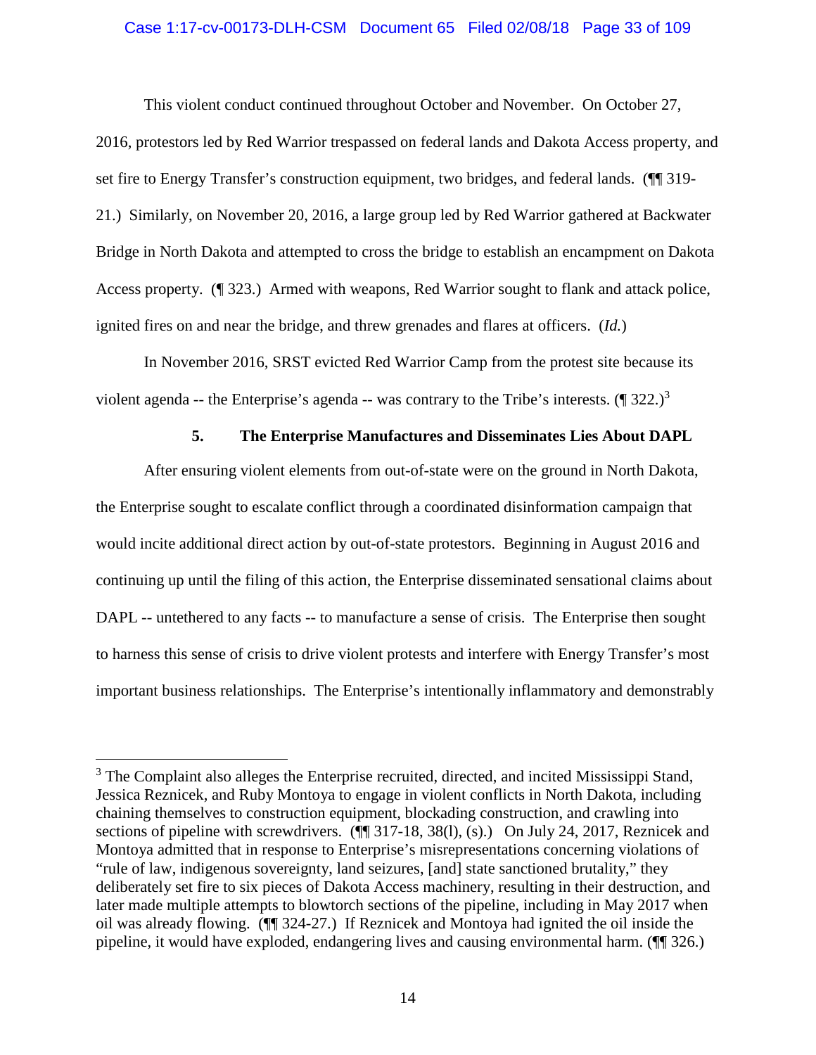This violent conduct continued throughout October and November. On October 27, 2016, protestors led by Red Warrior trespassed on federal lands and Dakota Access property, and set fire to Energy Transfer's construction equipment, two bridges, and federal lands. (¶¶ 319-21.) Similarly, on November 20, 2016, a large group led by Red Warrior gathered at Backwater Bridge in North Dakota and attempted to cross the bridge to establish an encampment on Dakota Access property. (¶ 323.) Armed with weapons, Red Warrior sought to flank and attack police, ignited fires on and near the bridge, and threw grenades and flares at officers. (*Id.*)

In November 2016, SRST evicted Red Warrior Camp from the protest site because its violent agenda -- the Enterprise's agenda -- was contrary to the Tribe's interests. (¶ 322.)[3]

### 5. The Enterprise Manufactures and Disseminates Lies About DAPL

After ensuring violent elements from out-of-state were on the ground in North Dakota, the Enterprise sought to escalate conflict through a coordinated disinformation campaign that would incite additional direct action by out-of-state protestors. Beginning in August 2016 and continuing up until the filing of this action, the Enterprise disseminated sensational claims about DAPL -- untethered to any facts -- to manufacture a sense of crisis. The Enterprise then sought to harness this sense of crisis to drive violent protests and interfere with Energy Transfer's most important business relationships. The Enterprise's intentionally inflammatory and demonstrably

---

[3] The Complaint also alleges the Enterprise recruited, directed, and incited Mississippi Stand, Jessica Reznicek, and Ruby Montoya to engage in violent conflicts in North Dakota, including chaining themselves to construction equipment, blockading construction, and crawling into sections of pipeline with screwdrivers. (¶¶ 317-18, 38(l), (s).) On July 24, 2017, Reznicek and Montoya admitted that in response to Enterprise's misrepresentations concerning violations of "rule of law, indigenous sovereignty, land seizures, [and] state sanctioned brutality," they deliberately set fire to six pieces of Dakota Access machinery, resulting in their destruction, and later made multiple attempts to blowtorch sections of the pipeline, including in May 2017 when oil was already flowing. (¶¶ 324-27.) If Reznicek and Montoya had ignited the oil inside the pipeline, it would have exploded, endangering lives and causing environmental harm. (¶¶ 326.)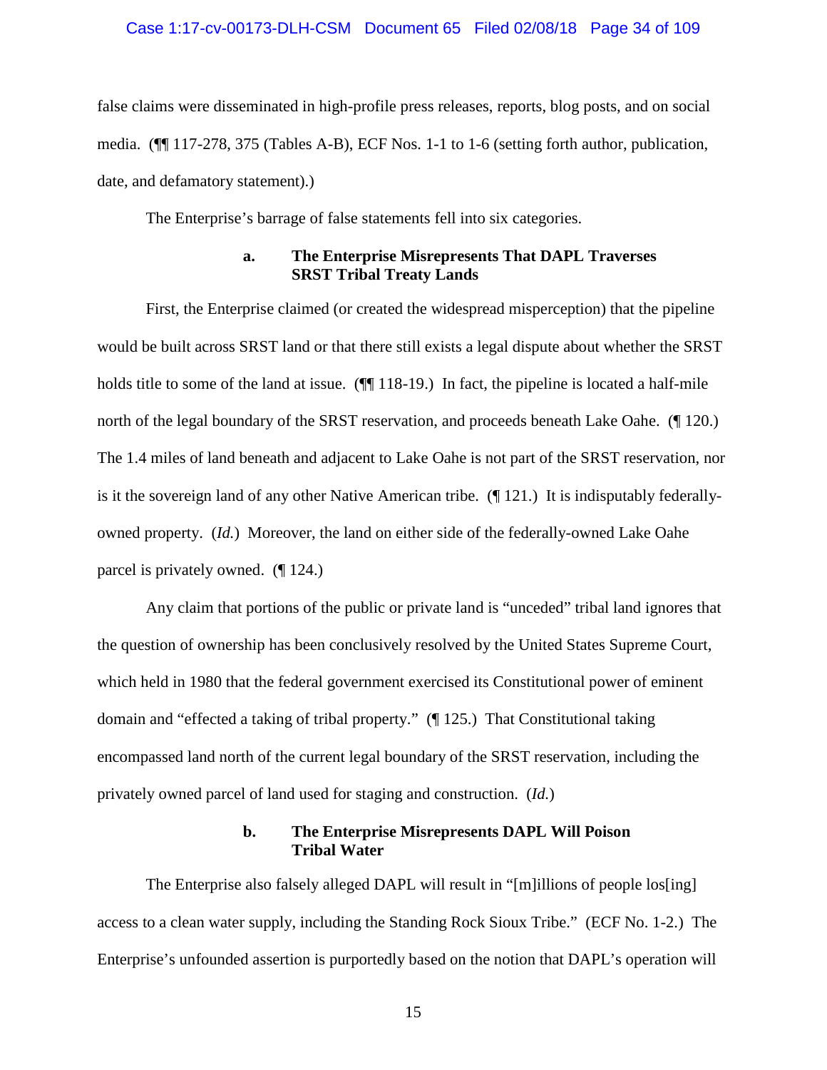false claims were disseminated in high-profile press releases, reports, blog posts, and on social media. (¶¶ 117-278, 375 (Tables A-B), ECF Nos. 1-1 to 1-6 (setting forth author, publication, date, and defamatory statement).)

The Enterprise's barrage of false statements fell into six categories.

**a. The Enterprise Misrepresents That DAPL Traverses SRST Tribal Treaty Lands**

First, the Enterprise claimed (or created the widespread misperception) that the pipeline would be built across SRST land or that there still exists a legal dispute about whether the SRST holds title to some of the land at issue. (¶¶ 118-19.) In fact, the pipeline is located a half-mile north of the legal boundary of the SRST reservation, and proceeds beneath Lake Oahe. (¶ 120.) The 1.4 miles of land beneath and adjacent to Lake Oahe is not part of the SRST reservation, nor is it the sovereign land of any other Native American tribe. (¶ 121.) It is indisputably federally-owned property. (*Id.*) Moreover, the land on either side of the federally-owned Lake Oahe parcel is privately owned. (¶ 124.)

Any claim that portions of the public or private land is "unceded" tribal land ignores that the question of ownership has been conclusively resolved by the United States Supreme Court, which held in 1980 that the federal government exercised its Constitutional power of eminent domain and "effected a taking of tribal property." (¶ 125.) That Constitutional taking encompassed land north of the current legal boundary of the SRST reservation, including the privately owned parcel of land used for staging and construction. (*Id.*)

**b. The Enterprise Misrepresents DAPL Will Poison Tribal Water**

The Enterprise also falsely alleged DAPL will result in "[m]illions of people los[ing] access to a clean water supply, including the Standing Rock Sioux Tribe." (ECF No. 1-2.) The Enterprise's unfounded assertion is purportedly based on the notion that DAPL's operation will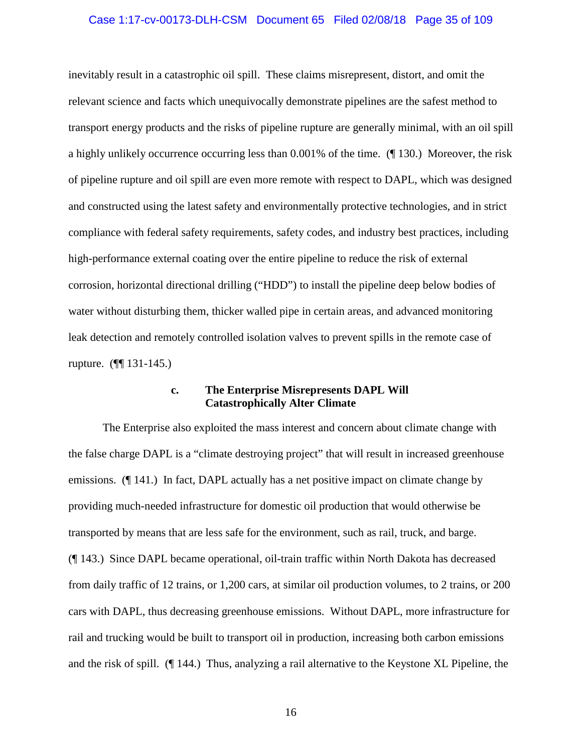inevitably result in a catastrophic oil spill. These claims misrepresent, distort, and omit the relevant science and facts which unequivocally demonstrate pipelines are the safest method to transport energy products and the risks of pipeline rupture are generally minimal, with an oil spill a highly unlikely occurrence occurring less than 0.001% of the time. (¶ 130.) Moreover, the risk of pipeline rupture and oil spill are even more remote with respect to DAPL, which was designed and constructed using the latest safety and environmentally protective technologies, and in strict compliance with federal safety requirements, safety codes, and industry best practices, including high-performance external coating over the entire pipeline to reduce the risk of external corrosion, horizontal directional drilling ("HDD") to install the pipeline deep below bodies of water without disturbing them, thicker walled pipe in certain areas, and advanced monitoring leak detection and remotely controlled isolation valves to prevent spills in the remote case of rupture. (¶¶ 131-145.)

#### c. The Enterprise Misrepresents DAPL Will Catastrophically Alter Climate

The Enterprise also exploited the mass interest and concern about climate change with the false charge DAPL is a "climate destroying project" that will result in increased greenhouse emissions. (¶ 141.) In fact, DAPL actually has a net positive impact on climate change by providing much-needed infrastructure for domestic oil production that would otherwise be transported by means that are less safe for the environment, such as rail, truck, and barge. (¶ 143.) Since DAPL became operational, oil-train traffic within North Dakota has decreased from daily traffic of 12 trains, or 1,200 cars, at similar oil production volumes, to 2 trains, or 200 cars with DAPL, thus decreasing greenhouse emissions. Without DAPL, more infrastructure for rail and trucking would be built to transport oil in production, increasing both carbon emissions and the risk of spill. (¶ 144.) Thus, analyzing a rail alternative to the Keystone XL Pipeline, the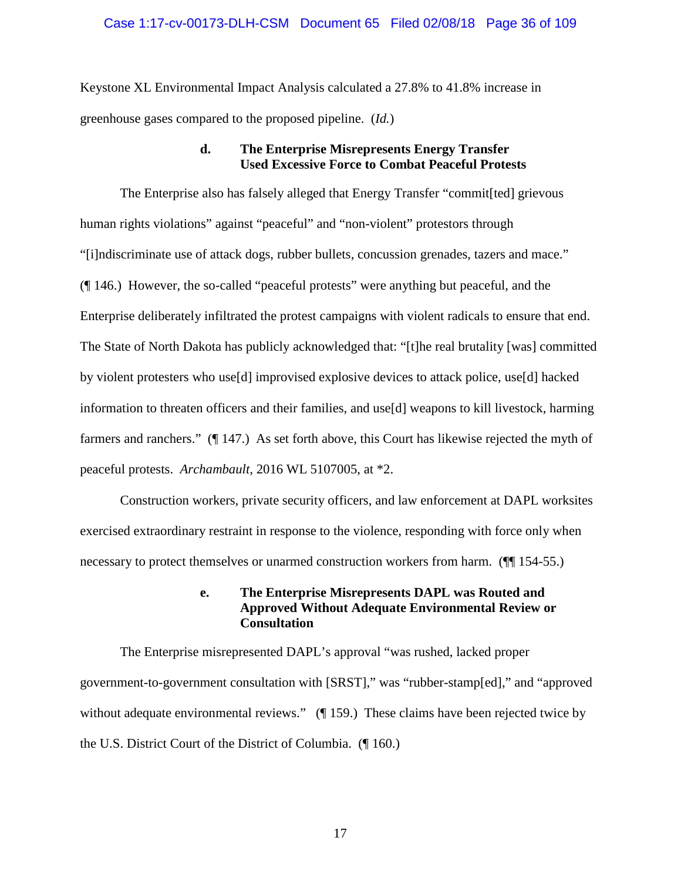Keystone XL Environmental Impact Analysis calculated a 27.8% to 41.8% increase in greenhouse gases compared to the proposed pipeline. (*Id.*)

**d. The Enterprise Misrepresents Energy Transfer Used Excessive Force to Combat Peaceful Protests**

The Enterprise also has falsely alleged that Energy Transfer "commit[ted] grievous human rights violations" against "peaceful" and "non-violent" protestors through "[i]ndiscriminate use of attack dogs, rubber bullets, concussion grenades, tazers and mace." (¶ 146.) However, the so-called "peaceful protests" were anything but peaceful, and the Enterprise deliberately infiltrated the protest campaigns with violent radicals to ensure that end. The State of North Dakota has publicly acknowledged that: "[t]he real brutality [was] committed by violent protesters who use[d] improvised explosive devices to attack police, use[d] hacked information to threaten officers and their families, and use[d] weapons to kill livestock, harming farmers and ranchers." (¶ 147.) As set forth above, this Court has likewise rejected the myth of peaceful protests. *Archambault*, 2016 WL 5107005, at *2.

Construction workers, private security officers, and law enforcement at DAPL worksites exercised extraordinary restraint in response to the violence, responding with force only when necessary to protect themselves or unarmed construction workers from harm. (¶¶ 154-55.)

**e. The Enterprise Misrepresents DAPL was Routed and Approved Without Adequate Environmental Review or Consultation**

The Enterprise misrepresented DAPL's approval "was rushed, lacked proper government-to-government consultation with [SRST]," was "rubber-stamp[ed]," and "approved without adequate environmental reviews." (¶ 159.) These claims have been rejected twice by the U.S. District Court of the District of Columbia. (¶ 160.)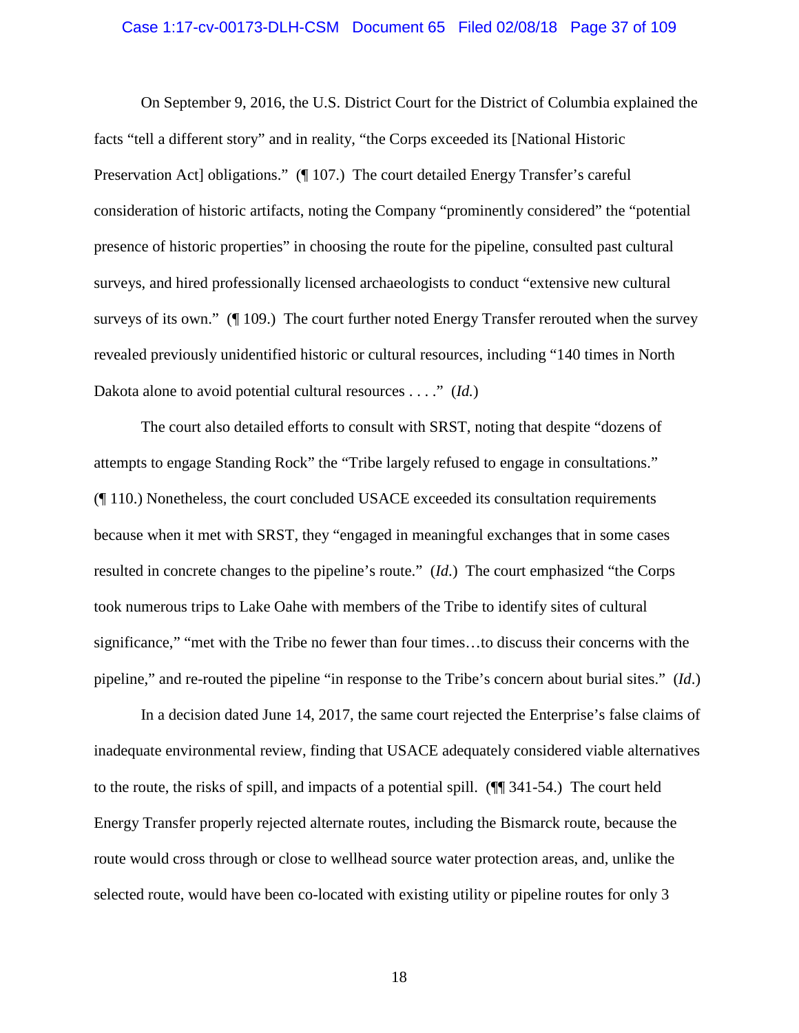On September 9, 2016, the U.S. District Court for the District of Columbia explained the facts "tell a different story" and in reality, "the Corps exceeded its [National Historic Preservation Act] obligations." (¶ 107.) The court detailed Energy Transfer's careful consideration of historic artifacts, noting the Company "prominently considered" the "potential presence of historic properties" in choosing the route for the pipeline, consulted past cultural surveys, and hired professionally licensed archaeologists to conduct "extensive new cultural surveys of its own." (¶ 109.) The court further noted Energy Transfer rerouted when the survey revealed previously unidentified historic or cultural resources, including "140 times in North Dakota alone to avoid potential cultural resources . . . ." (*Id.*)

The court also detailed efforts to consult with SRST, noting that despite "dozens of attempts to engage Standing Rock" the "Tribe largely refused to engage in consultations." (¶ 110.) Nonetheless, the court concluded USACE exceeded its consultation requirements because when it met with SRST, they "engaged in meaningful exchanges that in some cases resulted in concrete changes to the pipeline's route." (*Id.*) The court emphasized "the Corps took numerous trips to Lake Oahe with members of the Tribe to identify sites of cultural significance," "met with the Tribe no fewer than four times…to discuss their concerns with the pipeline," and re-routed the pipeline "in response to the Tribe's concern about burial sites." (*Id*.)

In a decision dated June 14, 2017, the same court rejected the Enterprise's false claims of inadequate environmental review, finding that USACE adequately considered viable alternatives to the route, the risks of spill, and impacts of a potential spill. (¶¶ 341-54.) The court held Energy Transfer properly rejected alternate routes, including the Bismarck route, because the route would cross through or close to wellhead source water protection areas, and, unlike the selected route, would have been co-located with existing utility or pipeline routes for only 3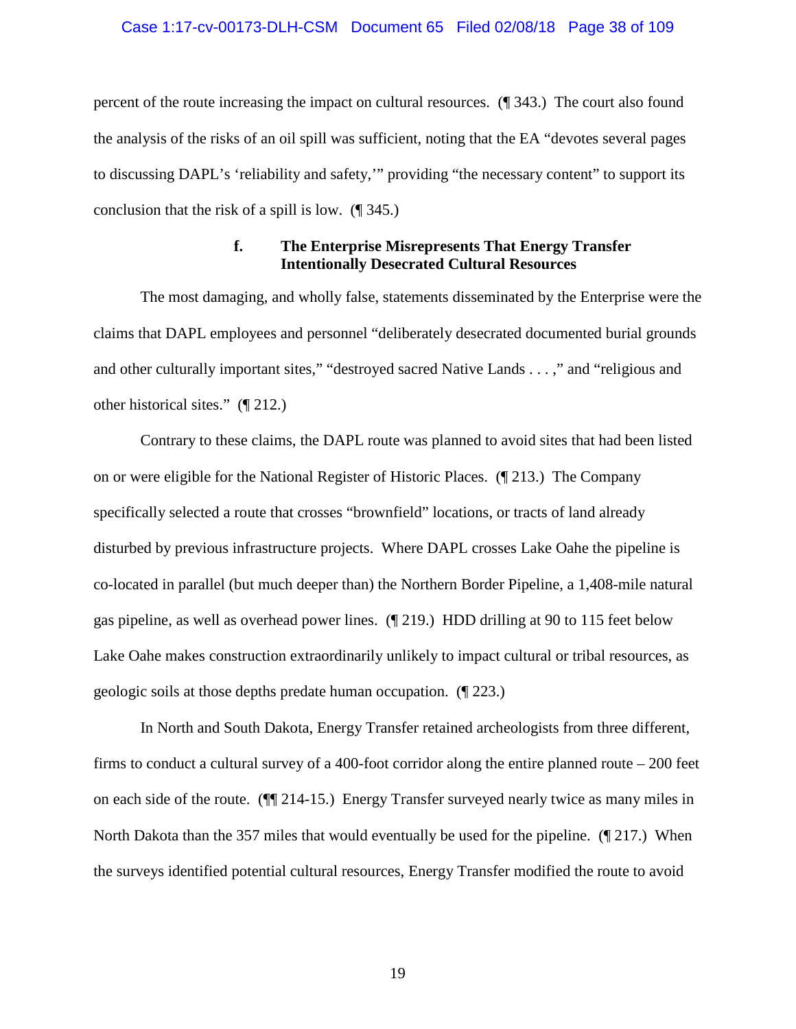percent of the route increasing the impact on cultural resources. (¶ 343.) The court also found the analysis of the risks of an oil spill was sufficient, noting that the EA "devotes several pages to discussing DAPL's 'reliability and safety,'" providing "the necessary content" to support its conclusion that the risk of a spill is low. (¶ 345.)

#### f. The Enterprise Misrepresents That Energy Transfer Intentionally Desecrated Cultural Resources

The most damaging, and wholly false, statements disseminated by the Enterprise were the claims that DAPL employees and personnel "deliberately desecrated documented burial grounds and other culturally important sites," "destroyed sacred Native Lands . . . ," and "religious and other historical sites." (¶ 212.)

Contrary to these claims, the DAPL route was planned to avoid sites that had been listed on or were eligible for the National Register of Historic Places. (¶ 213.) The Company specifically selected a route that crosses "brownfield" locations, or tracts of land already disturbed by previous infrastructure projects. Where DAPL crosses Lake Oahe the pipeline is co-located in parallel (but much deeper than) the Northern Border Pipeline, a 1,408-mile natural gas pipeline, as well as overhead power lines. (¶ 219.) HDD drilling at 90 to 115 feet below Lake Oahe makes construction extraordinarily unlikely to impact cultural or tribal resources, as geologic soils at those depths predate human occupation. (¶ 223.)

In North and South Dakota, Energy Transfer retained archeologists from three different, firms to conduct a cultural survey of a 400-foot corridor along the entire planned route – 200 feet on each side of the route. (¶¶ 214-15.) Energy Transfer surveyed nearly twice as many miles in North Dakota than the 357 miles that would eventually be used for the pipeline. (¶ 217.) When the surveys identified potential cultural resources, Energy Transfer modified the route to avoid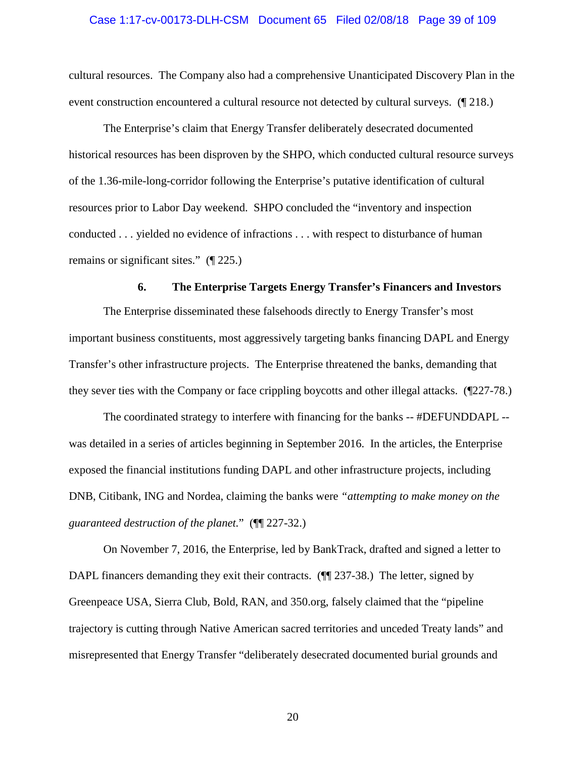cultural resources. The Company also had a comprehensive Unanticipated Discovery Plan in the event construction encountered a cultural resource not detected by cultural surveys. (¶ 218.)

The Enterprise's claim that Energy Transfer deliberately desecrated documented historical resources has been disproven by the SHPO, which conducted cultural resource surveys of the 1.36-mile-long-corridor following the Enterprise's putative identification of cultural resources prior to Labor Day weekend. SHPO concluded the "inventory and inspection conducted . . . yielded no evidence of infractions . . . with respect to disturbance of human remains or significant sites." (¶ 225.)

### 6. The Enterprise Targets Energy Transfer's Financers and Investors

The Enterprise disseminated these falsehoods directly to Energy Transfer's most important business constituents, most aggressively targeting banks financing DAPL and Energy Transfer's other infrastructure projects. The Enterprise threatened the banks, demanding that they sever ties with the Company or face crippling boycotts and other illegal attacks. (¶227-78.)

The coordinated strategy to interfere with financing for the banks -- #DEFUNDDAPL -- was detailed in a series of articles beginning in September 2016. In the articles, the Enterprise exposed the financial institutions funding DAPL and other infrastructure projects, including DNB, Citibank, ING and Nordea, claiming the banks were *"attempting to make money on the guaranteed destruction of the planet.*" (¶¶ 227-32.)

On November 7, 2016, the Enterprise, led by BankTrack, drafted and signed a letter to DAPL financers demanding they exit their contracts. (¶¶ 237-38.) The letter, signed by Greenpeace USA, Sierra Club, Bold, RAN, and 350.org, falsely claimed that the "pipeline trajectory is cutting through Native American sacred territories and unceded Treaty lands" and misrepresented that Energy Transfer "deliberately desecrated documented burial grounds and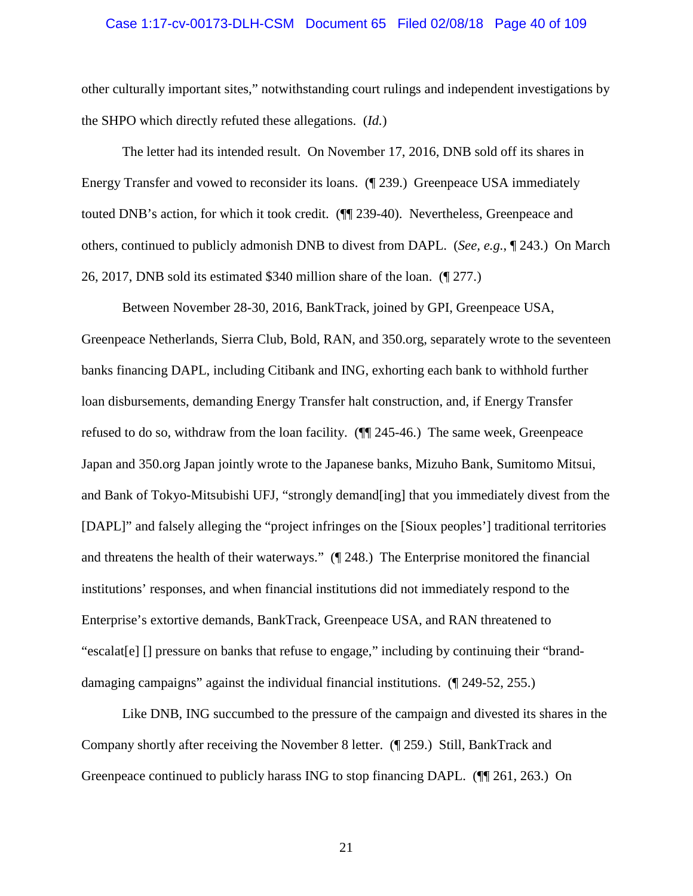other culturally important sites," notwithstanding court rulings and independent investigations by the SHPO which directly refuted these allegations. (*Id.*)

The letter had its intended result. On November 17, 2016, DNB sold off its shares in Energy Transfer and vowed to reconsider its loans. (¶ 239.) Greenpeace USA immediately touted DNB's action, for which it took credit. (¶¶ 239-40). Nevertheless, Greenpeace and others, continued to publicly admonish DNB to divest from DAPL. (*See*, *e.g.*, ¶ 243.) On March 26, 2017, DNB sold its estimated $340 million share of the loan. (¶ 277.)

Between November 28-30, 2016, BankTrack, joined by GPI, Greenpeace USA, Greenpeace Netherlands, Sierra Club, Bold, RAN, and 350.org, separately wrote to the seventeen banks financing DAPL, including Citibank and ING, exhorting each bank to withhold further loan disbursements, demanding Energy Transfer halt construction, and, if Energy Transfer refused to do so, withdraw from the loan facility. (¶¶ 245-46.) The same week, Greenpeace Japan and 350.org Japan jointly wrote to the Japanese banks, Mizuho Bank, Sumitomo Mitsui, and Bank of Tokyo-Mitsubishi UFJ, "strongly demand[ing] that you immediately divest from the [DAPL]" and falsely alleging the "project infringes on the [Sioux peoples'] traditional territories and threatens the health of their waterways." (¶ 248.) The Enterprise monitored the financial institutions' responses, and when financial institutions did not immediately respond to the Enterprise's extortive demands, BankTrack, Greenpeace USA, and RAN threatened to "escalat[e] [] pressure on banks that refuse to engage," including by continuing their "brand-damaging campaigns" against the individual financial institutions. (¶ 249-52, 255.)

Like DNB, ING succumbed to the pressure of the campaign and divested its shares in the Company shortly after receiving the November 8 letter. (¶ 259.) Still, BankTrack and Greenpeace continued to publicly harass ING to stop financing DAPL. (¶¶ 261, 263.) On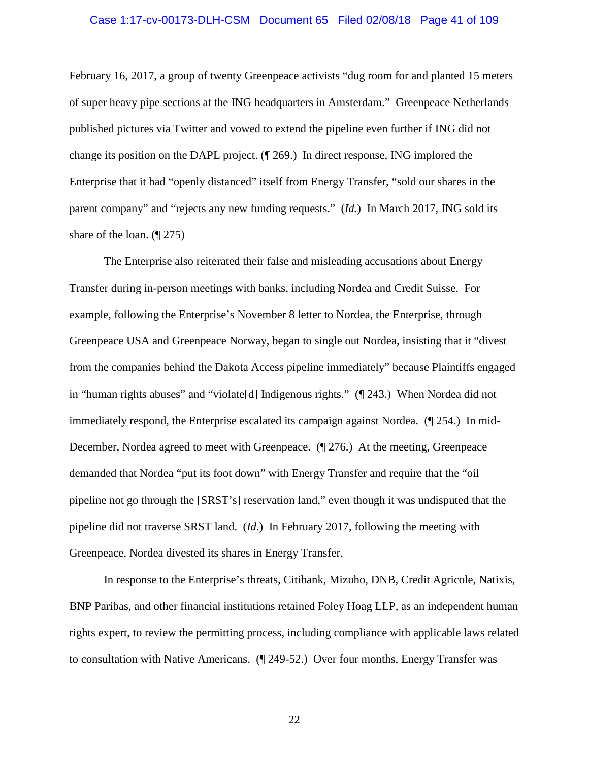February 16, 2017, a group of twenty Greenpeace activists "dug room for and planted 15 meters of super heavy pipe sections at the ING headquarters in Amsterdam." Greenpeace Netherlands published pictures via Twitter and vowed to extend the pipeline even further if ING did not change its position on the DAPL project. (¶ 269.) In direct response, ING implored the Enterprise that it had "openly distanced" itself from Energy Transfer, "sold our shares in the parent company" and "rejects any new funding requests." (*Id.*) In March 2017, ING sold its share of the loan. (¶ 275)

The Enterprise also reiterated their false and misleading accusations about Energy Transfer during in-person meetings with banks, including Nordea and Credit Suisse. For example, following the Enterprise's November 8 letter to Nordea, the Enterprise, through Greenpeace USA and Greenpeace Norway, began to single out Nordea, insisting that it "divest from the companies behind the Dakota Access pipeline immediately" because Plaintiffs engaged in "human rights abuses" and "violate[d] Indigenous rights." (¶ 243.) When Nordea did not immediately respond, the Enterprise escalated its campaign against Nordea. (¶ 254.) In mid-December, Nordea agreed to meet with Greenpeace. (¶ 276.) At the meeting, Greenpeace demanded that Nordea "put its foot down" with Energy Transfer and require that the "oil pipeline not go through the [SRST's] reservation land," even though it was undisputed that the pipeline did not traverse SRST land. (*Id.*) In February 2017, following the meeting with Greenpeace, Nordea divested its shares in Energy Transfer.

In response to the Enterprise's threats, Citibank, Mizuho, DNB, Credit Agricole, Natixis, BNP Paribas, and other financial institutions retained Foley Hoag LLP, as an independent human rights expert, to review the permitting process, including compliance with applicable laws related to consultation with Native Americans. (¶ 249-52.) Over four months, Energy Transfer was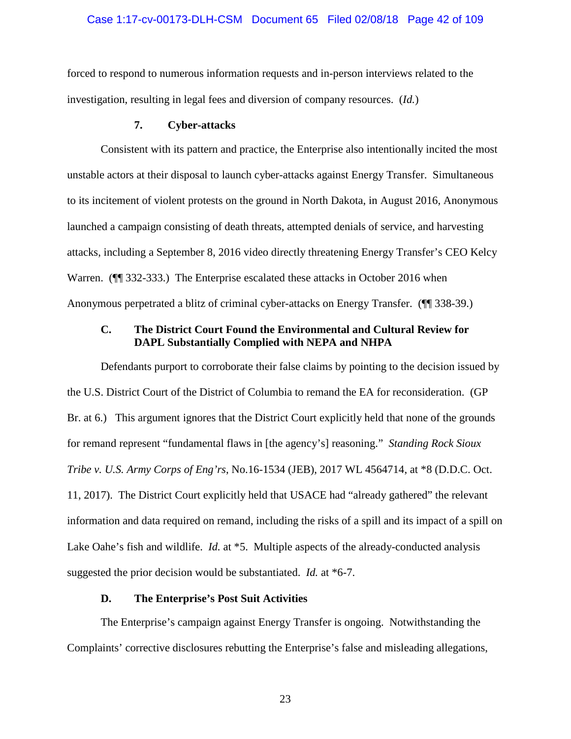forced to respond to numerous information requests and in-person interviews related to the investigation, resulting in legal fees and diversion of company resources. (*Id.*)

#### 7. Cyber-attacks

Consistent with its pattern and practice, the Enterprise also intentionally incited the most unstable actors at their disposal to launch cyber-attacks against Energy Transfer. Simultaneous to its incitement of violent protests on the ground in North Dakota, in August 2016, Anonymous launched a campaign consisting of death threats, attempted denials of service, and harvesting attacks, including a September 8, 2016 video directly threatening Energy Transfer's CEO Kelcy Warren. (¶¶ 332-333.) The Enterprise escalated these attacks in October 2016 when Anonymous perpetrated a blitz of criminal cyber-attacks on Energy Transfer. (¶¶ 338-39.)

### C. The District Court Found the Environmental and Cultural Review for DAPL Substantially Complied with NEPA and NHPA

Defendants purport to corroborate their false claims by pointing to the decision issued by the U.S. District Court of the District of Columbia to remand the EA for reconsideration. (GP Br. at 6.) This argument ignores that the District Court explicitly held that none of the grounds for remand represent "fundamental flaws in [the agency's] reasoning." *Standing Rock Sioux Tribe v. U.S. Army Corps of Eng'rs*, No.16-1534 (JEB), 2017 WL 4564714, at *8 (D.D.C. Oct. 11, 2017). The District Court explicitly held that USACE had "already gathered" the relevant information and data required on remand, including the risks of a spill and its impact of a spill on Lake Oahe's fish and wildlife. *Id.* at *5. Multiple aspects of the already-conducted analysis suggested the prior decision would be substantiated. *Id.* at *6-7.

### D. The Enterprise's Post Suit Activities

The Enterprise's campaign against Energy Transfer is ongoing. Notwithstanding the Complaints' corrective disclosures rebutting the Enterprise's false and misleading allegations,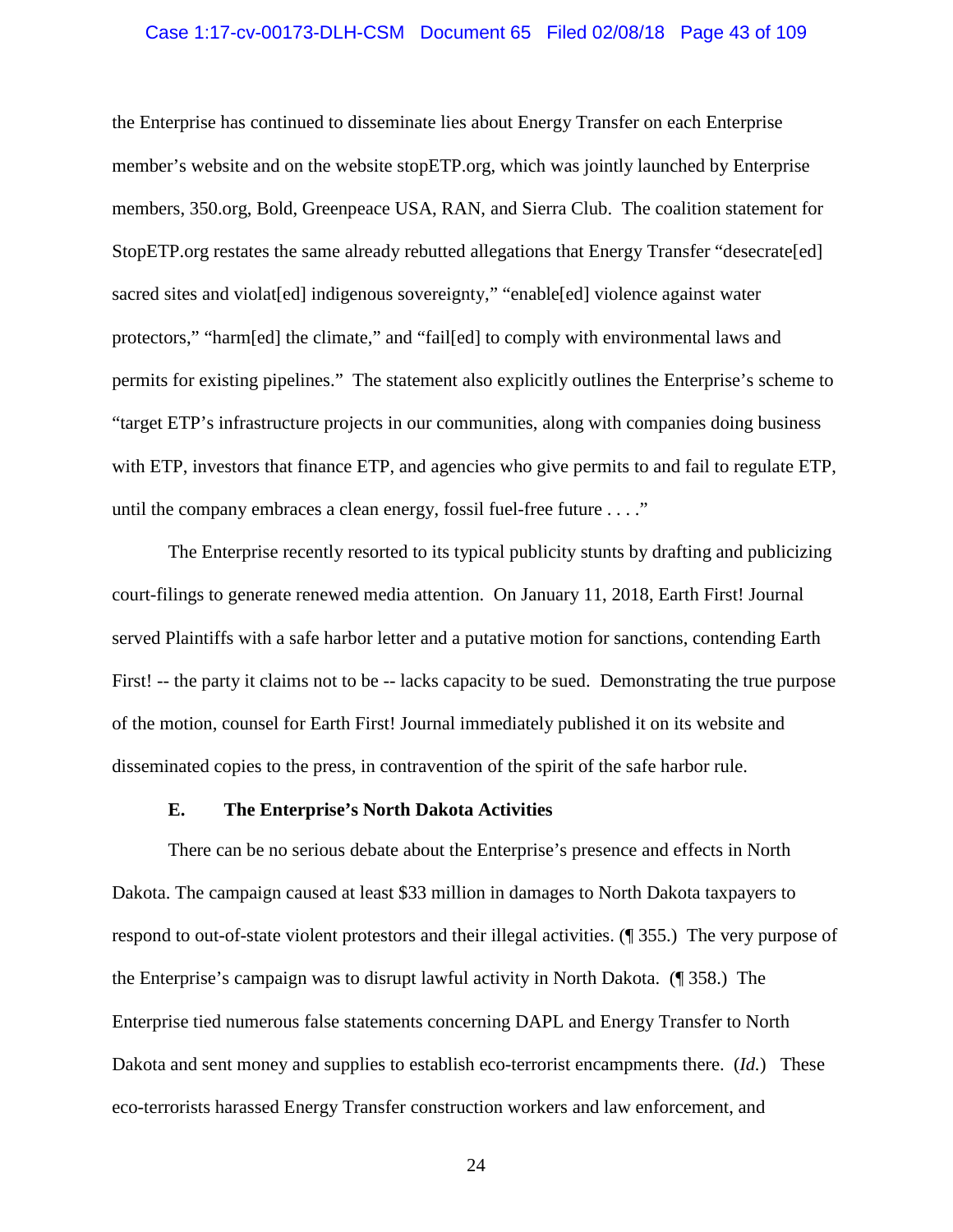the Enterprise has continued to disseminate lies about Energy Transfer on each Enterprise member's website and on the website stopETP.org, which was jointly launched by Enterprise members, 350.org, Bold, Greenpeace USA, RAN, and Sierra Club. The coalition statement for StopETP.org restates the same already rebutted allegations that Energy Transfer "desecrate[ed] sacred sites and violat[ed] indigenous sovereignty," "enable[ed] violence against water protectors," "harm[ed] the climate," and "fail[ed] to comply with environmental laws and permits for existing pipelines." The statement also explicitly outlines the Enterprise's scheme to "target ETP's infrastructure projects in our communities, along with companies doing business with ETP, investors that finance ETP, and agencies who give permits to and fail to regulate ETP, until the company embraces a clean energy, fossil fuel-free future . . . ."

The Enterprise recently resorted to its typical publicity stunts by drafting and publicizing court-filings to generate renewed media attention. On January 11, 2018, Earth First! Journal served Plaintiffs with a safe harbor letter and a putative motion for sanctions, contending Earth First! -- the party it claims not to be -- lacks capacity to be sued. Demonstrating the true purpose of the motion, counsel for Earth First! Journal immediately published it on its website and disseminated copies to the press, in contravention of the spirit of the safe harbor rule.

### E. The Enterprise's North Dakota Activities

There can be no serious debate about the Enterprise's presence and effects in North Dakota. The campaign caused at least $33 million in damages to North Dakota taxpayers to respond to out-of-state violent protestors and their illegal activities. (¶ 355.) The very purpose of the Enterprise's campaign was to disrupt lawful activity in North Dakota. (¶ 358.) The Enterprise tied numerous false statements concerning DAPL and Energy Transfer to North Dakota and sent money and supplies to establish eco-terrorist encampments there. (*Id.*) These eco-terrorists harassed Energy Transfer construction workers and law enforcement, and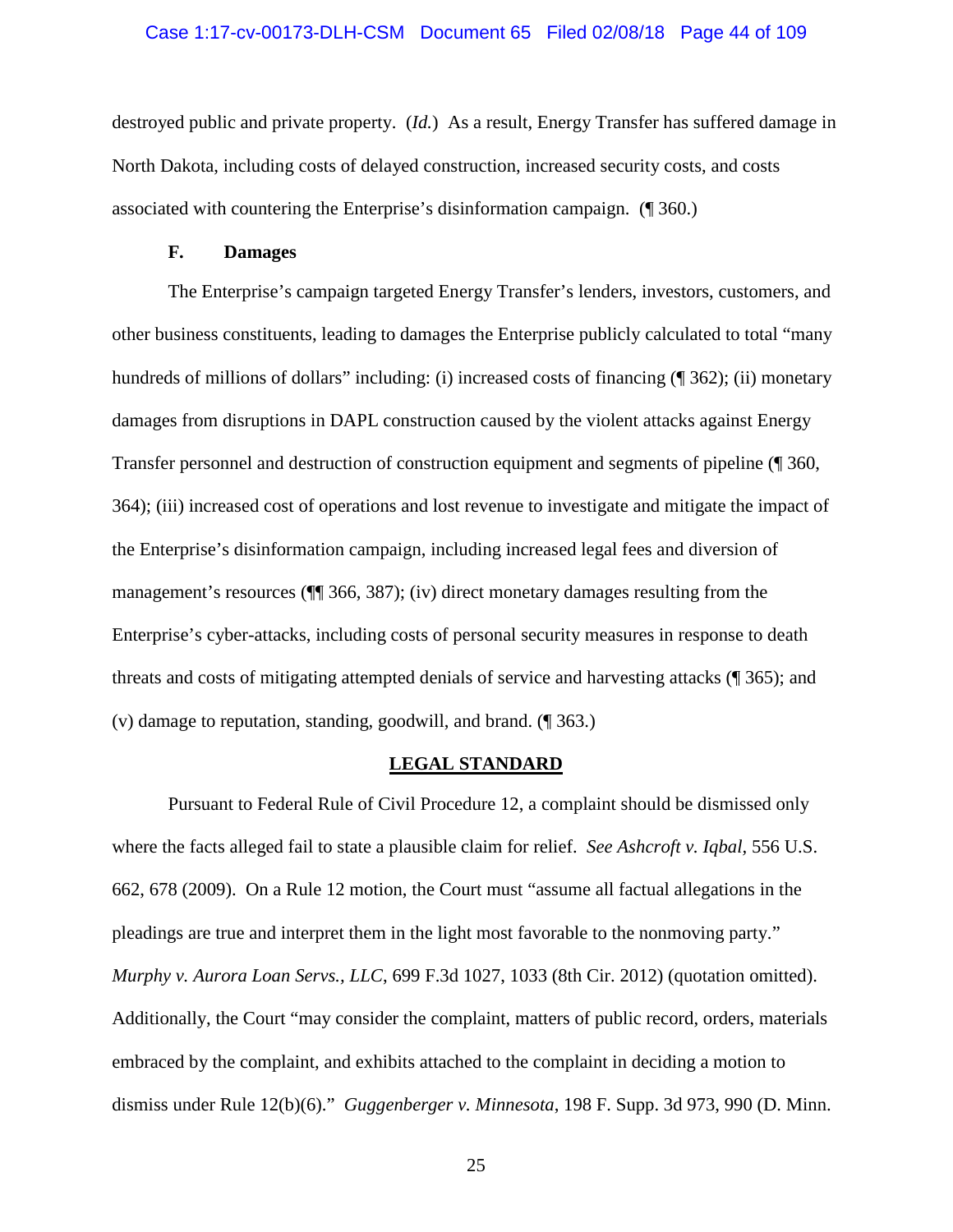destroyed public and private property. (*Id.*) As a result, Energy Transfer has suffered damage in North Dakota, including costs of delayed construction, increased security costs, and costs associated with countering the Enterprise's disinformation campaign. (¶ 360.)

### F. Damages

The Enterprise's campaign targeted Energy Transfer's lenders, investors, customers, and other business constituents, leading to damages the Enterprise publicly calculated to total "many hundreds of millions of dollars" including: (i) increased costs of financing (¶ 362); (ii) monetary damages from disruptions in DAPL construction caused by the violent attacks against Energy Transfer personnel and destruction of construction equipment and segments of pipeline (¶ 360, 364); (iii) increased cost of operations and lost revenue to investigate and mitigate the impact of the Enterprise's disinformation campaign, including increased legal fees and diversion of management's resources (¶¶ 366, 387); (iv) direct monetary damages resulting from the Enterprise's cyber-attacks, including costs of personal security measures in response to death threats and costs of mitigating attempted denials of service and harvesting attacks (¶ 365); and (v) damage to reputation, standing, goodwill, and brand. (¶ 363.)

## LEGAL STANDARD

Pursuant to Federal Rule of Civil Procedure 12, a complaint should be dismissed only where the facts alleged fail to state a plausible claim for relief. *See Ashcroft v. Iqbal*, 556 U.S. 662, 678 (2009). On a Rule 12 motion, the Court must "assume all factual allegations in the pleadings are true and interpret them in the light most favorable to the nonmoving party." *Murphy v. Aurora Loan Servs., LLC*, 699 F.3d 1027, 1033 (8th Cir. 2012) (quotation omitted). Additionally, the Court "may consider the complaint, matters of public record, orders, materials embraced by the complaint, and exhibits attached to the complaint in deciding a motion to dismiss under Rule 12(b)(6)." *Guggenberger v. Minnesota*, 198 F. Supp. 3d 973, 990 (D. Minn.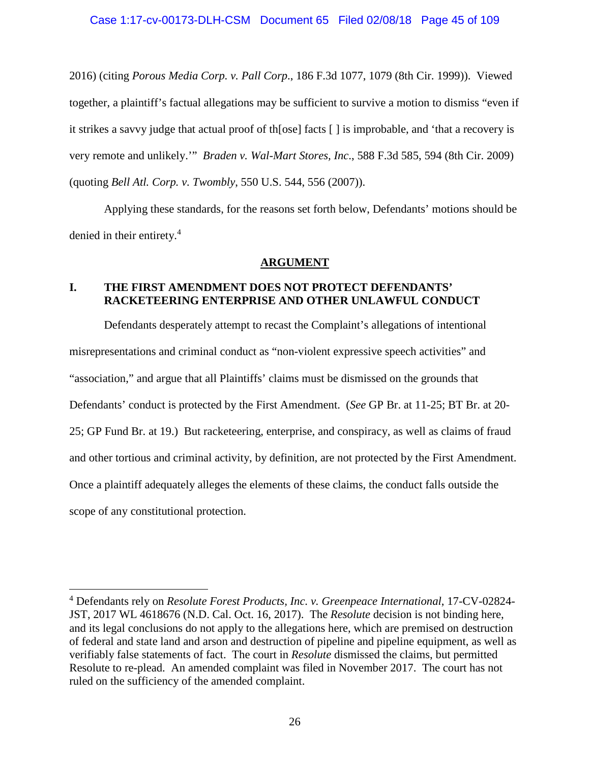2016) (citing *Porous Media Corp. v. Pall Corp*., 186 F.3d 1077, 1079 (8th Cir. 1999)). Viewed together, a plaintiff's factual allegations may be sufficient to survive a motion to dismiss "even if it strikes a savvy judge that actual proof of th[ose] facts [ ] is improbable, and 'that a recovery is very remote and unlikely.'" *Braden v. Wal-Mart Stores, Inc*., 588 F.3d 585, 594 (8th Cir. 2009) (quoting *Bell Atl. Corp. v. Twombly*, 550 U.S. 544, 556 (2007)).

Applying these standards, for the reasons set forth below, Defendants' motions should be denied in their entirety.[4]

## ARGUMENT

### I. THE FIRST AMENDMENT DOES NOT PROTECT DEFENDANTS' RACKETEERING ENTERPRISE AND OTHER UNLAWFUL CONDUCT

Defendants desperately attempt to recast the Complaint's allegations of intentional misrepresentations and criminal conduct as "non-violent expressive speech activities" and "association," and argue that all Plaintiffs' claims must be dismissed on the grounds that Defendants' conduct is protected by the First Amendment. (*See* GP Br. at 11-25; BT Br. at 20-25; GP Fund Br. at 19.) But racketeering, enterprise, and conspiracy, as well as claims of fraud and other tortious and criminal activity, by definition, are not protected by the First Amendment. Once a plaintiff adequately alleges the elements of these claims, the conduct falls outside the scope of any constitutional protection.

---

[4] Defendants rely on *Resolute Forest Products, Inc. v. Greenpeace International*, 17-CV-02824-JST, 2017 WL 4618676 (N.D. Cal. Oct. 16, 2017). The *Resolute* decision is not binding here, and its legal conclusions do not apply to the allegations here, which are premised on destruction of federal and state land and arson and destruction of pipeline and pipeline equipment, as well as verifiably false statements of fact. The court in *Resolute* dismissed the claims, but permitted Resolute to re-plead. An amended complaint was filed in November 2017. The court has not ruled on the sufficiency of the amended complaint.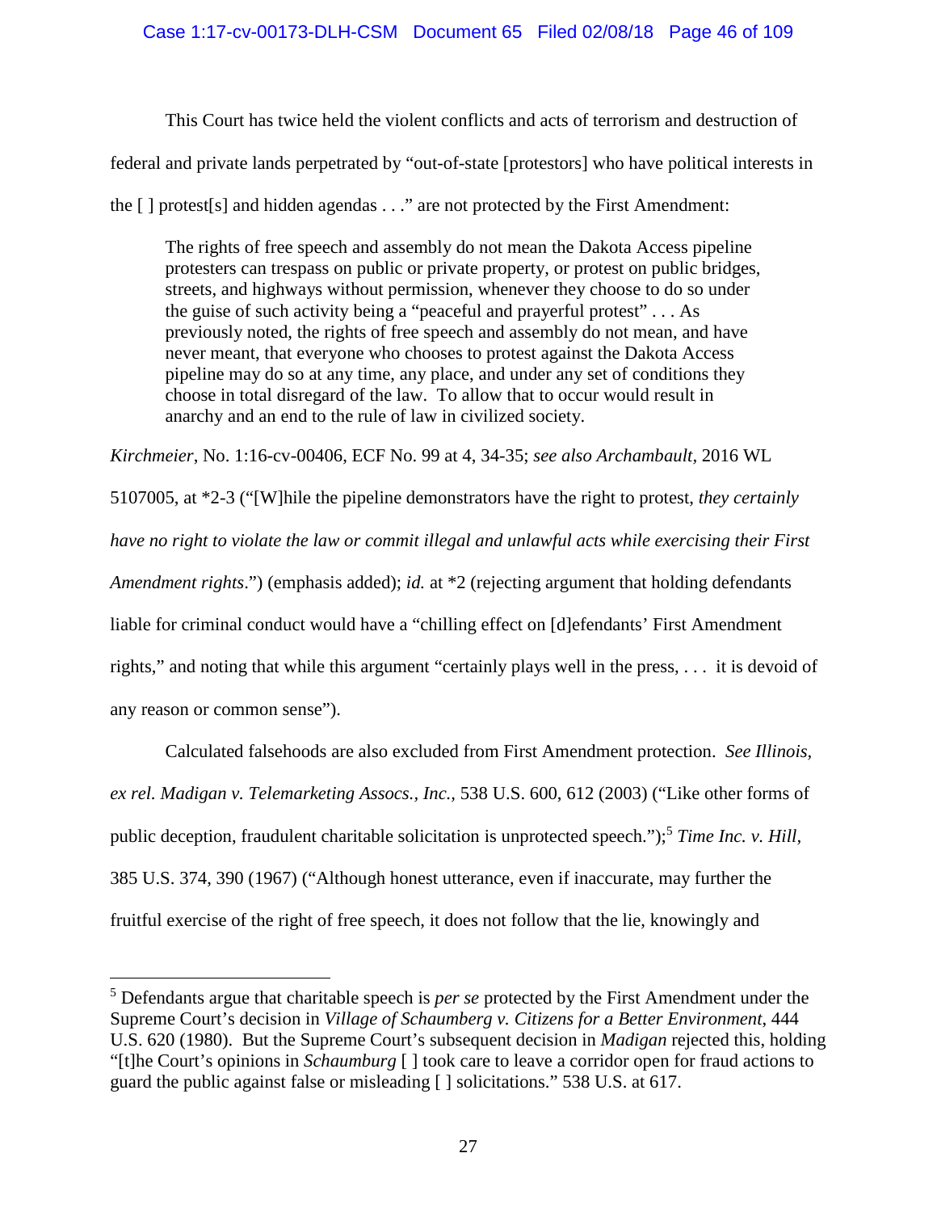This Court has twice held the violent conflicts and acts of terrorism and destruction of federal and private lands perpetrated by "out-of-state [protestors] who have political interests in the [ ] protest[s] and hidden agendas . . ." are not protected by the First Amendment:

> The rights of free speech and assembly do not mean the Dakota Access pipeline protesters can trespass on public or private property, or protest on public bridges, streets, and highways without permission, whenever they choose to do so under the guise of such activity being a "peaceful and prayerful protest" . . . As previously noted, the rights of free speech and assembly do not mean, and have never meant, that everyone who chooses to protest against the Dakota Access pipeline may do so at any time, any place, and under any set of conditions they choose in total disregard of the law. To allow that to occur would result in anarchy and an end to the rule of law in civilized society.

*Kirchmeier*, No. 1:16-cv-00406, ECF No. 99 at 4, 34-35; *see also Archambault*, 2016 WL 5107005, at *2-3 ("[W]hile the pipeline demonstrators have the right to protest, *they certainly have no right to violate the law or commit illegal and unlawful acts while exercising their First Amendment rights*.") (emphasis added); *id.* at *2 (rejecting argument that holding defendants liable for criminal conduct would have a "chilling effect on [d]efendants' First Amendment rights," and noting that while this argument "certainly plays well in the press, . . . it is devoid of any reason or common sense").

Calculated falsehoods are also excluded from First Amendment protection. *See Illinois, ex rel. Madigan v. Telemarketing Assocs., Inc.*, 538 U.S. 600, 612 (2003) ("Like other forms of public deception, fraudulent charitable solicitation is unprotected speech.");[5] *Time Inc. v. Hill*, 385 U.S. 374, 390 (1967) ("Although honest utterance, even if inaccurate, may further the fruitful exercise of the right of free speech, it does not follow that the lie, knowingly and

---

[5] Defendants argue that charitable speech is *per se* protected by the First Amendment under the Supreme Court's decision in *Village of Schaumberg v. Citizens for a Better Environment*, 444 U.S. 620 (1980). But the Supreme Court's subsequent decision in *Madigan* rejected this, holding "[t]he Court's opinions in *Schaumburg* [ ] took care to leave a corridor open for fraud actions to guard the public against false or misleading [ ] solicitations." 538 U.S. at 617.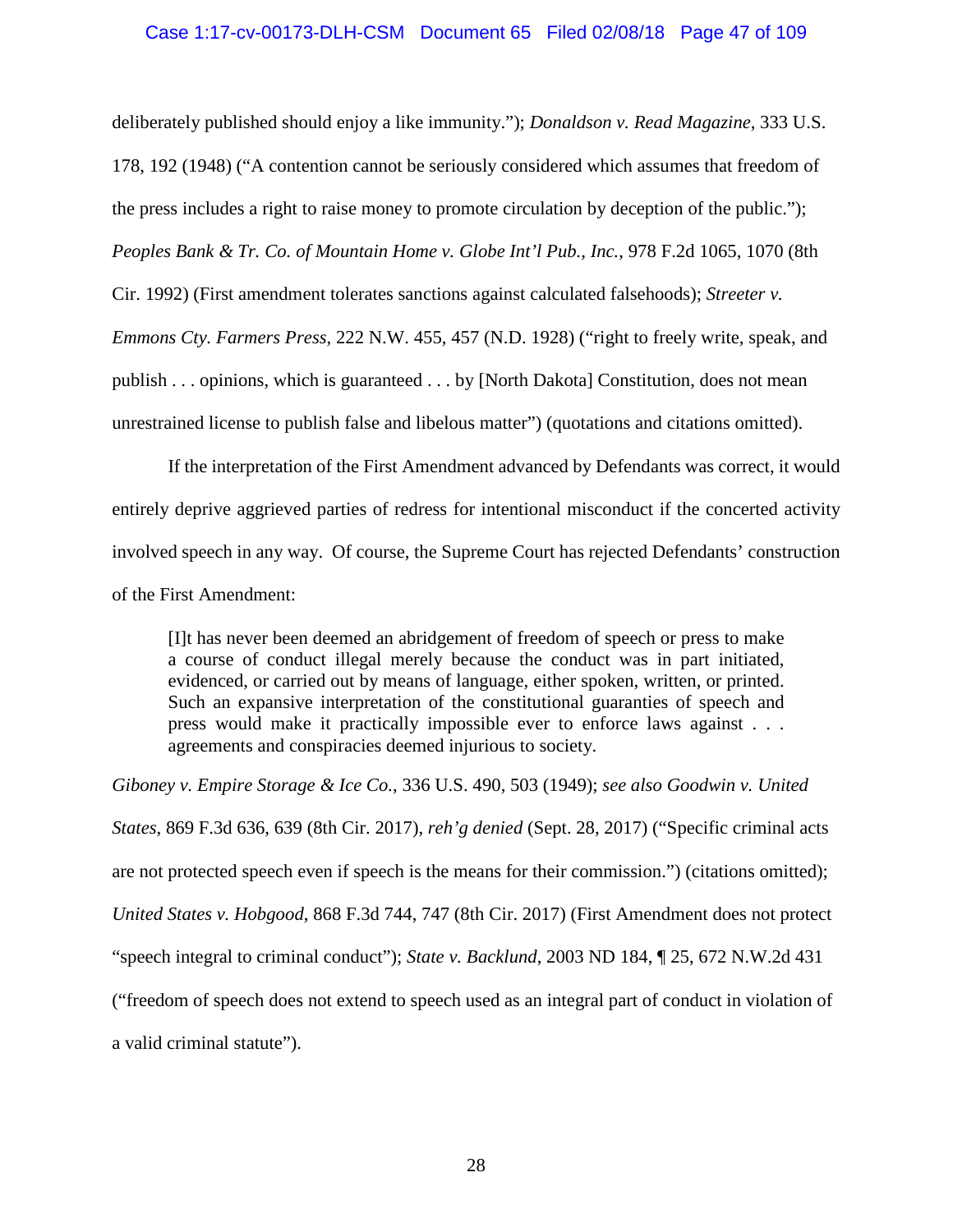deliberately published should enjoy a like immunity."); *Donaldson v. Read Magazine*, 333 U.S. 178, 192 (1948) ("A contention cannot be seriously considered which assumes that freedom of the press includes a right to raise money to promote circulation by deception of the public."); *Peoples Bank & Tr. Co. of Mountain Home v. Globe Int'l Pub., Inc.*, 978 F.2d 1065, 1070 (8th Cir. 1992) (First amendment tolerates sanctions against calculated falsehoods); *Streeter v. Emmons Cty. Farmers Press*, 222 N.W. 455, 457 (N.D. 1928) ("right to freely write, speak, and publish . . . opinions, which is guaranteed . . . by [North Dakota] Constitution, does not mean unrestrained license to publish false and libelous matter") (quotations and citations omitted).

If the interpretation of the First Amendment advanced by Defendants was correct, it would entirely deprive aggrieved parties of redress for intentional misconduct if the concerted activity involved speech in any way. Of course, the Supreme Court has rejected Defendants' construction of the First Amendment:

> [I]t has never been deemed an abridgement of freedom of speech or press to make a course of conduct illegal merely because the conduct was in part initiated, evidenced, or carried out by means of language, either spoken, written, or printed. Such an expansive interpretation of the constitutional guaranties of speech and press would make it practically impossible ever to enforce laws against . . . agreements and conspiracies deemed injurious to society.

*Giboney v. Empire Storage & Ice Co.*, 336 U.S. 490, 503 (1949); *see also Goodwin v. United States*, 869 F.3d 636, 639 (8th Cir. 2017), *reh'g denied* (Sept. 28, 2017) ("Specific criminal acts are not protected speech even if speech is the means for their commission.") (citations omitted); *United States v. Hobgood*, 868 F.3d 744, 747 (8th Cir. 2017) (First Amendment does not protect "speech integral to criminal conduct"); *State v. Backlund*, 2003 ND 184, ¶ 25, 672 N.W.2d 431 ("freedom of speech does not extend to speech used as an integral part of conduct in violation of a valid criminal statute").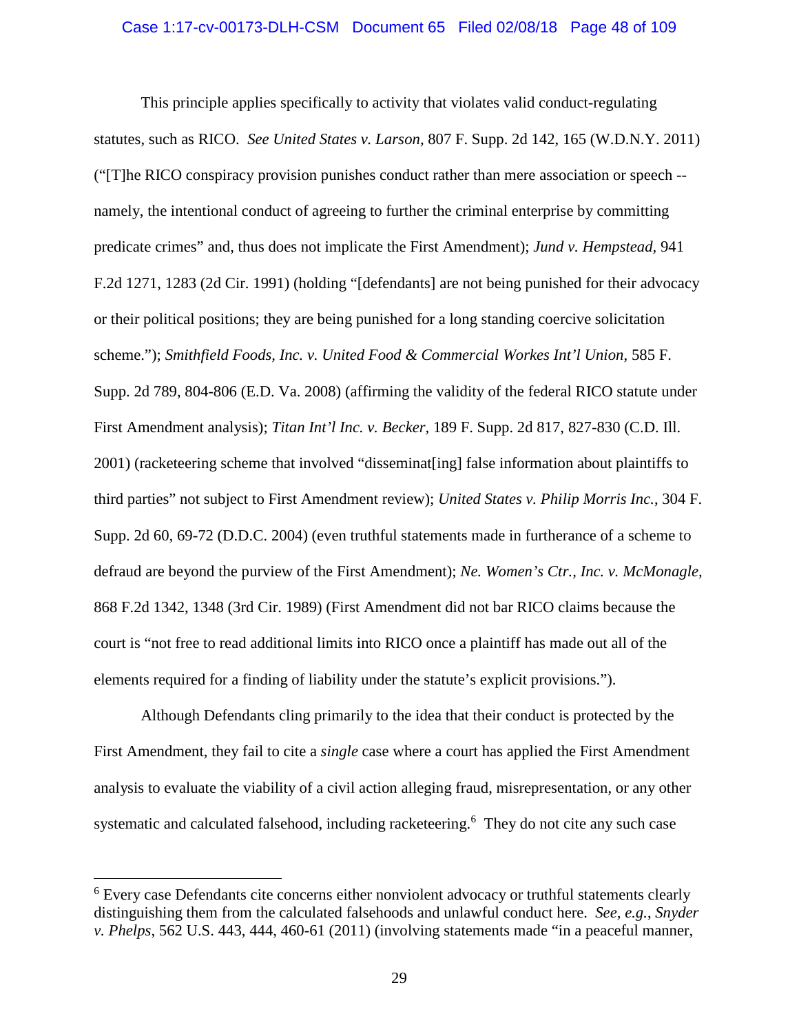This principle applies specifically to activity that violates valid conduct-regulating statutes, such as RICO. *See United States v. Larson*, 807 F. Supp. 2d 142, 165 (W.D.N.Y. 2011) ("[T]he RICO conspiracy provision punishes conduct rather than mere association or speech -- namely, the intentional conduct of agreeing to further the criminal enterprise by committing predicate crimes" and, thus does not implicate the First Amendment); *Jund v. Hempstead*, 941 F.2d 1271, 1283 (2d Cir. 1991) (holding "[defendants] are not being punished for their advocacy or their political positions; they are being punished for a long standing coercive solicitation scheme."); *Smithfield Foods, Inc. v. United Food & Commercial Workes Int'l Union*, 585 F. Supp. 2d 789, 804-806 (E.D. Va. 2008) (affirming the validity of the federal RICO statute under First Amendment analysis); *Titan Int'l Inc. v. Becker*, 189 F. Supp. 2d 817, 827-830 (C.D. Ill. 2001) (racketeering scheme that involved "disseminat[ing] false information about plaintiffs to third parties" not subject to First Amendment review); *United States v. Philip Morris Inc.*, 304 F. Supp. 2d 60, 69-72 (D.D.C. 2004) (even truthful statements made in furtherance of a scheme to defraud are beyond the purview of the First Amendment); *Ne. Women's Ctr., Inc. v. McMonagle*, 868 F.2d 1342, 1348 (3rd Cir. 1989) (First Amendment did not bar RICO claims because the court is "not free to read additional limits into RICO once a plaintiff has made out all of the elements required for a finding of liability under the statute's explicit provisions.").

Although Defendants cling primarily to the idea that their conduct is protected by the First Amendment, they fail to cite a *single* case where a court has applied the First Amendment analysis to evaluate the viability of a civil action alleging fraud, misrepresentation, or any other systematic and calculated falsehood, including racketeering.[6] They do not cite any such case

[6] Every case Defendants cite concerns either nonviolent advocacy or truthful statements clearly distinguishing them from the calculated falsehoods and unlawful conduct here. *See, e.g.*, *Snyder v. Phelps*, 562 U.S. 443, 444, 460-61 (2011) (involving statements made "in a peaceful manner,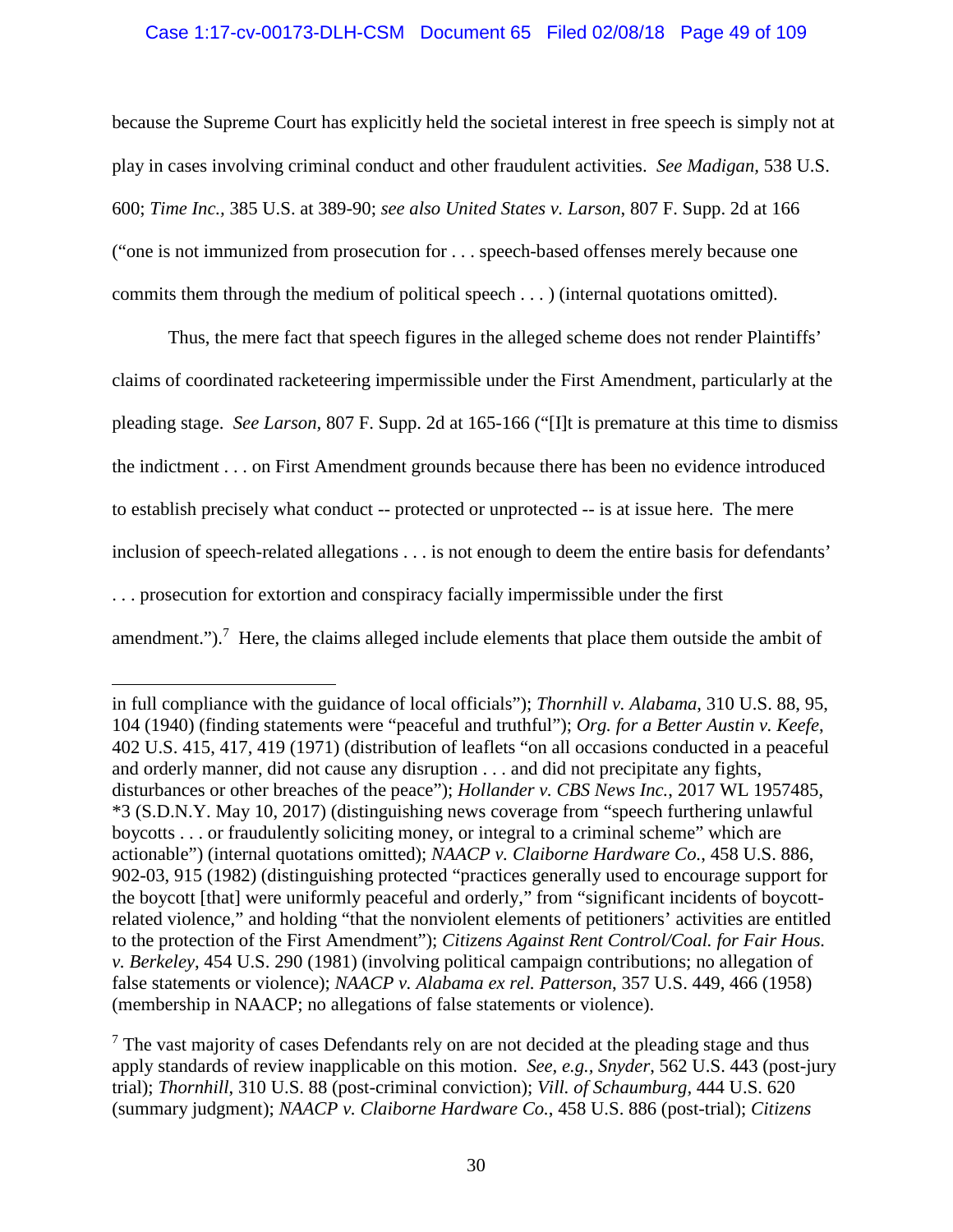because the Supreme Court has explicitly held the societal interest in free speech is simply not at play in cases involving criminal conduct and other fraudulent activities. *See Madigan*, 538 U.S. 600; *Time Inc.*, 385 U.S. at 389-90; *see also United States v. Larson*, 807 F. Supp. 2d at 166 ("one is not immunized from prosecution for . . . speech-based offenses merely because one commits them through the medium of political speech . . . ) (internal quotations omitted).

Thus, the mere fact that speech figures in the alleged scheme does not render Plaintiffs' claims of coordinated racketeering impermissible under the First Amendment, particularly at the pleading stage. *See Larson*, 807 F. Supp. 2d at 165-166 ("[I]t is premature at this time to dismiss the indictment . . . on First Amendment grounds because there has been no evidence introduced to establish precisely what conduct -- protected or unprotected -- is at issue here. The mere inclusion of speech-related allegations . . . is not enough to deem the entire basis for defendants' . . . prosecution for extortion and conspiracy facially impermissible under the first amendment.").[7] Here, the claims alleged include elements that place them outside the ambit of

---

in full compliance with the guidance of local officials"); *Thornhill v. Alabama*, 310 U.S. 88, 95, 104 (1940) (finding statements were "peaceful and truthful"); *Org. for a Better Austin v. Keefe*, 402 U.S. 415, 417, 419 (1971) (distribution of leaflets "on all occasions conducted in a peaceful and orderly manner, did not cause any disruption . . . and did not precipitate any fights, disturbances or other breaches of the peace"); *Hollander v. CBS News Inc.*, 2017 WL 1957485, *3 (S.D.N.Y. May 10, 2017) (distinguishing news coverage from "speech furthering unlawful boycotts . . . or fraudulently soliciting money, or integral to a criminal scheme" which are actionable") (internal quotations omitted); *NAACP v. Claiborne Hardware Co.*, 458 U.S. 886, 902-03, 915 (1982) (distinguishing protected "practices generally used to encourage support for the boycott [that] were uniformly peaceful and orderly," from "significant incidents of boycott-related violence," and holding "that the nonviolent elements of petitioners' activities are entitled to the protection of the First Amendment"); *Citizens Against Rent Control/Coal. for Fair Hous. v. Berkeley*, 454 U.S. 290 (1981) (involving political campaign contributions; no allegation of false statements or violence); *NAACP v. Alabama ex rel. Patterson*, 357 U.S. 449, 466 (1958) (membership in NAACP; no allegations of false statements or violence).

[7] The vast majority of cases Defendants rely on are not decided at the pleading stage and thus apply standards of review inapplicable on this motion. *See, e.g., Snyder*, 562 U.S. 443 (post-jury trial); *Thornhill*, 310 U.S. 88 (post-criminal conviction); *Vill. of Schaumburg*, 444 U.S. 620 (summary judgment); *NAACP v. Claiborne Hardware Co.*, 458 U.S. 886 (post-trial); *Citizens*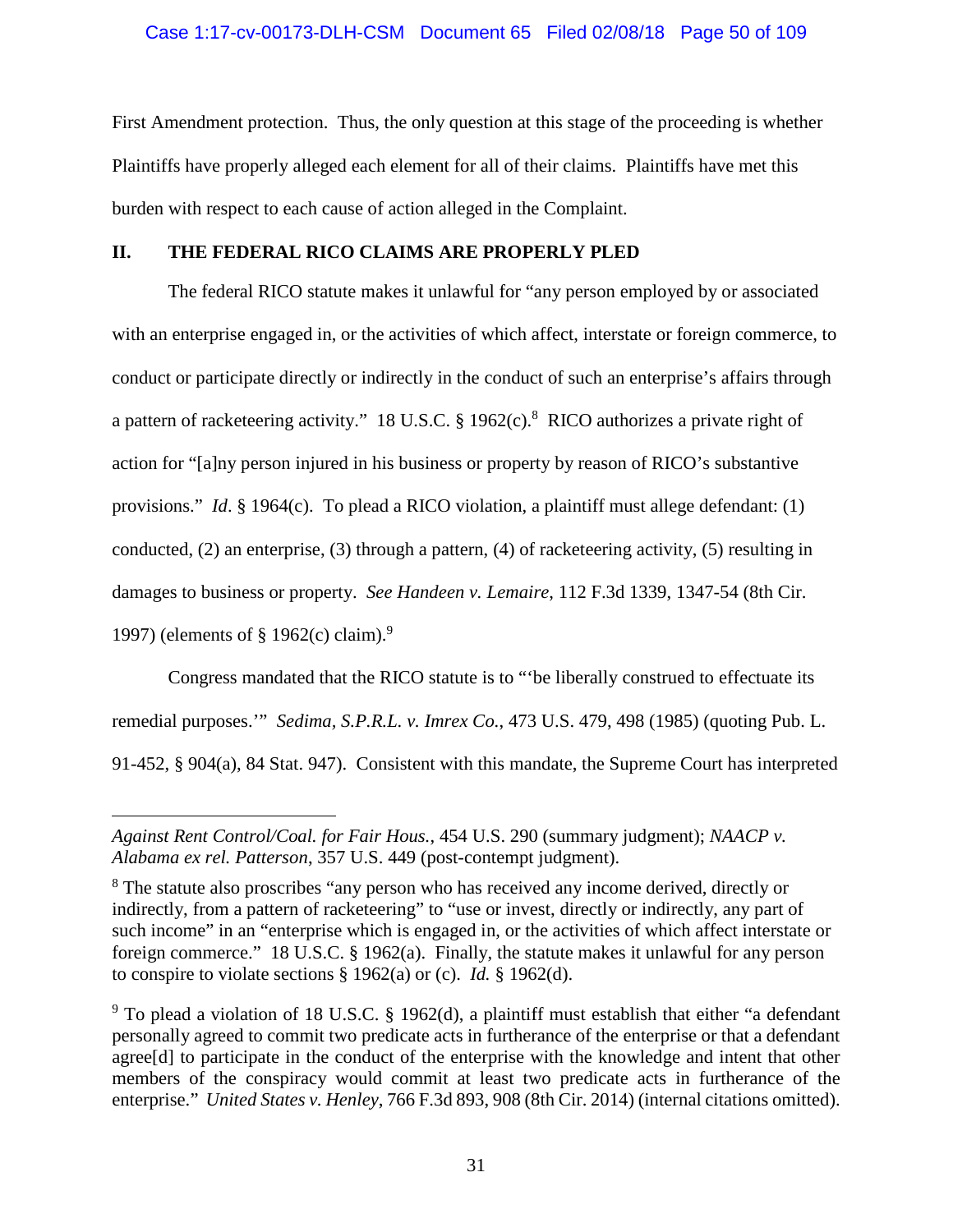First Amendment protection. Thus, the only question at this stage of the proceeding is whether Plaintiffs have properly alleged each element for all of their claims. Plaintiffs have met this burden with respect to each cause of action alleged in the Complaint.

## II. THE FEDERAL RICO CLAIMS ARE PROPERLY PLED

The federal RICO statute makes it unlawful for "any person employed by or associated with an enterprise engaged in, or the activities of which affect, interstate or foreign commerce, to conduct or participate directly or indirectly in the conduct of such an enterprise's affairs through a pattern of racketeering activity." 18 U.S.C. § 1962(c).[8] RICO authorizes a private right of action for "[a]ny person injured in his business or property by reason of RICO's substantive provisions." *Id*. § 1964(c). To plead a RICO violation, a plaintiff must allege defendant: (1) conducted, (2) an enterprise, (3) through a pattern, (4) of racketeering activity, (5) resulting in damages to business or property. *See Handeen v. Lemaire*, 112 F.3d 1339, 1347-54 (8th Cir. 1997) (elements of § 1962(c) claim).[9]

Congress mandated that the RICO statute is to "'be liberally construed to effectuate its remedial purposes.'" *Sedima, S.P.R.L. v. Imrex Co.*, 473 U.S. 479, 498 (1985) (quoting Pub. L. 91-452, § 904(a), 84 Stat. 947). Consistent with this mandate, the Supreme Court has interpreted

---

*Against Rent Control/Coal. for Fair Hous.*, 454 U.S. 290 (summary judgment); *NAACP v. Alabama ex rel. Patterson*, 357 U.S. 449 (post-contempt judgment).

[8] The statute also proscribes "any person who has received any income derived, directly or indirectly, from a pattern of racketeering" to "use or invest, directly or indirectly, any part of such income" in an "enterprise which is engaged in, or the activities of which affect interstate or foreign commerce." 18 U.S.C. § 1962(a). Finally, the statute makes it unlawful for any person to conspire to violate sections § 1962(a) or (c). *Id.* § 1962(d).

[9] To plead a violation of 18 U.S.C. § 1962(d), a plaintiff must establish that either "a defendant personally agreed to commit two predicate acts in furtherance of the enterprise or that a defendant agree[d] to participate in the conduct of the enterprise with the knowledge and intent that other members of the conspiracy would commit at least two predicate acts in furtherance of the enterprise." *United States v. Henley*, 766 F.3d 893, 908 (8th Cir. 2014) (internal citations omitted).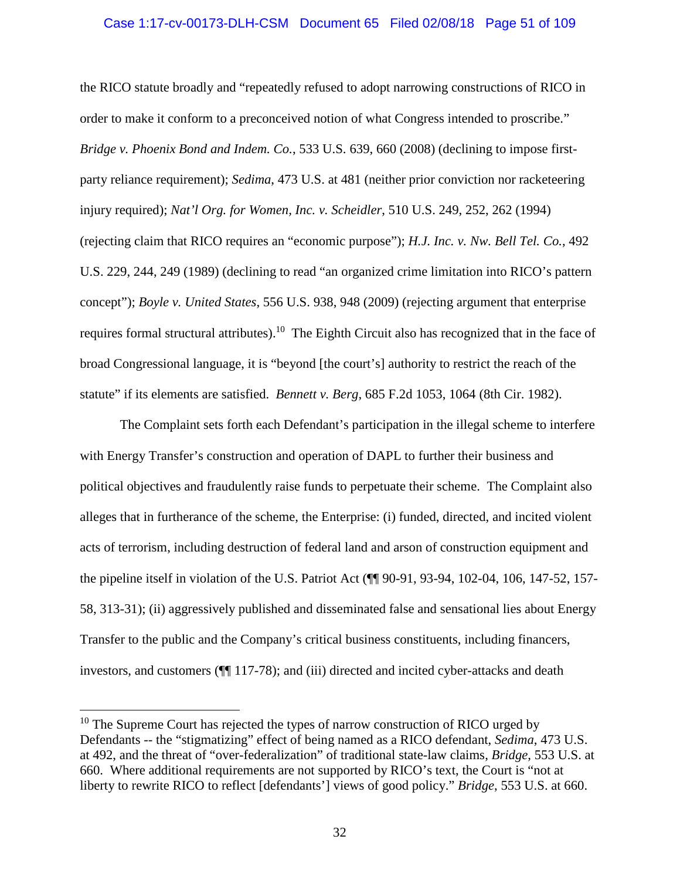the RICO statute broadly and "repeatedly refused to adopt narrowing constructions of RICO in order to make it conform to a preconceived notion of what Congress intended to proscribe." *Bridge v. Phoenix Bond and Indem. Co.*, 533 U.S. 639, 660 (2008) (declining to impose first-party reliance requirement); *Sedima*, 473 U.S. at 481 (neither prior conviction nor racketeering injury required); *Nat'l Org. for Women, Inc. v. Scheidler*, 510 U.S. 249, 252, 262 (1994) (rejecting claim that RICO requires an "economic purpose"); *H.J. Inc. v. Nw. Bell Tel. Co.*, 492 U.S. 229, 244, 249 (1989) (declining to read "an organized crime limitation into RICO's pattern concept"); *Boyle v. United States*, 556 U.S. 938, 948 (2009) (rejecting argument that enterprise requires formal structural attributes).[10] The Eighth Circuit also has recognized that in the face of broad Congressional language, it is "beyond [the court's] authority to restrict the reach of the statute" if its elements are satisfied. *Bennett v. Berg*, 685 F.2d 1053, 1064 (8th Cir. 1982).

The Complaint sets forth each Defendant's participation in the illegal scheme to interfere with Energy Transfer's construction and operation of DAPL to further their business and political objectives and fraudulently raise funds to perpetuate their scheme. The Complaint also alleges that in furtherance of the scheme, the Enterprise: (i) funded, directed, and incited violent acts of terrorism, including destruction of federal land and arson of construction equipment and the pipeline itself in violation of the U.S. Patriot Act (¶¶ 90-91, 93-94, 102-04, 106, 147-52, 157-58, 313-31); (ii) aggressively published and disseminated false and sensational lies about Energy Transfer to the public and the Company's critical business constituents, including financers, investors, and customers (¶¶ 117-78); and (iii) directed and incited cyber-attacks and death

---

[10] The Supreme Court has rejected the types of narrow construction of RICO urged by Defendants -- the "stigmatizing" effect of being named as a RICO defendant, *Sedima*, 473 U.S. at 492, and the threat of "over-federalization" of traditional state-law claims, *Bridge*, 553 U.S. at 660. Where additional requirements are not supported by RICO's text, the Court is "not at liberty to rewrite RICO to reflect [defendants'] views of good policy." *Bridge*, 553 U.S. at 660.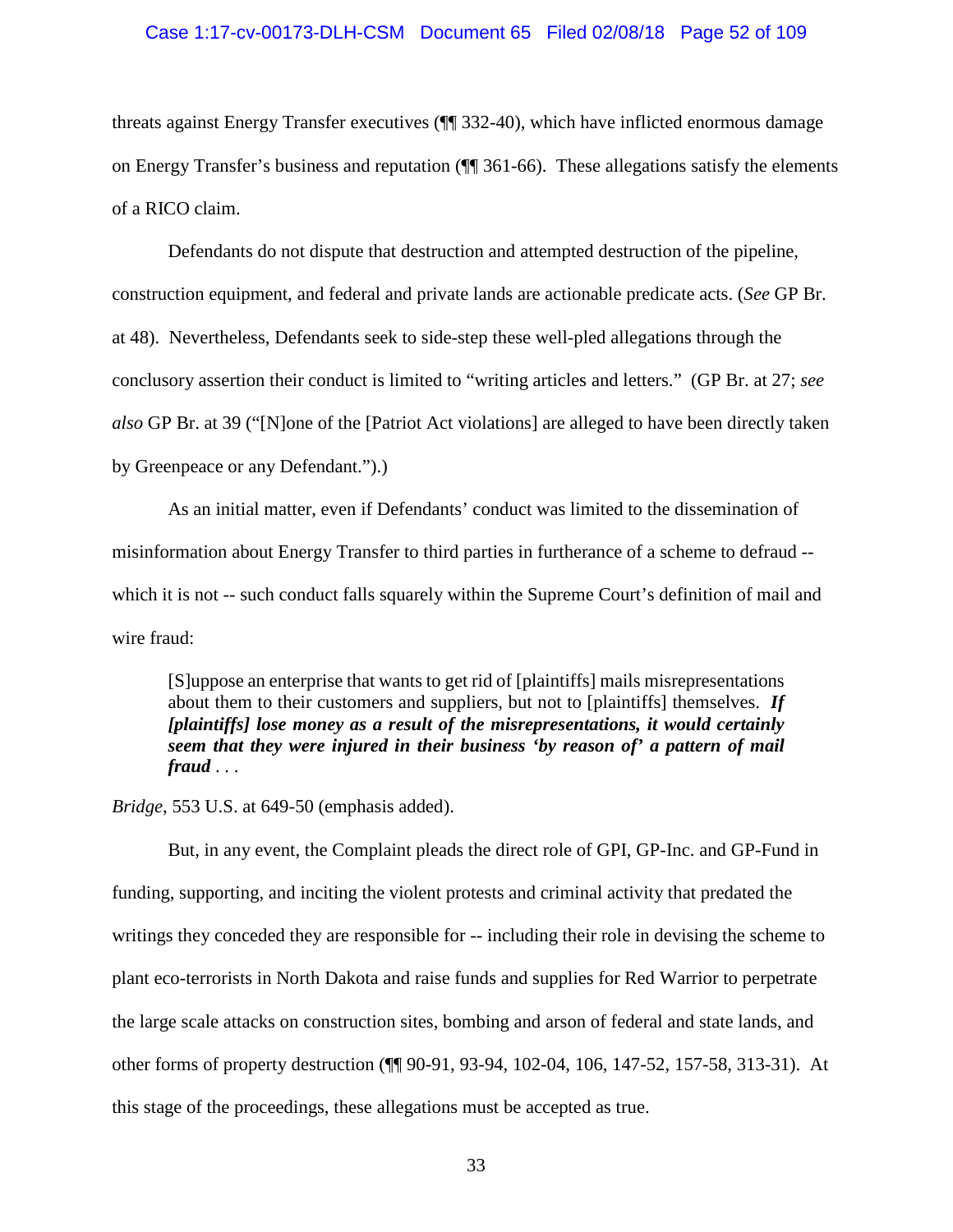threats against Energy Transfer executives (¶¶ 332-40), which have inflicted enormous damage on Energy Transfer's business and reputation (¶¶ 361-66). These allegations satisfy the elements of a RICO claim.

Defendants do not dispute that destruction and attempted destruction of the pipeline, construction equipment, and federal and private lands are actionable predicate acts. (*See* GP Br. at 48). Nevertheless, Defendants seek to side-step these well-pled allegations through the conclusory assertion their conduct is limited to "writing articles and letters." (GP Br. at 27; *see also* GP Br. at 39 ("[N]one of the [Patriot Act violations] are alleged to have been directly taken by Greenpeace or any Defendant.").)

As an initial matter, even if Defendants' conduct was limited to the dissemination of misinformation about Energy Transfer to third parties in furtherance of a scheme to defraud -- which it is not -- such conduct falls squarely within the Supreme Court's definition of mail and wire fraud:

> [S]uppose an enterprise that wants to get rid of [plaintiffs] mails misrepresentations about them to their customers and suppliers, but not to [plaintiffs] themselves. ***If [plaintiffs] lose money as a result of the misrepresentations, it would certainly seem that they were injured in their business 'by reason of' a pattern of mail fraud*** . . .

*Bridge*, 553 U.S. at 649-50 (emphasis added).

But, in any event, the Complaint pleads the direct role of GPI, GP-Inc. and GP-Fund in funding, supporting, and inciting the violent protests and criminal activity that predated the writings they conceded they are responsible for -- including their role in devising the scheme to plant eco-terrorists in North Dakota and raise funds and supplies for Red Warrior to perpetrate the large scale attacks on construction sites, bombing and arson of federal and state lands, and other forms of property destruction (¶¶ 90-91, 93-94, 102-04, 106, 147-52, 157-58, 313-31). At this stage of the proceedings, these allegations must be accepted as true.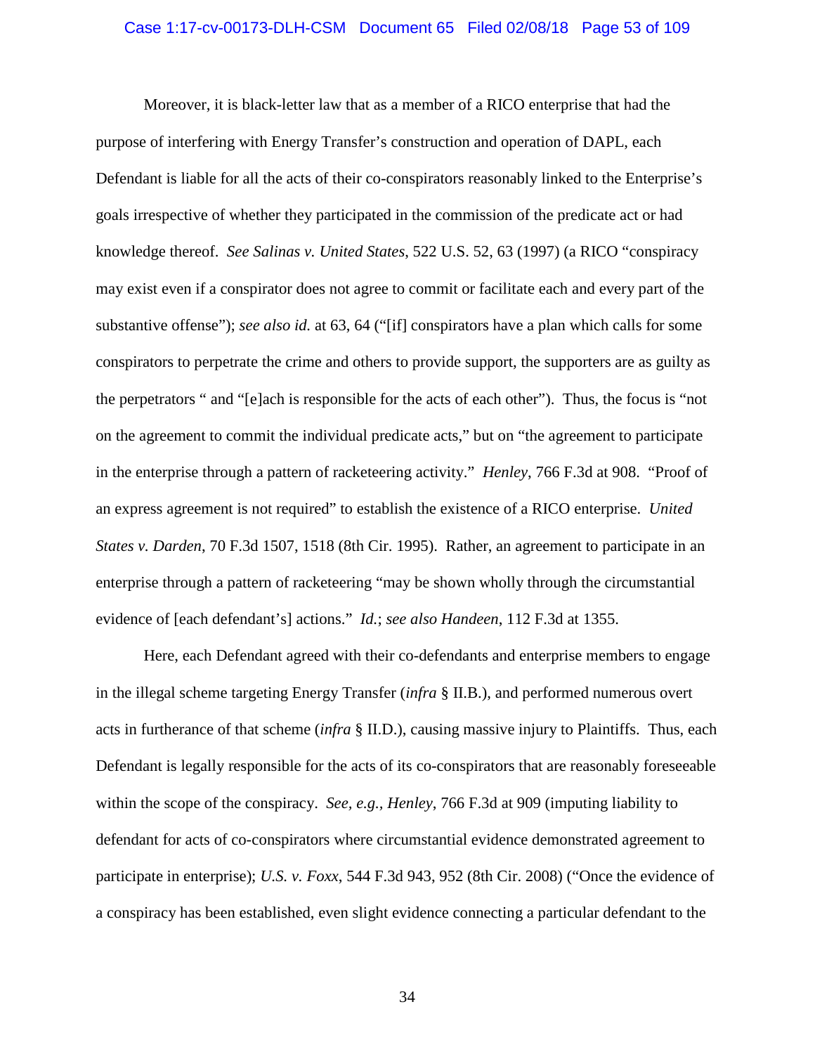Moreover, it is black-letter law that as a member of a RICO enterprise that had the purpose of interfering with Energy Transfer's construction and operation of DAPL, each Defendant is liable for all the acts of their co-conspirators reasonably linked to the Enterprise's goals irrespective of whether they participated in the commission of the predicate act or had knowledge thereof. *See Salinas v. United States*, 522 U.S. 52, 63 (1997) (a RICO "conspiracy may exist even if a conspirator does not agree to commit or facilitate each and every part of the substantive offense"); *see also id.* at 63, 64 ("[if] conspirators have a plan which calls for some conspirators to perpetrate the crime and others to provide support, the supporters are as guilty as the perpetrators " and "[e]ach is responsible for the acts of each other"). Thus, the focus is "not on the agreement to commit the individual predicate acts," but on "the agreement to participate in the enterprise through a pattern of racketeering activity." *Henley*, 766 F.3d at 908. "Proof of an express agreement is not required" to establish the existence of a RICO enterprise. *United States v. Darden*, 70 F.3d 1507, 1518 (8th Cir. 1995). Rather, an agreement to participate in an enterprise through a pattern of racketeering "may be shown wholly through the circumstantial evidence of [each defendant's] actions." *Id.*; *see also Handeen*, 112 F.3d at 1355.

Here, each Defendant agreed with their co-defendants and enterprise members to engage in the illegal scheme targeting Energy Transfer (*infra* § II.B.), and performed numerous overt acts in furtherance of that scheme (*infra* § II.D.), causing massive injury to Plaintiffs. Thus, each Defendant is legally responsible for the acts of its co-conspirators that are reasonably foreseeable within the scope of the conspiracy. *See, e.g.*, *Henley*, 766 F.3d at 909 (imputing liability to defendant for acts of co-conspirators where circumstantial evidence demonstrated agreement to participate in enterprise); *U.S. v. Foxx*, 544 F.3d 943, 952 (8th Cir. 2008) ("Once the evidence of a conspiracy has been established, even slight evidence connecting a particular defendant to the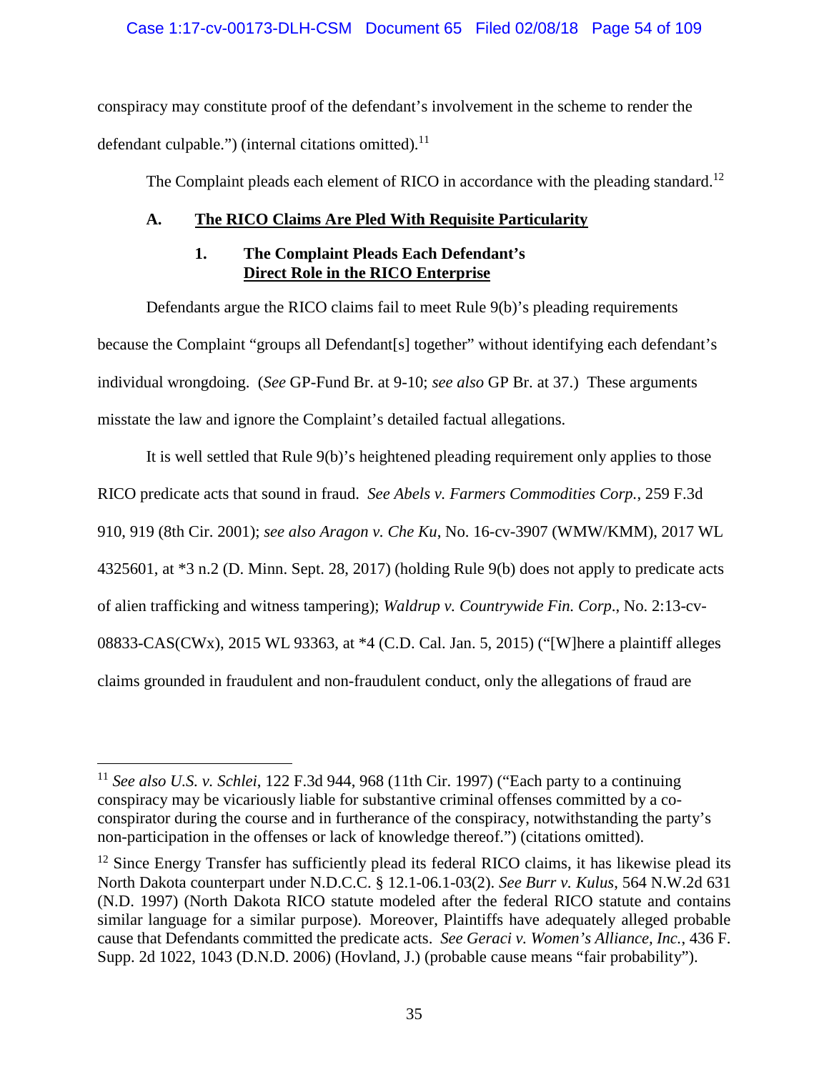conspiracy may constitute proof of the defendant's involvement in the scheme to render the defendant culpable.") (internal citations omitted).[11]

The Complaint pleads each element of RICO in accordance with the pleading standard.[12]

### A. The RICO Claims Are Pled With Requisite Particularity

#### 1. The Complaint Pleads Each Defendant's Direct Role in the RICO Enterprise

Defendants argue the RICO claims fail to meet Rule 9(b)'s pleading requirements because the Complaint "groups all Defendant[s] together" without identifying each defendant's individual wrongdoing. (*See* GP-Fund Br. at 9-10; *see also* GP Br. at 37.) These arguments misstate the law and ignore the Complaint's detailed factual allegations.

It is well settled that Rule 9(b)'s heightened pleading requirement only applies to those RICO predicate acts that sound in fraud. *See Abels v. Farmers Commodities Corp.*, 259 F.3d 910, 919 (8th Cir. 2001); *see also Aragon v. Che Ku*, No. 16-cv-3907 (WMW/KMM), 2017 WL 4325601, at *3 n.2 (D. Minn. Sept. 28, 2017) (holding Rule 9(b) does not apply to predicate acts of alien trafficking and witness tampering); *Waldrup v. Countrywide Fin. Corp.*, No. 2:13-cv-08833-CAS(CWx), 2015 WL 93363, at *4 (C.D. Cal. Jan. 5, 2015) ("[W]here a plaintiff alleges claims grounded in fraudulent and non-fraudulent conduct, only the allegations of fraud are

---

[11] *See also U.S. v. Schlei*, 122 F.3d 944, 968 (11th Cir. 1997) ("Each party to a continuing conspiracy may be vicariously liable for substantive criminal offenses committed by a co-conspirator during the course and in furtherance of the conspiracy, notwithstanding the party's non-participation in the offenses or lack of knowledge thereof.") (citations omitted).

[12] Since Energy Transfer has sufficiently plead its federal RICO claims, it has likewise plead its North Dakota counterpart under N.D.C.C. § 12.1-06.1-03(2). *See Burr v. Kulus*, 564 N.W.2d 631 (N.D. 1997) (North Dakota RICO statute modeled after the federal RICO statute and contains similar language for a similar purpose). Moreover, Plaintiffs have adequately alleged probable cause that Defendants committed the predicate acts. *See Geraci v. Women's Alliance, Inc.*, 436 F. Supp. 2d 1022, 1043 (D.N.D. 2006) (Hovland, J.) (probable cause means "fair probability").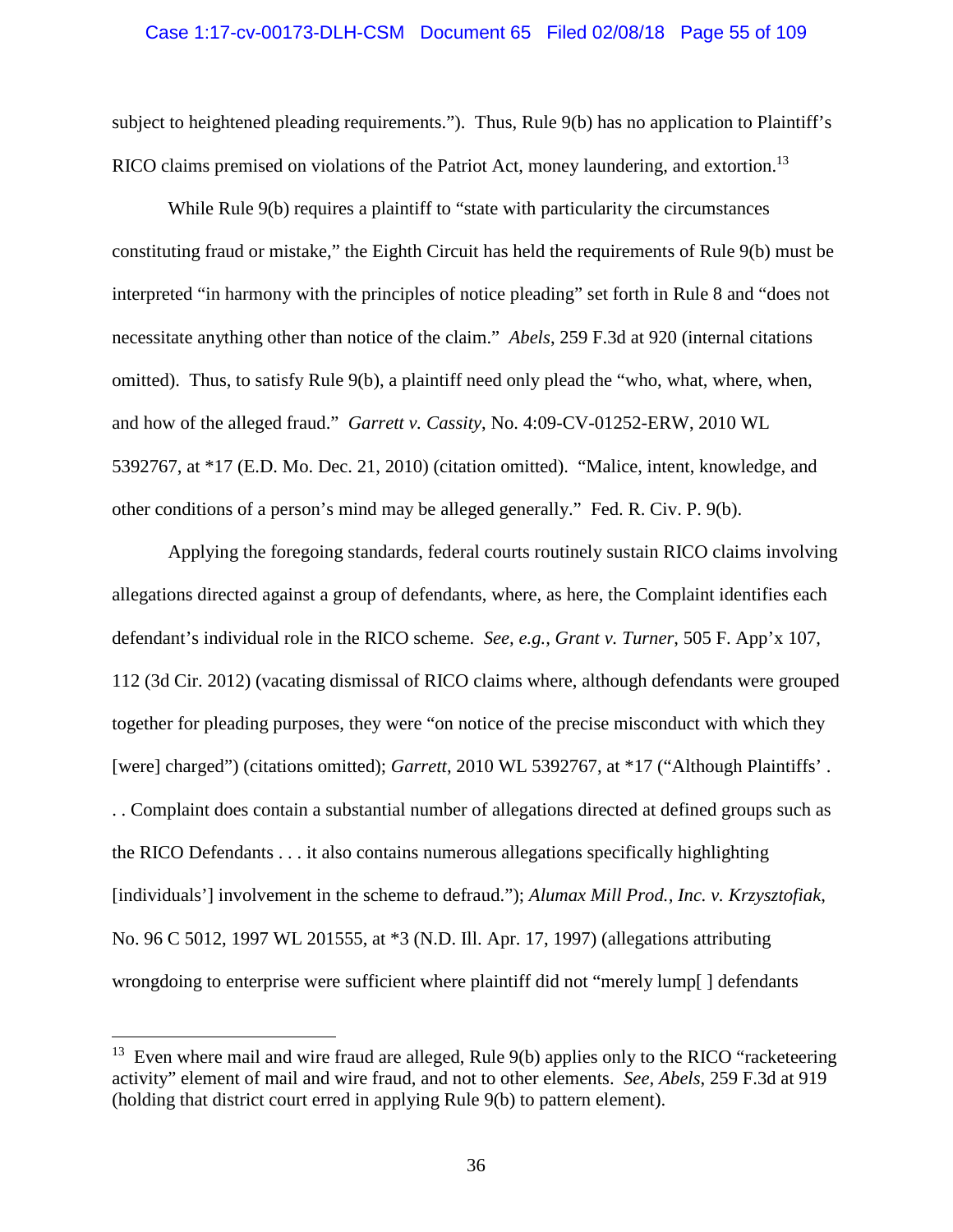subject to heightened pleading requirements."). Thus, Rule 9(b) has no application to Plaintiff's RICO claims premised on violations of the Patriot Act, money laundering, and extortion.[13]

While Rule 9(b) requires a plaintiff to "state with particularity the circumstances constituting fraud or mistake," the Eighth Circuit has held the requirements of Rule 9(b) must be interpreted "in harmony with the principles of notice pleading" set forth in Rule 8 and "does not necessitate anything other than notice of the claim." *Abels*, 259 F.3d at 920 (internal citations omitted). Thus, to satisfy Rule 9(b), a plaintiff need only plead the "who, what, where, when, and how of the alleged fraud." *Garrett v. Cassity*, No. 4:09-CV-01252-ERW, 2010 WL 5392767, at *17 (E.D. Mo. Dec. 21, 2010) (citation omitted). "Malice, intent, knowledge, and other conditions of a person's mind may be alleged generally." Fed. R. Civ. P. 9(b).

Applying the foregoing standards, federal courts routinely sustain RICO claims involving allegations directed against a group of defendants, where, as here, the Complaint identifies each defendant's individual role in the RICO scheme. *See, e.g., Grant v. Turner*, 505 F. App'x 107, 112 (3d Cir. 2012) (vacating dismissal of RICO claims where, although defendants were grouped together for pleading purposes, they were "on notice of the precise misconduct with which they [were] charged") (citations omitted); *Garrett*, 2010 WL 5392767, at *17 ("Although Plaintiffs' . . . Complaint does contain a substantial number of allegations directed at defined groups such as the RICO Defendants . . . it also contains numerous allegations specifically highlighting [individuals'] involvement in the scheme to defraud."); *Alumax Mill Prod., Inc. v. Krzysztofiak*, No. 96 C 5012, 1997 WL 201555, at *3 (N.D. Ill. Apr. 17, 1997) (allegations attributing wrongdoing to enterprise were sufficient where plaintiff did not "merely lump[ ] defendants

---

[13] Even where mail and wire fraud are alleged, Rule 9(b) applies only to the RICO "racketeering activity" element of mail and wire fraud, and not to other elements. *See, Abels*, 259 F.3d at 919 (holding that district court erred in applying Rule 9(b) to pattern element).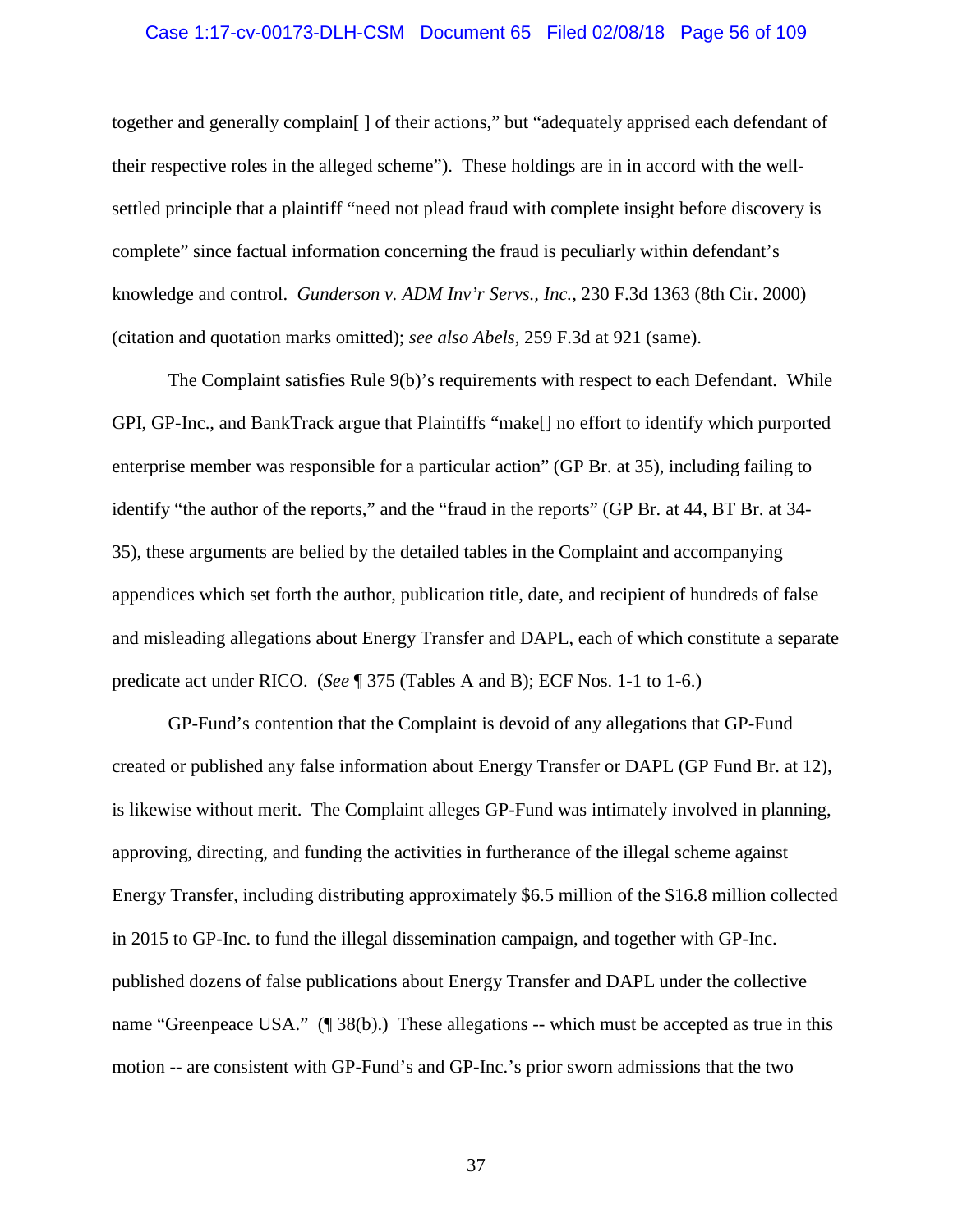together and generally complain[ ] of their actions," but "adequately apprised each defendant of their respective roles in the alleged scheme"). These holdings are in in accord with the well-settled principle that a plaintiff "need not plead fraud with complete insight before discovery is complete" since factual information concerning the fraud is peculiarly within defendant's knowledge and control. *Gunderson v. ADM Inv'r Servs., Inc.*, 230 F.3d 1363 (8th Cir. 2000) (citation and quotation marks omitted); *see also Abels*, 259 F.3d at 921 (same).

The Complaint satisfies Rule 9(b)'s requirements with respect to each Defendant. While GPI, GP-Inc., and BankTrack argue that Plaintiffs "make[] no effort to identify which purported enterprise member was responsible for a particular action" (GP Br. at 35), including failing to identify "the author of the reports," and the "fraud in the reports" (GP Br. at 44, BT Br. at 34-35), these arguments are belied by the detailed tables in the Complaint and accompanying appendices which set forth the author, publication title, date, and recipient of hundreds of false and misleading allegations about Energy Transfer and DAPL, each of which constitute a separate predicate act under RICO. (*See* ¶ 375 (Tables A and B); ECF Nos. 1-1 to 1-6.)

GP-Fund's contention that the Complaint is devoid of any allegations that GP-Fund created or published any false information about Energy Transfer or DAPL (GP Fund Br. at 12), is likewise without merit. The Complaint alleges GP-Fund was intimately involved in planning, approving, directing, and funding the activities in furtherance of the illegal scheme against Energy Transfer, including distributing approximately $6.5 million of the $16.8 million collected in 2015 to GP-Inc. to fund the illegal dissemination campaign, and together with GP-Inc. published dozens of false publications about Energy Transfer and DAPL under the collective name "Greenpeace USA." (¶ 38(b).) These allegations -- which must be accepted as true in this motion -- are consistent with GP-Fund's and GP-Inc.'s prior sworn admissions that the two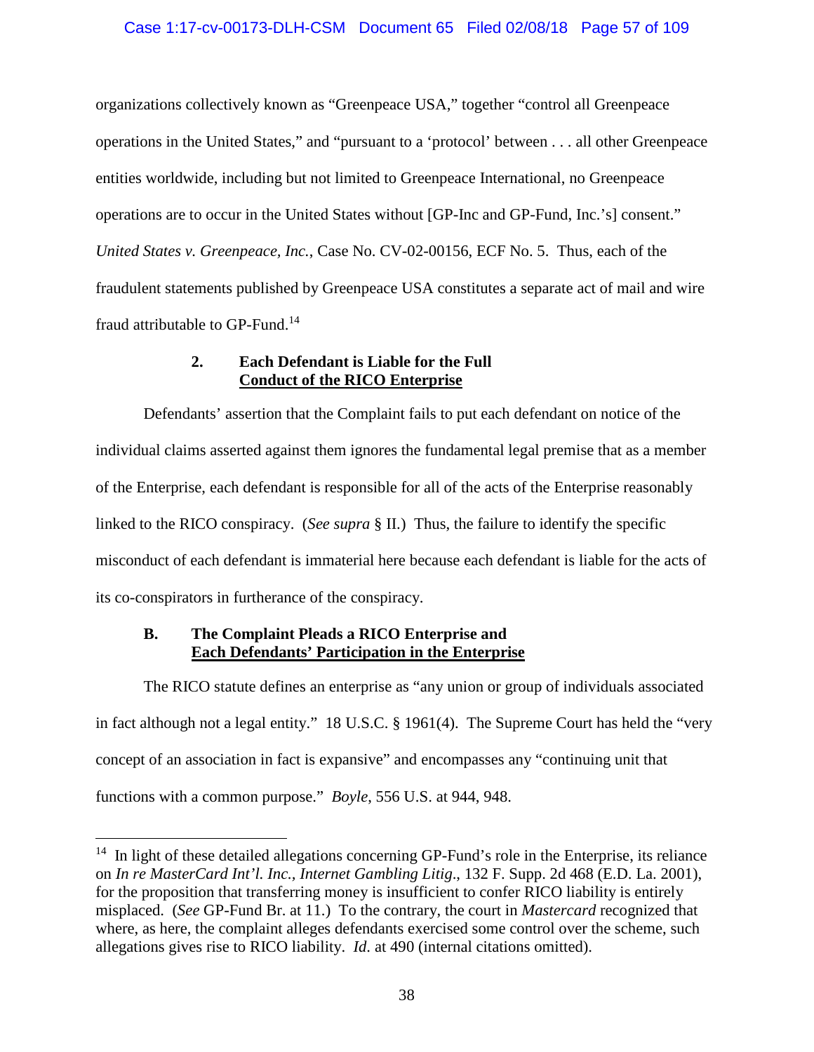organizations collectively known as "Greenpeace USA," together "control all Greenpeace operations in the United States," and "pursuant to a 'protocol' between . . . all other Greenpeace entities worldwide, including but not limited to Greenpeace International, no Greenpeace operations are to occur in the United States without [GP-Inc and GP-Fund, Inc.'s] consent." *United States v. Greenpeace, Inc.*, Case No. CV-02-00156, ECF No. 5. Thus, each of the fraudulent statements published by Greenpeace USA constitutes a separate act of mail and wire fraud attributable to GP-Fund.[14]

#### 2. Each Defendant is Liable for the Full Conduct of the RICO Enterprise

Defendants' assertion that the Complaint fails to put each defendant on notice of the individual claims asserted against them ignores the fundamental legal premise that as a member of the Enterprise, each defendant is responsible for all of the acts of the Enterprise reasonably linked to the RICO conspiracy. (*See supra* § II.) Thus, the failure to identify the specific misconduct of each defendant is immaterial here because each defendant is liable for the acts of its co-conspirators in furtherance of the conspiracy.

### B. The Complaint Pleads a RICO Enterprise and Each Defendants' Participation in the Enterprise

The RICO statute defines an enterprise as "any union or group of individuals associated in fact although not a legal entity." 18 U.S.C. § 1961(4). The Supreme Court has held the "very concept of an association in fact is expansive" and encompasses any "continuing unit that functions with a common purpose." *Boyle*, 556 U.S. at 944, 948.

---

[14] In light of these detailed allegations concerning GP-Fund's role in the Enterprise, its reliance on *In re MasterCard Int'l. Inc., Internet Gambling Litig*., 132 F. Supp. 2d 468 (E.D. La. 2001), for the proposition that transferring money is insufficient to confer RICO liability is entirely misplaced. (*See* GP-Fund Br. at 11.) To the contrary, the court in *Mastercard* recognized that where, as here, the complaint alleges defendants exercised some control over the scheme, such allegations gives rise to RICO liability. *Id.* at 490 (internal citations omitted).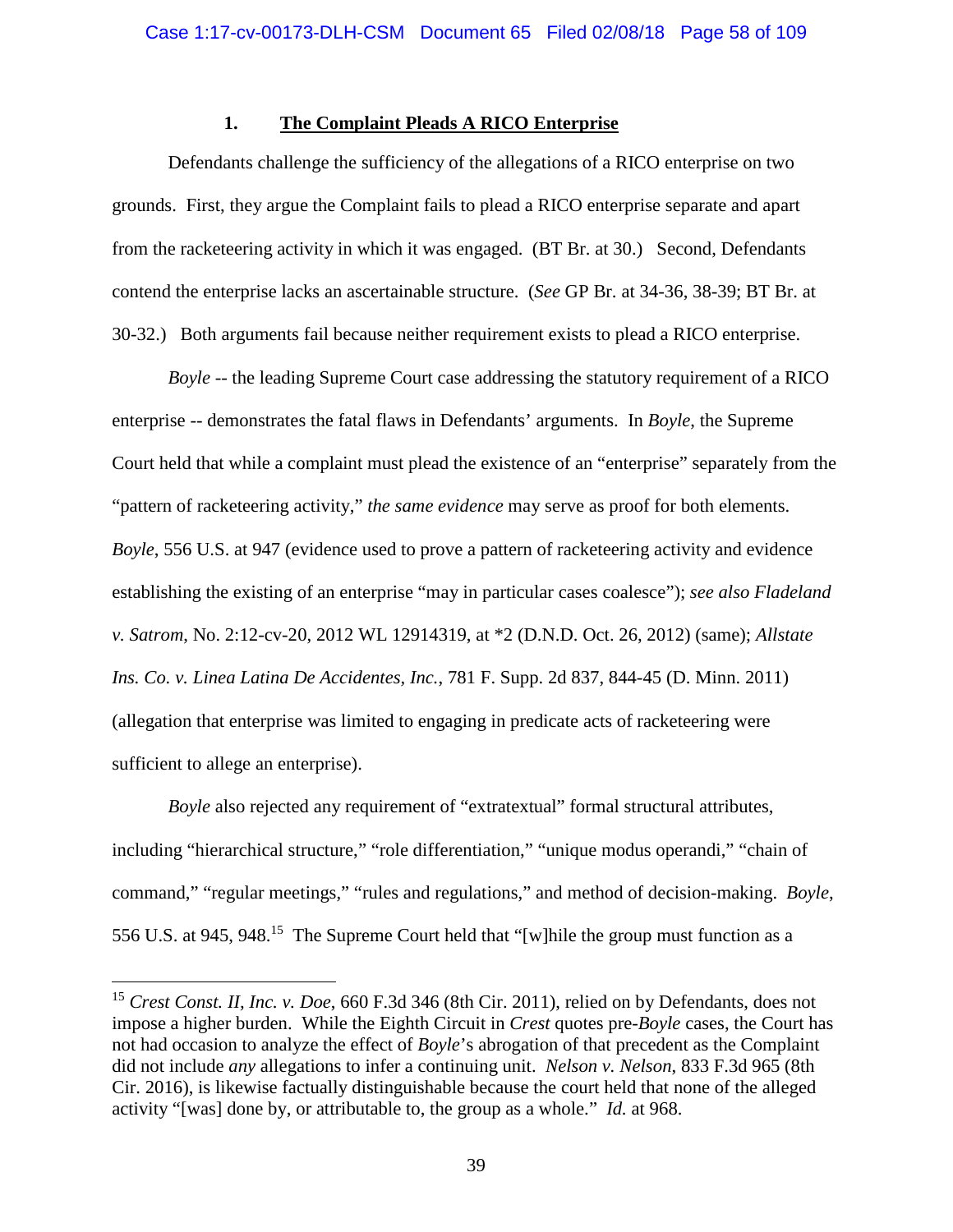### 1. **The Complaint Pleads A RICO Enterprise**

Defendants challenge the sufficiency of the allegations of a RICO enterprise on two grounds. First, they argue the Complaint fails to plead a RICO enterprise separate and apart from the racketeering activity in which it was engaged. (BT Br. at 30.) Second, Defendants contend the enterprise lacks an ascertainable structure. (*See* GP Br. at 34-36, 38-39; BT Br. at 30-32.) Both arguments fail because neither requirement exists to plead a RICO enterprise.

*Boyle* -- the leading Supreme Court case addressing the statutory requirement of a RICO enterprise -- demonstrates the fatal flaws in Defendants' arguments. In *Boyle*, the Supreme Court held that while a complaint must plead the existence of an "enterprise" separately from the "pattern of racketeering activity," *the same evidence* may serve as proof for both elements. *Boyle*, 556 U.S. at 947 (evidence used to prove a pattern of racketeering activity and evidence establishing the existing of an enterprise "may in particular cases coalesce"); *see also Fladeland v. Satrom*, No. 2:12-cv-20, 2012 WL 12914319, at *2 (D.N.D. Oct. 26, 2012) (same); *Allstate Ins. Co. v. Linea Latina De Accidentes, Inc.*, 781 F. Supp. 2d 837, 844-45 (D. Minn. 2011) (allegation that enterprise was limited to engaging in predicate acts of racketeering were sufficient to allege an enterprise).

*Boyle* also rejected any requirement of "extratextual" formal structural attributes, including "hierarchical structure," "role differentiation," "unique modus operandi," "chain of command," "regular meetings," "rules and regulations," and method of decision-making. *Boyle*, 556 U.S. at 945, 948.[15] The Supreme Court held that "[w]hile the group must function as a

---

[15] *Crest Const. II, Inc. v. Doe*, 660 F.3d 346 (8th Cir. 2011), relied on by Defendants, does not impose a higher burden. While the Eighth Circuit in *Crest* quotes pre-*Boyle* cases, the Court has not had occasion to analyze the effect of *Boyle*'s abrogation of that precedent as the Complaint did not include *any* allegations to infer a continuing unit. *Nelson v. Nelson*, 833 F.3d 965 (8th Cir. 2016), is likewise factually distinguishable because the court held that none of the alleged activity "[was] done by, or attributable to, the group as a whole." *Id.* at 968.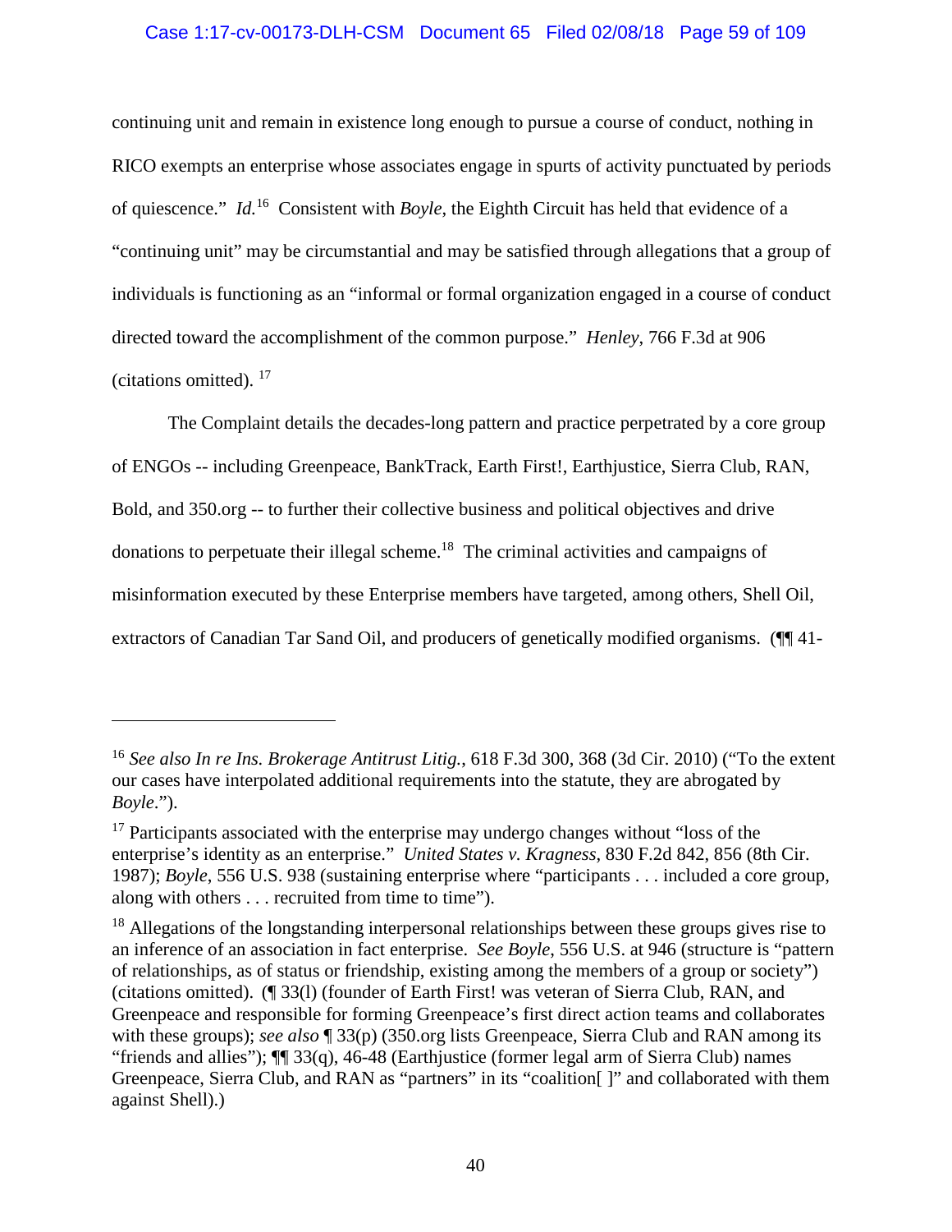continuing unit and remain in existence long enough to pursue a course of conduct, nothing in RICO exempts an enterprise whose associates engage in spurts of activity punctuated by periods of quiescence." *Id.*[16] Consistent with *Boyle*, the Eighth Circuit has held that evidence of a "continuing unit" may be circumstantial and may be satisfied through allegations that a group of individuals is functioning as an "informal or formal organization engaged in a course of conduct directed toward the accomplishment of the common purpose." *Henley*, 766 F.3d at 906 (citations omitted).[17]

The Complaint details the decades-long pattern and practice perpetrated by a core group of ENGOs -- including Greenpeace, BankTrack, Earth First!, Earthjustice, Sierra Club, RAN, Bold, and 350.org -- to further their collective business and political objectives and drive donations to perpetuate their illegal scheme.[18] The criminal activities and campaigns of misinformation executed by these Enterprise members have targeted, among others, Shell Oil, extractors of Canadian Tar Sand Oil, and producers of genetically modified organisms. (¶¶ 41-

---

[16] *See also In re Ins. Brokerage Antitrust Litig.*, 618 F.3d 300, 368 (3d Cir. 2010) ("To the extent our cases have interpolated additional requirements into the statute, they are abrogated by *Boyle*.").

[17] Participants associated with the enterprise may undergo changes without "loss of the enterprise's identity as an enterprise." *United States v. Kragness*, 830 F.2d 842, 856 (8th Cir. 1987); *Boyle*, 556 U.S. 938 (sustaining enterprise where "participants . . . included a core group, along with others . . . recruited from time to time").

[18] Allegations of the longstanding interpersonal relationships between these groups gives rise to an inference of an association in fact enterprise. *See Boyle*, 556 U.S. at 946 (structure is "pattern of relationships, as of status or friendship, existing among the members of a group or society") (citations omitted). (¶ 33(l) (founder of Earth First! was veteran of Sierra Club, RAN, and Greenpeace and responsible for forming Greenpeace's first direct action teams and collaborates with these groups); *see also* ¶ 33(p) (350.org lists Greenpeace, Sierra Club and RAN among its "friends and allies"); ¶¶ 33(q), 46-48 (Earthjustice (former legal arm of Sierra Club) names Greenpeace, Sierra Club, and RAN as "partners" in its "coalition[ ]" and collaborated with them against Shell).)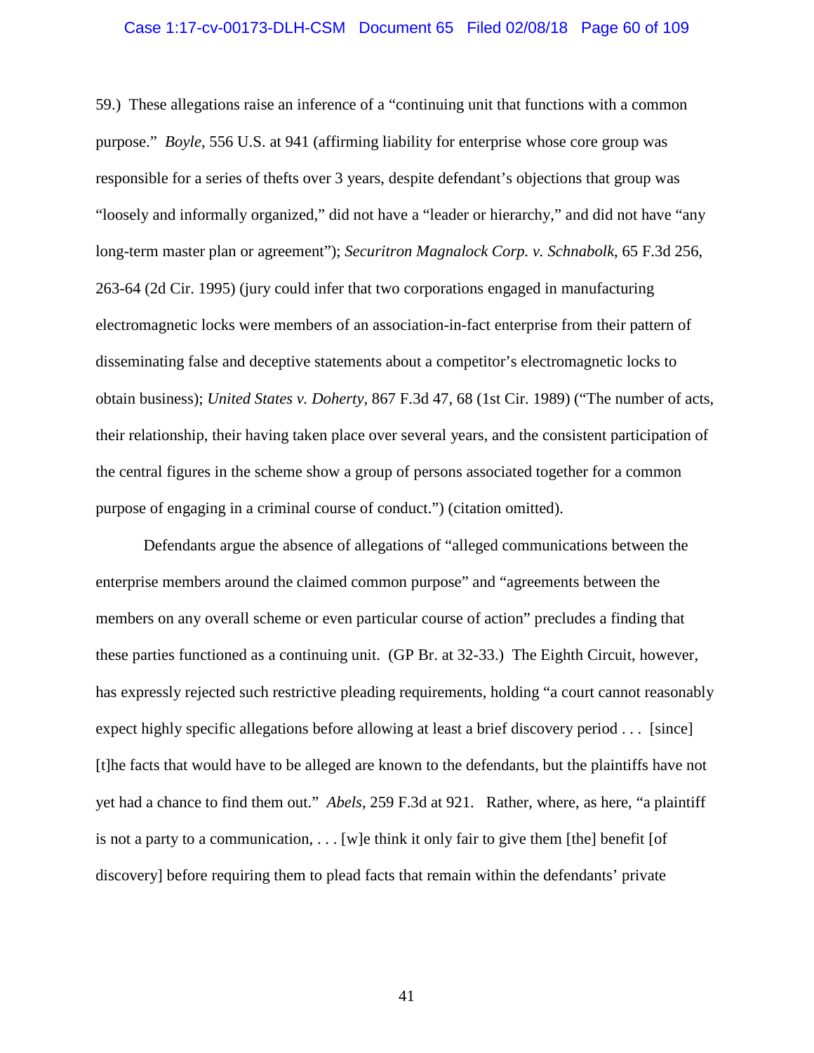59.) These allegations raise an inference of a "continuing unit that functions with a common purpose." *Boyle*, 556 U.S. at 941 (affirming liability for enterprise whose core group was responsible for a series of thefts over 3 years, despite defendant's objections that group was "loosely and informally organized," did not have a "leader or hierarchy," and did not have "any long-term master plan or agreement"); *Securitron Magnalock Corp. v. Schnabolk*, 65 F.3d 256, 263-64 (2d Cir. 1995) (jury could infer that two corporations engaged in manufacturing electromagnetic locks were members of an association-in-fact enterprise from their pattern of disseminating false and deceptive statements about a competitor's electromagnetic locks to obtain business); *United States v. Doherty*, 867 F.3d 47, 68 (1st Cir. 1989) ("The number of acts, their relationship, their having taken place over several years, and the consistent participation of the central figures in the scheme show a group of persons associated together for a common purpose of engaging in a criminal course of conduct.") (citation omitted).

Defendants argue the absence of allegations of "alleged communications between the enterprise members around the claimed common purpose" and "agreements between the members on any overall scheme or even particular course of action" precludes a finding that these parties functioned as a continuing unit. (GP Br. at 32-33.) The Eighth Circuit, however, has expressly rejected such restrictive pleading requirements, holding "a court cannot reasonably expect highly specific allegations before allowing at least a brief discovery period . . . [since] [t]he facts that would have to be alleged are known to the defendants, but the plaintiffs have not yet had a chance to find them out." *Abels*, 259 F.3d at 921. Rather, where, as here, "a plaintiff is not a party to a communication, . . . [w]e think it only fair to give them [the] benefit [of discovery] before requiring them to plead facts that remain within the defendants' private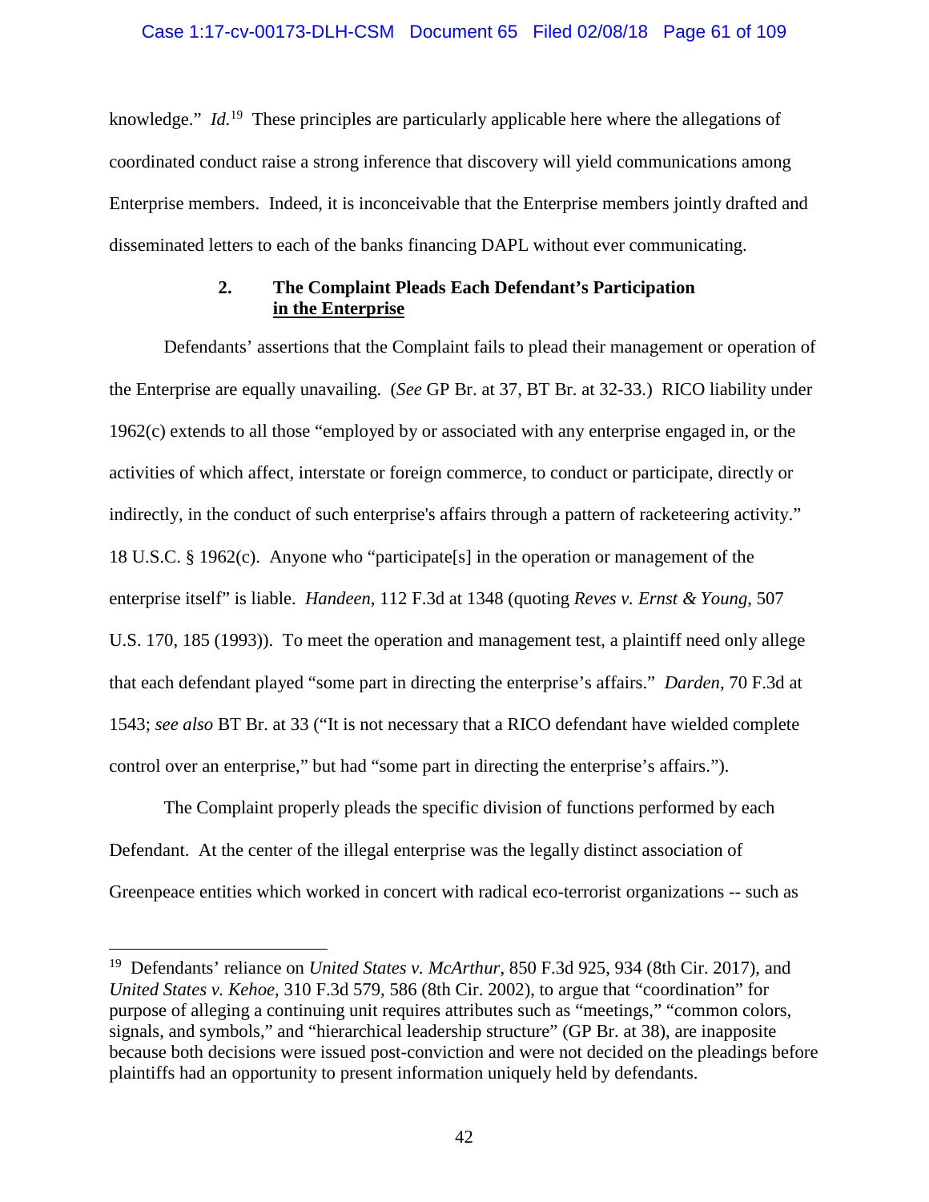knowledge." *Id.*[19] These principles are particularly applicable here where the allegations of coordinated conduct raise a strong inference that discovery will yield communications among Enterprise members. Indeed, it is inconceivable that the Enterprise members jointly drafted and disseminated letters to each of the banks financing DAPL without ever communicating.

### 2. The Complaint Pleads Each Defendant's Participation in the Enterprise

Defendants' assertions that the Complaint fails to plead their management or operation of the Enterprise are equally unavailing. (*See* GP Br. at 37, BT Br. at 32-33.) RICO liability under 1962(c) extends to all those "employed by or associated with any enterprise engaged in, or the activities of which affect, interstate or foreign commerce, to conduct or participate, directly or indirectly, in the conduct of such enterprise's affairs through a pattern of racketeering activity." 18 U.S.C. § 1962(c). Anyone who "participate[s] in the operation or management of the enterprise itself" is liable. *Handeen*, 112 F.3d at 1348 (quoting *Reves v. Ernst & Young*, 507 U.S. 170, 185 (1993)). To meet the operation and management test, a plaintiff need only allege that each defendant played "some part in directing the enterprise's affairs." *Darden*, 70 F.3d at 1543; *see also* BT Br. at 33 ("It is not necessary that a RICO defendant have wielded complete control over an enterprise," but had "some part in directing the enterprise's affairs.").

The Complaint properly pleads the specific division of functions performed by each Defendant. At the center of the illegal enterprise was the legally distinct association of Greenpeace entities which worked in concert with radical eco-terrorist organizations -- such as

---

[19] Defendants' reliance on *United States v. McArthur*, 850 F.3d 925, 934 (8th Cir. 2017), and *United States v. Kehoe*, 310 F.3d 579, 586 (8th Cir. 2002), to argue that "coordination" for purpose of alleging a continuing unit requires attributes such as "meetings," "common colors, signals, and symbols," and "hierarchical leadership structure" (GP Br. at 38), are inapposite because both decisions were issued post-conviction and were not decided on the pleadings before plaintiffs had an opportunity to present information uniquely held by defendants.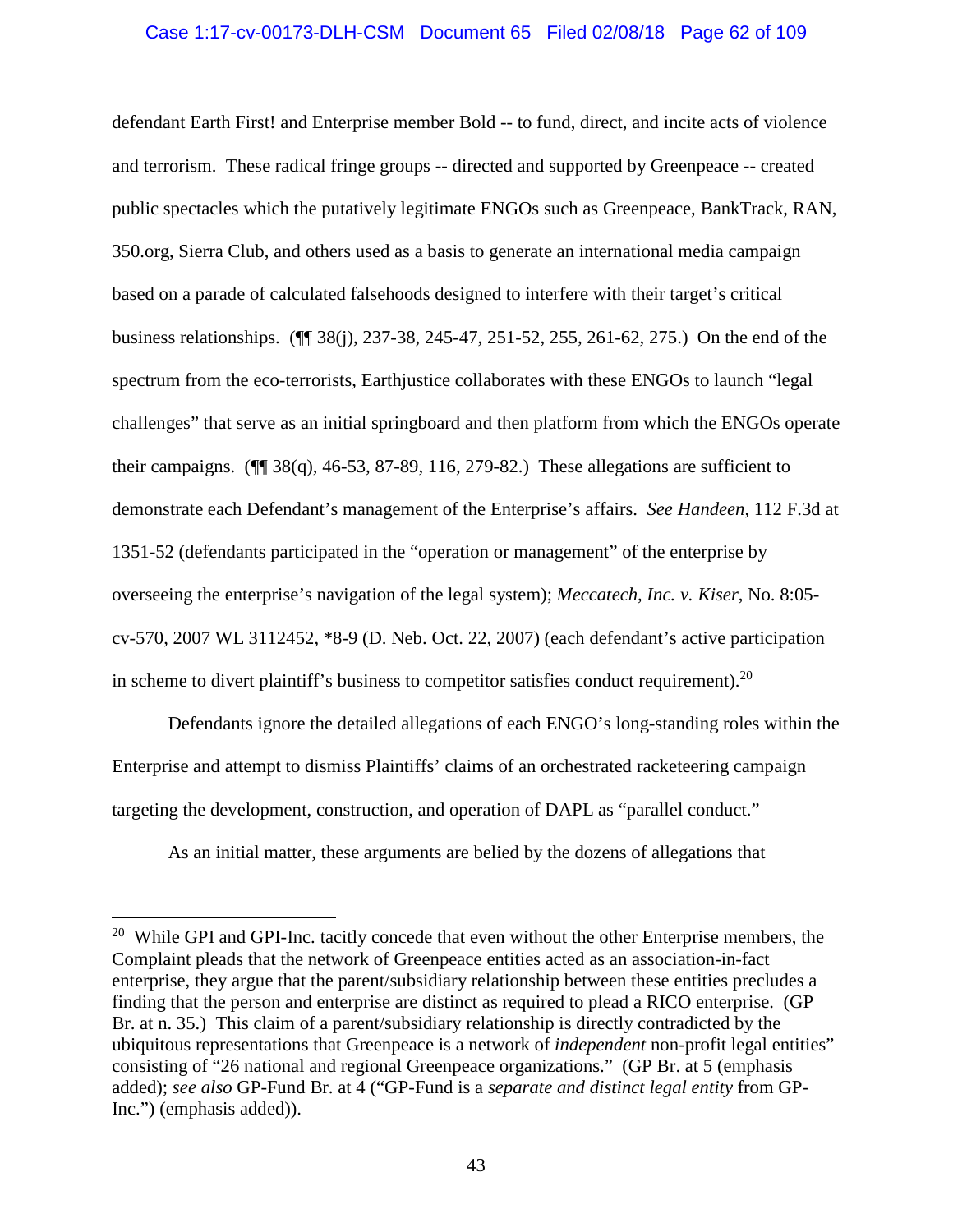defendant Earth First! and Enterprise member Bold -- to fund, direct, and incite acts of violence and terrorism. These radical fringe groups -- directed and supported by Greenpeace -- created public spectacles which the putatively legitimate ENGOs such as Greenpeace, BankTrack, RAN, 350.org, Sierra Club, and others used as a basis to generate an international media campaign based on a parade of calculated falsehoods designed to interfere with their target's critical business relationships. (¶¶ 38(j), 237-38, 245-47, 251-52, 255, 261-62, 275.) On the end of the spectrum from the eco-terrorists, Earthjustice collaborates with these ENGOs to launch "legal challenges" that serve as an initial springboard and then platform from which the ENGOs operate their campaigns. (¶¶ 38(q), 46-53, 87-89, 116, 279-82.) These allegations are sufficient to demonstrate each Defendant's management of the Enterprise's affairs. *See Handeen*, 112 F.3d at 1351-52 (defendants participated in the "operation or management" of the enterprise by overseeing the enterprise's navigation of the legal system); *Meccatech, Inc. v. Kiser*, No. 8:05-cv-570, 2007 WL 3112452, *8-9 (D. Neb. Oct. 22, 2007) (each defendant's active participation in scheme to divert plaintiff's business to competitor satisfies conduct requirement).[20]

Defendants ignore the detailed allegations of each ENGO's long-standing roles within the Enterprise and attempt to dismiss Plaintiffs' claims of an orchestrated racketeering campaign targeting the development, construction, and operation of DAPL as "parallel conduct."

As an initial matter, these arguments are belied by the dozens of allegations that

---

[20] While GPI and GPI-Inc. tacitly concede that even without the other Enterprise members, the Complaint pleads that the network of Greenpeace entities acted as an association-in-fact enterprise, they argue that the parent/subsidiary relationship between these entities precludes a finding that the person and enterprise are distinct as required to plead a RICO enterprise. (GP Br. at n. 35.) This claim of a parent/subsidiary relationship is directly contradicted by the ubiquitous representations that Greenpeace is a network of *independent* non-profit legal entities" consisting of "26 national and regional Greenpeace organizations." (GP Br. at 5 (emphasis added); *see also* GP-Fund Br. at 4 ("GP-Fund is a *separate and distinct legal entity* from GP-Inc.") (emphasis added)).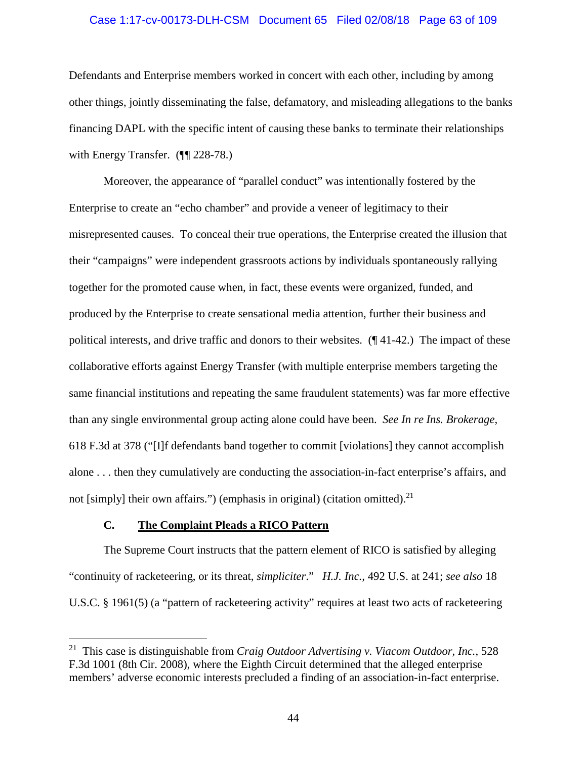Defendants and Enterprise members worked in concert with each other, including by among other things, jointly disseminating the false, defamatory, and misleading allegations to the banks financing DAPL with the specific intent of causing these banks to terminate their relationships with Energy Transfer. (¶¶ 228-78.)

Moreover, the appearance of "parallel conduct" was intentionally fostered by the Enterprise to create an "echo chamber" and provide a veneer of legitimacy to their misrepresented causes. To conceal their true operations, the Enterprise created the illusion that their "campaigns" were independent grassroots actions by individuals spontaneously rallying together for the promoted cause when, in fact, these events were organized, funded, and produced by the Enterprise to create sensational media attention, further their business and political interests, and drive traffic and donors to their websites. (¶ 41-42.) The impact of these collaborative efforts against Energy Transfer (with multiple enterprise members targeting the same financial institutions and repeating the same fraudulent statements) was far more effective than any single environmental group acting alone could have been. *See In re Ins. Brokerage*, 618 F.3d at 378 ("[I]f defendants band together to commit [violations] they cannot accomplish alone . . . then they cumulatively are conducting the association-in-fact enterprise's affairs, and not [simply] their own affairs.") (emphasis in original) (citation omitted).[21]

### C. The Complaint Pleads a RICO Pattern

The Supreme Court instructs that the pattern element of RICO is satisfied by alleging "continuity of racketeering, or its threat, *simpliciter*." *H.J. Inc.*, 492 U.S. at 241; *see also* 18 U.S.C. § 1961(5) (a "pattern of racketeering activity" requires at least two acts of racketeering

---

[21] This case is distinguishable from *Craig Outdoor Advertising v. Viacom Outdoor, Inc.*, 528 F.3d 1001 (8th Cir. 2008), where the Eighth Circuit determined that the alleged enterprise members' adverse economic interests precluded a finding of an association-in-fact enterprise.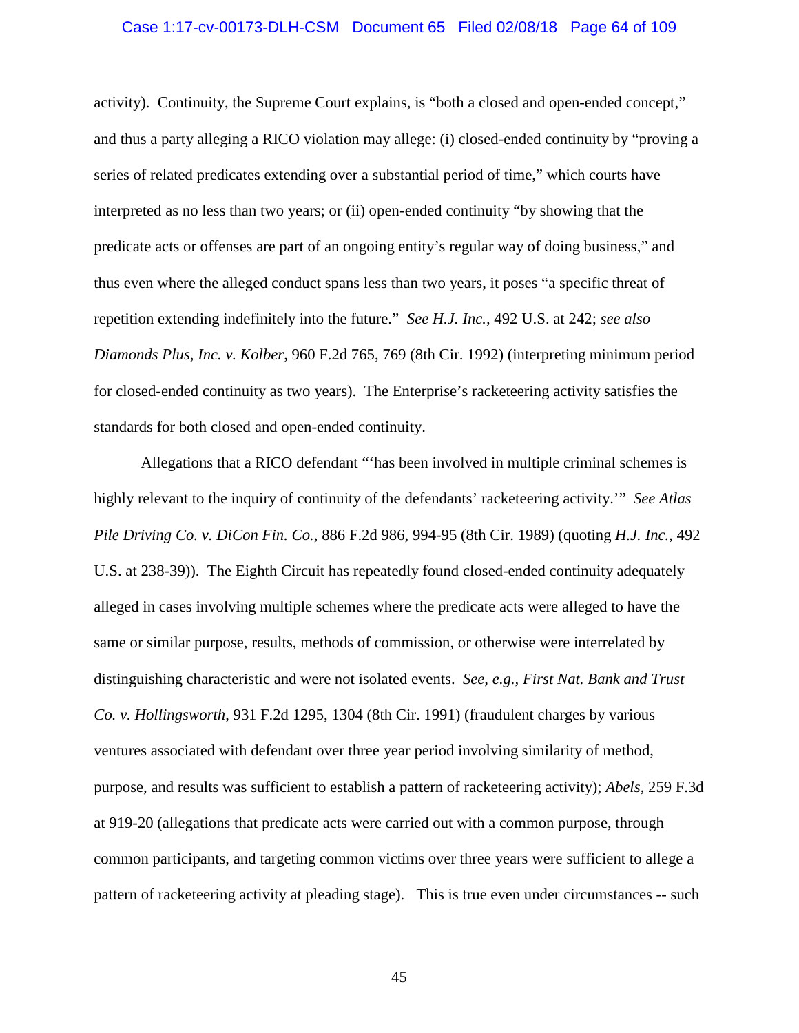activity). Continuity, the Supreme Court explains, is "both a closed and open-ended concept," and thus a party alleging a RICO violation may allege: (i) closed-ended continuity by "proving a series of related predicates extending over a substantial period of time," which courts have interpreted as no less than two years; or (ii) open-ended continuity "by showing that the predicate acts or offenses are part of an ongoing entity's regular way of doing business," and thus even where the alleged conduct spans less than two years, it poses "a specific threat of repetition extending indefinitely into the future." *See H.J. Inc.,* 492 U.S. at 242; *see also Diamonds Plus, Inc. v. Kolber,* 960 F.2d 765, 769 (8th Cir. 1992) (interpreting minimum period for closed-ended continuity as two years). The Enterprise's racketeering activity satisfies the standards for both closed and open-ended continuity.

Allegations that a RICO defendant "'has been involved in multiple criminal schemes is highly relevant to the inquiry of continuity of the defendants' racketeering activity.'" *See Atlas Pile Driving Co. v. DiCon Fin. Co.*, 886 F.2d 986, 994-95 (8th Cir. 1989) (quoting *H.J. Inc.*, 492 U.S. at 238-39)). The Eighth Circuit has repeatedly found closed-ended continuity adequately alleged in cases involving multiple schemes where the predicate acts were alleged to have the same or similar purpose, results, methods of commission, or otherwise were interrelated by distinguishing characteristic and were not isolated events. *See, e.g., First Nat. Bank and Trust Co. v. Hollingsworth*, 931 F.2d 1295, 1304 (8th Cir. 1991) (fraudulent charges by various ventures associated with defendant over three year period involving similarity of method, purpose, and results was sufficient to establish a pattern of racketeering activity); *Abels*, 259 F.3d at 919-20 (allegations that predicate acts were carried out with a common purpose, through common participants, and targeting common victims over three years were sufficient to allege a pattern of racketeering activity at pleading stage). This is true even under circumstances -- such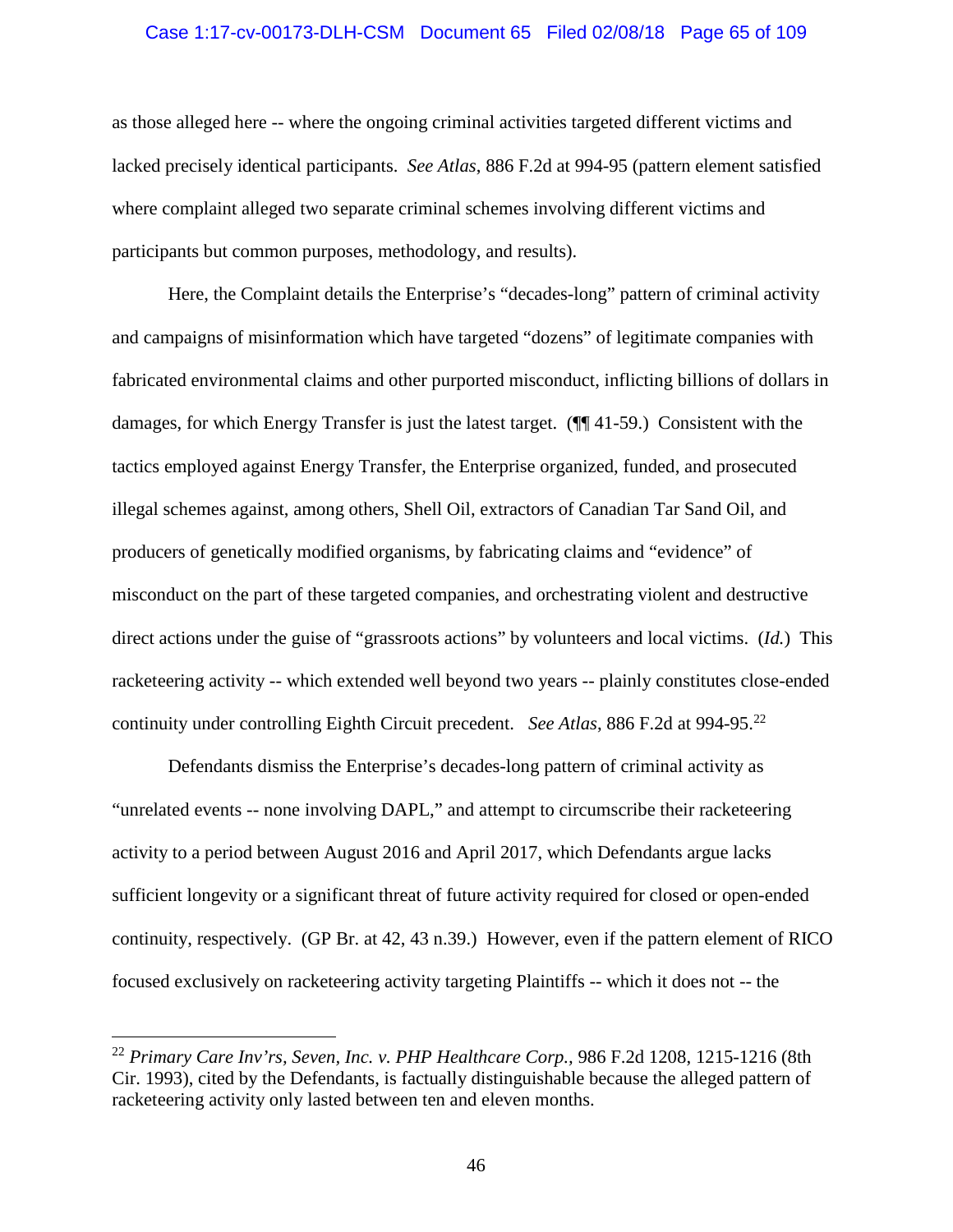as those alleged here -- where the ongoing criminal activities targeted different victims and lacked precisely identical participants. *See Atlas*, 886 F.2d at 994-95 (pattern element satisfied where complaint alleged two separate criminal schemes involving different victims and participants but common purposes, methodology, and results).

Here, the Complaint details the Enterprise's "decades-long" pattern of criminal activity and campaigns of misinformation which have targeted "dozens" of legitimate companies with fabricated environmental claims and other purported misconduct, inflicting billions of dollars in damages, for which Energy Transfer is just the latest target. (¶¶ 41-59.) Consistent with the tactics employed against Energy Transfer, the Enterprise organized, funded, and prosecuted illegal schemes against, among others, Shell Oil, extractors of Canadian Tar Sand Oil, and producers of genetically modified organisms, by fabricating claims and "evidence" of misconduct on the part of these targeted companies, and orchestrating violent and destructive direct actions under the guise of "grassroots actions" by volunteers and local victims. (*Id.*) This racketeering activity -- which extended well beyond two years -- plainly constitutes close-ended continuity under controlling Eighth Circuit precedent. *See Atlas*, 886 F.2d at 994-95.[22]

Defendants dismiss the Enterprise's decades-long pattern of criminal activity as "unrelated events -- none involving DAPL," and attempt to circumscribe their racketeering activity to a period between August 2016 and April 2017, which Defendants argue lacks sufficient longevity or a significant threat of future activity required for closed or open-ended continuity, respectively. (GP Br. at 42, 43 n.39.) However, even if the pattern element of RICO focused exclusively on racketeering activity targeting Plaintiffs -- which it does not -- the

---

[22] *Primary Care Inv'rs, Seven, Inc. v. PHP Healthcare Corp.*, 986 F.2d 1208, 1215-1216 (8th Cir. 1993), cited by the Defendants, is factually distinguishable because the alleged pattern of racketeering activity only lasted between ten and eleven months.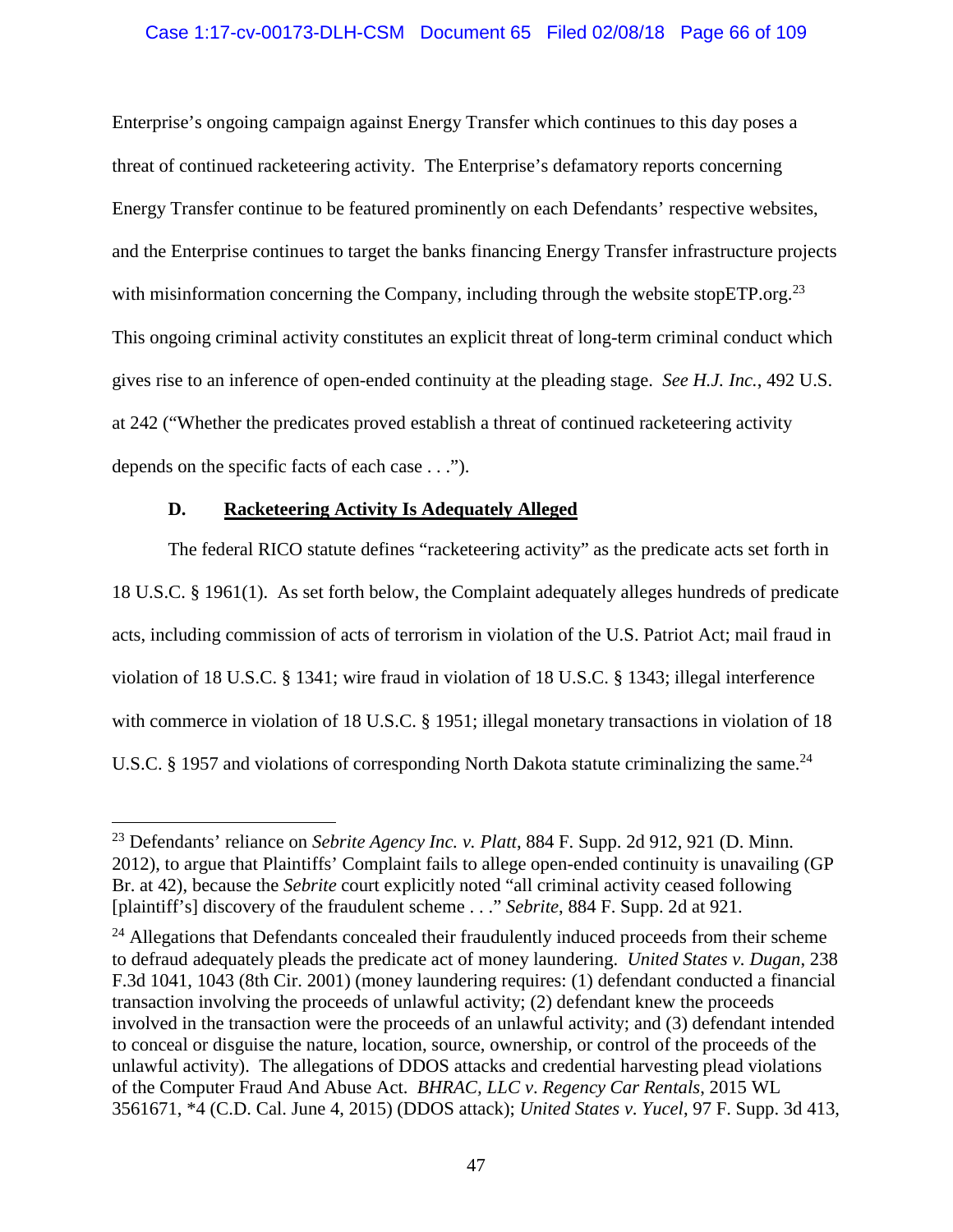Enterprise's ongoing campaign against Energy Transfer which continues to this day poses a threat of continued racketeering activity. The Enterprise's defamatory reports concerning Energy Transfer continue to be featured prominently on each Defendants' respective websites, and the Enterprise continues to target the banks financing Energy Transfer infrastructure projects with misinformation concerning the Company, including through the website stopETP.org.[23] This ongoing criminal activity constitutes an explicit threat of long-term criminal conduct which gives rise to an inference of open-ended continuity at the pleading stage. *See H.J. Inc.*, 492 U.S. at 242 ("Whether the predicates proved establish a threat of continued racketeering activity depends on the specific facts of each case . . .").

### D. Racketeering Activity Is Adequately Alleged

The federal RICO statute defines "racketeering activity" as the predicate acts set forth in 18 U.S.C. § 1961(1). As set forth below, the Complaint adequately alleges hundreds of predicate acts, including commission of acts of terrorism in violation of the U.S. Patriot Act; mail fraud in violation of 18 U.S.C. § 1341; wire fraud in violation of 18 U.S.C. § 1343; illegal interference with commerce in violation of 18 U.S.C. § 1951; illegal monetary transactions in violation of 18 U.S.C. § 1957 and violations of corresponding North Dakota statute criminalizing the same.[24]

---

[23] Defendants' reliance on *Sebrite Agency Inc. v. Platt*, 884 F. Supp. 2d 912, 921 (D. Minn. 2012), to argue that Plaintiffs' Complaint fails to allege open-ended continuity is unavailing (GP Br. at 42), because the *Sebrite* court explicitly noted "all criminal activity ceased following [plaintiff's] discovery of the fraudulent scheme . . ." *Sebrite*, 884 F. Supp. 2d at 921.

[24] Allegations that Defendants concealed their fraudulently induced proceeds from their scheme to defraud adequately pleads the predicate act of money laundering. *United States v. Dugan*, 238 F.3d 1041, 1043 (8th Cir. 2001) (money laundering requires: (1) defendant conducted a financial transaction involving the proceeds of unlawful activity; (2) defendant knew the proceeds involved in the transaction were the proceeds of an unlawful activity; and (3) defendant intended to conceal or disguise the nature, location, source, ownership, or control of the proceeds of the unlawful activity). The allegations of DDOS attacks and credential harvesting plead violations of the Computer Fraud And Abuse Act. *BHRAC, LLC v. Regency Car Rentals*, 2015 WL 3561671, *4 (C.D. Cal. June 4, 2015) (DDOS attack); *United States v. Yucel*, 97 F. Supp. 3d 413,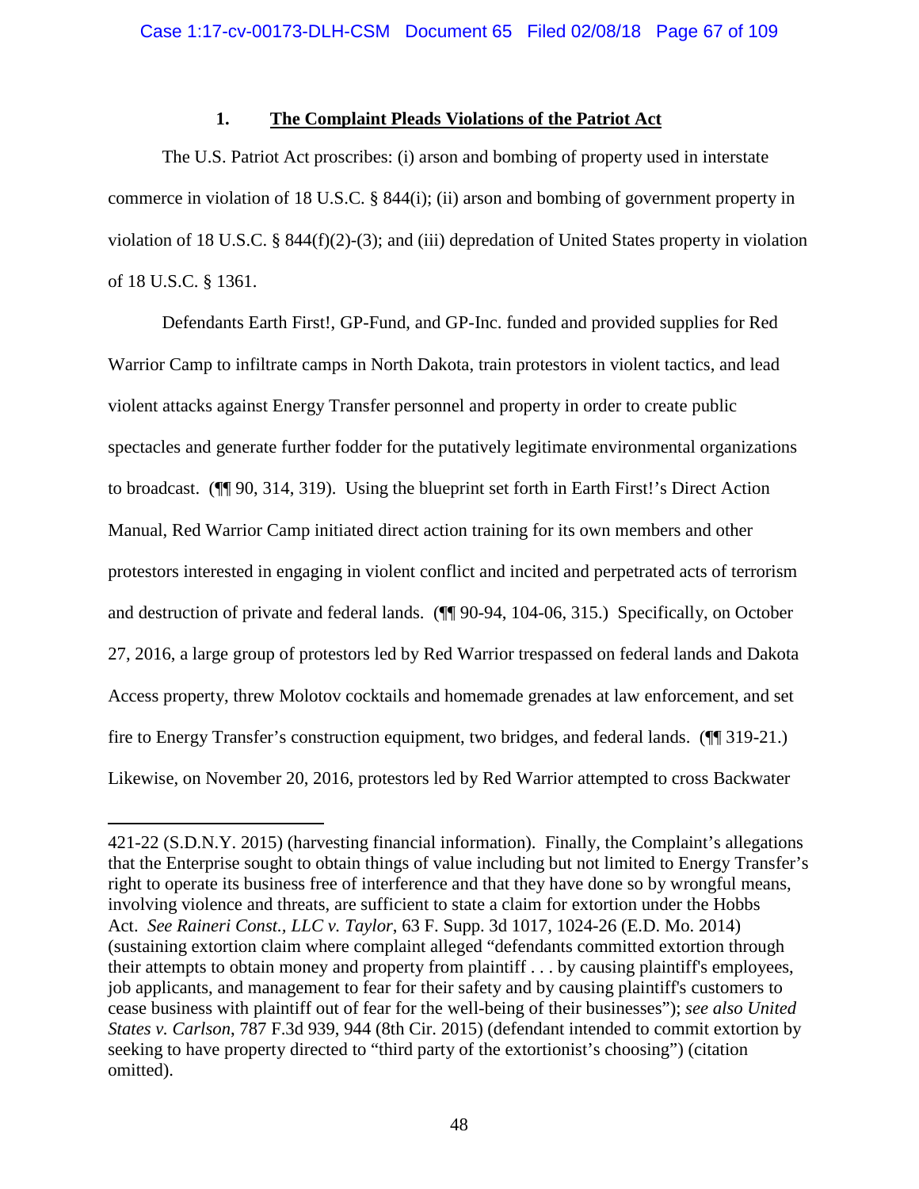### 1. <u>The Complaint Pleads Violations of the Patriot Act</u>

The U.S. Patriot Act proscribes: (i) arson and bombing of property used in interstate commerce in violation of 18 U.S.C. § 844(i); (ii) arson and bombing of government property in violation of 18 U.S.C. § 844(f)(2)-(3); and (iii) depredation of United States property in violation of 18 U.S.C. § 1361.

Defendants Earth First!, GP-Fund, and GP-Inc. funded and provided supplies for Red Warrior Camp to infiltrate camps in North Dakota, train protestors in violent tactics, and lead violent attacks against Energy Transfer personnel and property in order to create public spectacles and generate further fodder for the putatively legitimate environmental organizations to broadcast. (¶¶ 90, 314, 319). Using the blueprint set forth in Earth First!'s Direct Action Manual, Red Warrior Camp initiated direct action training for its own members and other protestors interested in engaging in violent conflict and incited and perpetrated acts of terrorism and destruction of private and federal lands. (¶¶ 90-94, 104-06, 315.) Specifically, on October 27, 2016, a large group of protestors led by Red Warrior trespassed on federal lands and Dakota Access property, threw Molotov cocktails and homemade grenades at law enforcement, and set fire to Energy Transfer's construction equipment, two bridges, and federal lands. (¶¶ 319-21.) Likewise, on November 20, 2016, protestors led by Red Warrior attempted to cross Backwater

---

421-22 (S.D.N.Y. 2015) (harvesting financial information). Finally, the Complaint's allegations that the Enterprise sought to obtain things of value including but not limited to Energy Transfer's right to operate its business free of interference and that they have done so by wrongful means, involving violence and threats, are sufficient to state a claim for extortion under the Hobbs Act. *See Raineri Const., LLC v. Taylor*, 63 F. Supp. 3d 1017, 1024-26 (E.D. Mo. 2014) (sustaining extortion claim where complaint alleged "defendants committed extortion through their attempts to obtain money and property from plaintiff . . . by causing plaintiff's employees, job applicants, and management to fear for their safety and by causing plaintiff's customers to cease business with plaintiff out of fear for the well-being of their businesses"); *see also United States v. Carlson*, 787 F.3d 939, 944 (8th Cir. 2015) (defendant intended to commit extortion by seeking to have property directed to "third party of the extortionist's choosing") (citation omitted).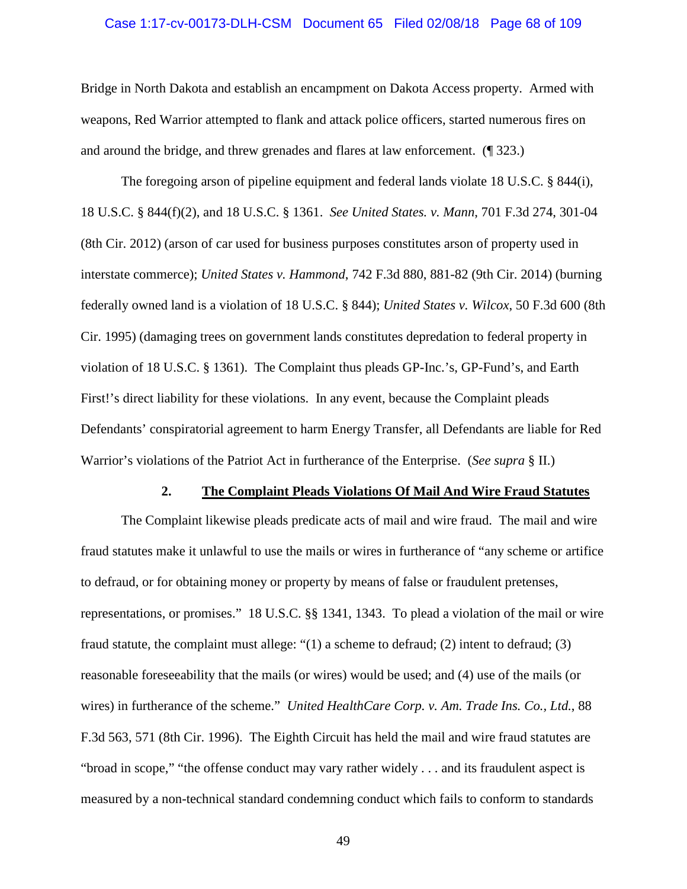Bridge in North Dakota and establish an encampment on Dakota Access property. Armed with weapons, Red Warrior attempted to flank and attack police officers, started numerous fires on and around the bridge, and threw grenades and flares at law enforcement. (¶ 323.)

The foregoing arson of pipeline equipment and federal lands violate 18 U.S.C. § 844(i), 18 U.S.C. § 844(f)(2), and 18 U.S.C. § 1361. *See United States. v. Mann*, 701 F.3d 274, 301-04 (8th Cir. 2012) (arson of car used for business purposes constitutes arson of property used in interstate commerce); *United States v. Hammond*, 742 F.3d 880, 881-82 (9th Cir. 2014) (burning federally owned land is a violation of 18 U.S.C. § 844); *United States v. Wilcox*, 50 F.3d 600 (8th Cir. 1995) (damaging trees on government lands constitutes depredation to federal property in violation of 18 U.S.C. § 1361). The Complaint thus pleads GP-Inc.'s, GP-Fund's, and Earth First!'s direct liability for these violations. In any event, because the Complaint pleads Defendants' conspiratorial agreement to harm Energy Transfer, all Defendants are liable for Red Warrior's violations of the Patriot Act in furtherance of the Enterprise. (*See supra* § II.)

### 2. The Complaint Pleads Violations Of Mail And Wire Fraud Statutes

The Complaint likewise pleads predicate acts of mail and wire fraud. The mail and wire fraud statutes make it unlawful to use the mails or wires in furtherance of "any scheme or artifice to defraud, or for obtaining money or property by means of false or fraudulent pretenses, representations, or promises." 18 U.S.C. §§ 1341, 1343. To plead a violation of the mail or wire fraud statute, the complaint must allege: "(1) a scheme to defraud; (2) intent to defraud; (3) reasonable foreseeability that the mails (or wires) would be used; and (4) use of the mails (or wires) in furtherance of the scheme." *United HealthCare Corp. v. Am. Trade Ins. Co., Ltd.*, 88 F.3d 563, 571 (8th Cir. 1996). The Eighth Circuit has held the mail and wire fraud statutes are "broad in scope," "the offense conduct may vary rather widely . . . and its fraudulent aspect is measured by a non-technical standard condemning conduct which fails to conform to standards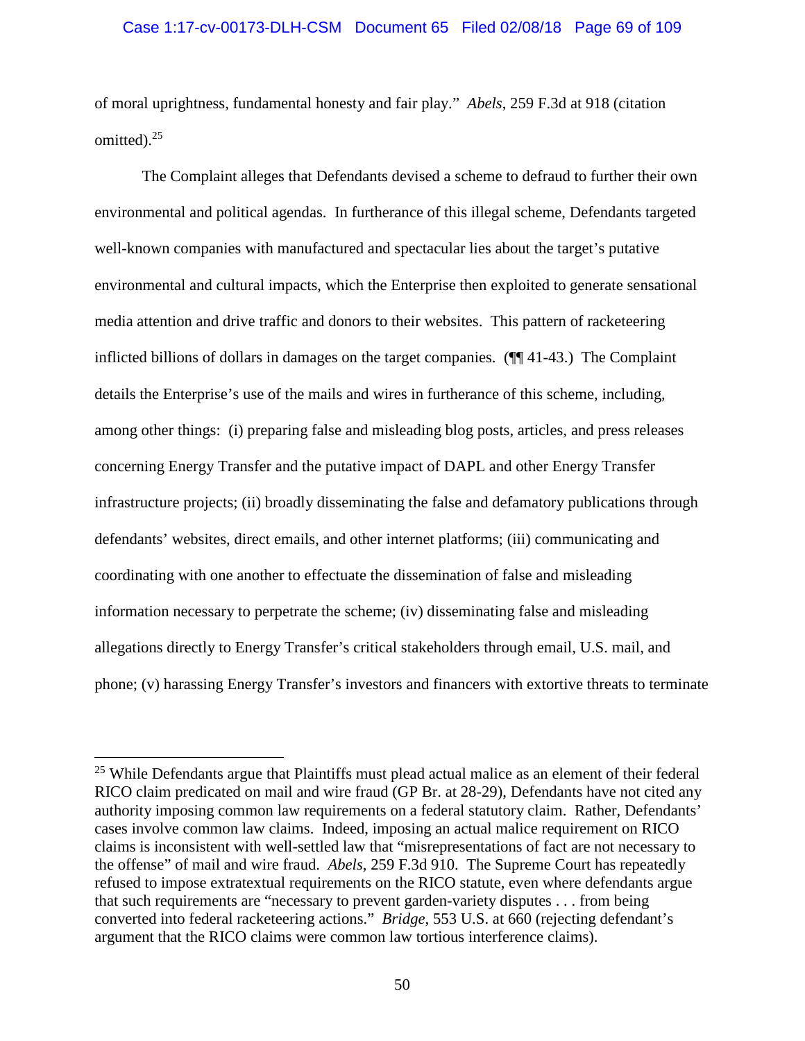of moral uprightness, fundamental honesty and fair play." *Abels*, 259 F.3d at 918 (citation omitted).[25]

The Complaint alleges that Defendants devised a scheme to defraud to further their own environmental and political agendas. In furtherance of this illegal scheme, Defendants targeted well-known companies with manufactured and spectacular lies about the target's putative environmental and cultural impacts, which the Enterprise then exploited to generate sensational media attention and drive traffic and donors to their websites. This pattern of racketeering inflicted billions of dollars in damages on the target companies. (¶¶ 41-43.) The Complaint details the Enterprise's use of the mails and wires in furtherance of this scheme, including, among other things: (i) preparing false and misleading blog posts, articles, and press releases concerning Energy Transfer and the putative impact of DAPL and other Energy Transfer infrastructure projects; (ii) broadly disseminating the false and defamatory publications through defendants' websites, direct emails, and other internet platforms; (iii) communicating and coordinating with one another to effectuate the dissemination of false and misleading information necessary to perpetrate the scheme; (iv) disseminating false and misleading allegations directly to Energy Transfer's critical stakeholders through email, U.S. mail, and phone; (v) harassing Energy Transfer's investors and financers with extortive threats to terminate

---

[25] While Defendants argue that Plaintiffs must plead actual malice as an element of their federal RICO claim predicated on mail and wire fraud (GP Br. at 28-29), Defendants have not cited any authority imposing common law requirements on a federal statutory claim. Rather, Defendants' cases involve common law claims. Indeed, imposing an actual malice requirement on RICO claims is inconsistent with well-settled law that "misrepresentations of fact are not necessary to the offense" of mail and wire fraud. *Abels*, 259 F.3d 910. The Supreme Court has repeatedly refused to impose extratextual requirements on the RICO statute, even where defendants argue that such requirements are "necessary to prevent garden-variety disputes . . . from being converted into federal racketeering actions." *Bridge*, 553 U.S. at 660 (rejecting defendant's argument that the RICO claims were common law tortious interference claims).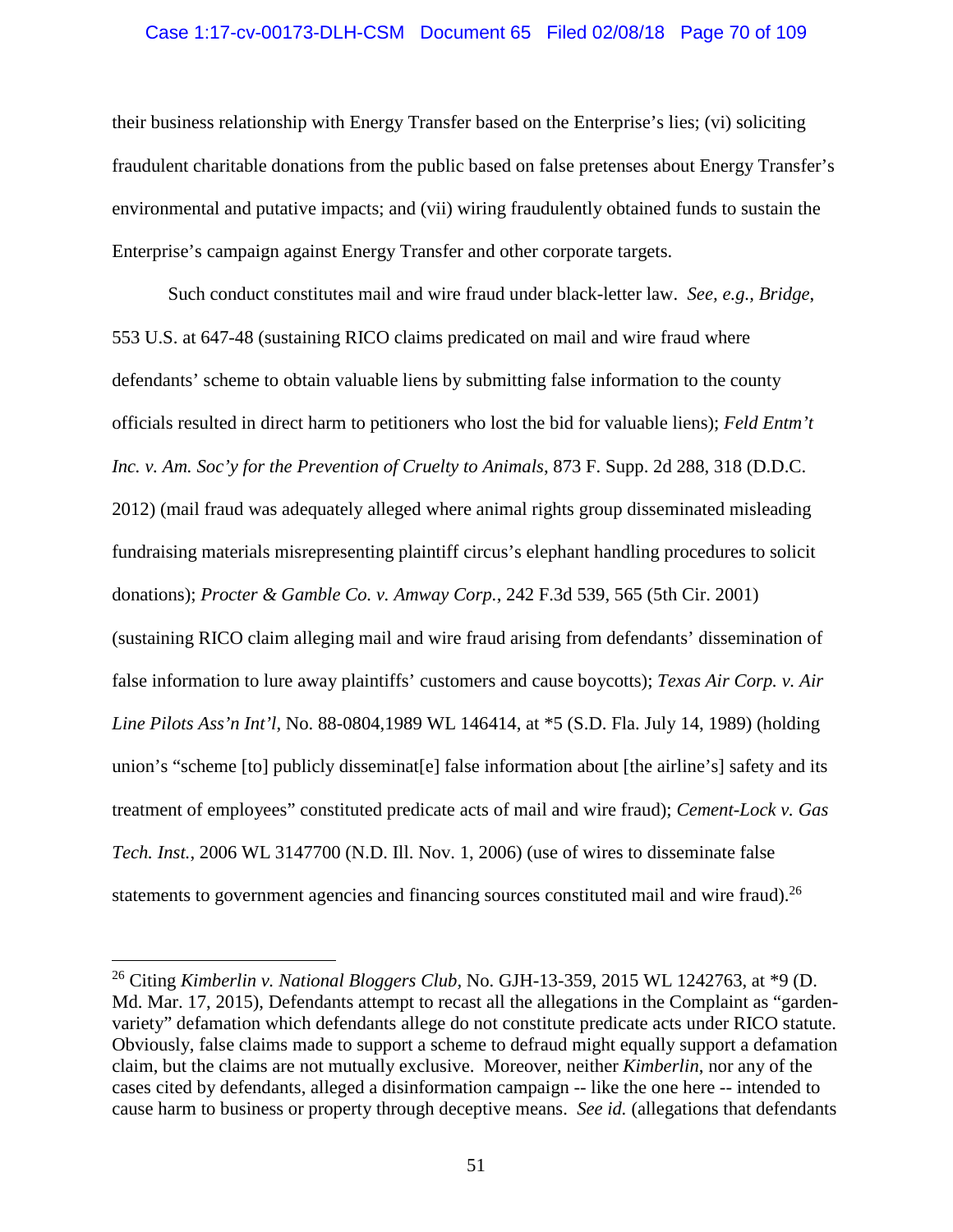their business relationship with Energy Transfer based on the Enterprise's lies; (vi) soliciting fraudulent charitable donations from the public based on false pretenses about Energy Transfer's environmental and putative impacts; and (vii) wiring fraudulently obtained funds to sustain the Enterprise's campaign against Energy Transfer and other corporate targets.

Such conduct constitutes mail and wire fraud under black-letter law. *See, e.g., Bridge*, 553 U.S. at 647-48 (sustaining RICO claims predicated on mail and wire fraud where defendants' scheme to obtain valuable liens by submitting false information to the county officials resulted in direct harm to petitioners who lost the bid for valuable liens); *Feld Entm't Inc. v. Am. Soc'y for the Prevention of Cruelty to Animals*, 873 F. Supp. 2d 288, 318 (D.D.C. 2012) (mail fraud was adequately alleged where animal rights group disseminated misleading fundraising materials misrepresenting plaintiff circus's elephant handling procedures to solicit donations); *Procter & Gamble Co. v. Amway Corp.*, 242 F.3d 539, 565 (5th Cir. 2001) (sustaining RICO claim alleging mail and wire fraud arising from defendants' dissemination of false information to lure away plaintiffs' customers and cause boycotts); *Texas Air Corp. v. Air Line Pilots Ass'n Int'l*, No. 88-0804,1989 WL 146414, at *5 (S.D. Fla. July 14, 1989) (holding union's "scheme [to] publicly disseminat[e] false information about [the airline's] safety and its treatment of employees" constituted predicate acts of mail and wire fraud); *Cement-Lock v. Gas Tech. Inst.*, 2006 WL 3147700 (N.D. Ill. Nov. 1, 2006) (use of wires to disseminate false statements to government agencies and financing sources constituted mail and wire fraud).[26]

[26] Citing *Kimberlin v. National Bloggers Club*, No. GJH-13-359, 2015 WL 1242763, at *9 (D. Md. Mar. 17, 2015), Defendants attempt to recast all the allegations in the Complaint as "garden-variety" defamation which defendants allege do not constitute predicate acts under RICO statute. Obviously, false claims made to support a scheme to defraud might equally support a defamation claim, but the claims are not mutually exclusive. Moreover, neither *Kimberlin*, nor any of the cases cited by defendants, alleged a disinformation campaign -- like the one here -- intended to cause harm to business or property through deceptive means. *See id.* (allegations that defendants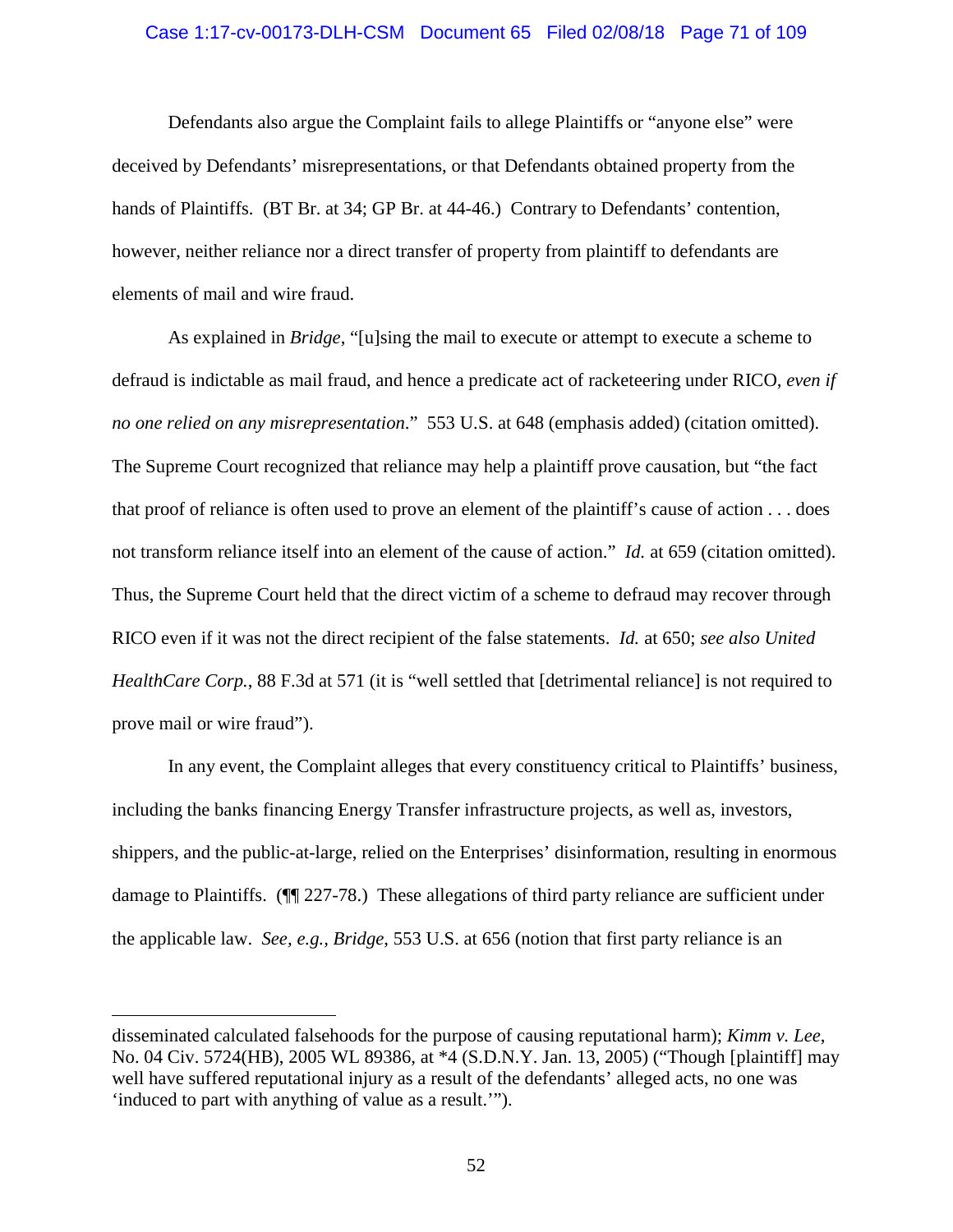Defendants also argue the Complaint fails to allege Plaintiffs or "anyone else" were deceived by Defendants' misrepresentations, or that Defendants obtained property from the hands of Plaintiffs. (BT Br. at 34; GP Br. at 44-46.) Contrary to Defendants' contention, however, neither reliance nor a direct transfer of property from plaintiff to defendants are elements of mail and wire fraud.

As explained in *Bridge*, "[u]sing the mail to execute or attempt to execute a scheme to defraud is indictable as mail fraud, and hence a predicate act of racketeering under RICO, *even if no one relied on any misrepresentation.*" 553 U.S. at 648 (emphasis added) (citation omitted). The Supreme Court recognized that reliance may help a plaintiff prove causation, but "the fact that proof of reliance is often used to prove an element of the plaintiff's cause of action . . . does not transform reliance itself into an element of the cause of action." *Id.* at 659 (citation omitted). Thus, the Supreme Court held that the direct victim of a scheme to defraud may recover through RICO even if it was not the direct recipient of the false statements. *Id.* at 650; *see also United HealthCare Corp.*, 88 F.3d at 571 (it is "well settled that [detrimental reliance] is not required to prove mail or wire fraud").

In any event, the Complaint alleges that every constituency critical to Plaintiffs' business, including the banks financing Energy Transfer infrastructure projects, as well as, investors, shippers, and the public-at-large, relied on the Enterprises' disinformation, resulting in enormous damage to Plaintiffs. (¶¶ 227-78.) These allegations of third party reliance are sufficient under the applicable law. *See, e.g.*, *Bridge*, 553 U.S. at 656 (notion that first party reliance is an

---

disseminated calculated falsehoods for the purpose of causing reputational harm); *Kimm v. Lee*, No. 04 Civ. 5724(HB), 2005 WL 89386, at *4 (S.D.N.Y. Jan. 13, 2005) ("Though [plaintiff] may well have suffered reputational injury as a result of the defendants' alleged acts, no one was 'induced to part with anything of value as a result.'").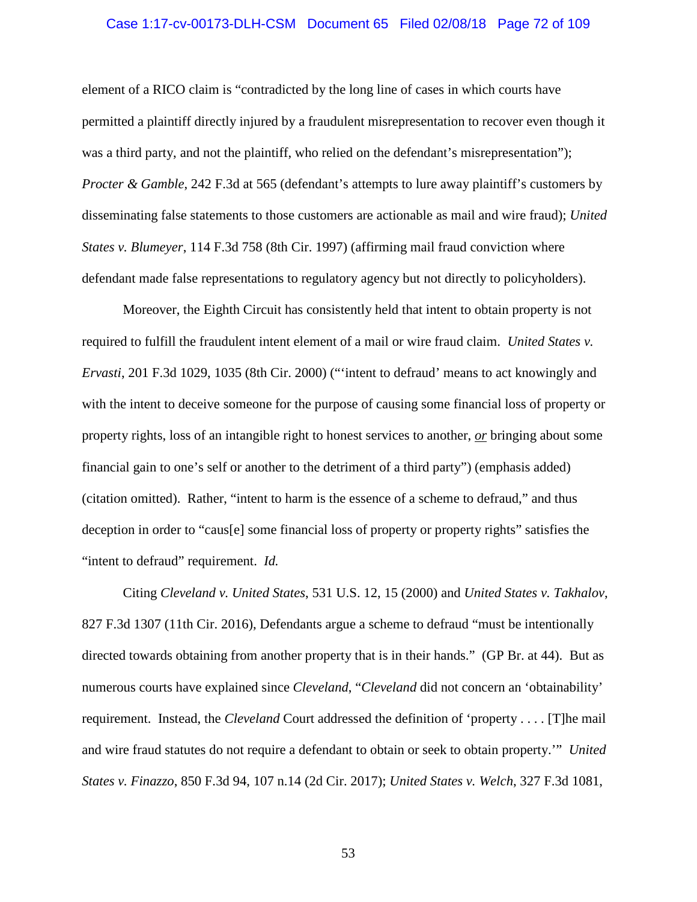element of a RICO claim is "contradicted by the long line of cases in which courts have permitted a plaintiff directly injured by a fraudulent misrepresentation to recover even though it was a third party, and not the plaintiff, who relied on the defendant's misrepresentation"); *Procter & Gamble*, 242 F.3d at 565 (defendant's attempts to lure away plaintiff's customers by disseminating false statements to those customers are actionable as mail and wire fraud); *United States v. Blumeyer*, 114 F.3d 758 (8th Cir. 1997) (affirming mail fraud conviction where defendant made false representations to regulatory agency but not directly to policyholders).

Moreover, the Eighth Circuit has consistently held that intent to obtain property is not required to fulfill the fraudulent intent element of a mail or wire fraud claim. *United States v. Ervasti*, 201 F.3d 1029, 1035 (8th Cir. 2000) ("'intent to defraud' means to act knowingly and with the intent to deceive someone for the purpose of causing some financial loss of property or property rights, loss of an intangible right to honest services to another, ***or*** bringing about some financial gain to one's self or another to the detriment of a third party") (emphasis added) (citation omitted). Rather, "intent to harm is the essence of a scheme to defraud," and thus deception in order to "caus[e] some financial loss of property or property rights" satisfies the "intent to defraud" requirement. *Id.*

Citing *Cleveland v. United States*, 531 U.S. 12, 15 (2000) and *United States v. Takhalov*, 827 F.3d 1307 (11th Cir. 2016), Defendants argue a scheme to defraud "must be intentionally directed towards obtaining from another property that is in their hands." (GP Br. at 44). But as numerous courts have explained since *Cleveland*, "*Cleveland* did not concern an 'obtainability' requirement. Instead, the *Cleveland* Court addressed the definition of 'property . . . . [T]he mail and wire fraud statutes do not require a defendant to obtain or seek to obtain property.'" *United States v. Finazzo*, 850 F.3d 94, 107 n.14 (2d Cir. 2017); *United States v. Welch*, 327 F.3d 1081,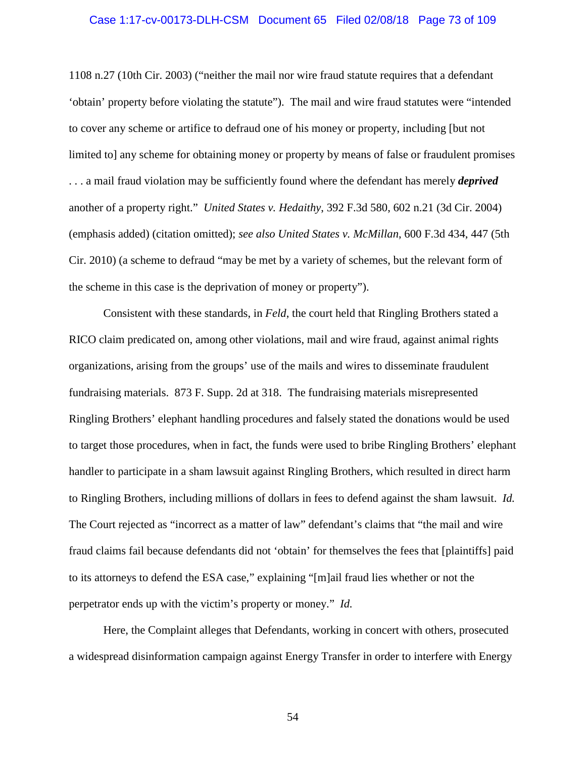1108 n.27 (10th Cir. 2003) ("neither the mail nor wire fraud statute requires that a defendant 'obtain' property before violating the statute"). The mail and wire fraud statutes were "intended to cover any scheme or artifice to defraud one of his money or property, including [but not limited to] any scheme for obtaining money or property by means of false or fraudulent promises . . . a mail fraud violation may be sufficiently found where the defendant has merely ***deprived*** another of a property right." *United States v. Hedaithy*, 392 F.3d 580, 602 n.21 (3d Cir. 2004) (emphasis added) (citation omitted); *see also United States v. McMillan*, 600 F.3d 434, 447 (5th Cir. 2010) (a scheme to defraud "may be met by a variety of schemes, but the relevant form of the scheme in this case is the deprivation of money or property").

Consistent with these standards, in *Feld*, the court held that Ringling Brothers stated a RICO claim predicated on, among other violations, mail and wire fraud, against animal rights organizations, arising from the groups' use of the mails and wires to disseminate fraudulent fundraising materials. 873 F. Supp. 2d at 318. The fundraising materials misrepresented Ringling Brothers' elephant handling procedures and falsely stated the donations would be used to target those procedures, when in fact, the funds were used to bribe Ringling Brothers' elephant handler to participate in a sham lawsuit against Ringling Brothers, which resulted in direct harm to Ringling Brothers, including millions of dollars in fees to defend against the sham lawsuit. *Id.* The Court rejected as "incorrect as a matter of law" defendant's claims that "the mail and wire fraud claims fail because defendants did not 'obtain' for themselves the fees that [plaintiffs] paid to its attorneys to defend the ESA case," explaining "[m]ail fraud lies whether or not the perpetrator ends up with the victim's property or money." *Id.*

Here, the Complaint alleges that Defendants, working in concert with others, prosecuted a widespread disinformation campaign against Energy Transfer in order to interfere with Energy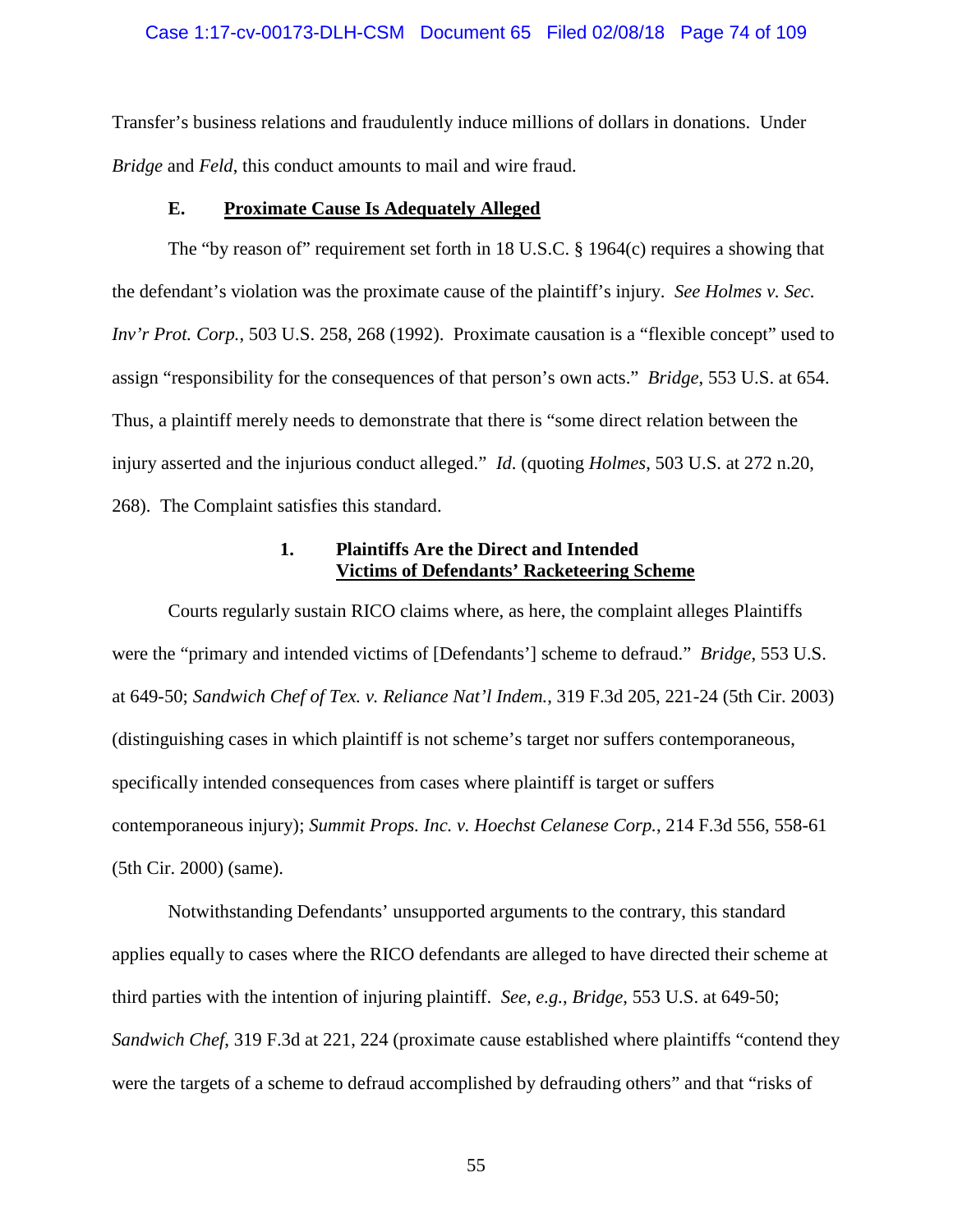Transfer's business relations and fraudulently induce millions of dollars in donations. Under *Bridge* and *Feld*, this conduct amounts to mail and wire fraud.

### E. Proximate Cause Is Adequately Alleged

The "by reason of" requirement set forth in 18 U.S.C. § 1964(c) requires a showing that the defendant's violation was the proximate cause of the plaintiff's injury. *See Holmes v. Sec. Inv'r Prot. Corp.*, 503 U.S. 258, 268 (1992). Proximate causation is a "flexible concept" used to assign "responsibility for the consequences of that person's own acts." *Bridge*, 553 U.S. at 654. Thus, a plaintiff merely needs to demonstrate that there is "some direct relation between the injury asserted and the injurious conduct alleged." *Id.* (quoting *Holmes*, 503 U.S. at 272 n.20, 268). The Complaint satisfies this standard.

#### 1. Plaintiffs Are the Direct and Intended Victims of Defendants' Racketeering Scheme

Courts regularly sustain RICO claims where, as here, the complaint alleges Plaintiffs were the "primary and intended victims of [Defendants'] scheme to defraud." *Bridge*, 553 U.S. at 649-50; *Sandwich Chef of Tex. v. Reliance Nat'l Indem.*, 319 F.3d 205, 221-24 (5th Cir. 2003) (distinguishing cases in which plaintiff is not scheme's target nor suffers contemporaneous, specifically intended consequences from cases where plaintiff is target or suffers contemporaneous injury); *Summit Props. Inc. v. Hoechst Celanese Corp.*, 214 F.3d 556, 558-61 (5th Cir. 2000) (same).

Notwithstanding Defendants' unsupported arguments to the contrary, this standard applies equally to cases where the RICO defendants are alleged to have directed their scheme at third parties with the intention of injuring plaintiff. *See, e.g.*, *Bridge*, 553 U.S. at 649-50; *Sandwich Chef*, 319 F.3d at 221, 224 (proximate cause established where plaintiffs "contend they were the targets of a scheme to defraud accomplished by defrauding others" and that "risks of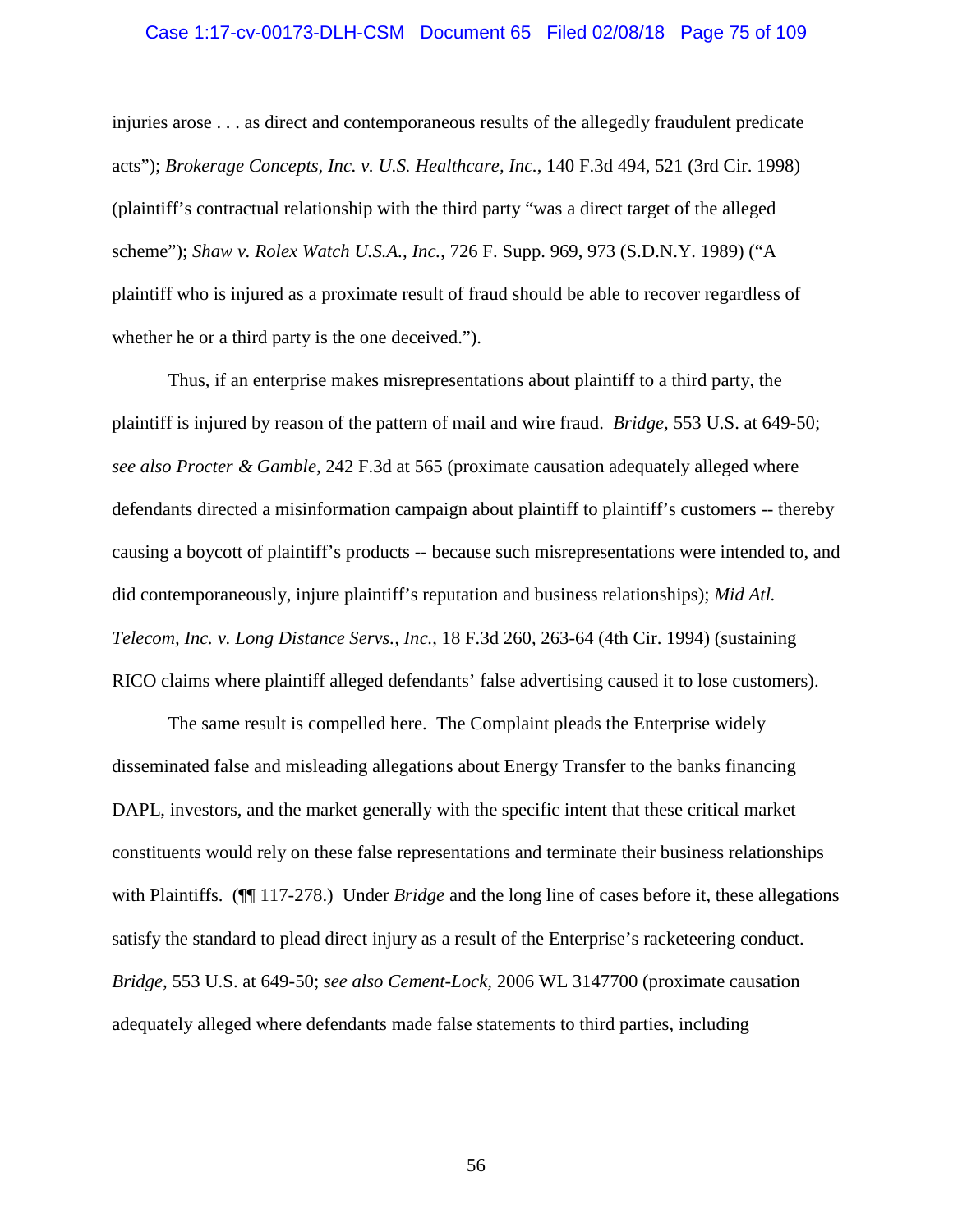injuries arose . . . as direct and contemporaneous results of the allegedly fraudulent predicate acts"); *Brokerage Concepts, Inc. v. U.S. Healthcare, Inc.*, 140 F.3d 494, 521 (3rd Cir. 1998) (plaintiff's contractual relationship with the third party "was a direct target of the alleged scheme"); *Shaw v. Rolex Watch U.S.A., Inc.*, 726 F. Supp. 969, 973 (S.D.N.Y. 1989) ("A plaintiff who is injured as a proximate result of fraud should be able to recover regardless of whether he or a third party is the one deceived.").

Thus, if an enterprise makes misrepresentations about plaintiff to a third party, the plaintiff is injured by reason of the pattern of mail and wire fraud. *Bridge*, 553 U.S. at 649-50; *see also Procter & Gamble*, 242 F.3d at 565 (proximate causation adequately alleged where defendants directed a misinformation campaign about plaintiff to plaintiff's customers -- thereby causing a boycott of plaintiff's products -- because such misrepresentations were intended to, and did contemporaneously, injure plaintiff's reputation and business relationships); *Mid Atl. Telecom, Inc. v. Long Distance Servs., Inc.*, 18 F.3d 260, 263-64 (4th Cir. 1994) (sustaining RICO claims where plaintiff alleged defendants' false advertising caused it to lose customers).

The same result is compelled here. The Complaint pleads the Enterprise widely disseminated false and misleading allegations about Energy Transfer to the banks financing DAPL, investors, and the market generally with the specific intent that these critical market constituents would rely on these false representations and terminate their business relationships with Plaintiffs. (¶¶ 117-278.) Under *Bridge* and the long line of cases before it, these allegations satisfy the standard to plead direct injury as a result of the Enterprise's racketeering conduct. *Bridge*, 553 U.S. at 649-50; *see also Cement-Lock*, 2006 WL 3147700 (proximate causation adequately alleged where defendants made false statements to third parties, including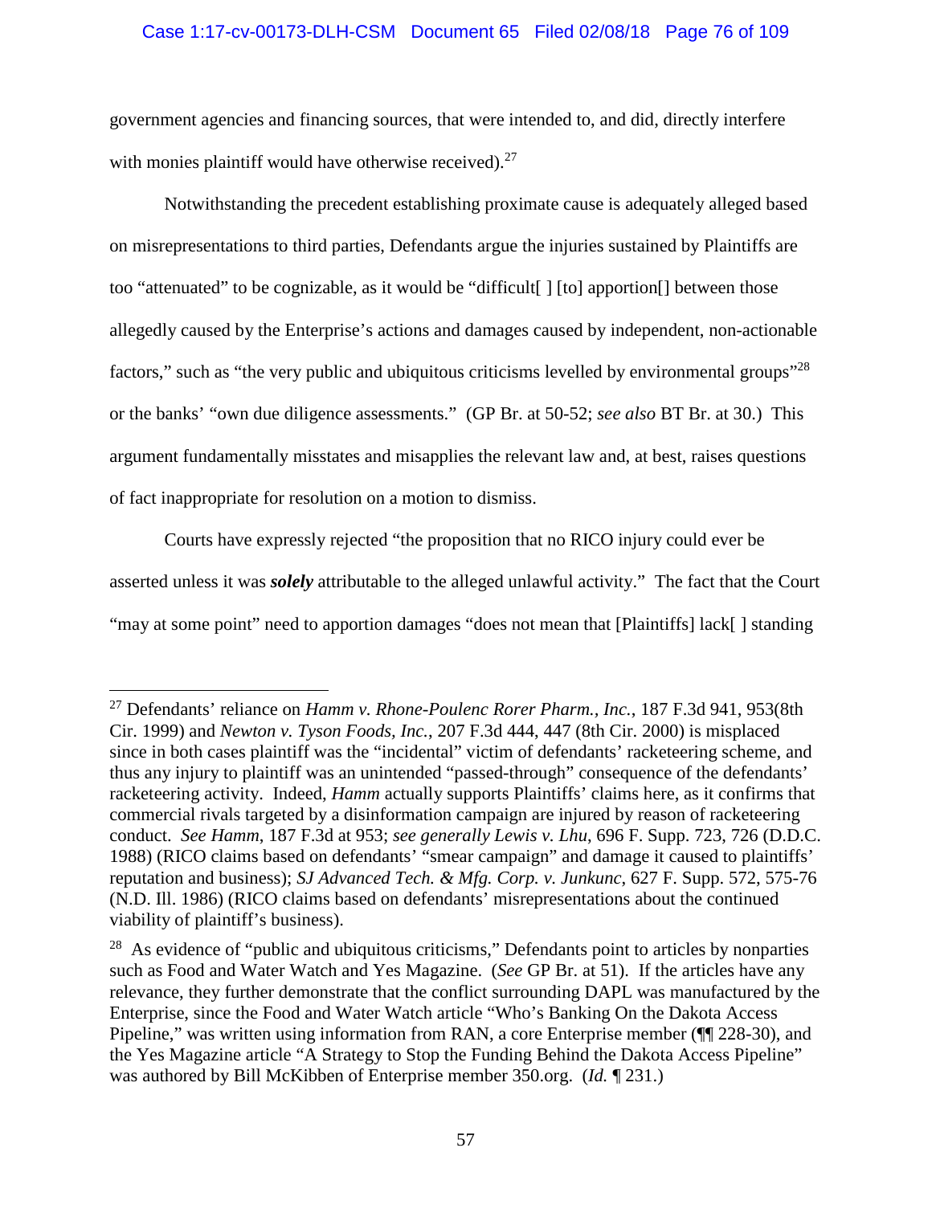government agencies and financing sources, that were intended to, and did, directly interfere with monies plaintiff would have otherwise received).[27]

Notwithstanding the precedent establishing proximate cause is adequately alleged based on misrepresentations to third parties, Defendants argue the injuries sustained by Plaintiffs are too "attenuated" to be cognizable, as it would be "difficult[ ] [to] apportion[] between those allegedly caused by the Enterprise's actions and damages caused by independent, non-actionable factors," such as "the very public and ubiquitous criticisms levelled by environmental groups"[28] or the banks' "own due diligence assessments." (GP Br. at 50-52; *see also* BT Br. at 30.) This argument fundamentally misstates and misapplies the relevant law and, at best, raises questions of fact inappropriate for resolution on a motion to dismiss.

Courts have expressly rejected "the proposition that no RICO injury could ever be asserted unless it was ***solely*** attributable to the alleged unlawful activity." The fact that the Court "may at some point" need to apportion damages "does not mean that [Plaintiffs] lack[ ] standing

---

[27] Defendants' reliance on *Hamm v. Rhone-Poulenc Rorer Pharm., Inc.*, 187 F.3d 941, 953(8th Cir. 1999) and *Newton v. Tyson Foods, Inc.*, 207 F.3d 444, 447 (8th Cir. 2000) is misplaced since in both cases plaintiff was the "incidental" victim of defendants' racketeering scheme, and thus any injury to plaintiff was an unintended "passed-through" consequence of the defendants' racketeering activity. Indeed, *Hamm* actually supports Plaintiffs' claims here, as it confirms that commercial rivals targeted by a disinformation campaign are injured by reason of racketeering conduct. *See Hamm*, 187 F.3d at 953; *see generally Lewis v. Lhu*, 696 F. Supp. 723, 726 (D.D.C. 1988) (RICO claims based on defendants' "smear campaign" and damage it caused to plaintiffs' reputation and business); *SJ Advanced Tech. & Mfg. Corp. v. Junkunc*, 627 F. Supp. 572, 575-76 (N.D. Ill. 1986) (RICO claims based on defendants' misrepresentations about the continued viability of plaintiff's business).

[28] As evidence of "public and ubiquitous criticisms," Defendants point to articles by nonparties such as Food and Water Watch and Yes Magazine. (*See* GP Br. at 51). If the articles have any relevance, they further demonstrate that the conflict surrounding DAPL was manufactured by the Enterprise, since the Food and Water Watch article "Who's Banking On the Dakota Access Pipeline," was written using information from RAN, a core Enterprise member (¶¶ 228-30), and the Yes Magazine article "A Strategy to Stop the Funding Behind the Dakota Access Pipeline" was authored by Bill McKibben of Enterprise member 350.org. (*Id.* ¶ 231.)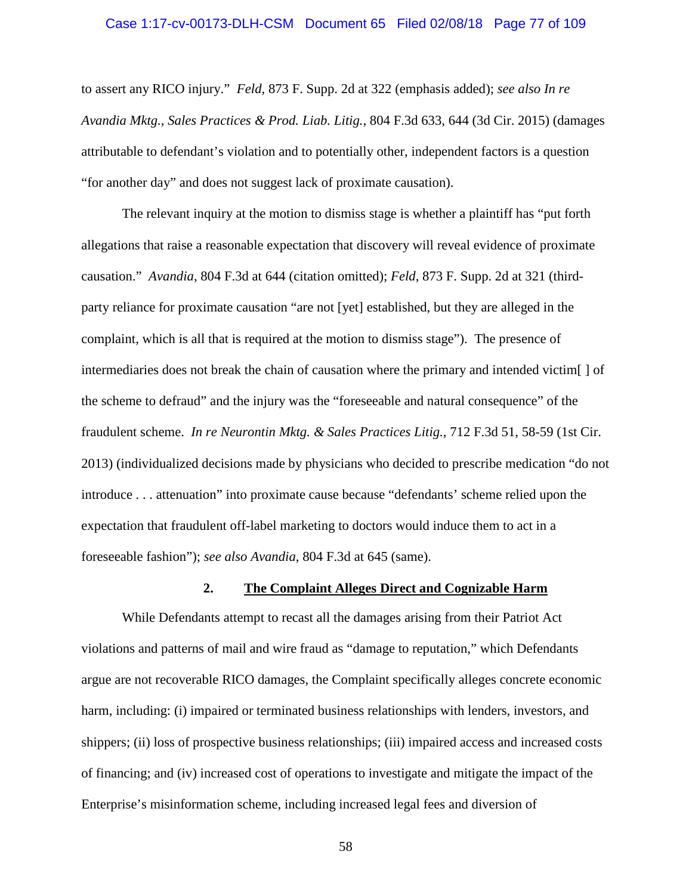to assert any RICO injury." *Feld*, 873 F. Supp. 2d at 322 (emphasis added); *see also In re Avandia Mktg., Sales Practices & Prod. Liab. Litig.*, 804 F.3d 633, 644 (3d Cir. 2015) (damages attributable to defendant's violation and to potentially other, independent factors is a question "for another day" and does not suggest lack of proximate causation).

The relevant inquiry at the motion to dismiss stage is whether a plaintiff has "put forth allegations that raise a reasonable expectation that discovery will reveal evidence of proximate causation." *Avandia*, 804 F.3d at 644 (citation omitted); *Feld*, 873 F. Supp. 2d at 321 (third-party reliance for proximate causation "are not [yet] established, but they are alleged in the complaint, which is all that is required at the motion to dismiss stage"). The presence of intermediaries does not break the chain of causation where the primary and intended victim[ ] of the scheme to defraud" and the injury was the "foreseeable and natural consequence" of the fraudulent scheme. *In re Neurontin Mktg. & Sales Practices Litig.*, 712 F.3d 51, 58-59 (1st Cir. 2013) (individualized decisions made by physicians who decided to prescribe medication "do not introduce . . . attenuation" into proximate cause because "defendants' scheme relied upon the expectation that fraudulent off-label marketing to doctors would induce them to act in a foreseeable fashion"); *see also Avandia*, 804 F.3d at 645 (same).

### 2. <u>The Complaint Alleges Direct and Cognizable Harm</u>

While Defendants attempt to recast all the damages arising from their Patriot Act violations and patterns of mail and wire fraud as "damage to reputation," which Defendants argue are not recoverable RICO damages, the Complaint specifically alleges concrete economic harm, including: (i) impaired or terminated business relationships with lenders, investors, and shippers; (ii) loss of prospective business relationships; (iii) impaired access and increased costs of financing; and (iv) increased cost of operations to investigate and mitigate the impact of the Enterprise's misinformation scheme, including increased legal fees and diversion of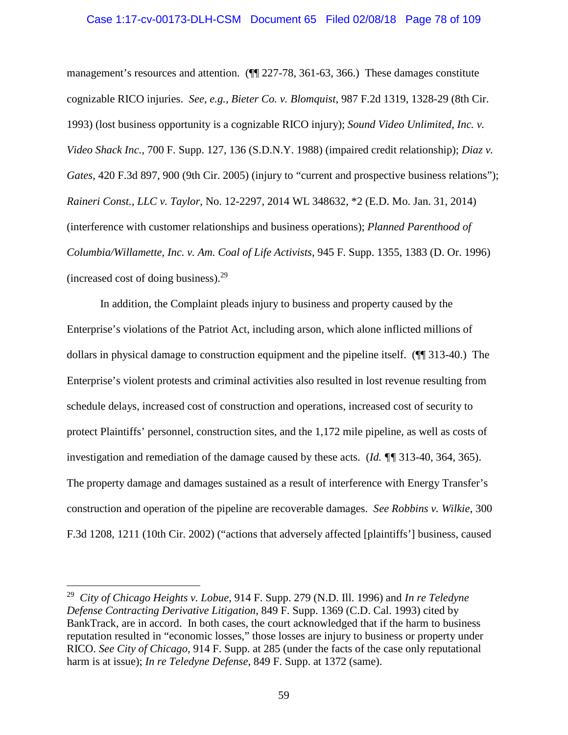management's resources and attention. (¶¶ 227-78, 361-63, 366.) These damages constitute cognizable RICO injuries. *See, e.g., Bieter Co. v. Blomquist*, 987 F.2d 1319, 1328-29 (8th Cir. 1993) (lost business opportunity is a cognizable RICO injury); *Sound Video Unlimited, Inc. v. Video Shack Inc.*, 700 F. Supp. 127, 136 (S.D.N.Y. 1988) (impaired credit relationship); *Diaz v. Gates*, 420 F.3d 897, 900 (9th Cir. 2005) (injury to "current and prospective business relations"); *Raineri Const., LLC v. Taylor*, No. 12-2297, 2014 WL 348632, *2 (E.D. Mo. Jan. 31, 2014) (interference with customer relationships and business operations); *Planned Parenthood of Columbia/Willamette, Inc. v. Am. Coal of Life Activists*, 945 F. Supp. 1355, 1383 (D. Or. 1996) (increased cost of doing business).[29]

In addition, the Complaint pleads injury to business and property caused by the Enterprise's violations of the Patriot Act, including arson, which alone inflicted millions of dollars in physical damage to construction equipment and the pipeline itself. (¶¶ 313-40.) The Enterprise's violent protests and criminal activities also resulted in lost revenue resulting from schedule delays, increased cost of construction and operations, increased cost of security to protect Plaintiffs' personnel, construction sites, and the 1,172 mile pipeline, as well as costs of investigation and remediation of the damage caused by these acts. (*Id.* ¶¶ 313-40, 364, 365). The property damage and damages sustained as a result of interference with Energy Transfer's construction and operation of the pipeline are recoverable damages. *See Robbins v. Wilkie*, 300 F.3d 1208, 1211 (10th Cir. 2002) ("actions that adversely affected [plaintiffs'] business, caused

---

[29] *City of Chicago Heights v. Lobue*, 914 F. Supp. 279 (N.D. Ill. 1996) and *In re Teledyne Defense Contracting Derivative Litigation*, 849 F. Supp. 1369 (C.D. Cal. 1993) cited by BankTrack, are in accord. In both cases, the court acknowledged that if the harm to business reputation resulted in "economic losses," those losses are injury to business or property under RICO. *See City of Chicago*, 914 F. Supp. at 285 (under the facts of the case only reputational harm is at issue); *In re Teledyne Defense*, 849 F. Supp. at 1372 (same).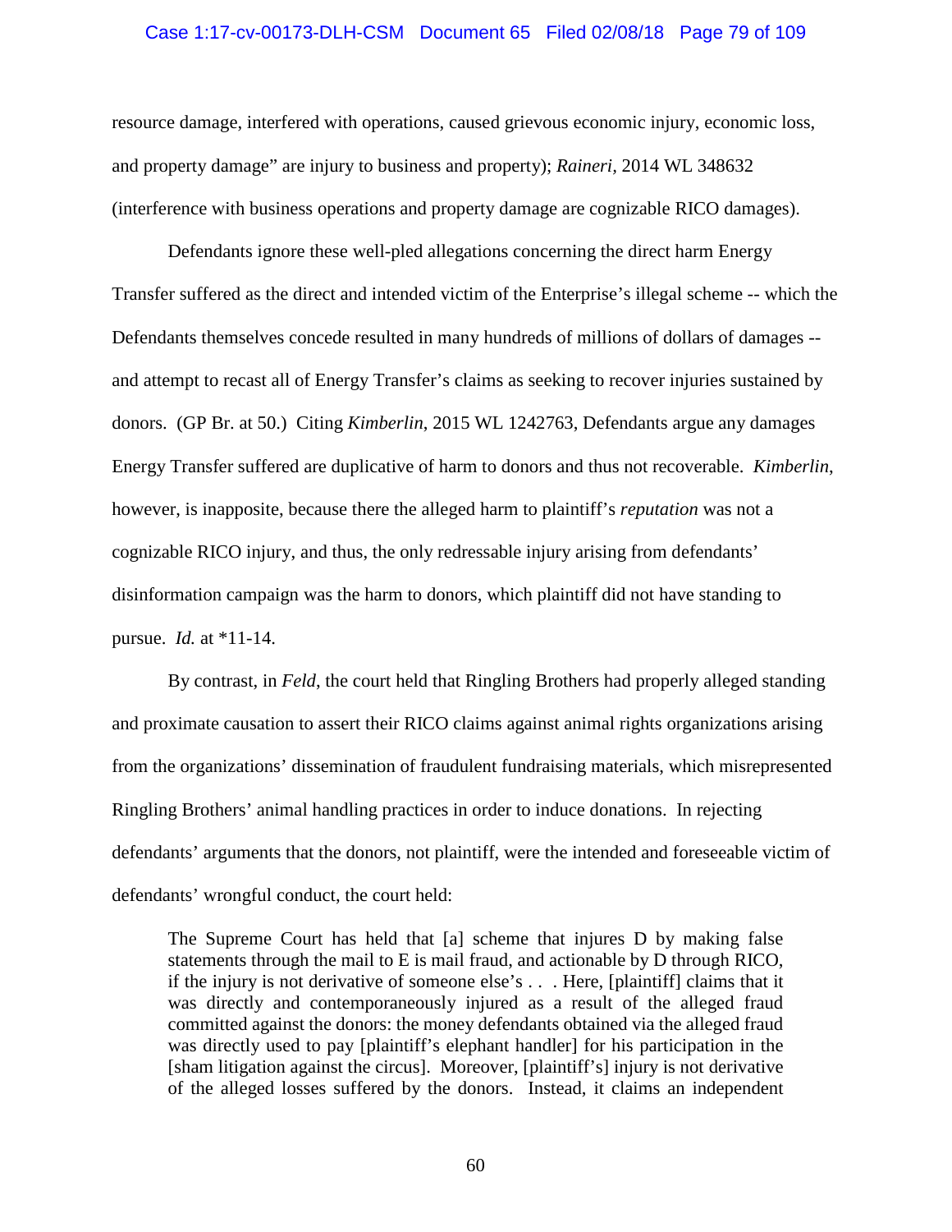resource damage, interfered with operations, caused grievous economic injury, economic loss, and property damage" are injury to business and property); *Raineri*, 2014 WL 348632 (interference with business operations and property damage are cognizable RICO damages).

Defendants ignore these well-pled allegations concerning the direct harm Energy Transfer suffered as the direct and intended victim of the Enterprise's illegal scheme -- which the Defendants themselves concede resulted in many hundreds of millions of dollars of damages -- and attempt to recast all of Energy Transfer's claims as seeking to recover injuries sustained by donors. (GP Br. at 50.) Citing *Kimberlin*, 2015 WL 1242763, Defendants argue any damages Energy Transfer suffered are duplicative of harm to donors and thus not recoverable. *Kimberlin*, however, is inapposite, because there the alleged harm to plaintiff's *reputation* was not a cognizable RICO injury, and thus, the only redressable injury arising from defendants' disinformation campaign was the harm to donors, which plaintiff did not have standing to pursue. *Id.* at *11-14.

By contrast, in *Feld*, the court held that Ringling Brothers had properly alleged standing and proximate causation to assert their RICO claims against animal rights organizations arising from the organizations' dissemination of fraudulent fundraising materials, which misrepresented Ringling Brothers' animal handling practices in order to induce donations. In rejecting defendants' arguments that the donors, not plaintiff, were the intended and foreseeable victim of defendants' wrongful conduct, the court held:

> The Supreme Court has held that [a] scheme that injures D by making false statements through the mail to E is mail fraud, and actionable by D through RICO, if the injury is not derivative of someone else's . . . Here, [plaintiff] claims that it was directly and contemporaneously injured as a result of the alleged fraud committed against the donors: the money defendants obtained via the alleged fraud was directly used to pay [plaintiff's elephant handler] for his participation in the [sham litigation against the circus]. Moreover, [plaintiff's] injury is not derivative of the alleged losses suffered by the donors. Instead, it claims an independent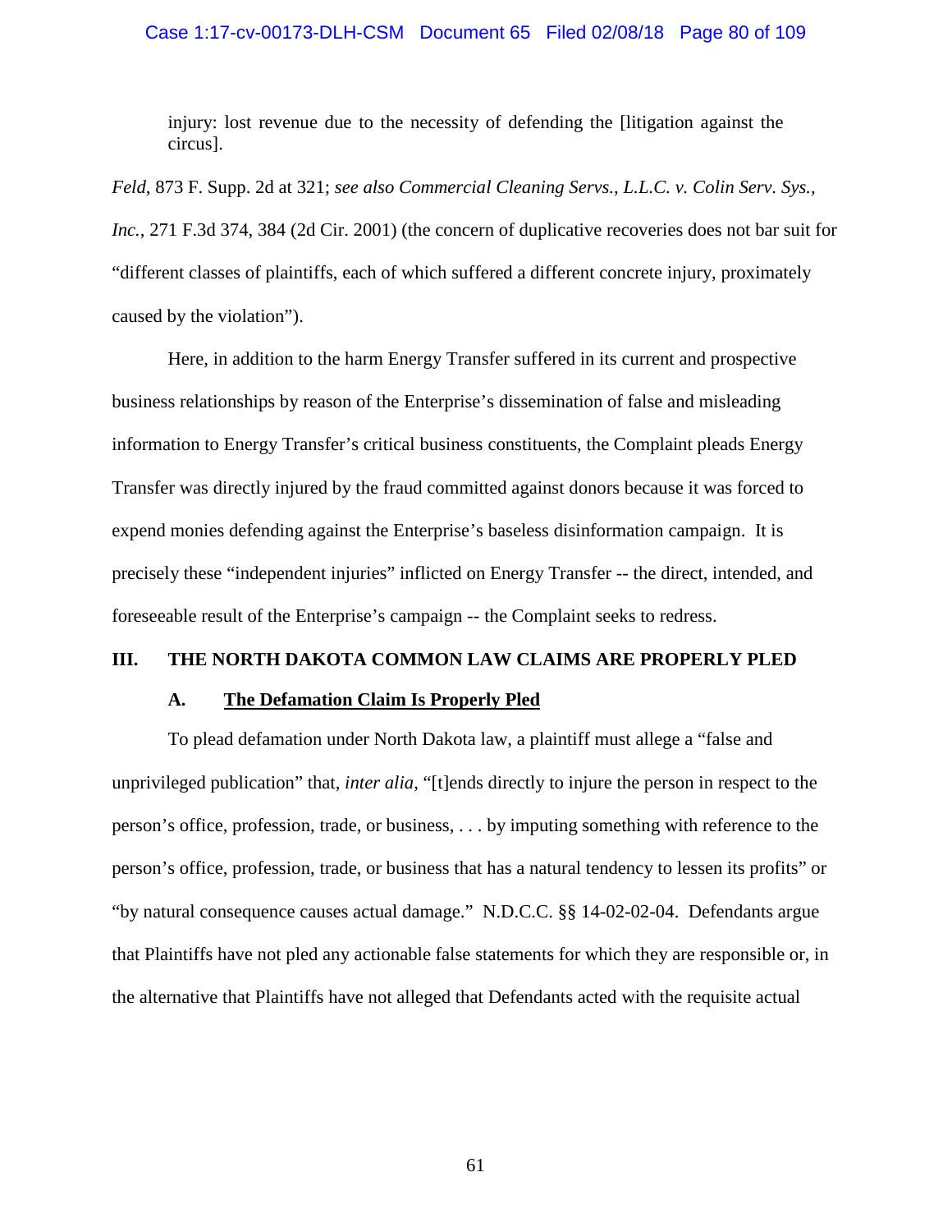> injury: lost revenue due to the necessity of defending the [litigation against the circus].

*Feld*, 873 F. Supp. 2d at 321; *see also Commercial Cleaning Servs., L.L.C. v. Colin Serv. Sys., Inc.*, 271 F.3d 374, 384 (2d Cir. 2001) (the concern of duplicative recoveries does not bar suit for "different classes of plaintiffs, each of which suffered a different concrete injury, proximately caused by the violation").

Here, in addition to the harm Energy Transfer suffered in its current and prospective business relationships by reason of the Enterprise's dissemination of false and misleading information to Energy Transfer's critical business constituents, the Complaint pleads Energy Transfer was directly injured by the fraud committed against donors because it was forced to expend monies defending against the Enterprise's baseless disinformation campaign. It is precisely these "independent injuries" inflicted on Energy Transfer -- the direct, intended, and foreseeable result of the Enterprise's campaign -- the Complaint seeks to redress.

## III. THE NORTH DAKOTA COMMON LAW CLAIMS ARE PROPERLY PLED

### A. The Defamation Claim Is Properly Pled

To plead defamation under North Dakota law, a plaintiff must allege a "false and unprivileged publication" that, *inter alia*, "[t]ends directly to injure the person in respect to the person's office, profession, trade, or business, . . . by imputing something with reference to the person's office, profession, trade, or business that has a natural tendency to lessen its profits" or "by natural consequence causes actual damage." N.D.C.C. §§ 14-02-02-04. Defendants argue that Plaintiffs have not pled any actionable false statements for which they are responsible or, in the alternative that Plaintiffs have not alleged that Defendants acted with the requisite actual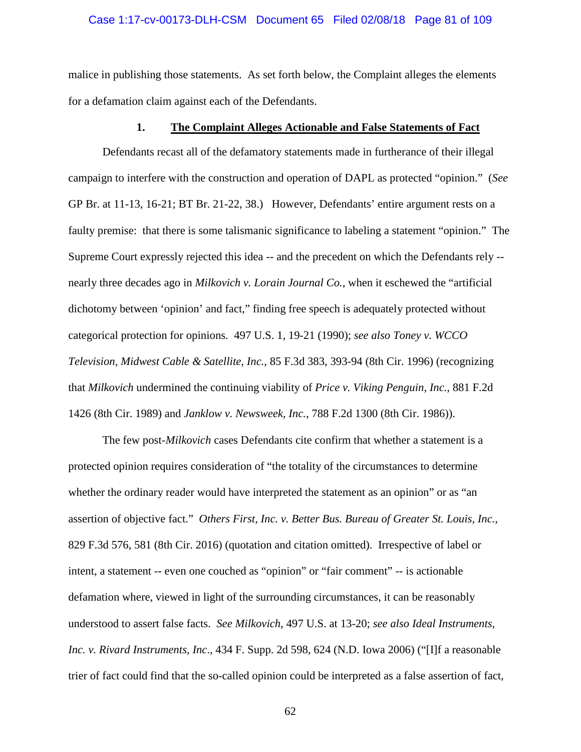malice in publishing those statements. As set forth below, the Complaint alleges the elements for a defamation claim against each of the Defendants.

### 1. <u>The Complaint Alleges Actionable and False Statements of Fact</u>

Defendants recast all of the defamatory statements made in furtherance of their illegal campaign to interfere with the construction and operation of DAPL as protected "opinion." (*See* GP Br. at 11-13, 16-21; BT Br. 21-22, 38.) However, Defendants' entire argument rests on a faulty premise: that there is some talismanic significance to labeling a statement "opinion." The Supreme Court expressly rejected this idea -- and the precedent on which the Defendants rely -- nearly three decades ago in *Milkovich v. Lorain Journal Co.*, when it eschewed the "artificial dichotomy between 'opinion' and fact," finding free speech is adequately protected without categorical protection for opinions. 497 U.S. 1, 19-21 (1990); *see also Toney v. WCCO Television, Midwest Cable & Satellite, Inc.*, 85 F.3d 383, 393-94 (8th Cir. 1996) (recognizing that *Milkovich* undermined the continuing viability of *Price v. Viking Penguin, Inc.*, 881 F.2d 1426 (8th Cir. 1989) and *Janklow v. Newsweek, Inc.*, 788 F.2d 1300 (8th Cir. 1986)).

The few post-*Milkovich* cases Defendants cite confirm that whether a statement is a protected opinion requires consideration of "the totality of the circumstances to determine whether the ordinary reader would have interpreted the statement as an opinion" or as "an assertion of objective fact." *Others First, Inc. v. Better Bus. Bureau of Greater St. Louis, Inc.*, 829 F.3d 576, 581 (8th Cir. 2016) (quotation and citation omitted). Irrespective of label or intent, a statement -- even one couched as "opinion" or "fair comment" -- is actionable defamation where, viewed in light of the surrounding circumstances, it can be reasonably understood to assert false facts. *See Milkovich*, 497 U.S. at 13-20; *see also Ideal Instruments, Inc. v. Rivard Instruments, Inc*., 434 F. Supp. 2d 598, 624 (N.D. Iowa 2006) ("[I]f a reasonable trier of fact could find that the so-called opinion could be interpreted as a false assertion of fact,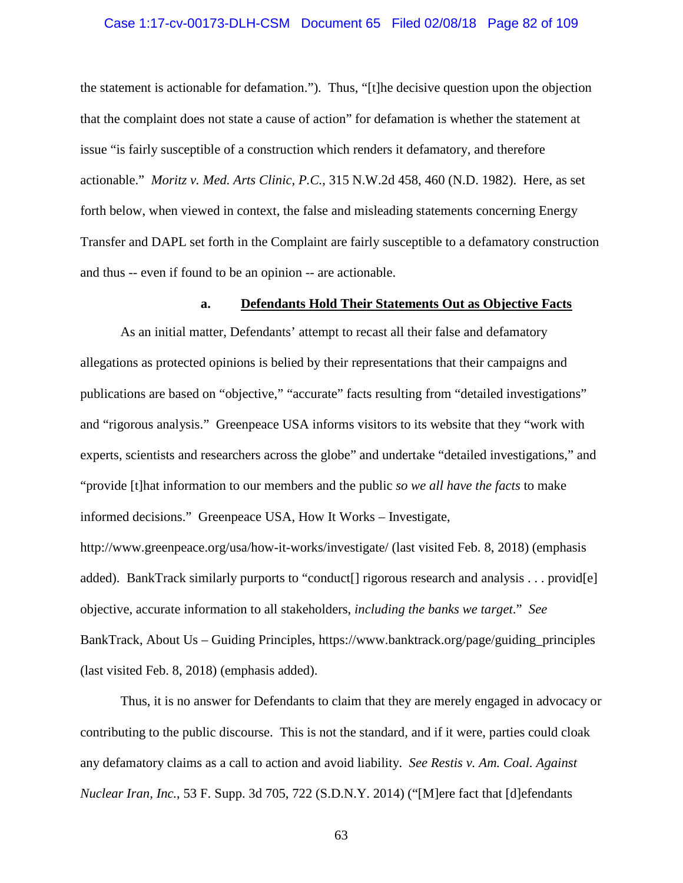the statement is actionable for defamation."). Thus, "[t]he decisive question upon the objection that the complaint does not state a cause of action" for defamation is whether the statement at issue "is fairly susceptible of a construction which renders it defamatory, and therefore actionable." *Moritz v. Med. Arts Clinic, P.C.*, 315 N.W.2d 458, 460 (N.D. 1982). Here, as set forth below, when viewed in context, the false and misleading statements concerning Energy Transfer and DAPL set forth in the Complaint are fairly susceptible to a defamatory construction and thus -- even if found to be an opinion -- are actionable.

**a. <u>Defendants Hold Their Statements Out as Objective Facts</u>**

As an initial matter, Defendants' attempt to recast all their false and defamatory allegations as protected opinions is belied by their representations that their campaigns and publications are based on "objective," "accurate" facts resulting from "detailed investigations" and "rigorous analysis." Greenpeace USA informs visitors to its website that they "work with experts, scientists and researchers across the globe" and undertake "detailed investigations," and "provide [t]hat information to our members and the public *so we all have the facts* to make informed decisions." Greenpeace USA, How It Works – Investigate, http://www.greenpeace.org/usa/how-it-works/investigate/ (last visited Feb. 8, 2018) (emphasis added). BankTrack similarly purports to "conduct[] rigorous research and analysis . . . provid[e] objective, accurate information to all stakeholders, *including the banks we target*." *See* BankTrack, About Us – Guiding Principles, https://www.banktrack.org/page/guiding_principles (last visited Feb. 8, 2018) (emphasis added).

Thus, it is no answer for Defendants to claim that they are merely engaged in advocacy or contributing to the public discourse. This is not the standard, and if it were, parties could cloak any defamatory claims as a call to action and avoid liability. *See Restis v. Am. Coal. Against Nuclear Iran, Inc.*, 53 F. Supp. 3d 705, 722 (S.D.N.Y. 2014) ("[M]ere fact that [d]efendants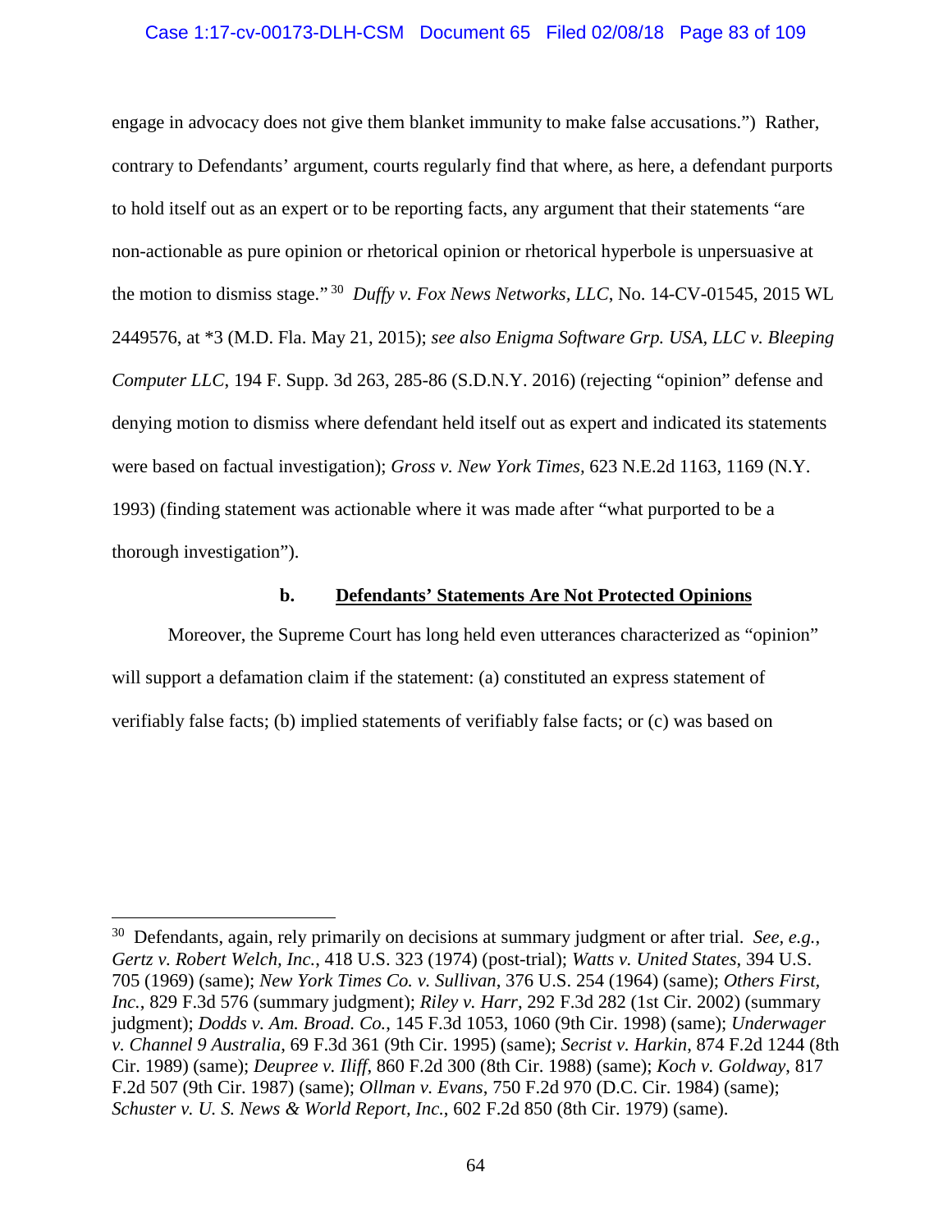engage in advocacy does not give them blanket immunity to make false accusations.") Rather, contrary to Defendants' argument, courts regularly find that where, as here, a defendant purports to hold itself out as an expert or to be reporting facts, any argument that their statements "are non-actionable as pure opinion or rhetorical opinion or rhetorical hyperbole is unpersuasive at the motion to dismiss stage."[30] *Duffy v. Fox News Networks, LLC*, No. 14-CV-01545, 2015 WL 2449576, at *3 (M.D. Fla. May 21, 2015); *see also Enigma Software Grp. USA, LLC v. Bleeping Computer LLC*, 194 F. Supp. 3d 263, 285-86 (S.D.N.Y. 2016) (rejecting "opinion" defense and denying motion to dismiss where defendant held itself out as expert and indicated its statements were based on factual investigation); *Gross v. New York Times*, 623 N.E.2d 1163, 1169 (N.Y. 1993) (finding statement was actionable where it was made after "what purported to be a thorough investigation").

**b. Defendants' Statements Are Not Protected Opinions**

Moreover, the Supreme Court has long held even utterances characterized as "opinion" will support a defamation claim if the statement: (a) constituted an express statement of verifiably false facts; (b) implied statements of verifiably false facts; or (c) was based on

---

[30] Defendants, again, rely primarily on decisions at summary judgment or after trial. *See, e.g.*, *Gertz v. Robert Welch, Inc.*, 418 U.S. 323 (1974) (post-trial); *Watts v. United States*, 394 U.S. 705 (1969) (same); *New York Times Co. v. Sullivan*, 376 U.S. 254 (1964) (same); *Others First, Inc.*, 829 F.3d 576 (summary judgment); *Riley v. Harr*, 292 F.3d 282 (1st Cir. 2002) (summary judgment); *Dodds v. Am. Broad. Co.*, 145 F.3d 1053, 1060 (9th Cir. 1998) (same); *Underwager v. Channel 9 Australia*, 69 F.3d 361 (9th Cir. 1995) (same); *Secrist v. Harkin*, 874 F.2d 1244 (8th Cir. 1989) (same); *Deupree v. Iliff*, 860 F.2d 300 (8th Cir. 1988) (same); *Koch v. Goldway*, 817 F.2d 507 (9th Cir. 1987) (same); *Ollman v. Evans*, 750 F.2d 970 (D.C. Cir. 1984) (same); *Schuster v. U. S. News & World Report, Inc.*, 602 F.2d 850 (8th Cir. 1979) (same).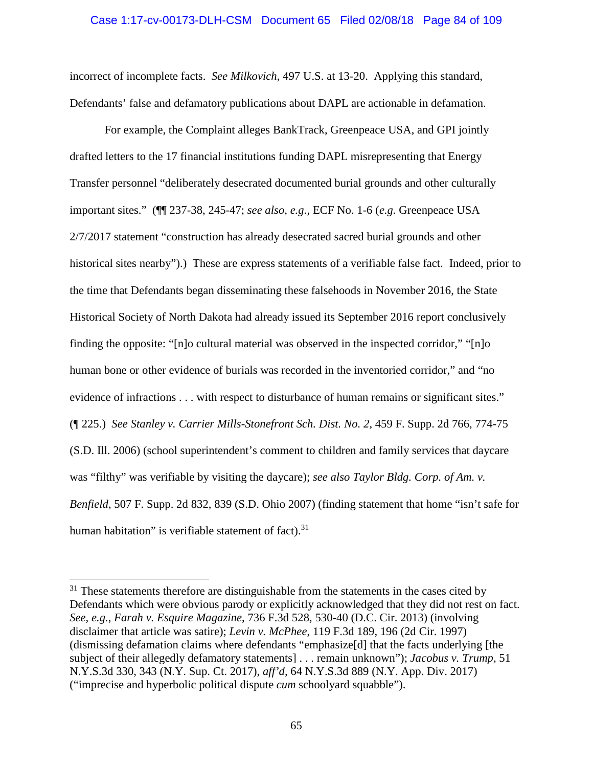incorrect of incomplete facts. *See Milkovich*, 497 U.S. at 13-20. Applying this standard, Defendants' false and defamatory publications about DAPL are actionable in defamation.

For example, the Complaint alleges BankTrack, Greenpeace USA, and GPI jointly drafted letters to the 17 financial institutions funding DAPL misrepresenting that Energy Transfer personnel "deliberately desecrated documented burial grounds and other culturally important sites." (¶¶ 237-38, 245-47; *see also, e.g.*, ECF No. 1-6 (*e.g.* Greenpeace USA 2/7/2017 statement "construction has already desecrated sacred burial grounds and other historical sites nearby").) These are express statements of a verifiable false fact. Indeed, prior to the time that Defendants began disseminating these falsehoods in November 2016, the State Historical Society of North Dakota had already issued its September 2016 report conclusively finding the opposite: "[n]o cultural material was observed in the inspected corridor," "[n]o human bone or other evidence of burials was recorded in the inventoried corridor," and "no evidence of infractions . . . with respect to disturbance of human remains or significant sites." (¶ 225.) *See Stanley v. Carrier Mills-Stonefront Sch. Dist. No. 2*, 459 F. Supp. 2d 766, 774-75 (S.D. Ill. 2006) (school superintendent's comment to children and family services that daycare was "filthy" was verifiable by visiting the daycare); *see also Taylor Bldg. Corp. of Am. v. Benfield*, 507 F. Supp. 2d 832, 839 (S.D. Ohio 2007) (finding statement that home "isn't safe for human habitation" is verifiable statement of fact).[31]

---

[31] These statements therefore are distinguishable from the statements in the cases cited by Defendants which were obvious parody or explicitly acknowledged that they did not rest on fact. *See, e.g.*, *Farah v. Esquire Magazine*, 736 F.3d 528, 530-40 (D.C. Cir. 2013) (involving disclaimer that article was satire); *Levin v. McPhee*, 119 F.3d 189, 196 (2d Cir. 1997) (dismissing defamation claims where defendants "emphasize[d] that the facts underlying [the subject of their allegedly defamatory statements] . . . remain unknown"); *Jacobus v. Trump*, 51 N.Y.S.3d 330, 343 (N.Y. Sup. Ct. 2017), *aff'd*, 64 N.Y.S.3d 889 (N.Y. App. Div. 2017) ("imprecise and hyperbolic political dispute *cum* schoolyard squabble").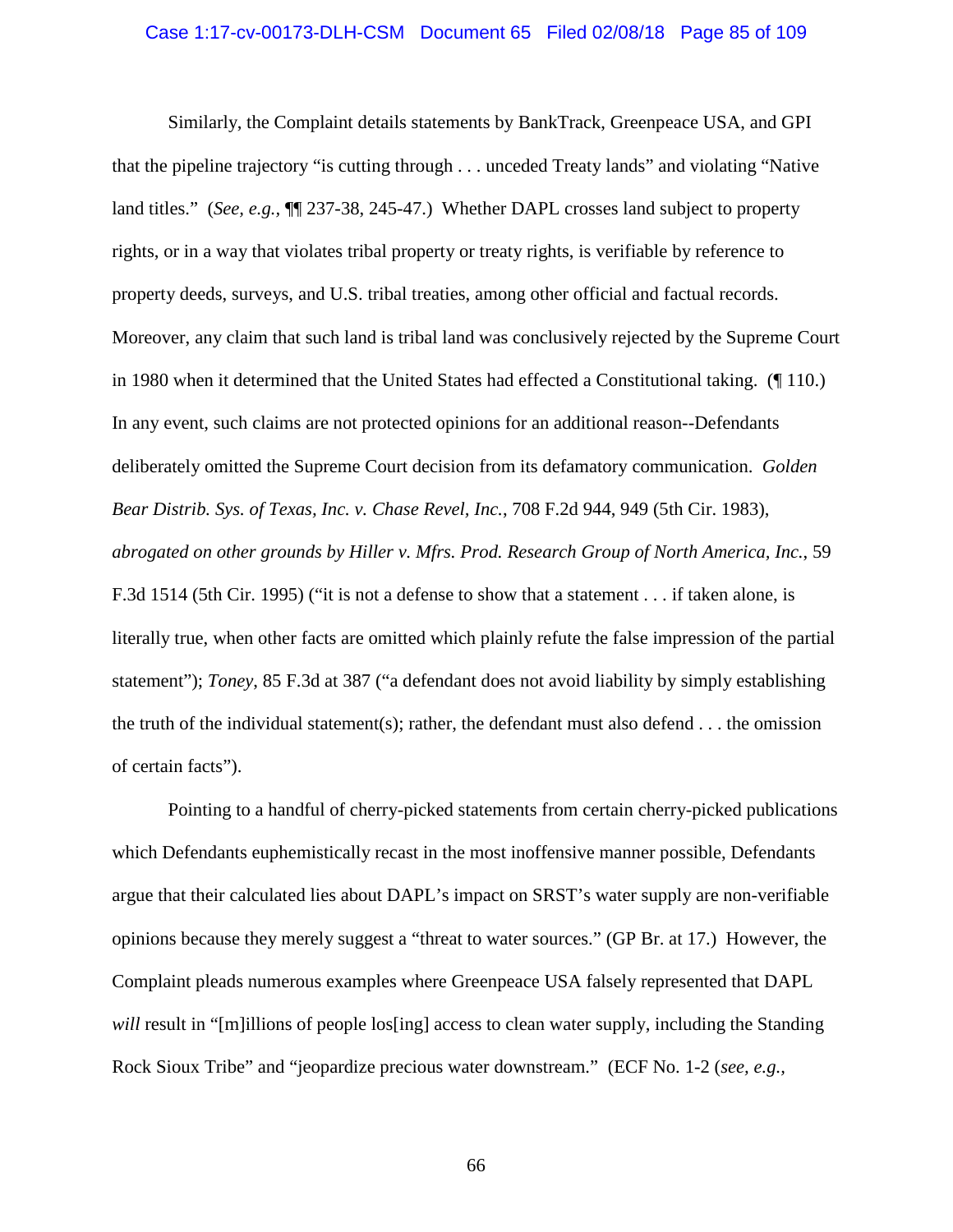Similarly, the Complaint details statements by BankTrack, Greenpeace USA, and GPI that the pipeline trajectory "is cutting through . . . unceded Treaty lands" and violating "Native land titles." (*See, e.g.*, ¶¶ 237-38, 245-47.) Whether DAPL crosses land subject to property rights, or in a way that violates tribal property or treaty rights, is verifiable by reference to property deeds, surveys, and U.S. tribal treaties, among other official and factual records. Moreover, any claim that such land is tribal land was conclusively rejected by the Supreme Court in 1980 when it determined that the United States had effected a Constitutional taking. (¶ 110.) In any event, such claims are not protected opinions for an additional reason--Defendants deliberately omitted the Supreme Court decision from its defamatory communication. *Golden Bear Distrib. Sys. of Texas, Inc. v. Chase Revel, Inc.*, 708 F.2d 944, 949 (5th Cir. 1983), *abrogated on other grounds by Hiller v. Mfrs. Prod. Research Group of North America, Inc.*, 59 F.3d 1514 (5th Cir. 1995) ("it is not a defense to show that a statement . . . if taken alone, is literally true, when other facts are omitted which plainly refute the false impression of the partial statement"); *Toney*, 85 F.3d at 387 ("a defendant does not avoid liability by simply establishing the truth of the individual statement(s); rather, the defendant must also defend . . . the omission of certain facts").

Pointing to a handful of cherry-picked statements from certain cherry-picked publications which Defendants euphemistically recast in the most inoffensive manner possible, Defendants argue that their calculated lies about DAPL's impact on SRST's water supply are non-verifiable opinions because they merely suggest a "threat to water sources." (GP Br. at 17.) However, the Complaint pleads numerous examples where Greenpeace USA falsely represented that DAPL *will* result in "[m]illions of people los[ing] access to clean water supply, including the Standing Rock Sioux Tribe" and "jeopardize precious water downstream." (ECF No. 1-2 (*see, e.g.*,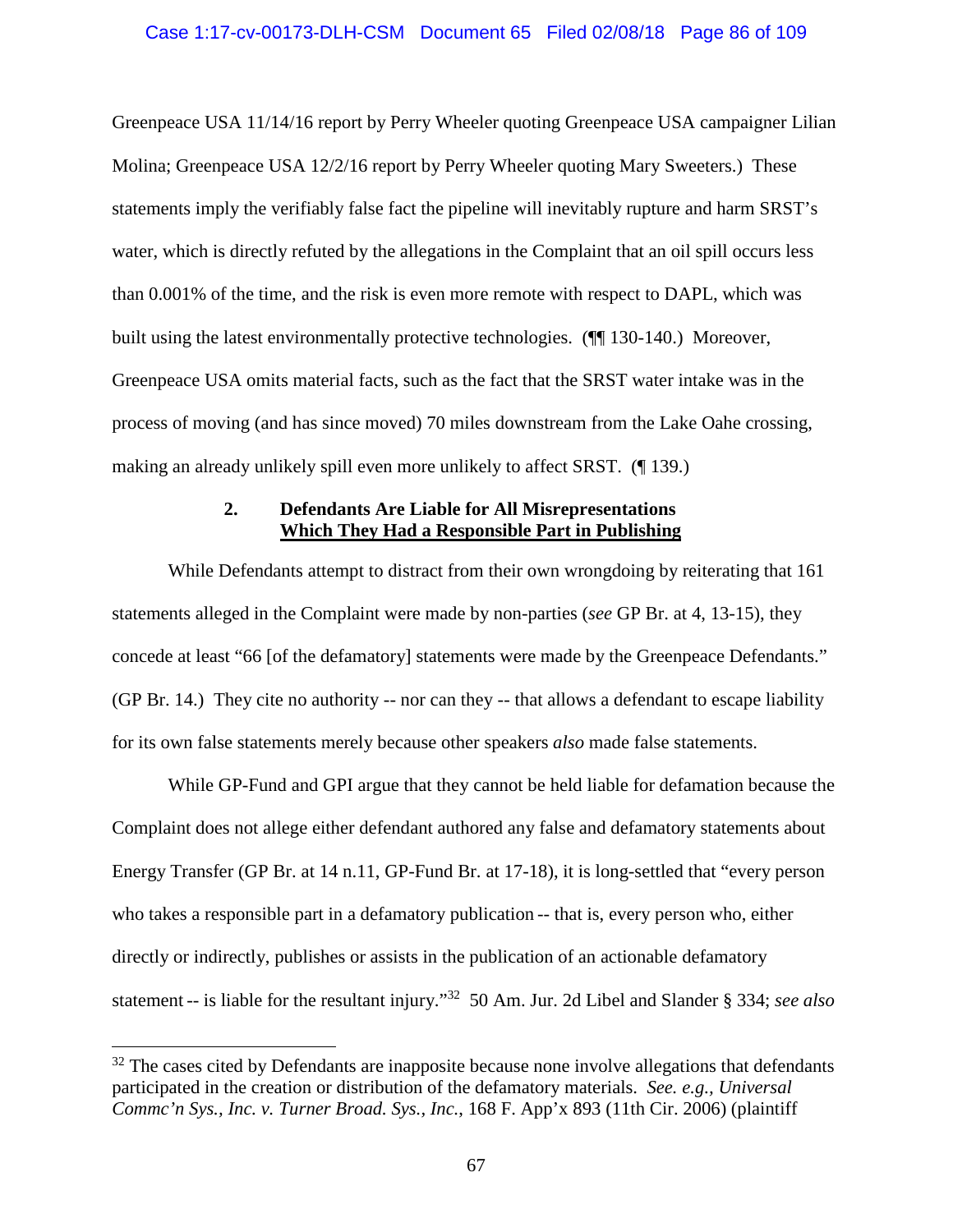Greenpeace USA 11/14/16 report by Perry Wheeler quoting Greenpeace USA campaigner Lilian Molina; Greenpeace USA 12/2/16 report by Perry Wheeler quoting Mary Sweeters.) These statements imply the verifiably false fact the pipeline will inevitably rupture and harm SRST's water, which is directly refuted by the allegations in the Complaint that an oil spill occurs less than 0.001% of the time, and the risk is even more remote with respect to DAPL, which was built using the latest environmentally protective technologies. (¶¶ 130-140.) Moreover, Greenpeace USA omits material facts, such as the fact that the SRST water intake was in the process of moving (and has since moved) 70 miles downstream from the Lake Oahe crossing, making an already unlikely spill even more unlikely to affect SRST. (¶ 139.)

### 2. Defendants Are Liable for All Misrepresentations Which They Had a Responsible Part in Publishing

While Defendants attempt to distract from their own wrongdoing by reiterating that 161 statements alleged in the Complaint were made by non-parties (*see* GP Br. at 4, 13-15), they concede at least "66 [of the defamatory] statements were made by the Greenpeace Defendants." (GP Br. 14.) They cite no authority -- nor can they -- that allows a defendant to escape liability for its own false statements merely because other speakers *also* made false statements.

While GP-Fund and GPI argue that they cannot be held liable for defamation because the Complaint does not allege either defendant authored any false and defamatory statements about Energy Transfer (GP Br. at 14 n.11, GP-Fund Br. at 17-18), it is long-settled that "every person who takes a responsible part in a defamatory publication -- that is, every person who, either directly or indirectly, publishes or assists in the publication of an actionable defamatory statement -- is liable for the resultant injury."[32] 50 Am. Jur. 2d Libel and Slander § 334; *see also*

---

[32] The cases cited by Defendants are inapposite because none involve allegations that defendants participated in the creation or distribution of the defamatory materials. *See. e.g.*, *Universal Commc'n Sys., Inc. v. Turner Broad. Sys., Inc.*, 168 F. App'x 893 (11th Cir. 2006) (plaintiff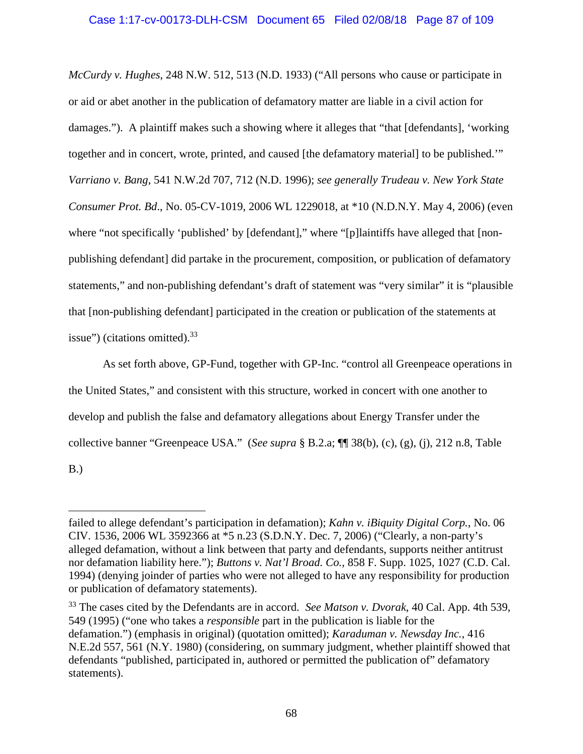*McCurdy v. Hughes*, 248 N.W. 512, 513 (N.D. 1933) ("All persons who cause or participate in or aid or abet another in the publication of defamatory matter are liable in a civil action for damages."). A plaintiff makes such a showing where it alleges that "that [defendants], 'working together and in concert, wrote, printed, and caused [the defamatory material] to be published.'" *Varriano v. Bang*, 541 N.W.2d 707, 712 (N.D. 1996); *see generally Trudeau v. New York State Consumer Prot. Bd*., No. 05-CV-1019, 2006 WL 1229018, at *10 (N.D.N.Y. May 4, 2006) (even where "not specifically 'published' by [defendant]," where "[p]laintiffs have alleged that [non-publishing defendant] did partake in the procurement, composition, or publication of defamatory statements," and non-publishing defendant's draft of statement was "very similar" it is "plausible that [non-publishing defendant] participated in the creation or publication of the statements at issue") (citations omitted).[33]

As set forth above, GP-Fund, together with GP-Inc. "control all Greenpeace operations in the United States," and consistent with this structure, worked in concert with one another to develop and publish the false and defamatory allegations about Energy Transfer under the collective banner "Greenpeace USA." (*See supra* § B.2.a; ¶¶ 38(b), (c), (g), (j), 212 n.8, Table B.)

---

failed to allege defendant's participation in defamation); *Kahn v. iBiquity Digital Corp.*, No. 06 CIV. 1536, 2006 WL 3592366 at *5 n.23 (S.D.N.Y. Dec. 7, 2006) ("Clearly, a non-party's alleged defamation, without a link between that party and defendants, supports neither antitrust nor defamation liability here."); *Buttons v. Nat'l Broad. Co.*, 858 F. Supp. 1025, 1027 (C.D. Cal. 1994) (denying joinder of parties who were not alleged to have any responsibility for production or publication of defamatory statements).

[33] The cases cited by the Defendants are in accord. *See Matson v. Dvorak*, 40 Cal. App. 4th 539, 549 (1995) ("one who takes a *responsible* part in the publication is liable for the defamation.") (emphasis in original) (quotation omitted); *Karaduman v. Newsday Inc.*, 416 N.E.2d 557, 561 (N.Y. 1980) (considering, on summary judgment, whether plaintiff showed that defendants "published, participated in, authored or permitted the publication of" defamatory statements).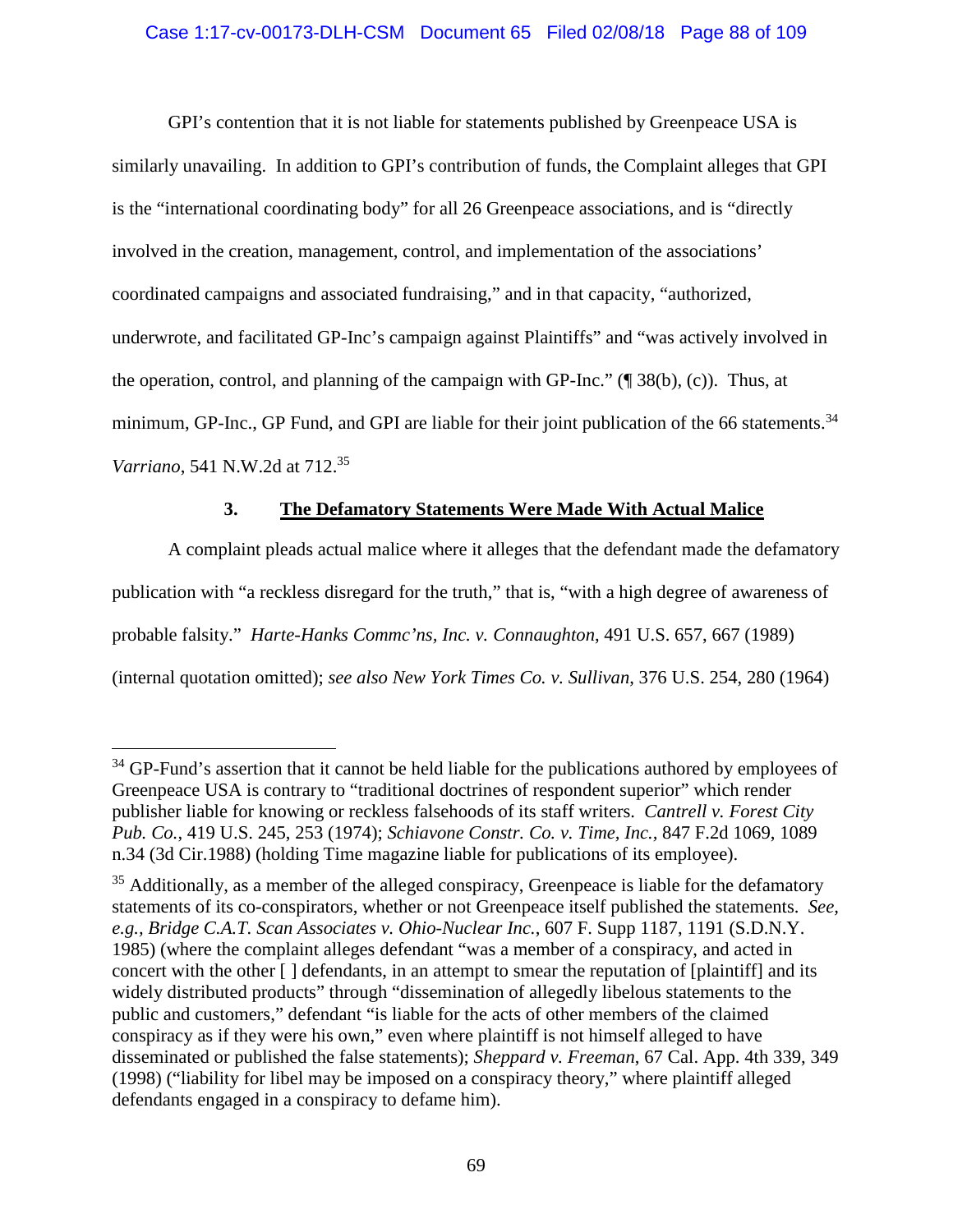GPI's contention that it is not liable for statements published by Greenpeace USA is similarly unavailing. In addition to GPI's contribution of funds, the Complaint alleges that GPI is the "international coordinating body" for all 26 Greenpeace associations, and is "directly involved in the creation, management, control, and implementation of the associations' coordinated campaigns and associated fundraising," and in that capacity, "authorized, underwrote, and facilitated GP-Inc's campaign against Plaintiffs" and "was actively involved in the operation, control, and planning of the campaign with GP-Inc." (¶ 38(b), (c)). Thus, at minimum, GP-Inc., GP Fund, and GPI are liable for their joint publication of the 66 statements.[34] *Varriano*, 541 N.W.2d at 712.[35]

### 3. <u>The Defamatory Statements Were Made With Actual Malice</u>

A complaint pleads actual malice where it alleges that the defendant made the defamatory publication with "a reckless disregard for the truth," that is, "with a high degree of awareness of probable falsity." *Harte-Hanks Commc'ns, Inc. v. Connaughton*, 491 U.S. 657, 667 (1989) (internal quotation omitted); *see also New York Times Co. v. Sullivan*, 376 U.S. 254, 280 (1964)

---

[34] GP-Fund's assertion that it cannot be held liable for the publications authored by employees of Greenpeace USA is contrary to "traditional doctrines of respondent superior" which render publisher liable for knowing or reckless falsehoods of its staff writers. *Cantrell v. Forest City Pub. Co.*, 419 U.S. 245, 253 (1974); *Schiavone Constr. Co. v. Time, Inc.*, 847 F.2d 1069, 1089 n.34 (3d Cir.1988) (holding Time magazine liable for publications of its employee).

[35] Additionally, as a member of the alleged conspiracy, Greenpeace is liable for the defamatory statements of its co-conspirators, whether or not Greenpeace itself published the statements. *See, e.g.*, *Bridge C.A.T. Scan Associates v. Ohio-Nuclear Inc.*, 607 F. Supp 1187, 1191 (S.D.N.Y. 1985) (where the complaint alleges defendant "was a member of a conspiracy, and acted in concert with the other [ ] defendants, in an attempt to smear the reputation of [plaintiff] and its widely distributed products" through "dissemination of allegedly libelous statements to the public and customers," defendant "is liable for the acts of other members of the claimed conspiracy as if they were his own," even where plaintiff is not himself alleged to have disseminated or published the false statements); *Sheppard v. Freeman*, 67 Cal. App. 4th 339, 349 (1998) ("liability for libel may be imposed on a conspiracy theory," where plaintiff alleged defendants engaged in a conspiracy to defame him).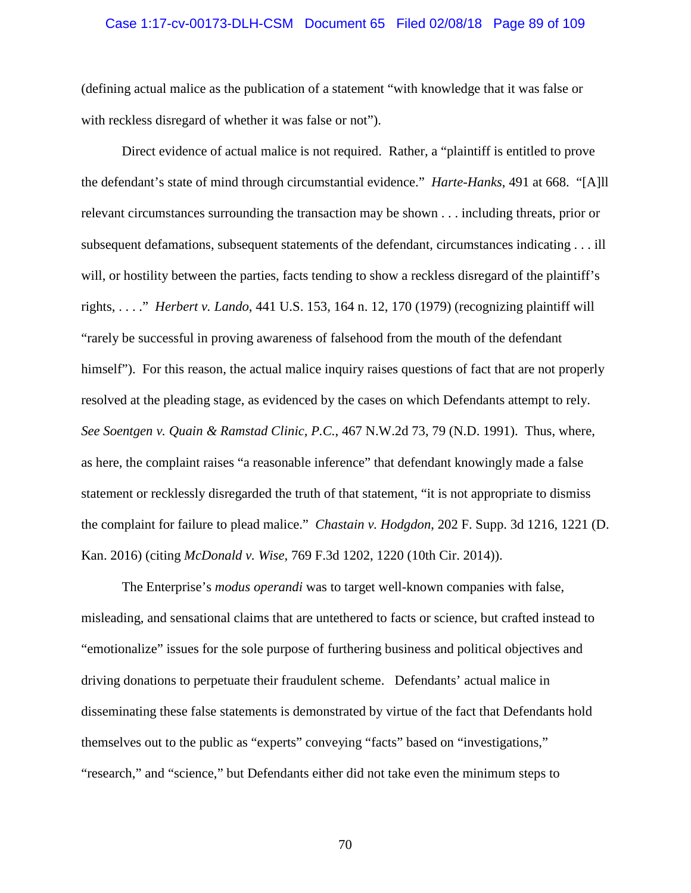(defining actual malice as the publication of a statement "with knowledge that it was false or with reckless disregard of whether it was false or not").

Direct evidence of actual malice is not required. Rather, a "plaintiff is entitled to prove the defendant's state of mind through circumstantial evidence." *Harte-Hanks*, 491 at 668. "[A]ll relevant circumstances surrounding the transaction may be shown . . . including threats, prior or subsequent defamations, subsequent statements of the defendant, circumstances indicating . . . ill will, or hostility between the parties, facts tending to show a reckless disregard of the plaintiff's rights, . . . ." *Herbert v. Lando*, 441 U.S. 153, 164 n. 12, 170 (1979) (recognizing plaintiff will "rarely be successful in proving awareness of falsehood from the mouth of the defendant himself"). For this reason, the actual malice inquiry raises questions of fact that are not properly resolved at the pleading stage, as evidenced by the cases on which Defendants attempt to rely. *See Soentgen v. Quain & Ramstad Clinic, P.C.*, 467 N.W.2d 73, 79 (N.D. 1991). Thus, where, as here, the complaint raises "a reasonable inference" that defendant knowingly made a false statement or recklessly disregarded the truth of that statement, "it is not appropriate to dismiss the complaint for failure to plead malice." *Chastain v. Hodgdon*, 202 F. Supp. 3d 1216, 1221 (D. Kan. 2016) (citing *McDonald v. Wise*, 769 F.3d 1202, 1220 (10th Cir. 2014)).

The Enterprise's *modus operandi* was to target well-known companies with false, misleading, and sensational claims that are untethered to facts or science, but crafted instead to "emotionalize" issues for the sole purpose of furthering business and political objectives and driving donations to perpetuate their fraudulent scheme. Defendants' actual malice in disseminating these false statements is demonstrated by virtue of the fact that Defendants hold themselves out to the public as "experts" conveying "facts" based on "investigations," "research," and "science," but Defendants either did not take even the minimum steps to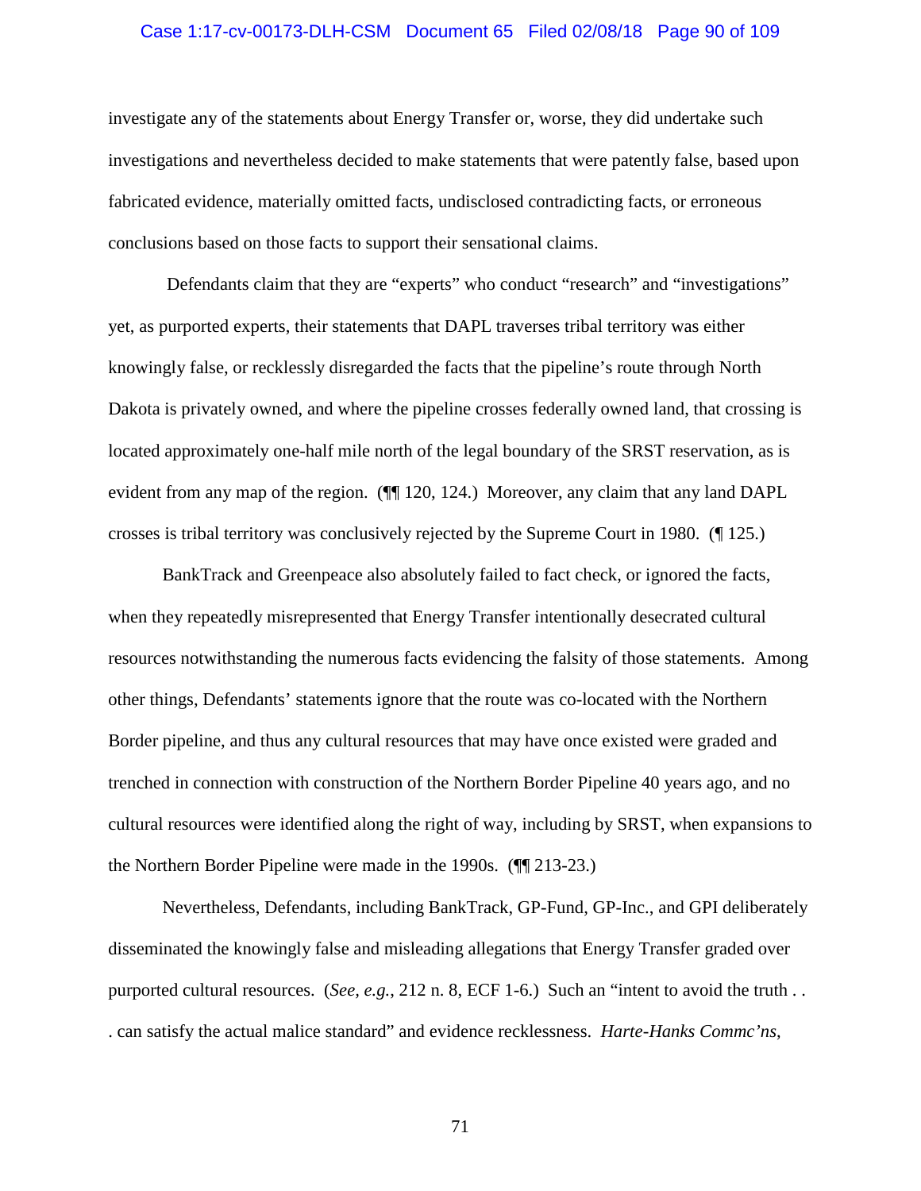investigate any of the statements about Energy Transfer or, worse, they did undertake such investigations and nevertheless decided to make statements that were patently false, based upon fabricated evidence, materially omitted facts, undisclosed contradicting facts, or erroneous conclusions based on those facts to support their sensational claims.

Defendants claim that they are "experts" who conduct "research" and "investigations" yet, as purported experts, their statements that DAPL traverses tribal territory was either knowingly false, or recklessly disregarded the facts that the pipeline's route through North Dakota is privately owned, and where the pipeline crosses federally owned land, that crossing is located approximately one-half mile north of the legal boundary of the SRST reservation, as is evident from any map of the region. (¶¶ 120, 124.) Moreover, any claim that any land DAPL crosses is tribal territory was conclusively rejected by the Supreme Court in 1980. (¶ 125.)

BankTrack and Greenpeace also absolutely failed to fact check, or ignored the facts, when they repeatedly misrepresented that Energy Transfer intentionally desecrated cultural resources notwithstanding the numerous facts evidencing the falsity of those statements. Among other things, Defendants' statements ignore that the route was co-located with the Northern Border pipeline, and thus any cultural resources that may have once existed were graded and trenched in connection with construction of the Northern Border Pipeline 40 years ago, and no cultural resources were identified along the right of way, including by SRST, when expansions to the Northern Border Pipeline were made in the 1990s. (¶¶ 213-23.)

Nevertheless, Defendants, including BankTrack, GP-Fund, GP-Inc., and GPI deliberately disseminated the knowingly false and misleading allegations that Energy Transfer graded over purported cultural resources. (*See, e.g.*, 212 n. 8, ECF 1-6.) Such an "intent to avoid the truth . . . can satisfy the actual malice standard" and evidence recklessness. *Harte-Hanks Commc'ns*,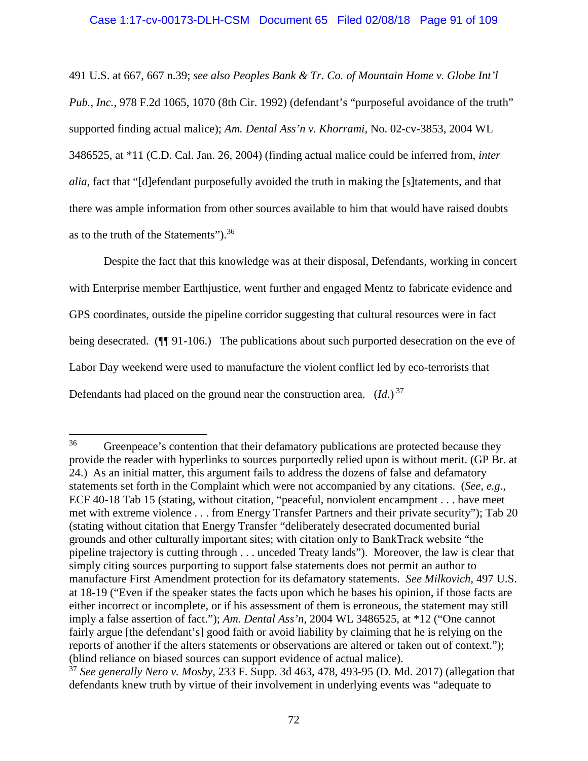491 U.S. at 667, 667 n.39; *see also Peoples Bank & Tr. Co. of Mountain Home v. Globe Int'l Pub., Inc.*, 978 F.2d 1065, 1070 (8th Cir. 1992) (defendant's "purposeful avoidance of the truth" supported finding actual malice); *Am. Dental Ass'n v. Khorrami*, No. 02-cv-3853, 2004 WL 3486525, at *11 (C.D. Cal. Jan. 26, 2004) (finding actual malice could be inferred from, *inter alia*, fact that "[d]efendant purposefully avoided the truth in making the [s]tatements, and that there was ample information from other sources available to him that would have raised doubts as to the truth of the Statements").[36]

Despite the fact that this knowledge was at their disposal, Defendants, working in concert with Enterprise member Earthjustice, went further and engaged Mentz to fabricate evidence and GPS coordinates, outside the pipeline corridor suggesting that cultural resources were in fact being desecrated. (¶¶ 91-106.) The publications about such purported desecration on the eve of Labor Day weekend were used to manufacture the violent conflict led by eco-terrorists that Defendants had placed on the ground near the construction area. (*Id.*)[37]

---

[36] Greenpeace's contention that their defamatory publications are protected because they provide the reader with hyperlinks to sources purportedly relied upon is without merit. (GP Br. at 24.) As an initial matter, this argument fails to address the dozens of false and defamatory statements set forth in the Complaint which were not accompanied by any citations. (*See, e.g.*, ECF 40-18 Tab 15 (stating, without citation, "peaceful, nonviolent encampment . . . have meet met with extreme violence . . . from Energy Transfer Partners and their private security"); Tab 20 (stating without citation that Energy Transfer "deliberately desecrated documented burial grounds and other culturally important sites; with citation only to BankTrack website "the pipeline trajectory is cutting through . . . unceded Treaty lands"). Moreover, the law is clear that simply citing sources purporting to support false statements does not permit an author to manufacture First Amendment protection for its defamatory statements. *See Milkovich*, 497 U.S. at 18-19 ("Even if the speaker states the facts upon which he bases his opinion, if those facts are either incorrect or incomplete, or if his assessment of them is erroneous, the statement may still imply a false assertion of fact."); *Am. Dental Ass'n*, 2004 WL 3486525, at *12 ("One cannot fairly argue [the defendant's] good faith or avoid liability by claiming that he is relying on the reports of another if the alters statements or observations are altered or taken out of context."); (blind reliance on biased sources can support evidence of actual malice).

[37] *See generally Nero v. Mosby*, 233 F. Supp. 3d 463, 478, 493-95 (D. Md. 2017) (allegation that defendants knew truth by virtue of their involvement in underlying events was "adequate to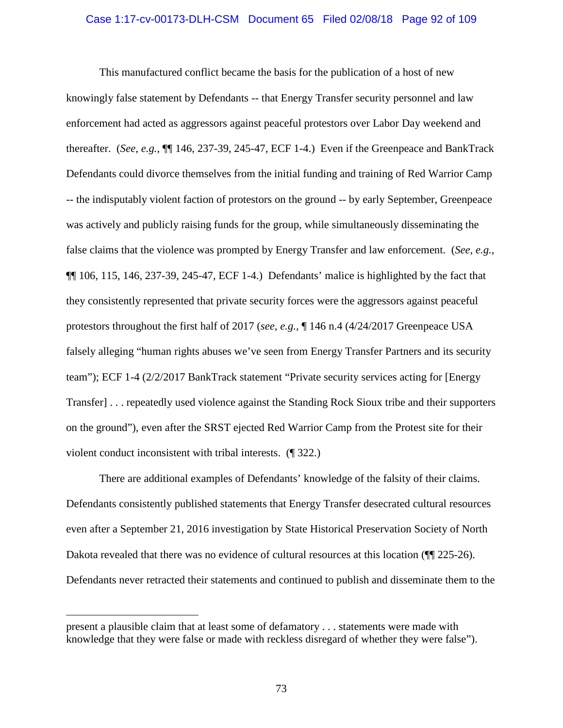This manufactured conflict became the basis for the publication of a host of new knowingly false statement by Defendants -- that Energy Transfer security personnel and law enforcement had acted as aggressors against peaceful protestors over Labor Day weekend and thereafter. (*See, e.g.*, ¶¶ 146, 237-39, 245-47, ECF 1-4.) Even if the Greenpeace and BankTrack Defendants could divorce themselves from the initial funding and training of Red Warrior Camp -- the indisputably violent faction of protestors on the ground -- by early September, Greenpeace was actively and publicly raising funds for the group, while simultaneously disseminating the false claims that the violence was prompted by Energy Transfer and law enforcement. (*See, e.g.*, ¶¶ 106, 115, 146, 237-39, 245-47, ECF 1-4.) Defendants' malice is highlighted by the fact that they consistently represented that private security forces were the aggressors against peaceful protestors throughout the first half of 2017 (*see, e.g.*, ¶ 146 n.4 (4/24/2017 Greenpeace USA falsely alleging "human rights abuses we've seen from Energy Transfer Partners and its security team"); ECF 1-4 (2/2/2017 BankTrack statement "Private security services acting for [Energy Transfer] . . . repeatedly used violence against the Standing Rock Sioux tribe and their supporters on the ground"), even after the SRST ejected Red Warrior Camp from the Protest site for their violent conduct inconsistent with tribal interests. (¶ 322.)

There are additional examples of Defendants' knowledge of the falsity of their claims. Defendants consistently published statements that Energy Transfer desecrated cultural resources even after a September 21, 2016 investigation by State Historical Preservation Society of North Dakota revealed that there was no evidence of cultural resources at this location (¶¶ 225-26). Defendants never retracted their statements and continued to publish and disseminate them to the

---

present a plausible claim that at least some of defamatory . . . statements were made with knowledge that they were false or made with reckless disregard of whether they were false").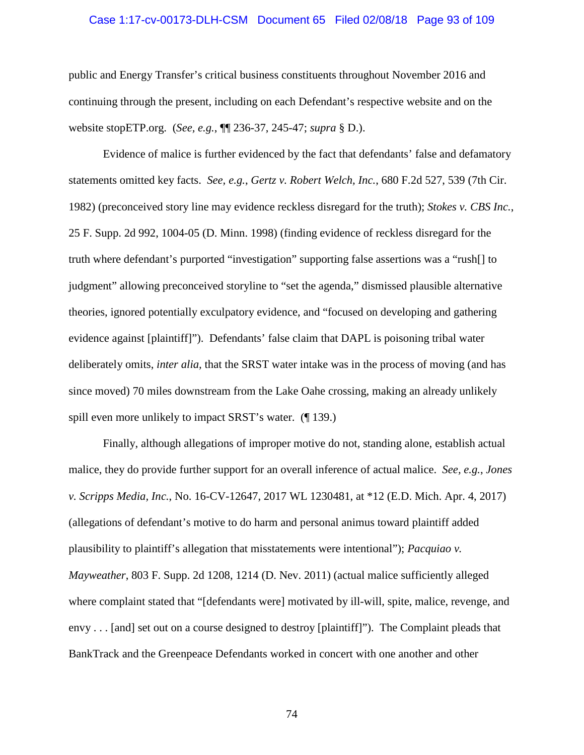public and Energy Transfer's critical business constituents throughout November 2016 and continuing through the present, including on each Defendant's respective website and on the website stopETP.org. (*See, e.g.*, ¶¶ 236-37, 245-47; *supra* § D.).

Evidence of malice is further evidenced by the fact that defendants' false and defamatory statements omitted key facts. *See, e.g.*, *Gertz v. Robert Welch, Inc.*, 680 F.2d 527, 539 (7th Cir. 1982) (preconceived story line may evidence reckless disregard for the truth); *Stokes v. CBS Inc.*, 25 F. Supp. 2d 992, 1004-05 (D. Minn. 1998) (finding evidence of reckless disregard for the truth where defendant's purported "investigation" supporting false assertions was a "rush[] to judgment" allowing preconceived storyline to "set the agenda," dismissed plausible alternative theories, ignored potentially exculpatory evidence, and "focused on developing and gathering evidence against [plaintiff]"). Defendants' false claim that DAPL is poisoning tribal water deliberately omits, *inter alia,* that the SRST water intake was in the process of moving (and has since moved) 70 miles downstream from the Lake Oahe crossing, making an already unlikely spill even more unlikely to impact SRST's water. (¶ 139.)

Finally, although allegations of improper motive do not, standing alone, establish actual malice, they do provide further support for an overall inference of actual malice. *See, e.g.*, *Jones v. Scripps Media, Inc.*, No. 16-CV-12647, 2017 WL 1230481, at *12 (E.D. Mich. Apr. 4, 2017) (allegations of defendant's motive to do harm and personal animus toward plaintiff added plausibility to plaintiff's allegation that misstatements were intentional"); *Pacquiao v. Mayweather*, 803 F. Supp. 2d 1208, 1214 (D. Nev. 2011) (actual malice sufficiently alleged where complaint stated that "[defendants were] motivated by ill-will, spite, malice, revenge, and envy . . . [and] set out on a course designed to destroy [plaintiff]"). The Complaint pleads that BankTrack and the Greenpeace Defendants worked in concert with one another and other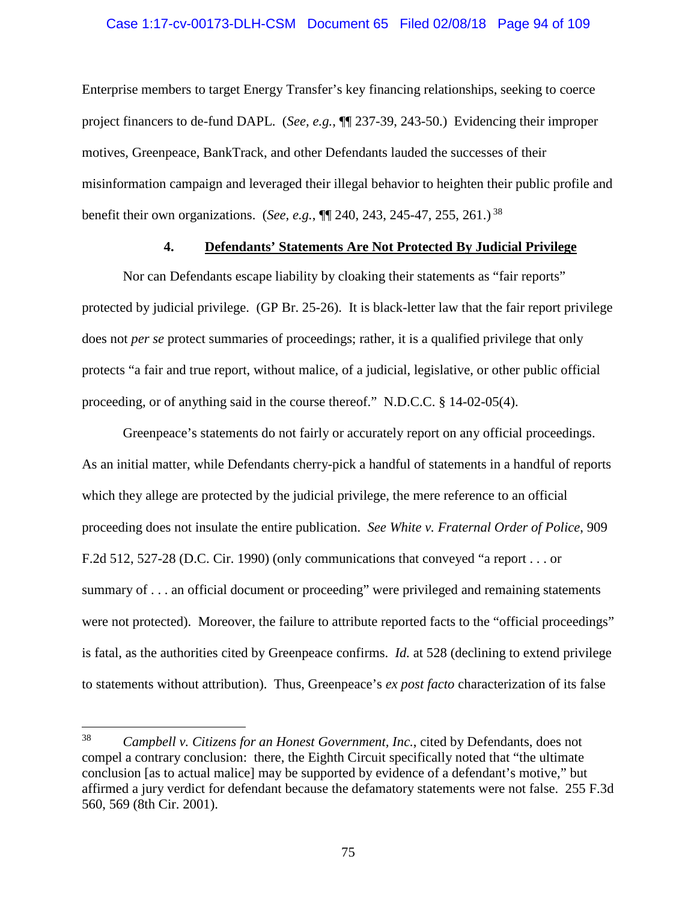Enterprise members to target Energy Transfer's key financing relationships, seeking to coerce project financers to de-fund DAPL. (*See, e.g.*, ¶¶ 237-39, 243-50.) Evidencing their improper motives, Greenpeace, BankTrack, and other Defendants lauded the successes of their misinformation campaign and leveraged their illegal behavior to heighten their public profile and benefit their own organizations. (*See, e.g.*, ¶¶ 240, 243, 245-47, 255, 261.)[38]

### 4. Defendants' Statements Are Not Protected By Judicial Privilege

Nor can Defendants escape liability by cloaking their statements as "fair reports" protected by judicial privilege. (GP Br. 25-26). It is black-letter law that the fair report privilege does not *per se* protect summaries of proceedings; rather, it is a qualified privilege that only protects "a fair and true report, without malice, of a judicial, legislative, or other public official proceeding, or of anything said in the course thereof." N.D.C.C. § 14-02-05(4).

Greenpeace's statements do not fairly or accurately report on any official proceedings. As an initial matter, while Defendants cherry-pick a handful of statements in a handful of reports which they allege are protected by the judicial privilege, the mere reference to an official proceeding does not insulate the entire publication. *See White v. Fraternal Order of Police*, 909 F.2d 512, 527-28 (D.C. Cir. 1990) (only communications that conveyed "a report . . . or summary of . . . an official document or proceeding" were privileged and remaining statements were not protected). Moreover, the failure to attribute reported facts to the "official proceedings" is fatal, as the authorities cited by Greenpeace confirms. *Id.* at 528 (declining to extend privilege to statements without attribution). Thus, Greenpeace's *ex post facto* characterization of its false

---

[38] *Campbell v. Citizens for an Honest Government, Inc.*, cited by Defendants, does not compel a contrary conclusion: there, the Eighth Circuit specifically noted that "the ultimate conclusion [as to actual malice] may be supported by evidence of a defendant's motive," but affirmed a jury verdict for defendant because the defamatory statements were not false. 255 F.3d 560, 569 (8th Cir. 2001).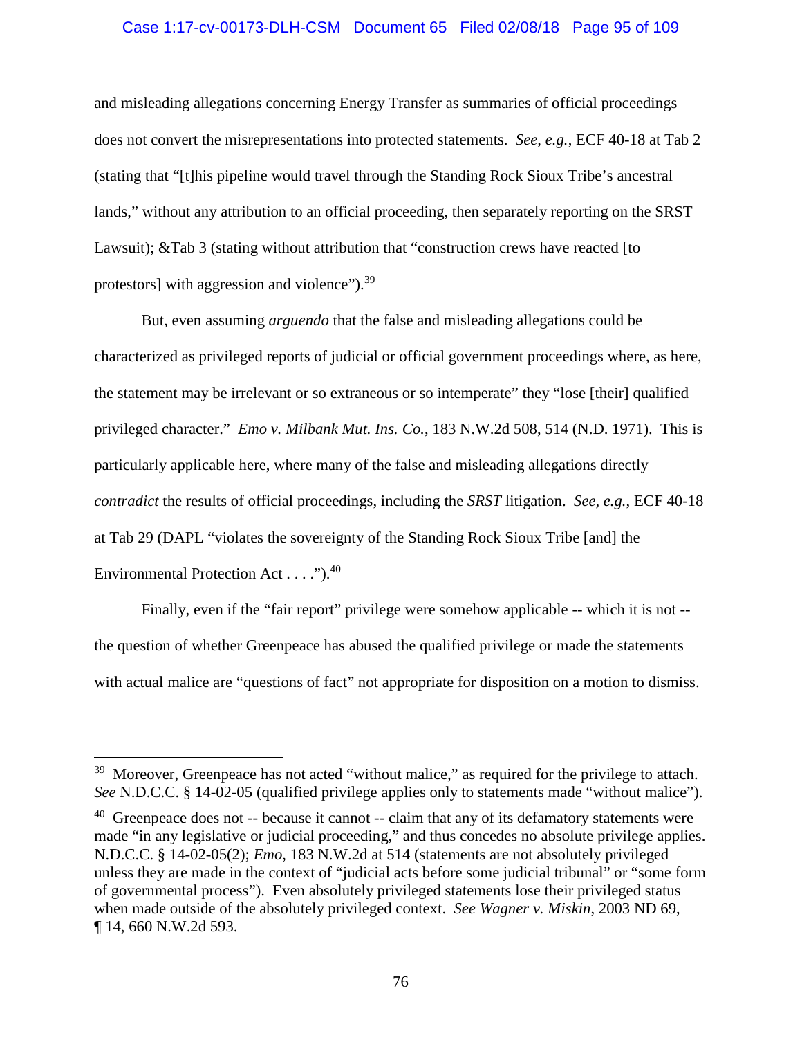and misleading allegations concerning Energy Transfer as summaries of official proceedings does not convert the misrepresentations into protected statements. *See, e.g.*, ECF 40-18 at Tab 2 (stating that "[t]his pipeline would travel through the Standing Rock Sioux Tribe's ancestral lands," without any attribution to an official proceeding, then separately reporting on the SRST Lawsuit); &Tab 3 (stating without attribution that "construction crews have reacted [to protestors] with aggression and violence").[39]

But, even assuming *arguendo* that the false and misleading allegations could be characterized as privileged reports of judicial or official government proceedings where, as here, the statement may be irrelevant or so extraneous or so intemperate" they "lose [their] qualified privileged character." *Emo v. Milbank Mut. Ins. Co.*, 183 N.W.2d 508, 514 (N.D. 1971). This is particularly applicable here, where many of the false and misleading allegations directly *contradict* the results of official proceedings, including the *SRST* litigation. *See, e.g.*, ECF 40-18 at Tab 29 (DAPL "violates the sovereignty of the Standing Rock Sioux Tribe [and] the Environmental Protection Act . . . .").[40]

Finally, even if the "fair report" privilege were somehow applicable -- which it is not -- the question of whether Greenpeace has abused the qualified privilege or made the statements with actual malice are "questions of fact" not appropriate for disposition on a motion to dismiss.

---

[39] Moreover, Greenpeace has not acted "without malice," as required for the privilege to attach. *See* N.D.C.C. § 14-02-05 (qualified privilege applies only to statements made "without malice").

[40] Greenpeace does not -- because it cannot -- claim that any of its defamatory statements were made "in any legislative or judicial proceeding," and thus concedes no absolute privilege applies. N.D.C.C. § 14-02-05(2); *Emo*, 183 N.W.2d at 514 (statements are not absolutely privileged unless they are made in the context of "judicial acts before some judicial tribunal" or "some form of governmental process"). Even absolutely privileged statements lose their privileged status when made outside of the absolutely privileged context. *See Wagner v. Miskin*, 2003 ND 69, ¶ 14, 660 N.W.2d 593.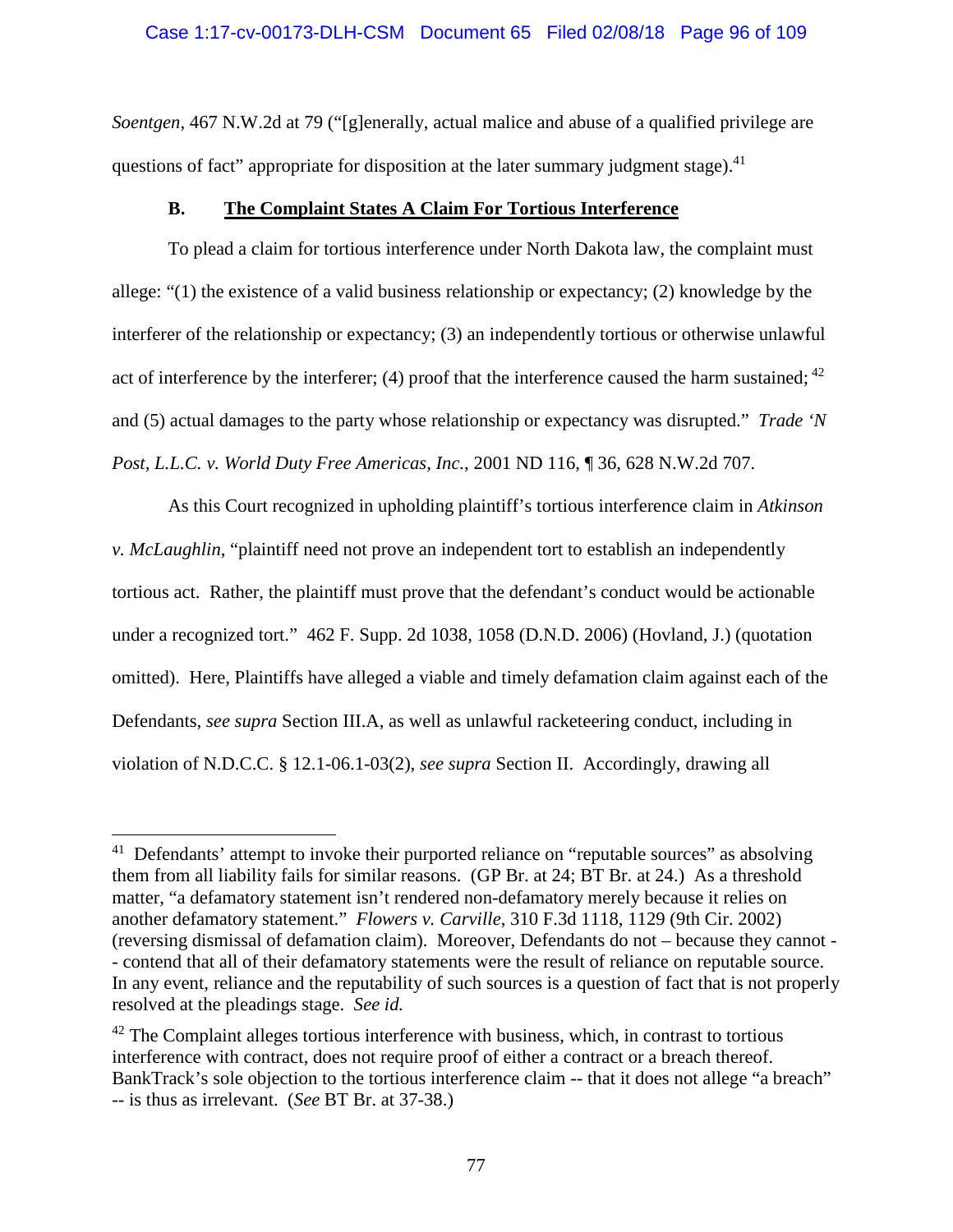*Soentgen*, 467 N.W.2d at 79 ("[g]enerally, actual malice and abuse of a qualified privilege are questions of fact" appropriate for disposition at the later summary judgment stage).[41]

### B. The Complaint States A Claim For Tortious Interference

To plead a claim for tortious interference under North Dakota law, the complaint must allege: "(1) the existence of a valid business relationship or expectancy; (2) knowledge by the interferer of the relationship or expectancy; (3) an independently tortious or otherwise unlawful act of interference by the interferer; (4) proof that the interference caused the harm sustained;[42] and (5) actual damages to the party whose relationship or expectancy was disrupted." *Trade 'N Post, L.L.C. v. World Duty Free Americas, Inc.*, 2001 ND 116, ¶ 36, 628 N.W.2d 707.

As this Court recognized in upholding plaintiff's tortious interference claim in *Atkinson v. McLaughlin*, "plaintiff need not prove an independent tort to establish an independently tortious act. Rather, the plaintiff must prove that the defendant's conduct would be actionable under a recognized tort." 462 F. Supp. 2d 1038, 1058 (D.N.D. 2006) (Hovland, J.) (quotation omitted). Here, Plaintiffs have alleged a viable and timely defamation claim against each of the Defendants, *see supra* Section III.A, as well as unlawful racketeering conduct, including in violation of N.D.C.C. § 12.1-06.1-03(2), *see supra* Section II. Accordingly, drawing all

---

[41] Defendants' attempt to invoke their purported reliance on "reputable sources" as absolving them from all liability fails for similar reasons. (GP Br. at 24; BT Br. at 24.) As a threshold matter, "a defamatory statement isn't rendered non-defamatory merely because it relies on another defamatory statement." *Flowers v. Carville*, 310 F.3d 1118, 1129 (9th Cir. 2002) (reversing dismissal of defamation claim). Moreover, Defendants do not – because they cannot -- contend that all of their defamatory statements were the result of reliance on reputable source. In any event, reliance and the reputability of such sources is a question of fact that is not properly resolved at the pleadings stage. *See id.*

[42] The Complaint alleges tortious interference with business, which, in contrast to tortious interference with contract, does not require proof of either a contract or a breach thereof. BankTrack's sole objection to the tortious interference claim -- that it does not allege "a breach" -- is thus as irrelevant. (*See* BT Br. at 37-38.)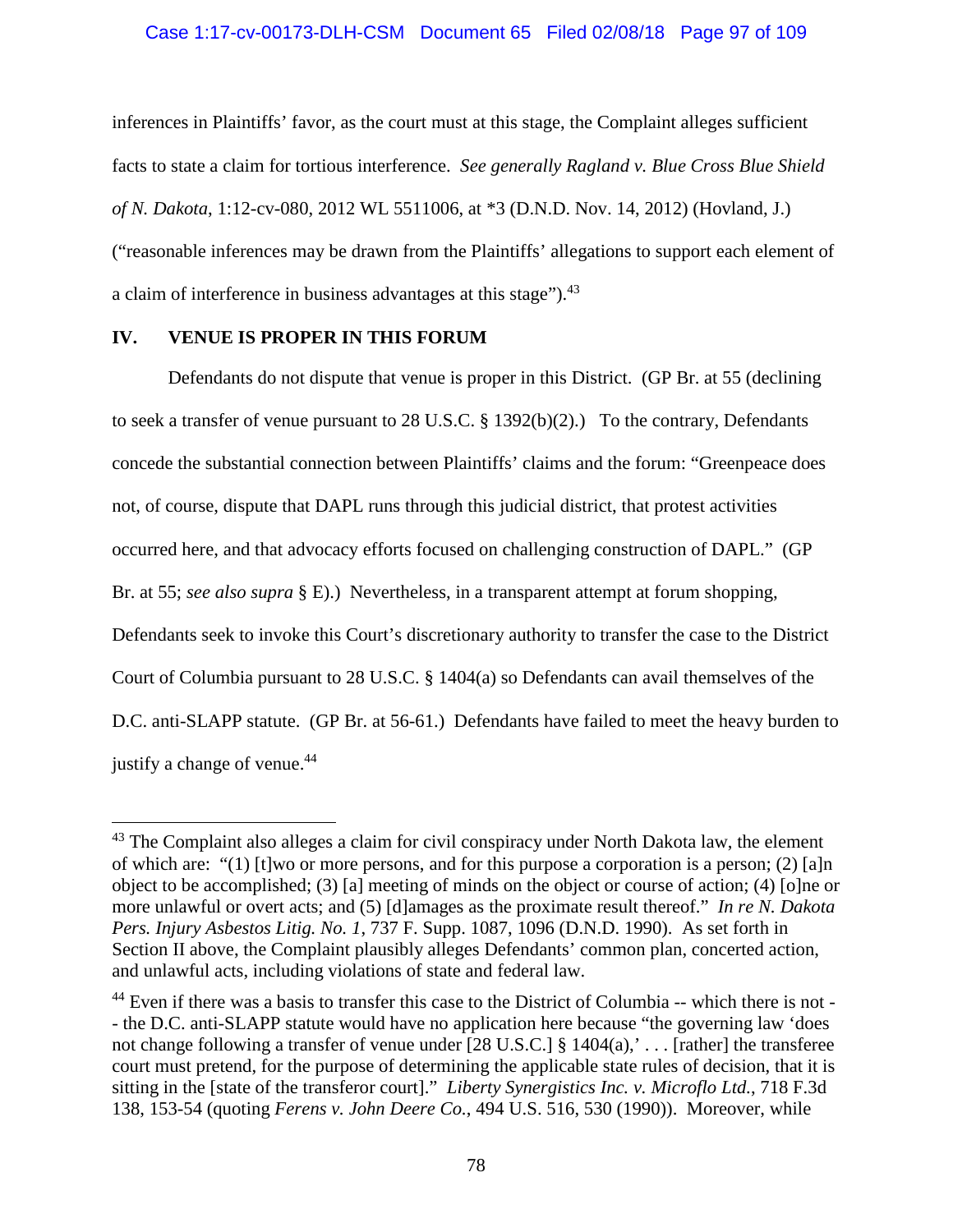inferences in Plaintiffs' favor, as the court must at this stage, the Complaint alleges sufficient facts to state a claim for tortious interference. *See generally Ragland v. Blue Cross Blue Shield of N. Dakota*, 1:12-cv-080, 2012 WL 5511006, at *3 (D.N.D. Nov. 14, 2012) (Hovland, J.) ("reasonable inferences may be drawn from the Plaintiffs' allegations to support each element of a claim of interference in business advantages at this stage").[43]

## IV. VENUE IS PROPER IN THIS FORUM

Defendants do not dispute that venue is proper in this District. (GP Br. at 55 (declining to seek a transfer of venue pursuant to 28 U.S.C. § 1392(b)(2).) To the contrary, Defendants concede the substantial connection between Plaintiffs' claims and the forum: "Greenpeace does not, of course, dispute that DAPL runs through this judicial district, that protest activities occurred here, and that advocacy efforts focused on challenging construction of DAPL." (GP Br. at 55; *see also supra* § E).) Nevertheless, in a transparent attempt at forum shopping, Defendants seek to invoke this Court's discretionary authority to transfer the case to the District Court of Columbia pursuant to 28 U.S.C. § 1404(a) so Defendants can avail themselves of the D.C. anti-SLAPP statute. (GP Br. at 56-61.) Defendants have failed to meet the heavy burden to justify a change of venue.[44]

---

[43] The Complaint also alleges a claim for civil conspiracy under North Dakota law, the element of which are: "(1) [t]wo or more persons, and for this purpose a corporation is a person; (2) [a]n object to be accomplished; (3) [a] meeting of minds on the object or course of action; (4) [o]ne or more unlawful or overt acts; and (5) [d]amages as the proximate result thereof." *In re N. Dakota Pers. Injury Asbestos Litig. No. 1*, 737 F. Supp. 1087, 1096 (D.N.D. 1990). As set forth in Section II above, the Complaint plausibly alleges Defendants' common plan, concerted action, and unlawful acts, including violations of state and federal law.

[44] Even if there was a basis to transfer this case to the District of Columbia -- which there is not -- the D.C. anti-SLAPP statute would have no application here because "the governing law 'does not change following a transfer of venue under [28 U.S.C.] § 1404(a),' . . . [rather] the transferee court must pretend, for the purpose of determining the applicable state rules of decision, that it is sitting in the [state of the transferor court]." *Liberty Synergistics Inc. v. Microflo Ltd.*, 718 F.3d 138, 153-54 (quoting *Ferens v. John Deere Co.*, 494 U.S. 516, 530 (1990)). Moreover, while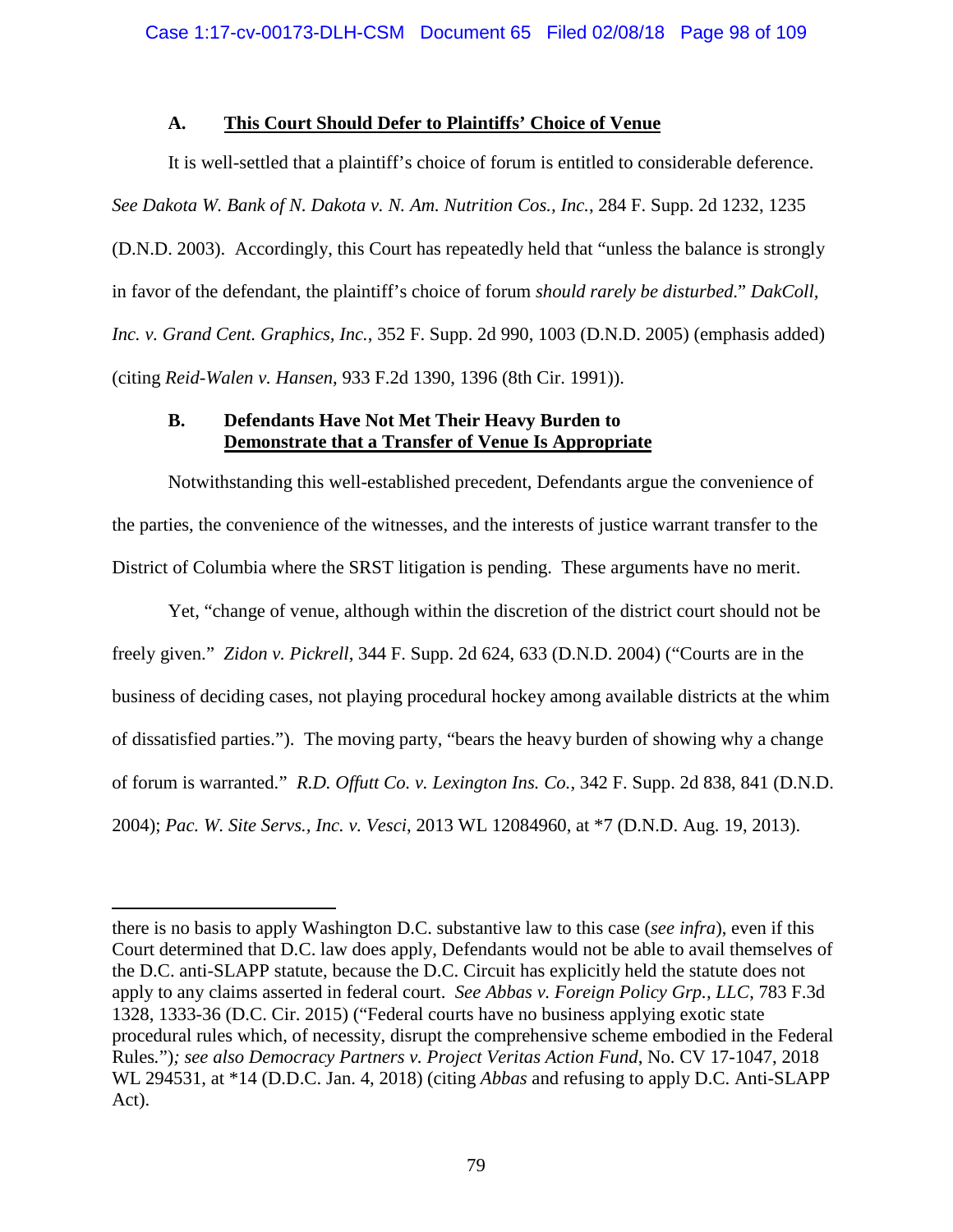### A. <u>This Court Should Defer to Plaintiffs' Choice of Venue</u>

It is well-settled that a plaintiff's choice of forum is entitled to considerable deference. *See Dakota W. Bank of N. Dakota v. N. Am. Nutrition Cos., Inc.*, 284 F. Supp. 2d 1232, 1235 (D.N.D. 2003). Accordingly, this Court has repeatedly held that "unless the balance is strongly in favor of the defendant, the plaintiff's choice of forum *should rarely be disturbed.*" *DakColl, Inc. v. Grand Cent. Graphics, Inc.*, 352 F. Supp. 2d 990, 1003 (D.N.D. 2005) (emphasis added) (citing *Reid-Walen v. Hansen*, 933 F.2d 1390, 1396 (8th Cir. 1991)).

### B. <u>Defendants Have Not Met Their Heavy Burden to Demonstrate that a Transfer of Venue Is Appropriate</u>

Notwithstanding this well-established precedent, Defendants argue the convenience of the parties, the convenience of the witnesses, and the interests of justice warrant transfer to the District of Columbia where the SRST litigation is pending. These arguments have no merit.

Yet, "change of venue, although within the discretion of the district court should not be freely given." *Zidon v. Pickrell*, 344 F. Supp. 2d 624, 633 (D.N.D. 2004) ("Courts are in the business of deciding cases, not playing procedural hockey among available districts at the whim of dissatisfied parties."). The moving party, "bears the heavy burden of showing why a change of forum is warranted." *R.D. Offutt Co. v. Lexington Ins. Co.*, 342 F. Supp. 2d 838, 841 (D.N.D. 2004); *Pac. W. Site Servs., Inc. v. Vesci*, 2013 WL 12084960, at *7 (D.N.D. Aug. 19, 2013).

---

there is no basis to apply Washington D.C. substantive law to this case (*see infra*), even if this Court determined that D.C. law does apply, Defendants would not be able to avail themselves of the D.C. anti-SLAPP statute, because the D.C. Circuit has explicitly held the statute does not apply to any claims asserted in federal court. *See Abbas v. Foreign Policy Grp., LLC*, 783 F.3d 1328, 1333-36 (D.C. Cir. 2015) ("Federal courts have no business applying exotic state procedural rules which, of necessity, disrupt the comprehensive scheme embodied in the Federal Rules."); *see also Democracy Partners v. Project Veritas Action Fund*, No. CV 17-1047, 2018 WL 294531, at *14 (D.D.C. Jan. 4, 2018) (citing *Abbas* and refusing to apply D.C. Anti-SLAPP Act).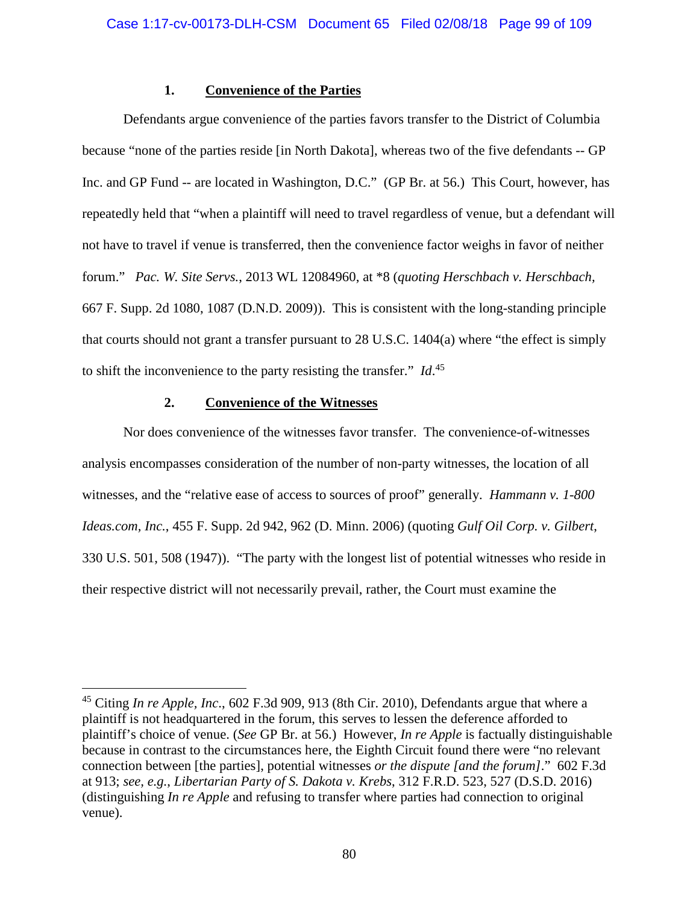### 1. <u>Convenience of the Parties</u>

Defendants argue convenience of the parties favors transfer to the District of Columbia because "none of the parties reside [in North Dakota], whereas two of the five defendants -- GP Inc. and GP Fund -- are located in Washington, D.C." (GP Br. at 56.) This Court, however, has repeatedly held that "when a plaintiff will need to travel regardless of venue, but a defendant will not have to travel if venue is transferred, then the convenience factor weighs in favor of neither forum." *Pac. W. Site Servs.*, 2013 WL 12084960, at *8 (*quoting Herschbach v. Herschbach,* 667 F. Supp. 2d 1080, 1087 (D.N.D. 2009)). This is consistent with the long-standing principle that courts should not grant a transfer pursuant to 28 U.S.C. 1404(a) where "the effect is simply to shift the inconvenience to the party resisting the transfer." *Id*.[45]

### 2. <u>Convenience of the Witnesses</u>

Nor does convenience of the witnesses favor transfer. The convenience-of-witnesses analysis encompasses consideration of the number of non-party witnesses, the location of all witnesses, and the "relative ease of access to sources of proof" generally. *Hammann v. 1-800 Ideas.com, Inc.*, 455 F. Supp. 2d 942, 962 (D. Minn. 2006) (quoting *Gulf Oil Corp. v. Gilbert*, 330 U.S. 501, 508 (1947)). "The party with the longest list of potential witnesses who reside in their respective district will not necessarily prevail, rather, the Court must examine the

---

[45] Citing *In re Apple, Inc*., 602 F.3d 909, 913 (8th Cir. 2010), Defendants argue that where a plaintiff is not headquartered in the forum, this serves to lessen the deference afforded to plaintiff's choice of venue. (*See* GP Br. at 56.) However, *In re Apple* is factually distinguishable because in contrast to the circumstances here, the Eighth Circuit found there were "no relevant connection between [the parties], potential witnesses *or the dispute [and the forum]*." 602 F.3d at 913; *see, e.g., Libertarian Party of S. Dakota v. Krebs*, 312 F.R.D. 523, 527 (D.S.D. 2016) (distinguishing *In re Apple* and refusing to transfer where parties had connection to original venue).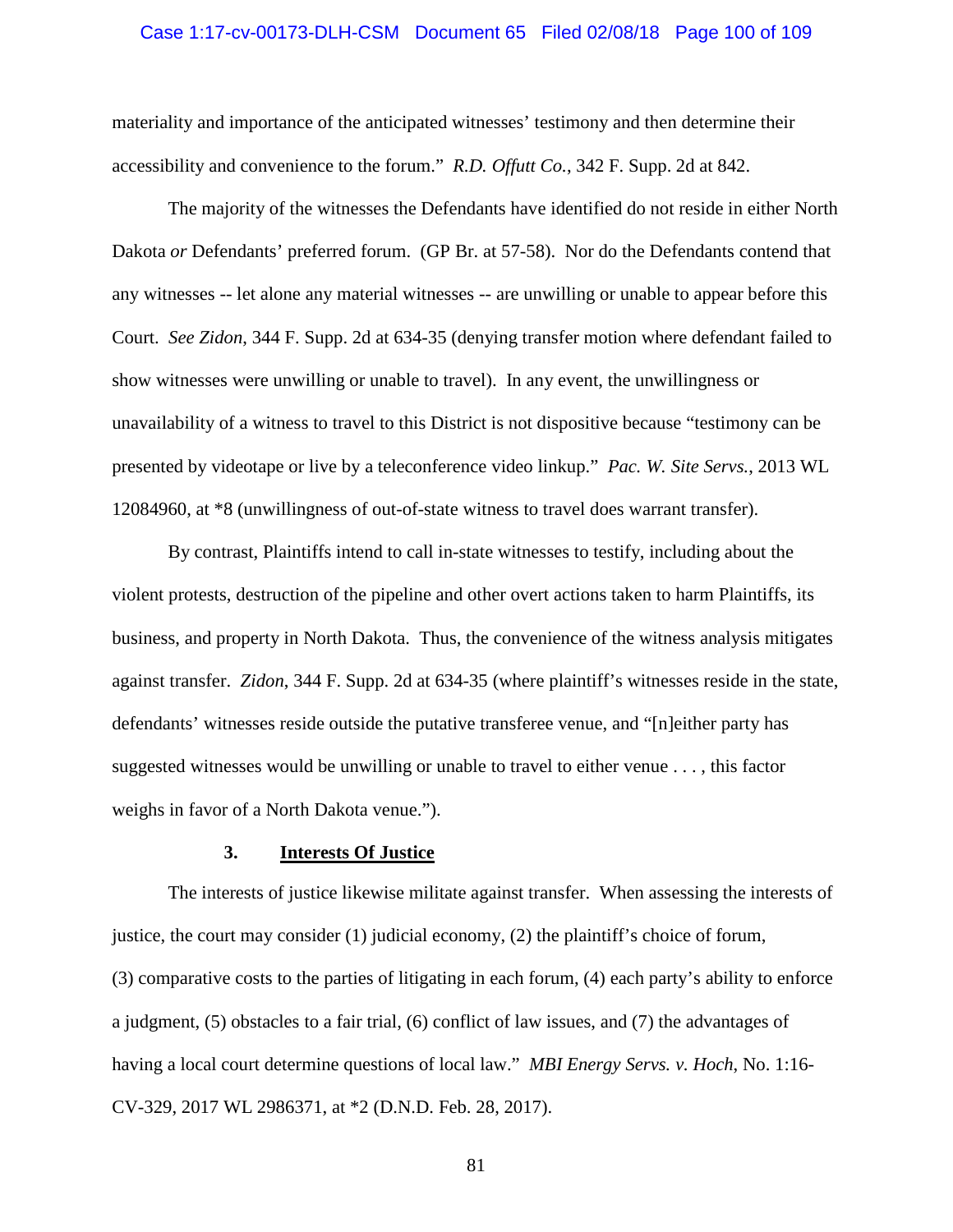materiality and importance of the anticipated witnesses' testimony and then determine their accessibility and convenience to the forum." *R.D. Offutt Co.*, 342 F. Supp. 2d at 842.

The majority of the witnesses the Defendants have identified do not reside in either North Dakota *or* Defendants' preferred forum. (GP Br. at 57-58). Nor do the Defendants contend that any witnesses -- let alone any material witnesses -- are unwilling or unable to appear before this Court. *See Zidon*, 344 F. Supp. 2d at 634-35 (denying transfer motion where defendant failed to show witnesses were unwilling or unable to travel). In any event, the unwillingness or unavailability of a witness to travel to this District is not dispositive because "testimony can be presented by videotape or live by a teleconference video linkup." *Pac. W. Site Servs.*, 2013 WL 12084960, at *8 (unwillingness of out-of-state witness to travel does warrant transfer).

By contrast, Plaintiffs intend to call in-state witnesses to testify, including about the violent protests, destruction of the pipeline and other overt actions taken to harm Plaintiffs, its business, and property in North Dakota. Thus, the convenience of the witness analysis mitigates against transfer. *Zidon*, 344 F. Supp. 2d at 634-35 (where plaintiff's witnesses reside in the state, defendants' witnesses reside outside the putative transferee venue, and "[n]either party has suggested witnesses would be unwilling or unable to travel to either venue . . . , this factor weighs in favor of a North Dakota venue.").

### 3. <u>Interests Of Justice</u>

The interests of justice likewise militate against transfer. When assessing the interests of justice, the court may consider (1) judicial economy, (2) the plaintiff's choice of forum, (3) comparative costs to the parties of litigating in each forum, (4) each party's ability to enforce a judgment, (5) obstacles to a fair trial, (6) conflict of law issues, and (7) the advantages of having a local court determine questions of local law." *MBI Energy Servs. v. Hoch*, No. 1:16-CV-329, 2017 WL 2986371, at *2 (D.N.D. Feb. 28, 2017).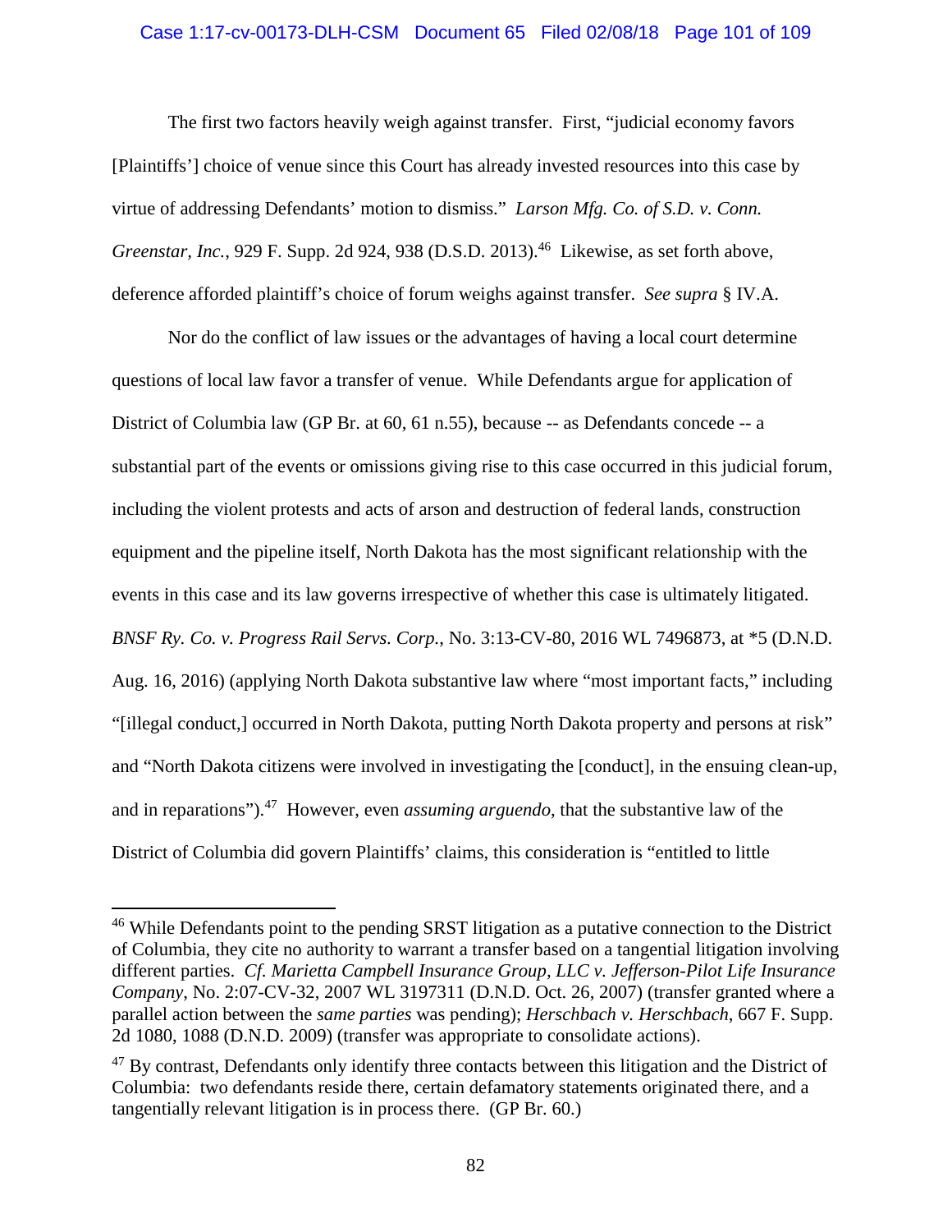The first two factors heavily weigh against transfer. First, "judicial economy favors [Plaintiffs'] choice of venue since this Court has already invested resources into this case by virtue of addressing Defendants' motion to dismiss." *Larson Mfg. Co. of S.D. v. Conn. Greenstar, Inc.*, 929 F. Supp. 2d 924, 938 (D.S.D. 2013).[46] Likewise, as set forth above, deference afforded plaintiff's choice of forum weighs against transfer. *See supra* § IV.A.

Nor do the conflict of law issues or the advantages of having a local court determine questions of local law favor a transfer of venue. While Defendants argue for application of District of Columbia law (GP Br. at 60, 61 n.55), because -- as Defendants concede -- a substantial part of the events or omissions giving rise to this case occurred in this judicial forum, including the violent protests and acts of arson and destruction of federal lands, construction equipment and the pipeline itself, North Dakota has the most significant relationship with the events in this case and its law governs irrespective of whether this case is ultimately litigated. *BNSF Ry. Co. v. Progress Rail Servs. Corp.*, No. 3:13-CV-80, 2016 WL 7496873, at *5 (D.N.D. Aug. 16, 2016) (applying North Dakota substantive law where "most important facts," including "[illegal conduct,] occurred in North Dakota, putting North Dakota property and persons at risk" and "North Dakota citizens were involved in investigating the [conduct], in the ensuing clean-up, and in reparations").[47] However, even *assuming arguendo*, that the substantive law of the District of Columbia did govern Plaintiffs' claims, this consideration is "entitled to little

---

[46] While Defendants point to the pending SRST litigation as a putative connection to the District of Columbia, they cite no authority to warrant a transfer based on a tangential litigation involving different parties. *Cf. Marietta Campbell Insurance Group, LLC v. Jefferson-Pilot Life Insurance Company*, No. 2:07-CV-32, 2007 WL 3197311 (D.N.D. Oct. 26, 2007) (transfer granted where a parallel action between the *same parties* was pending); *Herschbach v. Herschbach*, 667 F. Supp. 2d 1080, 1088 (D.N.D. 2009) (transfer was appropriate to consolidate actions).

[47] By contrast, Defendants only identify three contacts between this litigation and the District of Columbia: two defendants reside there, certain defamatory statements originated there, and a tangentially relevant litigation is in process there. (GP Br. 60.)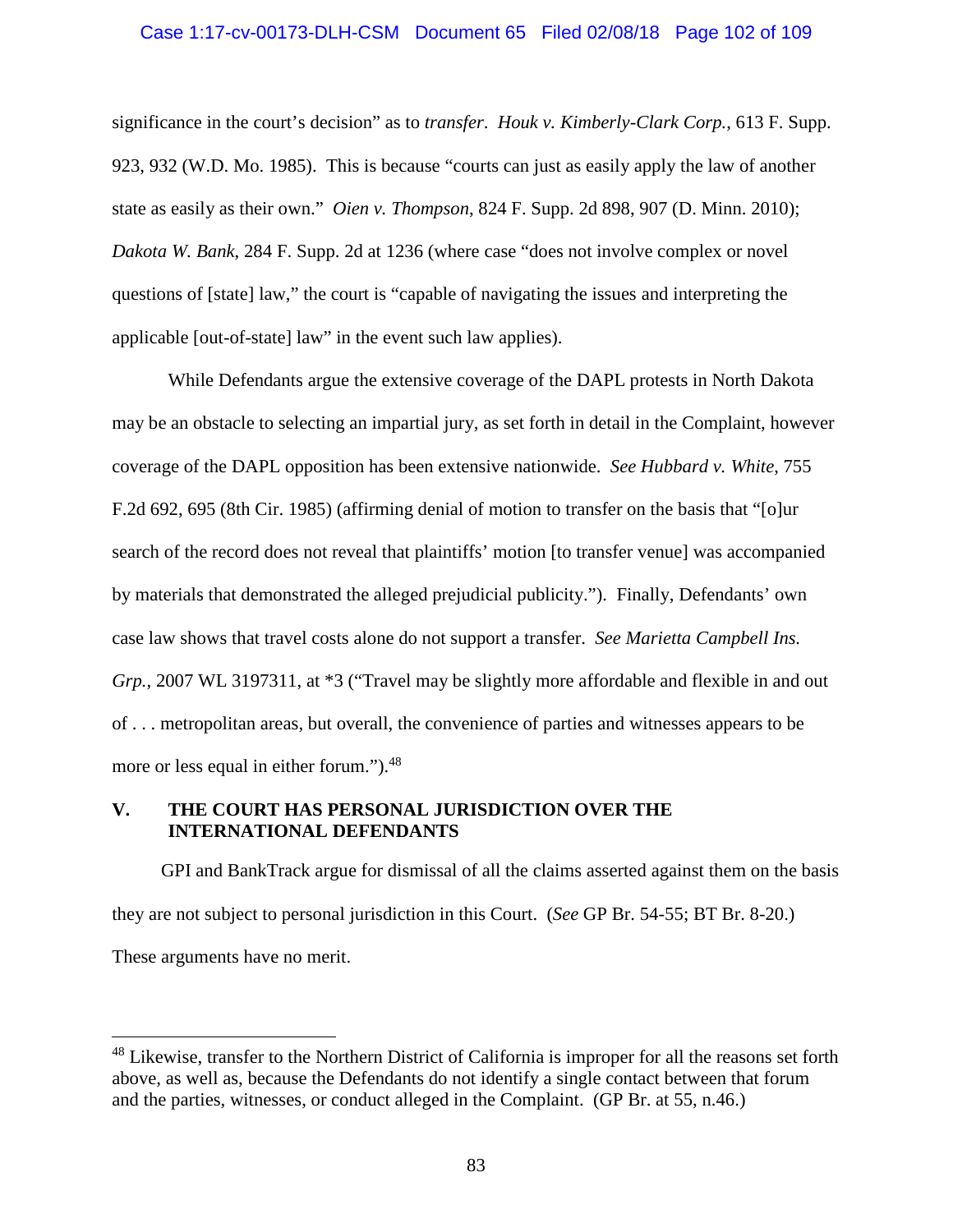significance in the court's decision" as to *transfer*. *Houk v. Kimberly-Clark Corp.*, 613 F. Supp. 923, 932 (W.D. Mo. 1985). This is because "courts can just as easily apply the law of another state as easily as their own." *Oien v. Thompson*, 824 F. Supp. 2d 898, 907 (D. Minn. 2010); *Dakota W. Bank*, 284 F. Supp. 2d at 1236 (where case "does not involve complex or novel questions of [state] law," the court is "capable of navigating the issues and interpreting the applicable [out-of-state] law" in the event such law applies).

While Defendants argue the extensive coverage of the DAPL protests in North Dakota may be an obstacle to selecting an impartial jury, as set forth in detail in the Complaint, however coverage of the DAPL opposition has been extensive nationwide. *See Hubbard v. White*, 755 F.2d 692, 695 (8th Cir. 1985) (affirming denial of motion to transfer on the basis that "[o]ur search of the record does not reveal that plaintiffs' motion [to transfer venue] was accompanied by materials that demonstrated the alleged prejudicial publicity."). Finally, Defendants' own case law shows that travel costs alone do not support a transfer. *See Marietta Campbell Ins. Grp.*, 2007 WL 3197311, at *3 ("Travel may be slightly more affordable and flexible in and out of . . . metropolitan areas, but overall, the convenience of parties and witnesses appears to be more or less equal in either forum.").[48]

## V. THE COURT HAS PERSONAL JURISDICTION OVER THE INTERNATIONAL DEFENDANTS

GPI and BankTrack argue for dismissal of all the claims asserted against them on the basis they are not subject to personal jurisdiction in this Court. (*See* GP Br. 54-55; BT Br. 8-20.) These arguments have no merit.

---

[48] Likewise, transfer to the Northern District of California is improper for all the reasons set forth above, as well as, because the Defendants do not identify a single contact between that forum and the parties, witnesses, or conduct alleged in the Complaint. (GP Br. at 55, n.46.)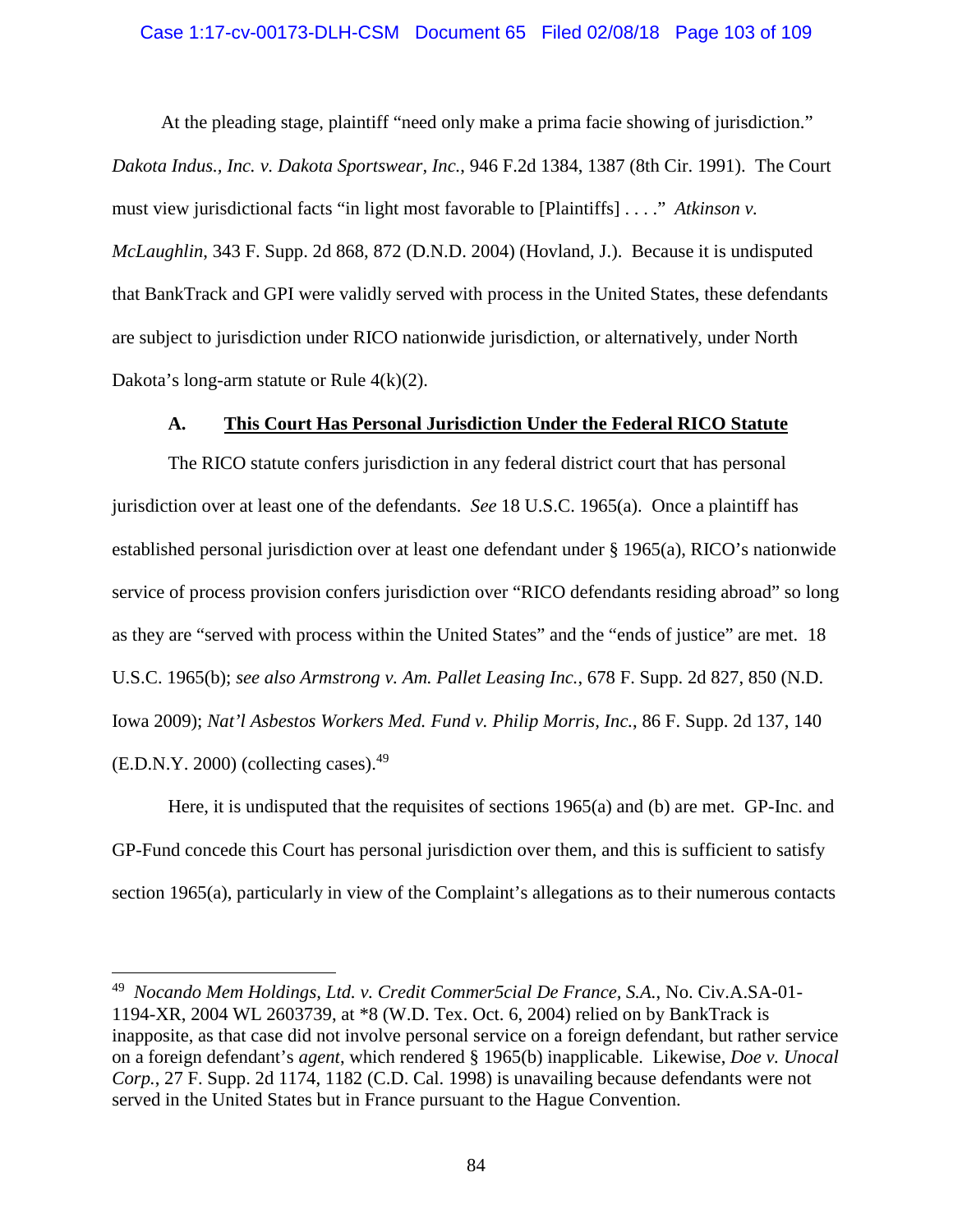At the pleading stage, plaintiff "need only make a prima facie showing of jurisdiction." *Dakota Indus., Inc. v. Dakota Sportswear, Inc.*, 946 F.2d 1384, 1387 (8th Cir. 1991). The Court must view jurisdictional facts "in light most favorable to [Plaintiffs] . . . ." *Atkinson v. McLaughlin*, 343 F. Supp. 2d 868, 872 (D.N.D. 2004) (Hovland, J.). Because it is undisputed that BankTrack and GPI were validly served with process in the United States, these defendants are subject to jurisdiction under RICO nationwide jurisdiction, or alternatively, under North Dakota's long-arm statute or Rule 4(k)(2).

### A. **This Court Has Personal Jurisdiction Under the Federal RICO Statute**

The RICO statute confers jurisdiction in any federal district court that has personal jurisdiction over at least one of the defendants. *See* 18 U.S.C. 1965(a). Once a plaintiff has established personal jurisdiction over at least one defendant under § 1965(a), RICO's nationwide service of process provision confers jurisdiction over "RICO defendants residing abroad" so long as they are "served with process within the United States" and the "ends of justice" are met. 18 U.S.C. 1965(b); *see also Armstrong v. Am. Pallet Leasing Inc.*, 678 F. Supp. 2d 827, 850 (N.D. Iowa 2009); *Nat'l Asbestos Workers Med. Fund v. Philip Morris, Inc.*, 86 F. Supp. 2d 137, 140 (E.D.N.Y. 2000) (collecting cases).[49]

Here, it is undisputed that the requisites of sections 1965(a) and (b) are met. GP-Inc. and GP-Fund concede this Court has personal jurisdiction over them, and this is sufficient to satisfy section 1965(a), particularly in view of the Complaint's allegations as to their numerous contacts

---

[49] *Nocando Mem Holdings, Ltd. v. Credit Commer5cial De France, S.A.*, No. Civ.A.SA-01-1194-XR, 2004 WL 2603739, at *8 (W.D. Tex. Oct. 6, 2004) relied on by BankTrack is inapposite, as that case did not involve personal service on a foreign defendant, but rather service on a foreign defendant's *agent*, which rendered § 1965(b) inapplicable. Likewise, *Doe v. Unocal Corp.*, 27 F. Supp. 2d 1174, 1182 (C.D. Cal. 1998) is unavailing because defendants were not served in the United States but in France pursuant to the Hague Convention.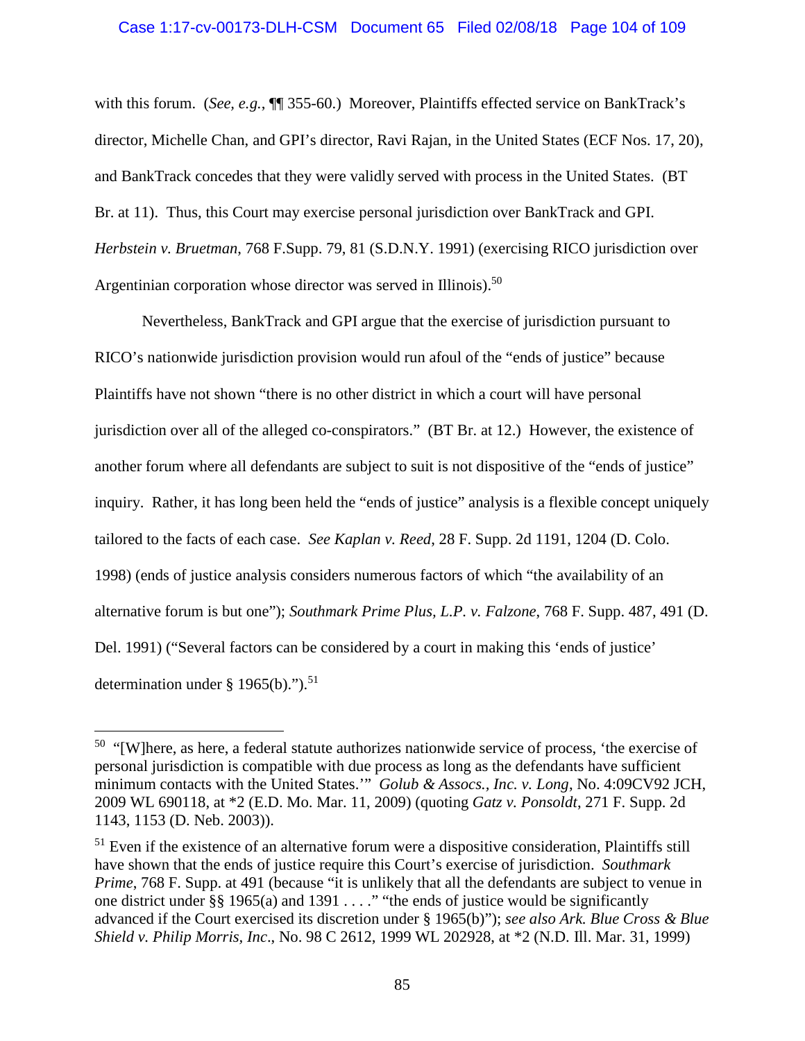with this forum. (*See, e.g.*, ¶¶ 355-60.) Moreover, Plaintiffs effected service on BankTrack's director, Michelle Chan, and GPI's director, Ravi Rajan, in the United States (ECF Nos. 17, 20), and BankTrack concedes that they were validly served with process in the United States. (BT Br. at 11). Thus, this Court may exercise personal jurisdiction over BankTrack and GPI. *Herbstein v. Bruetman*, 768 F.Supp. 79, 81 (S.D.N.Y. 1991) (exercising RICO jurisdiction over Argentinian corporation whose director was served in Illinois).[50]

Nevertheless, BankTrack and GPI argue that the exercise of jurisdiction pursuant to RICO's nationwide jurisdiction provision would run afoul of the "ends of justice" because Plaintiffs have not shown "there is no other district in which a court will have personal jurisdiction over all of the alleged co-conspirators." (BT Br. at 12.) However, the existence of another forum where all defendants are subject to suit is not dispositive of the "ends of justice" inquiry. Rather, it has long been held the "ends of justice" analysis is a flexible concept uniquely tailored to the facts of each case. *See Kaplan v. Reed,* 28 F. Supp. 2d 1191, 1204 (D. Colo. 1998) (ends of justice analysis considers numerous factors of which "the availability of an alternative forum is but one"); *Southmark Prime Plus, L.P. v. Falzone*, 768 F. Supp. 487, 491 (D. Del. 1991) ("Several factors can be considered by a court in making this 'ends of justice' determination under § 1965(b).").[51]

---

[50] "[W]here, as here, a federal statute authorizes nationwide service of process, 'the exercise of personal jurisdiction is compatible with due process as long as the defendants have sufficient minimum contacts with the United States.'" *Golub & Assocs., Inc. v. Long*, No. 4:09CV92 JCH, 2009 WL 690118, at *2 (E.D. Mo. Mar. 11, 2009) (quoting *Gatz v. Ponsoldt*, 271 F. Supp. 2d 1143, 1153 (D. Neb. 2003)).

[51] Even if the existence of an alternative forum were a dispositive consideration, Plaintiffs still have shown that the ends of justice require this Court's exercise of jurisdiction. *Southmark Prime*, 768 F. Supp. at 491 (because "it is unlikely that all the defendants are subject to venue in one district under §§ 1965(a) and 1391 . . . ." "the ends of justice would be significantly advanced if the Court exercised its discretion under § 1965(b)"); *see also Ark. Blue Cross & Blue Shield v. Philip Morris, Inc*., No. 98 C 2612, 1999 WL 202928, at *2 (N.D. Ill. Mar. 31, 1999)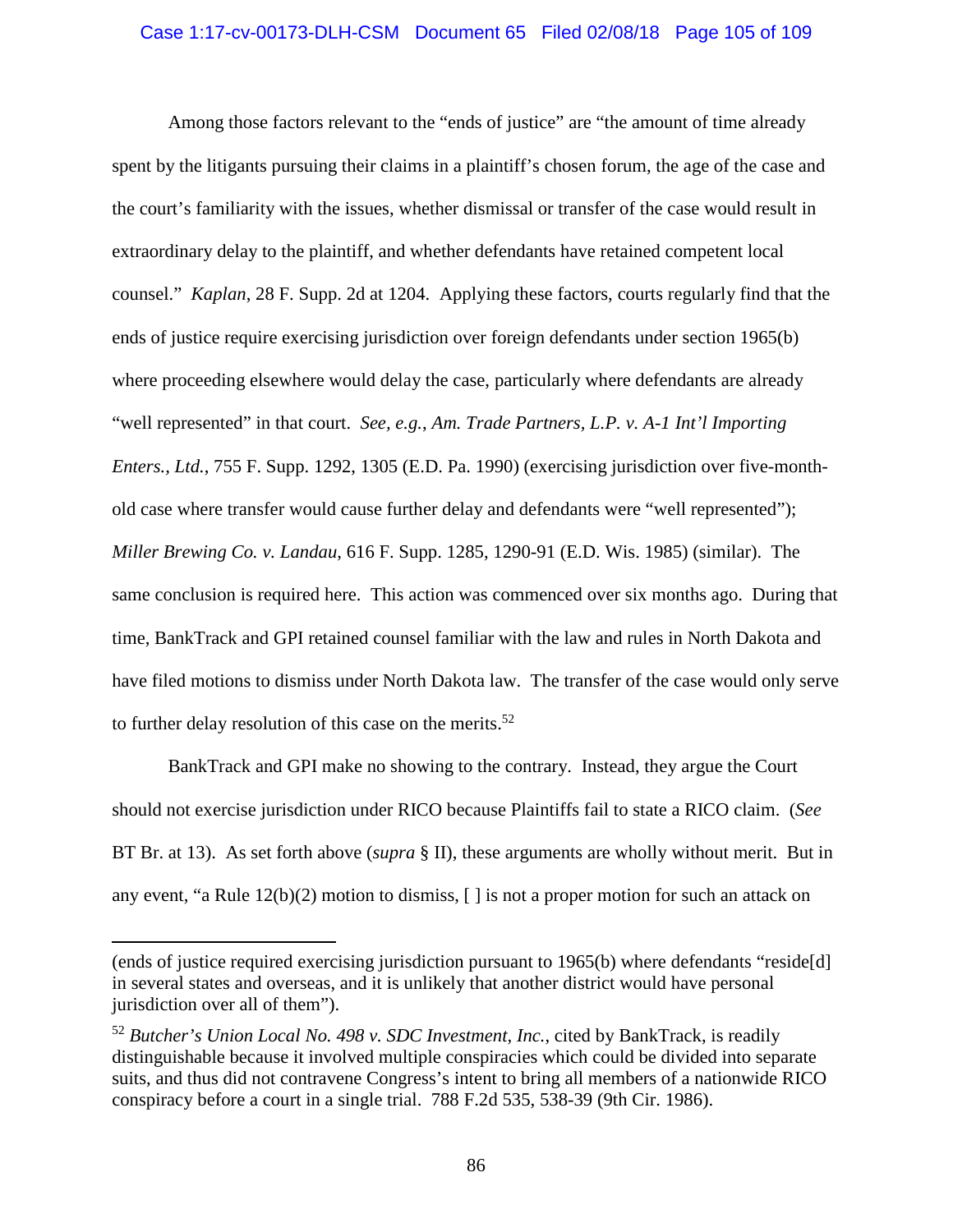Among those factors relevant to the "ends of justice" are "the amount of time already spent by the litigants pursuing their claims in a plaintiff's chosen forum, the age of the case and the court's familiarity with the issues, whether dismissal or transfer of the case would result in extraordinary delay to the plaintiff, and whether defendants have retained competent local counsel." *Kaplan*, 28 F. Supp. 2d at 1204. Applying these factors, courts regularly find that the ends of justice require exercising jurisdiction over foreign defendants under section 1965(b) where proceeding elsewhere would delay the case, particularly where defendants are already "well represented" in that court. *See, e.g.*, *Am. Trade Partners, L.P. v. A-1 Int'l Importing Enters., Ltd.*, 755 F. Supp. 1292, 1305 (E.D. Pa. 1990) (exercising jurisdiction over five-month-old case where transfer would cause further delay and defendants were "well represented"); *Miller Brewing Co. v. Landau*, 616 F. Supp. 1285, 1290-91 (E.D. Wis. 1985) (similar). The same conclusion is required here. This action was commenced over six months ago. During that time, BankTrack and GPI retained counsel familiar with the law and rules in North Dakota and have filed motions to dismiss under North Dakota law. The transfer of the case would only serve to further delay resolution of this case on the merits.[52]

BankTrack and GPI make no showing to the contrary. Instead, they argue the Court should not exercise jurisdiction under RICO because Plaintiffs fail to state a RICO claim. (*See* BT Br. at 13). As set forth above (*supra* § II), these arguments are wholly without merit. But in any event, "a Rule 12(b)(2) motion to dismiss, [ ] is not a proper motion for such an attack on

---

(ends of justice required exercising jurisdiction pursuant to 1965(b) where defendants "reside[d] in several states and overseas, and it is unlikely that another district would have personal jurisdiction over all of them").

[52] *Butcher's Union Local No. 498 v. SDC Investment, Inc.*, cited by BankTrack, is readily distinguishable because it involved multiple conspiracies which could be divided into separate suits, and thus did not contravene Congress's intent to bring all members of a nationwide RICO conspiracy before a court in a single trial. 788 F.2d 535, 538-39 (9th Cir. 1986).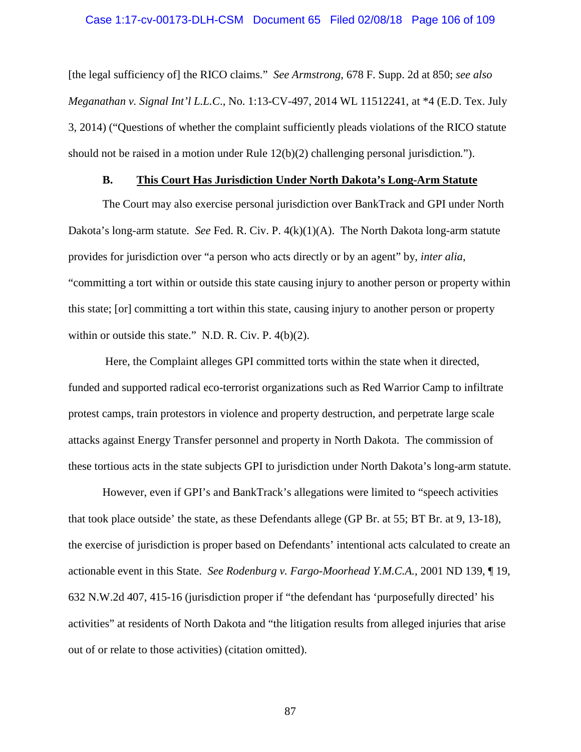[the legal sufficiency of] the RICO claims." *See Armstrong*, 678 F. Supp. 2d at 850; *see also Meganathan v. Signal Int'l L.L.C.*, No. 1:13-CV-497, 2014 WL 11512241, at *4 (E.D. Tex. July 3, 2014) ("Questions of whether the complaint sufficiently pleads violations of the RICO statute should not be raised in a motion under Rule 12(b)(2) challenging personal jurisdiction.").

### B. <u>This Court Has Jurisdiction Under North Dakota's Long-Arm Statute</u>

The Court may also exercise personal jurisdiction over BankTrack and GPI under North Dakota's long-arm statute. *See* Fed. R. Civ. P. 4(k)(1)(A). The North Dakota long-arm statute provides for jurisdiction over "a person who acts directly or by an agent" by, *inter alia*, "committing a tort within or outside this state causing injury to another person or property within this state; [or] committing a tort within this state, causing injury to another person or property within or outside this state." N.D. R. Civ. P. 4(b)(2).

Here, the Complaint alleges GPI committed torts within the state when it directed, funded and supported radical eco-terrorist organizations such as Red Warrior Camp to infiltrate protest camps, train protestors in violence and property destruction, and perpetrate large scale attacks against Energy Transfer personnel and property in North Dakota. The commission of these tortious acts in the state subjects GPI to jurisdiction under North Dakota's long-arm statute.

However, even if GPI's and BankTrack's allegations were limited to "speech activities that took place outside' the state, as these Defendants allege (GP Br. at 55; BT Br. at 9, 13-18), the exercise of jurisdiction is proper based on Defendants' intentional acts calculated to create an actionable event in this State. *See Rodenburg v. Fargo-Moorhead Y.M.C.A.*, 2001 ND 139, ¶ 19, 632 N.W.2d 407, 415-16 (jurisdiction proper if "the defendant has 'purposefully directed' his activities" at residents of North Dakota and "the litigation results from alleged injuries that arise out of or relate to those activities) (citation omitted).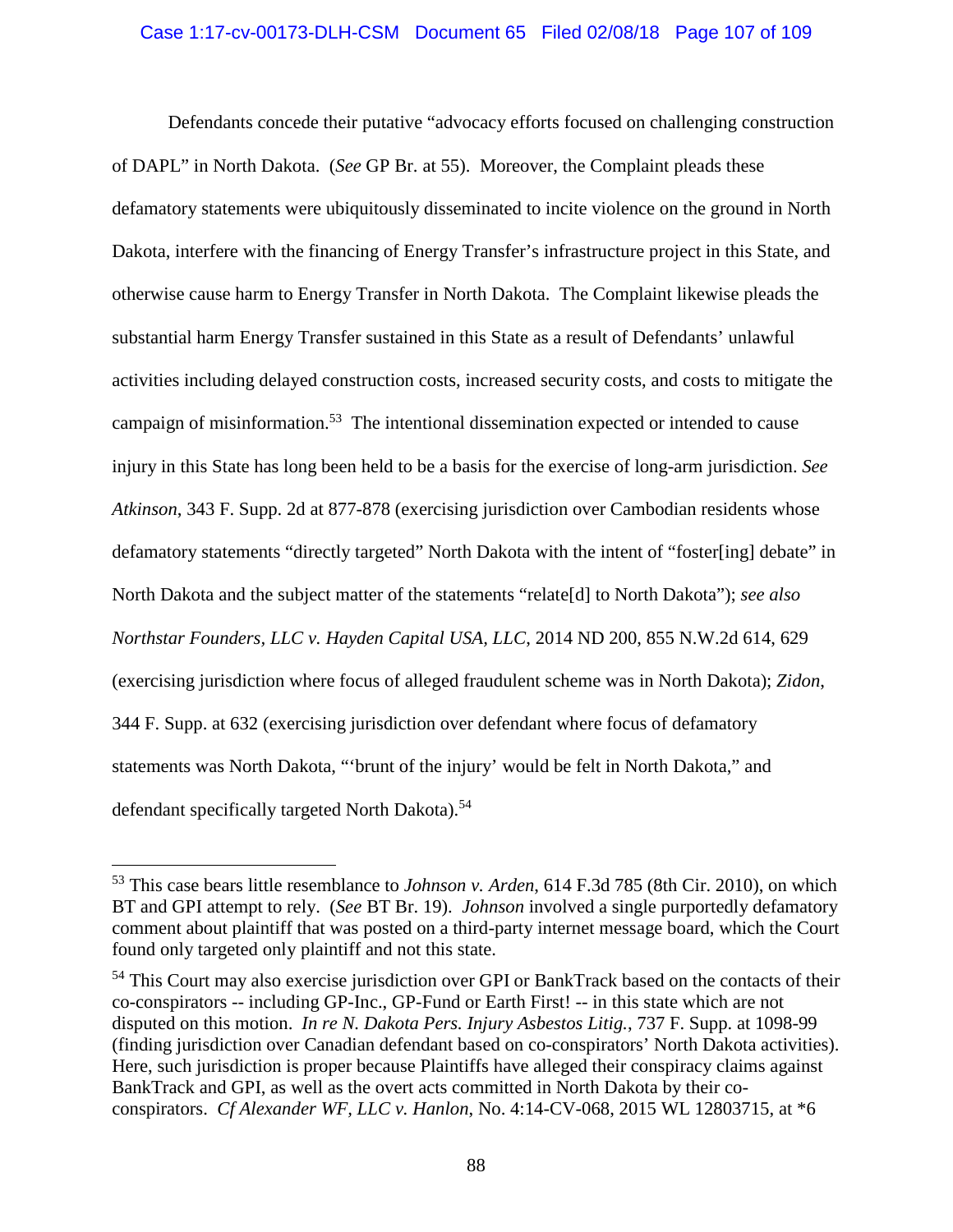Defendants concede their putative "advocacy efforts focused on challenging construction of DAPL" in North Dakota. (*See* GP Br. at 55). Moreover, the Complaint pleads these defamatory statements were ubiquitously disseminated to incite violence on the ground in North Dakota, interfere with the financing of Energy Transfer's infrastructure project in this State, and otherwise cause harm to Energy Transfer in North Dakota. The Complaint likewise pleads the substantial harm Energy Transfer sustained in this State as a result of Defendants' unlawful activities including delayed construction costs, increased security costs, and costs to mitigate the campaign of misinformation.[53] The intentional dissemination expected or intended to cause injury in this State has long been held to be a basis for the exercise of long-arm jurisdiction. *See Atkinson*, 343 F. Supp. 2d at 877-878 (exercising jurisdiction over Cambodian residents whose defamatory statements "directly targeted" North Dakota with the intent of "foster[ing] debate" in North Dakota and the subject matter of the statements "relate[d] to North Dakota"); *see also Northstar Founders, LLC v. Hayden Capital USA, LLC*, 2014 ND 200, 855 N.W.2d 614, 629 (exercising jurisdiction where focus of alleged fraudulent scheme was in North Dakota); *Zidon*, 344 F. Supp. at 632 (exercising jurisdiction over defendant where focus of defamatory statements was North Dakota, "'brunt of the injury' would be felt in North Dakota," and defendant specifically targeted North Dakota).[54]

---

[53] This case bears little resemblance to *Johnson v. Arden*, 614 F.3d 785 (8th Cir. 2010), on which BT and GPI attempt to rely. (*See* BT Br. 19). *Johnson* involved a single purportedly defamatory comment about plaintiff that was posted on a third-party internet message board, which the Court found only targeted only plaintiff and not this state.

[54] This Court may also exercise jurisdiction over GPI or BankTrack based on the contacts of their co-conspirators -- including GP-Inc., GP-Fund or Earth First! -- in this state which are not disputed on this motion. *In re N. Dakota Pers. Injury Asbestos Litig.*, 737 F. Supp. at 1098-99 (finding jurisdiction over Canadian defendant based on co-conspirators' North Dakota activities). Here, such jurisdiction is proper because Plaintiffs have alleged their conspiracy claims against BankTrack and GPI, as well as the overt acts committed in North Dakota by their co-conspirators. *Cf Alexander WF, LLC v. Hanlon*, No. 4:14-CV-068, 2015 WL 12803715, at *6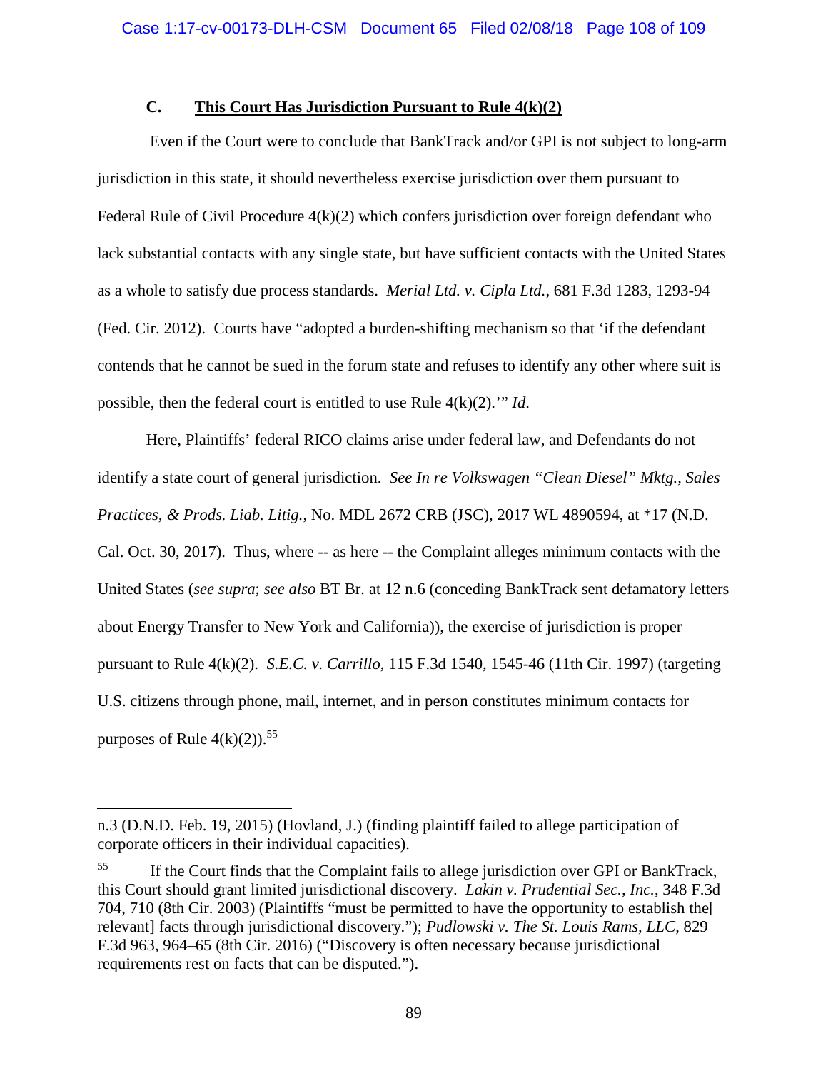### C. **This Court Has Jurisdiction Pursuant to Rule 4(k)(2)**

Even if the Court were to conclude that BankTrack and/or GPI is not subject to long-arm jurisdiction in this state, it should nevertheless exercise jurisdiction over them pursuant to Federal Rule of Civil Procedure 4(k)(2) which confers jurisdiction over foreign defendant who lack substantial contacts with any single state, but have sufficient contacts with the United States as a whole to satisfy due process standards. *Merial Ltd. v. Cipla Ltd.*, 681 F.3d 1283, 1293-94 (Fed. Cir. 2012). Courts have "adopted a burden-shifting mechanism so that 'if the defendant contends that he cannot be sued in the forum state and refuses to identify any other where suit is possible, then the federal court is entitled to use Rule 4(k)(2).'" *Id.*

Here, Plaintiffs' federal RICO claims arise under federal law, and Defendants do not identify a state court of general jurisdiction. *See In re Volkswagen "Clean Diesel" Mktg., Sales Practices, & Prods. Liab. Litig.*, No. MDL 2672 CRB (JSC), 2017 WL 4890594, at *17 (N.D. Cal. Oct. 30, 2017). Thus, where -- as here -- the Complaint alleges minimum contacts with the United States (*see supra*; *see also* BT Br. at 12 n.6 (conceding BankTrack sent defamatory letters about Energy Transfer to New York and California)), the exercise of jurisdiction is proper pursuant to Rule 4(k)(2). *S.E.C. v. Carrillo*, 115 F.3d 1540, 1545-46 (11th Cir. 1997) (targeting U.S. citizens through phone, mail, internet, and in person constitutes minimum contacts for purposes of Rule 4(k)(2)).[55]

---

n.3 (D.N.D. Feb. 19, 2015) (Hovland, J.) (finding plaintiff failed to allege participation of corporate officers in their individual capacities).

[55] If the Court finds that the Complaint fails to allege jurisdiction over GPI or BankTrack, this Court should grant limited jurisdictional discovery. *Lakin v. Prudential Sec., Inc.*, 348 F.3d 704, 710 (8th Cir. 2003) (Plaintiffs "must be permitted to have the opportunity to establish the[ relevant] facts through jurisdictional discovery."); *Pudlowski v. The St. Louis Rams, LLC*, 829 F.3d 963, 964–65 (8th Cir. 2016) ("Discovery is often necessary because jurisdictional requirements rest on facts that can be disputed.").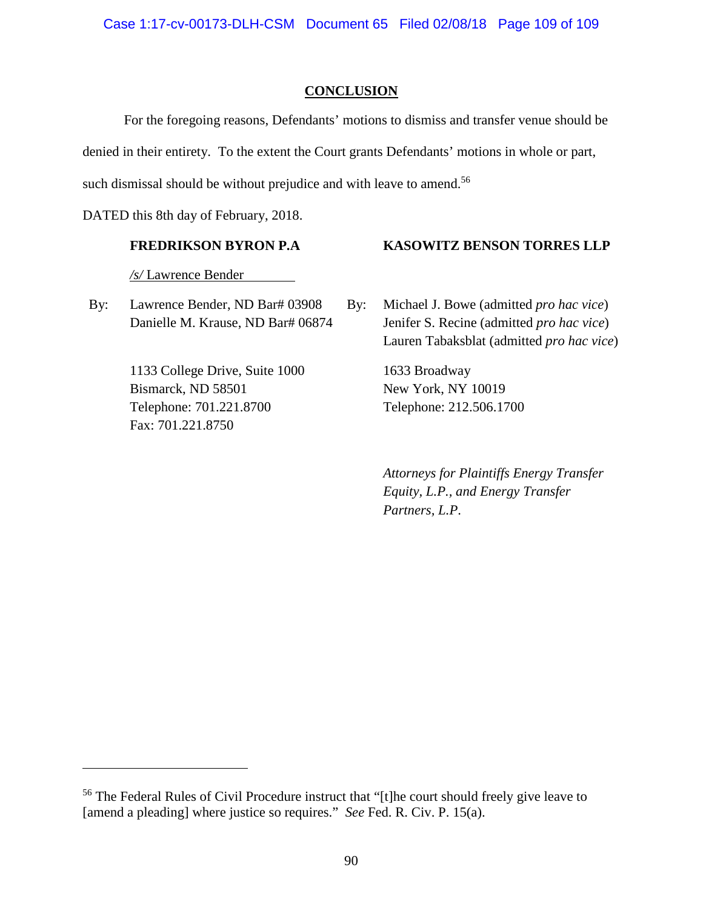## CONCLUSION

For the foregoing reasons, Defendants' motions to dismiss and transfer venue should be denied in their entirety. To the extent the Court grants Defendants' motions in whole or part, such dismissal should be without prejudice and with leave to amend.[56]

DATED this 8th day of February, 2018.

**FREDRIKSON BYRON P.A**

/s/ Lawrence Bender

By: Lawrence Bender, ND Bar# 03908
Danielle M. Krause, ND Bar# 06874

1133 College Drive, Suite 1000
Bismarck, ND 58501
Telephone: 701.221.8700
Fax: 701.221.8750

**KASOWITZ BENSON TORRES LLP**

By: Michael J. Bowe (admitted *pro hac vice*)
Jenifer S. Recine (admitted *pro hac vice*)
Lauren Tabaksblat (admitted *pro hac vice*)

1633 Broadway
New York, NY 10019
Telephone: 212.506.1700

*Attorneys for Plaintiffs Energy Transfer Equity, L.P., and Energy Transfer Partners, L.P.*

---

[56] The Federal Rules of Civil Procedure instruct that "[t]he court should freely give leave to [amend a pleading] where justice so requires." *See* Fed. R. Civ. P. 15(a).